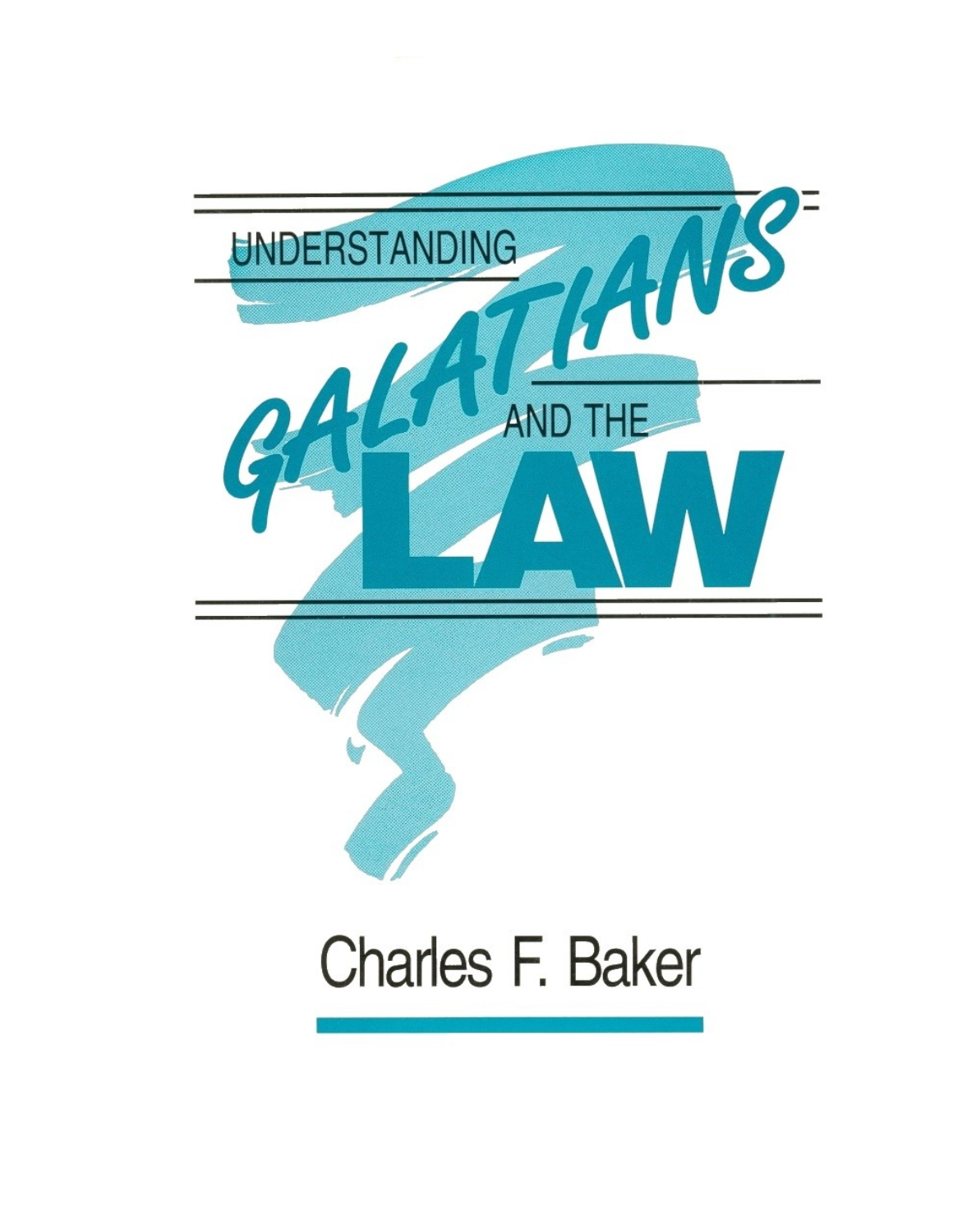# UNDERSTANDING GALATIANS AND THE LAW

Charles F. Baker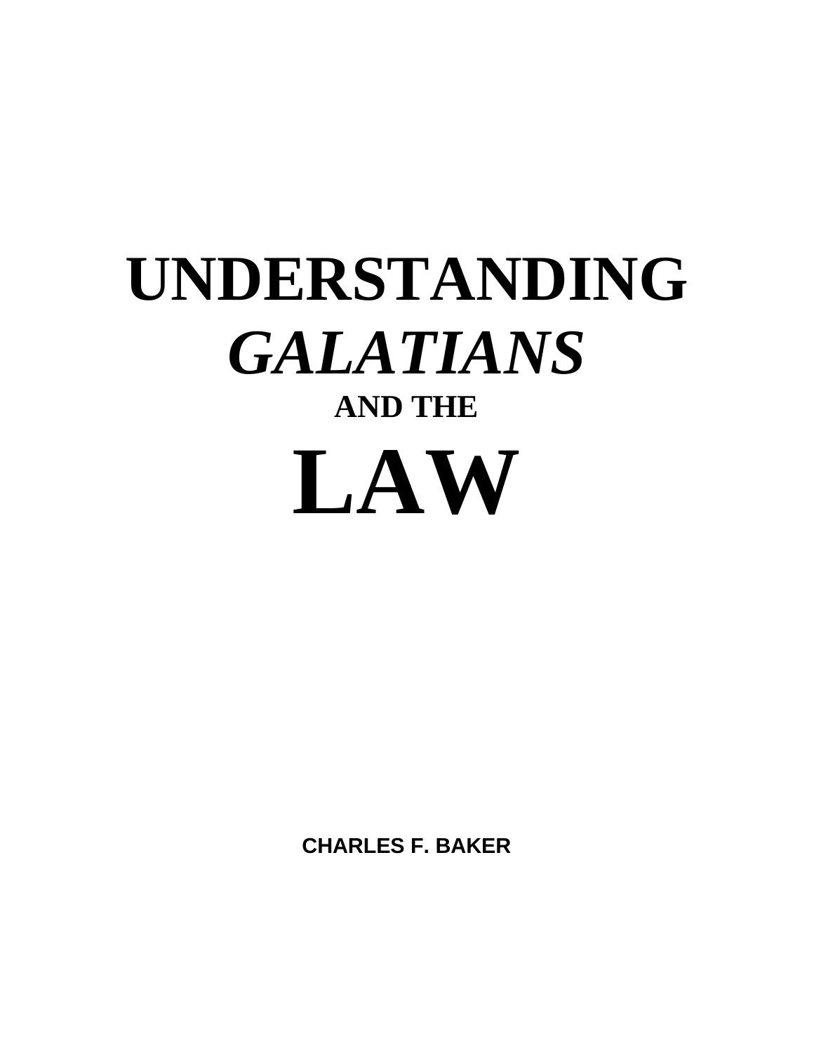# UNDERSTANDING *GALATIANS* AND THE LAW

**CHARLES F. BAKER**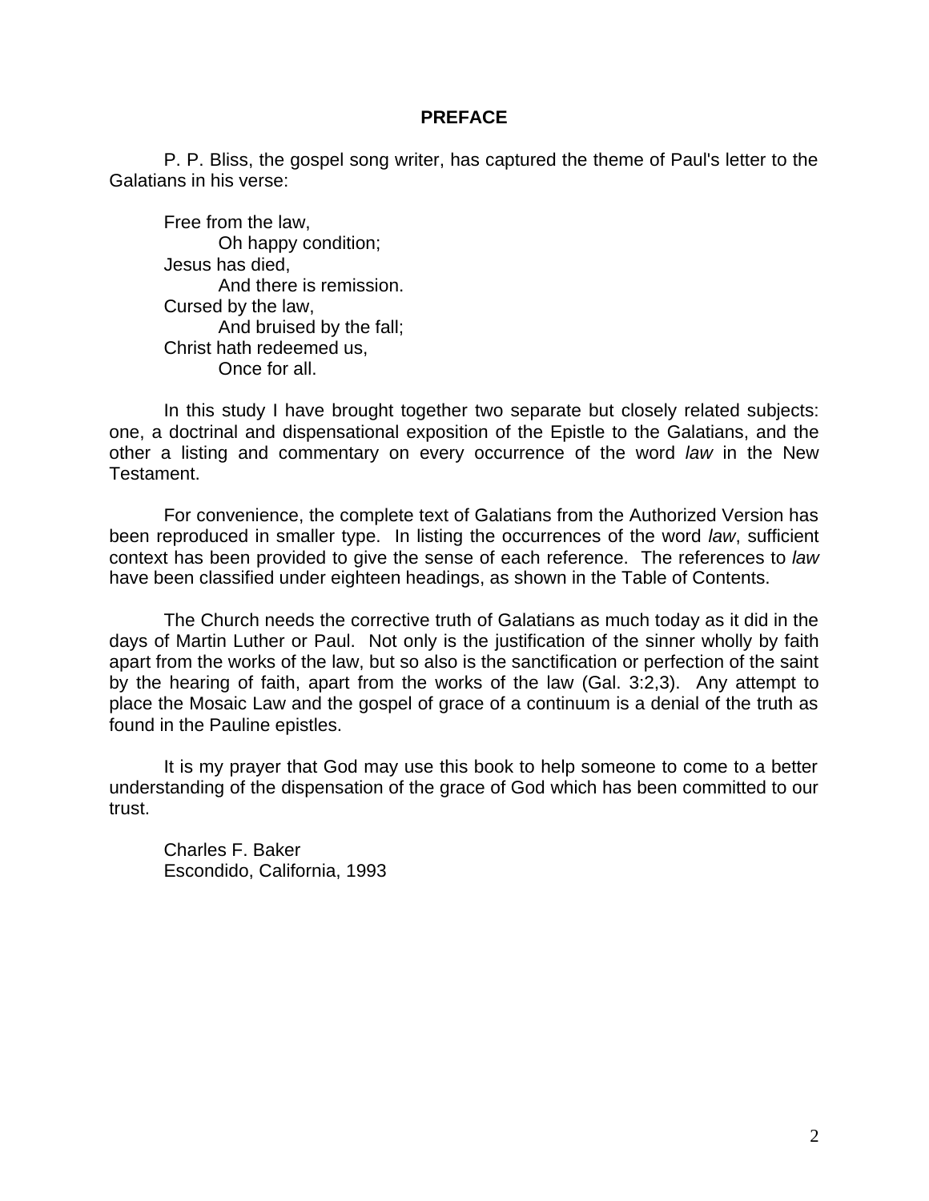# PREFACE

P. P. Bliss, the gospel song writer, has captured the theme of Paul's letter to the Galatians in his verse:

> Free from the law,
> Oh happy condition;
> Jesus has died,
> And there is remission.
> Cursed by the law,
> And bruised by the fall;
> Christ hath redeemed us,
> Once for all.

In this study I have brought together two separate but closely related subjects: one, a doctrinal and dispensational exposition of the Epistle to the Galatians, and the other a listing and commentary on every occurrence of the word *law* in the New Testament.

For convenience, the complete text of Galatians from the Authorized Version has been reproduced in smaller type. In listing the occurrences of the word *law*, sufficient context has been provided to give the sense of each reference. The references to *law* have been classified under eighteen headings, as shown in the Table of Contents.

The Church needs the corrective truth of Galatians as much today as it did in the days of Martin Luther or Paul. Not only is the justification of the sinner wholly by faith apart from the works of the law, but so also is the sanctification or perfection of the saint by the hearing of faith, apart from the works of the law (Gal. 3:2,3). Any attempt to place the Mosaic Law and the gospel of grace of a continuum is a denial of the truth as found in the Pauline epistles.

It is my prayer that God may use this book to help someone to come to a better understanding of the dispensation of the grace of God which has been committed to our trust.

Charles F. Baker
Escondido, California, 1993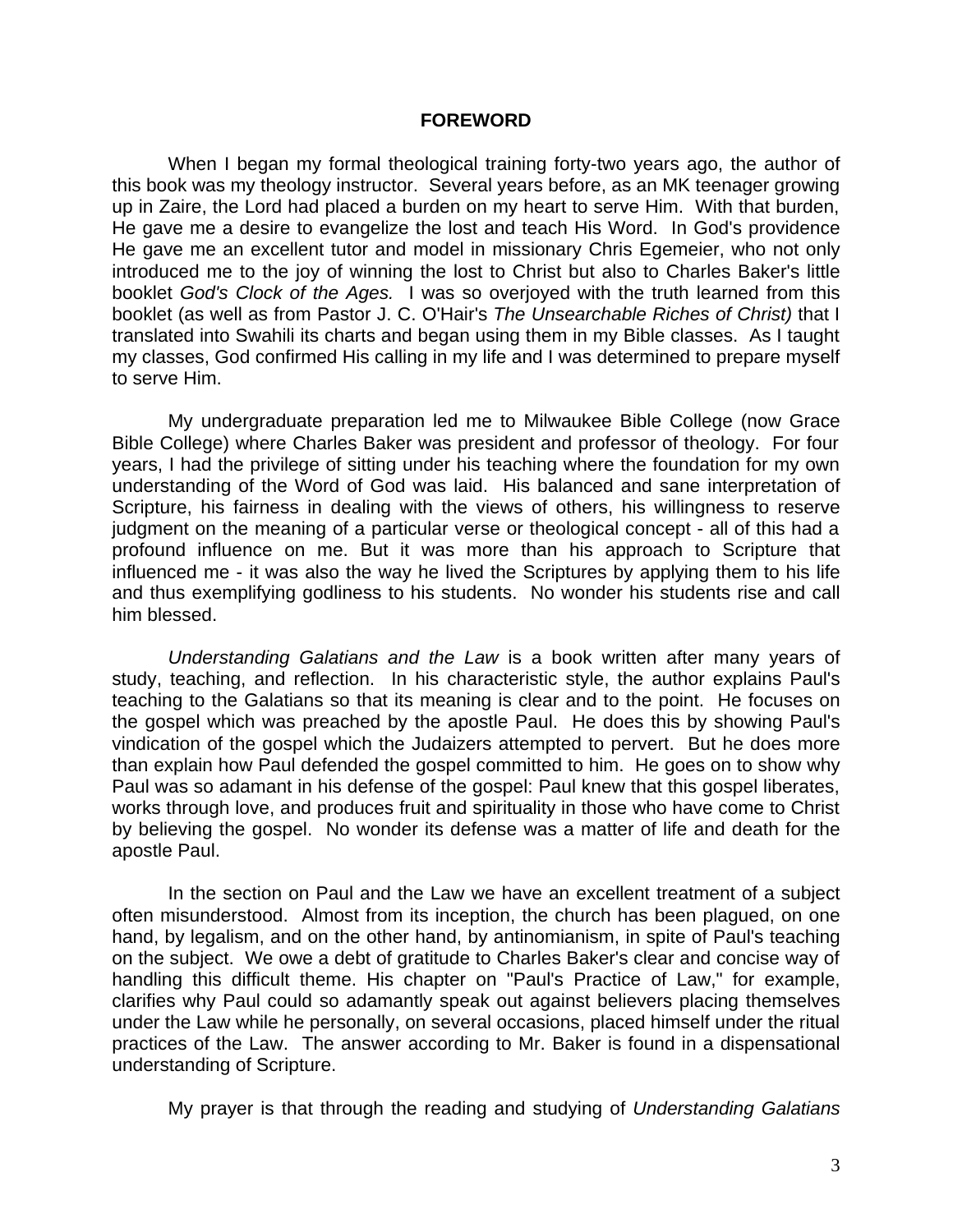## FOREWORD

When I began my formal theological training forty-two years ago, the author of this book was my theology instructor. Several years before, as an MK teenager growing up in Zaire, the Lord had placed a burden on my heart to serve Him. With that burden, He gave me a desire to evangelize the lost and teach His Word. In God's providence He gave me an excellent tutor and model in missionary Chris Egemeier, who not only introduced me to the joy of winning the lost to Christ but also to Charles Baker's little booklet *God's Clock of the Ages.* I was so overjoyed with the truth learned from this booklet (as well as from Pastor J. C. O'Hair's *The Unsearchable Riches of Christ)* that I translated into Swahili its charts and began using them in my Bible classes. As I taught my classes, God confirmed His calling in my life and I was determined to prepare myself to serve Him.

My undergraduate preparation led me to Milwaukee Bible College (now Grace Bible College) where Charles Baker was president and professor of theology. For four years, I had the privilege of sitting under his teaching where the foundation for my own understanding of the Word of God was laid. His balanced and sane interpretation of Scripture, his fairness in dealing with the views of others, his willingness to reserve judgment on the meaning of a particular verse or theological concept - all of this had a profound influence on me. But it was more than his approach to Scripture that influenced me - it was also the way he lived the Scriptures by applying them to his life and thus exemplifying godliness to his students. No wonder his students rise and call him blessed.

*Understanding Galatians and the Law* is a book written after many years of study, teaching, and reflection. In his characteristic style, the author explains Paul's teaching to the Galatians so that its meaning is clear and to the point. He focuses on the gospel which was preached by the apostle Paul. He does this by showing Paul's vindication of the gospel which the Judaizers attempted to pervert. But he does more than explain how Paul defended the gospel committed to him. He goes on to show why Paul was so adamant in his defense of the gospel: Paul knew that this gospel liberates, works through love, and produces fruit and spirituality in those who have come to Christ by believing the gospel. No wonder its defense was a matter of life and death for the apostle Paul.

In the section on Paul and the Law we have an excellent treatment of a subject often misunderstood. Almost from its inception, the church has been plagued, on one hand, by legalism, and on the other hand, by antinomianism, in spite of Paul's teaching on the subject. We owe a debt of gratitude to Charles Baker's clear and concise way of handling this difficult theme. His chapter on "Paul's Practice of Law," for example, clarifies why Paul could so adamantly speak out against believers placing themselves under the Law while he personally, on several occasions, placed himself under the ritual practices of the Law. The answer according to Mr. Baker is found in a dispensational understanding of Scripture.

My prayer is that through the reading and studying of *Understanding Galatians*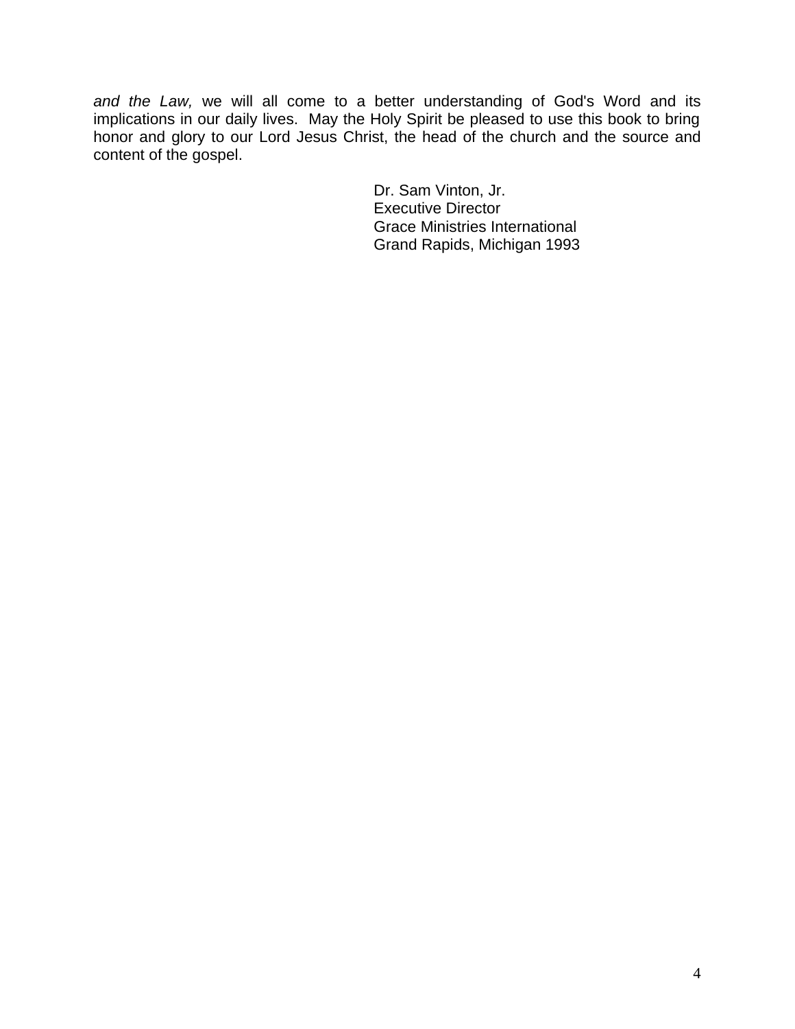*and the Law,* we will all come to a better understanding of God's Word and its implications in our daily lives. May the Holy Spirit be pleased to use this book to bring honor and glory to our Lord Jesus Christ, the head of the church and the source and content of the gospel.

Dr. Sam Vinton, Jr.  
Executive Director  
Grace Ministries International  
Grand Rapids, Michigan 1993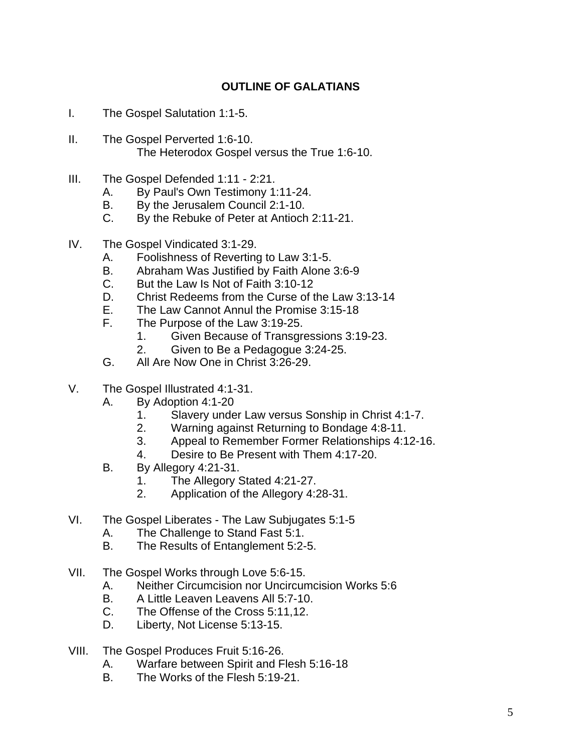# OUTLINE OF GALATIANS

I. The Gospel Salutation 1:1-5.

II. The Gospel Perverted 1:6-10.
    The Heterodox Gospel versus the True 1:6-10.

III. The Gospel Defended 1:11 - 2:21.
- A. By Paul's Own Testimony 1:11-24.
- B. By the Jerusalem Council 2:1-10.
- C. By the Rebuke of Peter at Antioch 2:11-21.

IV. The Gospel Vindicated 3:1-29.
- A. Foolishness of Reverting to Law 3:1-5.
- B. Abraham Was Justified by Faith Alone 3:6-9
- C. But the Law Is Not of Faith 3:10-12
- D. Christ Redeems from the Curse of the Law 3:13-14
- E. The Law Cannot Annul the Promise 3:15-18
- F. The Purpose of the Law 3:19-25.
  1. Given Because of Transgressions 3:19-23.
  2. Given to Be a Pedagogue 3:24-25.
- G. All Are Now One in Christ 3:26-29.

V. The Gospel Illustrated 4:1-31.
- A. By Adoption 4:1-20
  1. Slavery under Law versus Sonship in Christ 4:1-7.
  2. Warning against Returning to Bondage 4:8-11.
  3. Appeal to Remember Former Relationships 4:12-16.
  4. Desire to Be Present with Them 4:17-20.
- B. By Allegory 4:21-31.
  1. The Allegory Stated 4:21-27.
  2. Application of the Allegory 4:28-31.

VI. The Gospel Liberates - The Law Subjugates 5:1-5
- A. The Challenge to Stand Fast 5:1.
- B. The Results of Entanglement 5:2-5.

VII. The Gospel Works through Love 5:6-15.
- A. Neither Circumcision nor Uncircumcision Works 5:6
- B. A Little Leaven Leavens All 5:7-10.
- C. The Offense of the Cross 5:11,12.
- D. Liberty, Not License 5:13-15.

VIII. The Gospel Produces Fruit 5:16-26.
- A. Warfare between Spirit and Flesh 5:16-18
- B. The Works of the Flesh 5:19-21.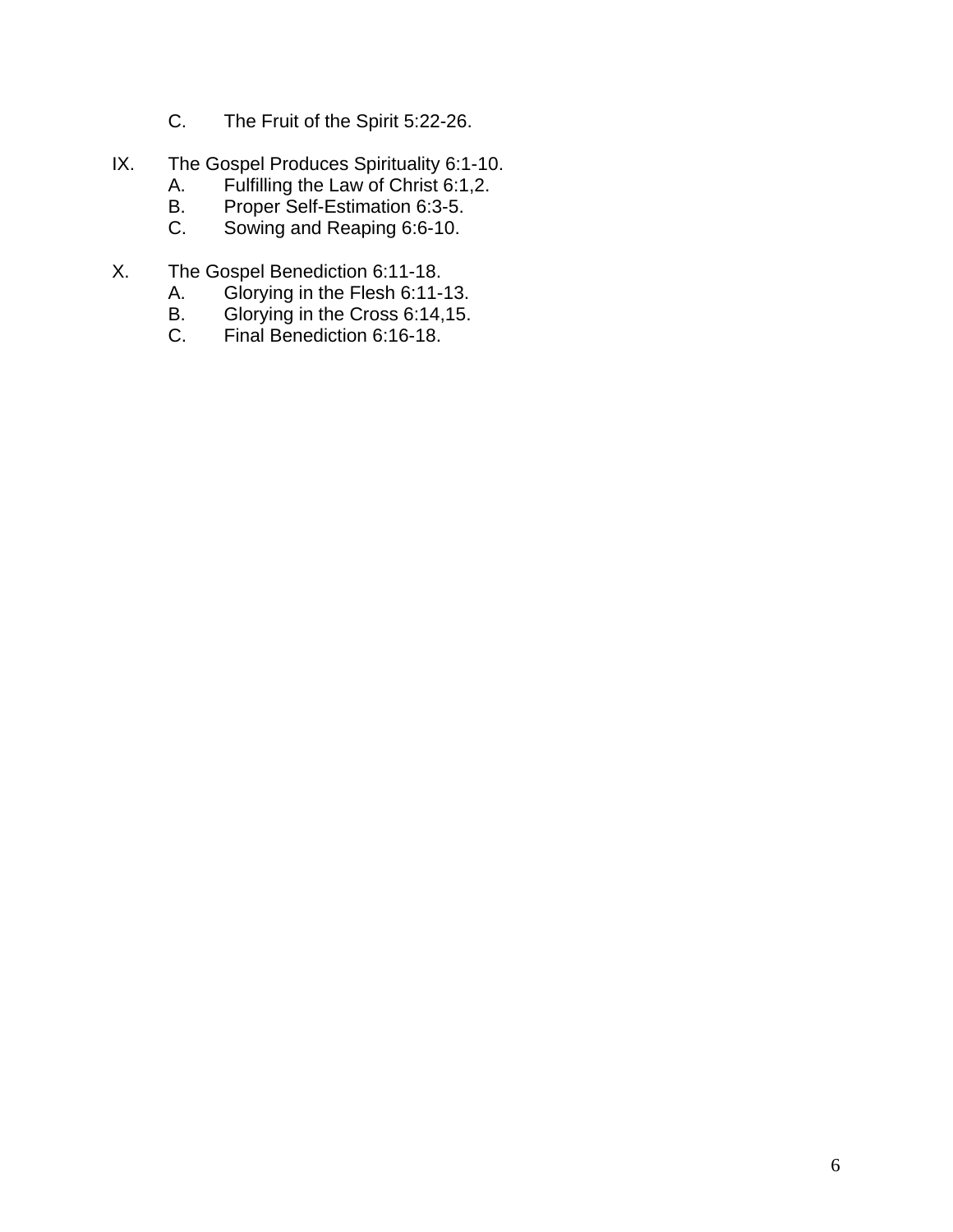C. The Fruit of the Spirit 5:22-26.

IX. The Gospel Produces Spirituality 6:1-10.
  A. Fulfilling the Law of Christ 6:1,2.
  B. Proper Self-Estimation 6:3-5.
  C. Sowing and Reaping 6:6-10.

X. The Gospel Benediction 6:11-18.
  A. Glorying in the Flesh 6:11-13.
  B. Glorying in the Cross 6:14,15.
  C. Final Benediction 6:16-18.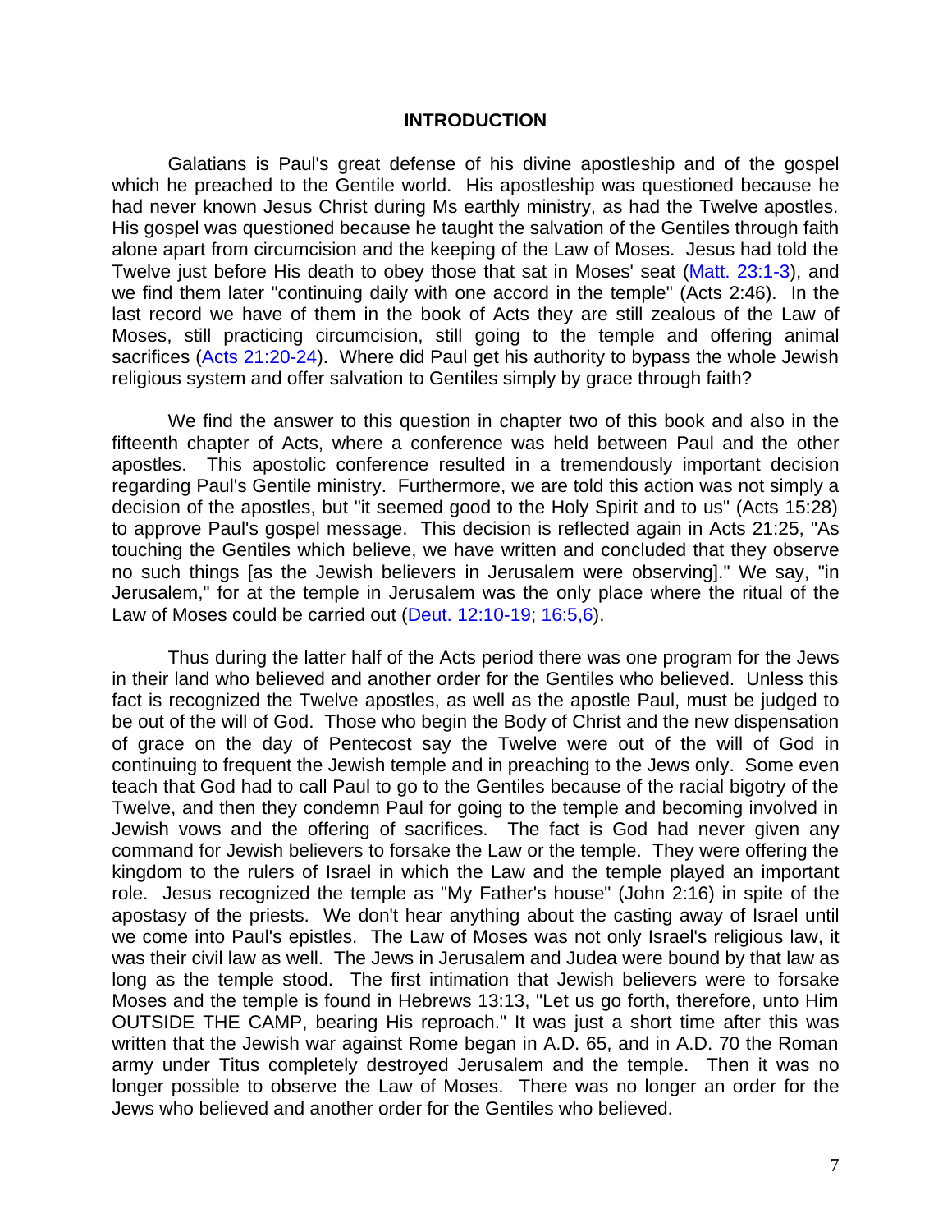## INTRODUCTION

Galatians is Paul's great defense of his divine apostleship and of the gospel which he preached to the Gentile world. His apostleship was questioned because he had never known Jesus Christ during Ms earthly ministry, as had the Twelve apostles. His gospel was questioned because he taught the salvation of the Gentiles through faith alone apart from circumcision and the keeping of the Law of Moses. Jesus had told the Twelve just before His death to obey those that sat in Moses' seat (Matt. 23:1-3), and we find them later "continuing daily with one accord in the temple" (Acts 2:46). In the last record we have of them in the book of Acts they are still zealous of the Law of Moses, still practicing circumcision, still going to the temple and offering animal sacrifices (Acts 21:20-24). Where did Paul get his authority to bypass the whole Jewish religious system and offer salvation to Gentiles simply by grace through faith?

We find the answer to this question in chapter two of this book and also in the fifteenth chapter of Acts, where a conference was held between Paul and the other apostles. This apostolic conference resulted in a tremendously important decision regarding Paul's Gentile ministry. Furthermore, we are told this action was not simply a decision of the apostles, but "it seemed good to the Holy Spirit and to us" (Acts 15:28) to approve Paul's gospel message. This decision is reflected again in Acts 21:25, "As touching the Gentiles which believe, we have written and concluded that they observe no such things [as the Jewish believers in Jerusalem were observing]." We say, "in Jerusalem," for at the temple in Jerusalem was the only place where the ritual of the Law of Moses could be carried out (Deut. 12:10-19; 16:5,6).

Thus during the latter half of the Acts period there was one program for the Jews in their land who believed and another order for the Gentiles who believed. Unless this fact is recognized the Twelve apostles, as well as the apostle Paul, must be judged to be out of the will of God. Those who begin the Body of Christ and the new dispensation of grace on the day of Pentecost say the Twelve were out of the will of God in continuing to frequent the Jewish temple and in preaching to the Jews only. Some even teach that God had to call Paul to go to the Gentiles because of the racial bigotry of the Twelve, and then they condemn Paul for going to the temple and becoming involved in Jewish vows and the offering of sacrifices. The fact is God had never given any command for Jewish believers to forsake the Law or the temple. They were offering the kingdom to the rulers of Israel in which the Law and the temple played an important role. Jesus recognized the temple as "My Father's house" (John 2:16) in spite of the apostasy of the priests. We don't hear anything about the casting away of Israel until we come into Paul's epistles. The Law of Moses was not only Israel's religious law, it was their civil law as well. The Jews in Jerusalem and Judea were bound by that law as long as the temple stood. The first intimation that Jewish believers were to forsake Moses and the temple is found in Hebrews 13:13, "Let us go forth, therefore, unto Him OUTSIDE THE CAMP, bearing His reproach." It was just a short time after this was written that the Jewish war against Rome began in A.D. 65, and in A.D. 70 the Roman army under Titus completely destroyed Jerusalem and the temple. Then it was no longer possible to observe the Law of Moses. There was no longer an order for the Jews who believed and another order for the Gentiles who believed.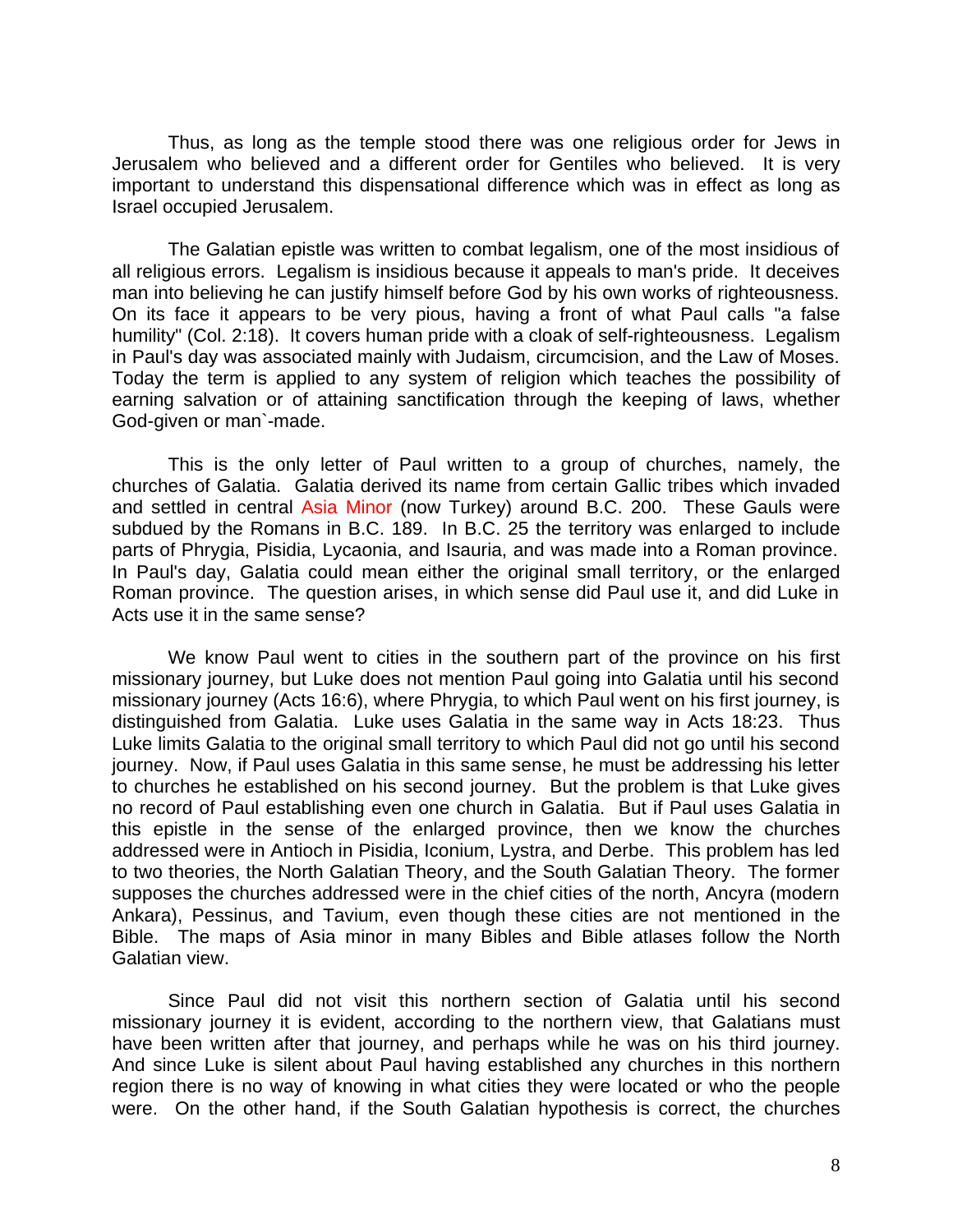Thus, as long as the temple stood there was one religious order for Jews in Jerusalem who believed and a different order for Gentiles who believed. It is very important to understand this dispensational difference which was in effect as long as Israel occupied Jerusalem.

The Galatian epistle was written to combat legalism, one of the most insidious of all religious errors. Legalism is insidious because it appeals to man's pride. It deceives man into believing he can justify himself before God by his own works of righteousness. On its face it appears to be very pious, having a front of what Paul calls "a false humility" (Col. 2:18). It covers human pride with a cloak of self-righteousness. Legalism in Paul's day was associated mainly with Judaism, circumcision, and the Law of Moses. Today the term is applied to any system of religion which teaches the possibility of earning salvation or of attaining sanctification through the keeping of laws, whether God-given or man`-made.

This is the only letter of Paul written to a group of churches, namely, the churches of Galatia. Galatia derived its name from certain Gallic tribes which invaded and settled in central Asia Minor (now Turkey) around B.C. 200. These Gauls were subdued by the Romans in B.C. 189. In B.C. 25 the territory was enlarged to include parts of Phrygia, Pisidia, Lycaonia, and Isauria, and was made into a Roman province. In Paul's day, Galatia could mean either the original small territory, or the enlarged Roman province. The question arises, in which sense did Paul use it, and did Luke in Acts use it in the same sense?

We know Paul went to cities in the southern part of the province on his first missionary journey, but Luke does not mention Paul going into Galatia until his second missionary journey (Acts 16:6), where Phrygia, to which Paul went on his first journey, is distinguished from Galatia. Luke uses Galatia in the same way in Acts 18:23. Thus Luke limits Galatia to the original small territory to which Paul did not go until his second journey. Now, if Paul uses Galatia in this same sense, he must be addressing his letter to churches he established on his second journey. But the problem is that Luke gives no record of Paul establishing even one church in Galatia. But if Paul uses Galatia in this epistle in the sense of the enlarged province, then we know the churches addressed were in Antioch in Pisidia, Iconium, Lystra, and Derbe. This problem has led to two theories, the North Galatian Theory, and the South Galatian Theory. The former supposes the churches addressed were in the chief cities of the north, Ancyra (modern Ankara), Pessinus, and Tavium, even though these cities are not mentioned in the Bible. The maps of Asia minor in many Bibles and Bible atlases follow the North Galatian view.

Since Paul did not visit this northern section of Galatia until his second missionary journey it is evident, according to the northern view, that Galatians must have been written after that journey, and perhaps while he was on his third journey. And since Luke is silent about Paul having established any churches in this northern region there is no way of knowing in what cities they were located or who the people were. On the other hand, if the South Galatian hypothesis is correct, the churches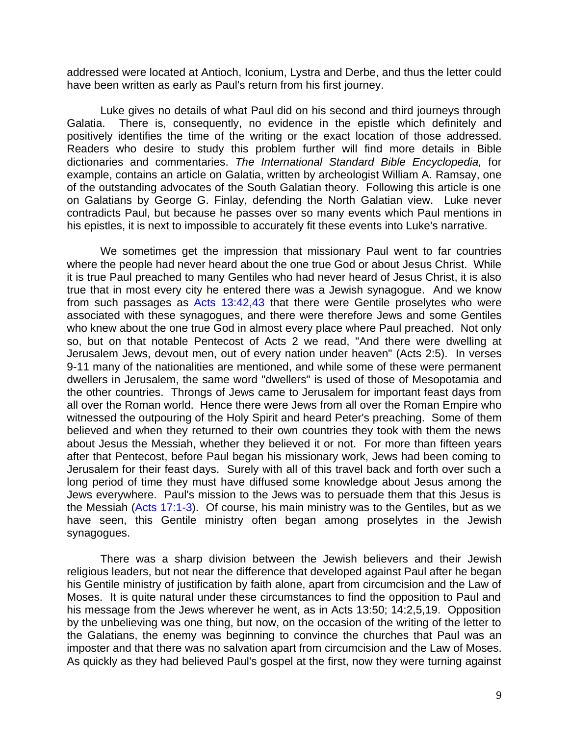addressed were located at Antioch, Iconium, Lystra and Derbe, and thus the letter could have been written as early as Paul's return from his first journey.

Luke gives no details of what Paul did on his second and third journeys through Galatia. There is, consequently, no evidence in the epistle which definitely and positively identifies the time of the writing or the exact location of those addressed. Readers who desire to study this problem further will find more details in Bible dictionaries and commentaries. *The International Standard Bible Encyclopedia,* for example, contains an article on Galatia, written by archeologist William A. Ramsay, one of the outstanding advocates of the South Galatian theory. Following this article is one on Galatians by George G. Finlay, defending the North Galatian view. Luke never contradicts Paul, but because he passes over so many events which Paul mentions in his epistles, it is next to impossible to accurately fit these events into Luke's narrative.

We sometimes get the impression that missionary Paul went to far countries where the people had never heard about the one true God or about Jesus Christ. While it is true Paul preached to many Gentiles who had never heard of Jesus Christ, it is also true that in most every city he entered there was a Jewish synagogue. And we know from such passages as Acts 13:42,43 that there were Gentile proselytes who were associated with these synagogues, and there were therefore Jews and some Gentiles who knew about the one true God in almost every place where Paul preached. Not only so, but on that notable Pentecost of Acts 2 we read, "And there were dwelling at Jerusalem Jews, devout men, out of every nation under heaven" (Acts 2:5). In verses 9-11 many of the nationalities are mentioned, and while some of these were permanent dwellers in Jerusalem, the same word "dwellers" is used of those of Mesopotamia and the other countries. Throngs of Jews came to Jerusalem for important feast days from all over the Roman world. Hence there were Jews from all over the Roman Empire who witnessed the outpouring of the Holy Spirit and heard Peter's preaching. Some of them believed and when they returned to their own countries they took with them the news about Jesus the Messiah, whether they believed it or not. For more than fifteen years after that Pentecost, before Paul began his missionary work, Jews had been coming to Jerusalem for their feast days. Surely with all of this travel back and forth over such a long period of time they must have diffused some knowledge about Jesus among the Jews everywhere. Paul's mission to the Jews was to persuade them that this Jesus is the Messiah (Acts 17:1-3). Of course, his main ministry was to the Gentiles, but as we have seen, this Gentile ministry often began among proselytes in the Jewish synagogues.

There was a sharp division between the Jewish believers and their Jewish religious leaders, but not near the difference that developed against Paul after he began his Gentile ministry of justification by faith alone, apart from circumcision and the Law of Moses. It is quite natural under these circumstances to find the opposition to Paul and his message from the Jews wherever he went, as in Acts 13:50; 14:2,5,19. Opposition by the unbelieving was one thing, but now, on the occasion of the writing of the letter to the Galatians, the enemy was beginning to convince the churches that Paul was an imposter and that there was no salvation apart from circumcision and the Law of Moses. As quickly as they had believed Paul's gospel at the first, now they were turning against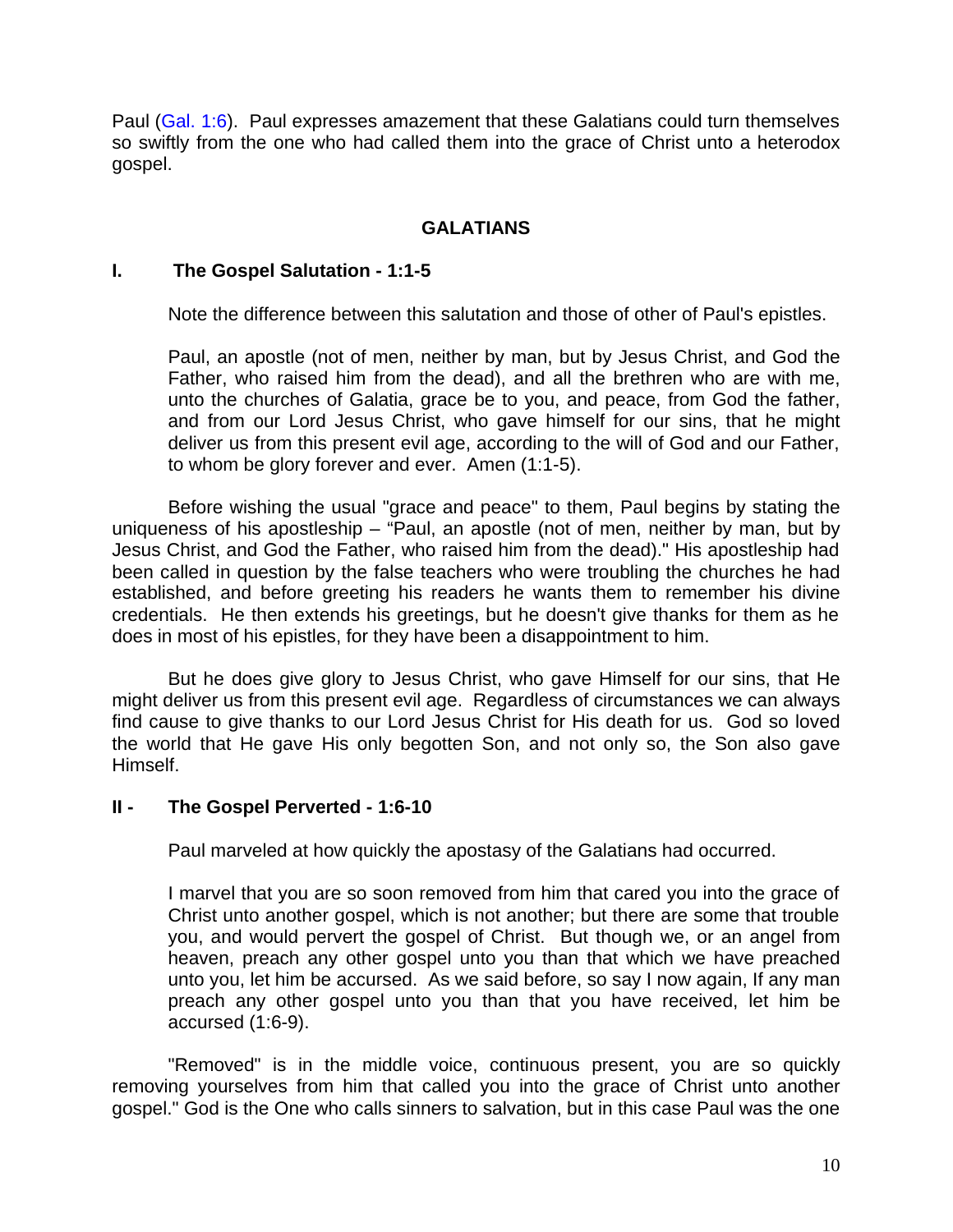Paul (Gal. 1:6). Paul expresses amazement that these Galatians could turn themselves so swiftly from the one who had called them into the grace of Christ unto a heterodox gospel.

## GALATIANS

### I. The Gospel Salutation - 1:1-5

Note the difference between this salutation and those of other of Paul's epistles.

> Paul, an apostle (not of men, neither by man, but by Jesus Christ, and God the Father, who raised him from the dead), and all the brethren who are with me, unto the churches of Galatia, grace be to you, and peace, from God the father, and from our Lord Jesus Christ, who gave himself for our sins, that he might deliver us from this present evil age, according to the will of God and our Father, to whom be glory forever and ever. Amen (1:1-5).

Before wishing the usual "grace and peace" to them, Paul begins by stating the uniqueness of his apostleship – "Paul, an apostle (not of men, neither by man, but by Jesus Christ, and God the Father, who raised him from the dead)." His apostleship had been called in question by the false teachers who were troubling the churches he had established, and before greeting his readers he wants them to remember his divine credentials. He then extends his greetings, but he doesn't give thanks for them as he does in most of his epistles, for they have been a disappointment to him.

But he does give glory to Jesus Christ, who gave Himself for our sins, that He might deliver us from this present evil age. Regardless of circumstances we can always find cause to give thanks to our Lord Jesus Christ for His death for us. God so loved the world that He gave His only begotten Son, and not only so, the Son also gave Himself.

### II - The Gospel Perverted - 1:6-10

Paul marveled at how quickly the apostasy of the Galatians had occurred.

> I marvel that you are so soon removed from him that cared you into the grace of Christ unto another gospel, which is not another; but there are some that trouble you, and would pervert the gospel of Christ. But though we, or an angel from heaven, preach any other gospel unto you than that which we have preached unto you, let him be accursed. As we said before, so say I now again, If any man preach any other gospel unto you than that you have received, let him be accursed (1:6-9).

"Removed" is in the middle voice, continuous present, you are so quickly removing yourselves from him that called you into the grace of Christ unto another gospel." God is the One who calls sinners to salvation, but in this case Paul was the one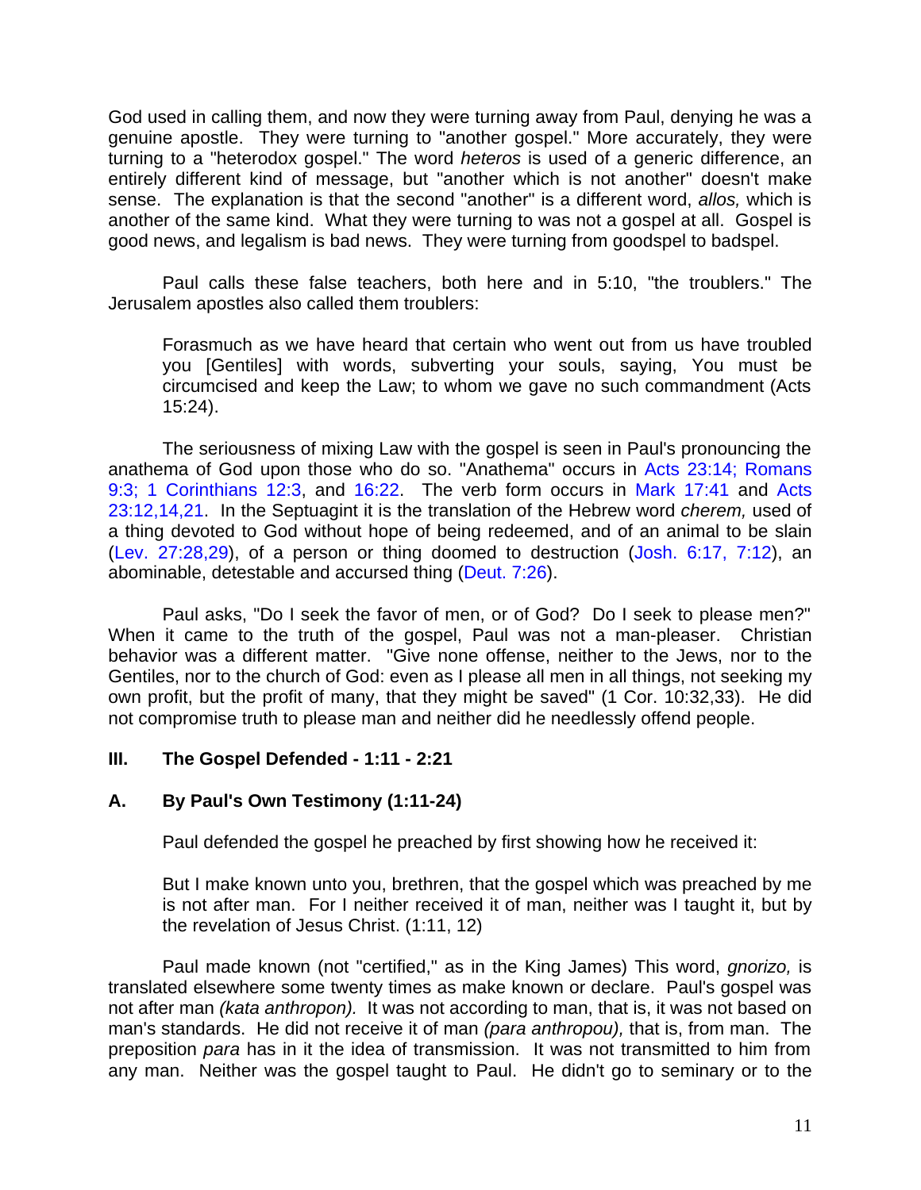God used in calling them, and now they were turning away from Paul, denying he was a genuine apostle. They were turning to "another gospel." More accurately, they were turning to a "heterodox gospel." The word *heteros* is used of a generic difference, an entirely different kind of message, but "another which is not another" doesn't make sense. The explanation is that the second "another" is a different word, *allos,* which is another of the same kind. What they were turning to was not a gospel at all. Gospel is good news, and legalism is bad news. They were turning from goodspel to badspel.

Paul calls these false teachers, both here and in 5:10, "the troublers." The Jerusalem apostles also called them troublers:

> Forasmuch as we have heard that certain who went out from us have troubled you [Gentiles] with words, subverting your souls, saying, You must be circumcised and keep the Law; to whom we gave no such commandment (Acts 15:24).

The seriousness of mixing Law with the gospel is seen in Paul's pronouncing the anathema of God upon those who do so. "Anathema" occurs in Acts 23:14; Romans 9:3; 1 Corinthians 12:3, and 16:22. The verb form occurs in Mark 17:41 and Acts 23:12,14,21. In the Septuagint it is the translation of the Hebrew word *cherem,* used of a thing devoted to God without hope of being redeemed, and of an animal to be slain (Lev. 27:28,29), of a person or thing doomed to destruction (Josh. 6:17, 7:12), an abominable, detestable and accursed thing (Deut. 7:26).

Paul asks, "Do I seek the favor of men, or of God? Do I seek to please men?" When it came to the truth of the gospel, Paul was not a man-pleaser. Christian behavior was a different matter. "Give none offense, neither to the Jews, nor to the Gentiles, nor to the church of God: even as I please all men in all things, not seeking my own profit, but the profit of many, that they might be saved" (1 Cor. 10:32,33). He did not compromise truth to please man and neither did he needlessly offend people.

## III. The Gospel Defended - 1:11 - 2:21

### A. By Paul's Own Testimony (1:11-24)

Paul defended the gospel he preached by first showing how he received it:

> But I make known unto you, brethren, that the gospel which was preached by me is not after man. For I neither received it of man, neither was I taught it, but by the revelation of Jesus Christ. (1:11, 12)

Paul made known (not "certified," as in the King James) This word, *gnorizo,* is translated elsewhere some twenty times as make known or declare. Paul's gospel was not after man *(kata anthropon).* It was not according to man, that is, it was not based on man's standards. He did not receive it of man *(para anthropou),* that is, from man. The preposition *para* has in it the idea of transmission. It was not transmitted to him from any man. Neither was the gospel taught to Paul. He didn't go to seminary or to the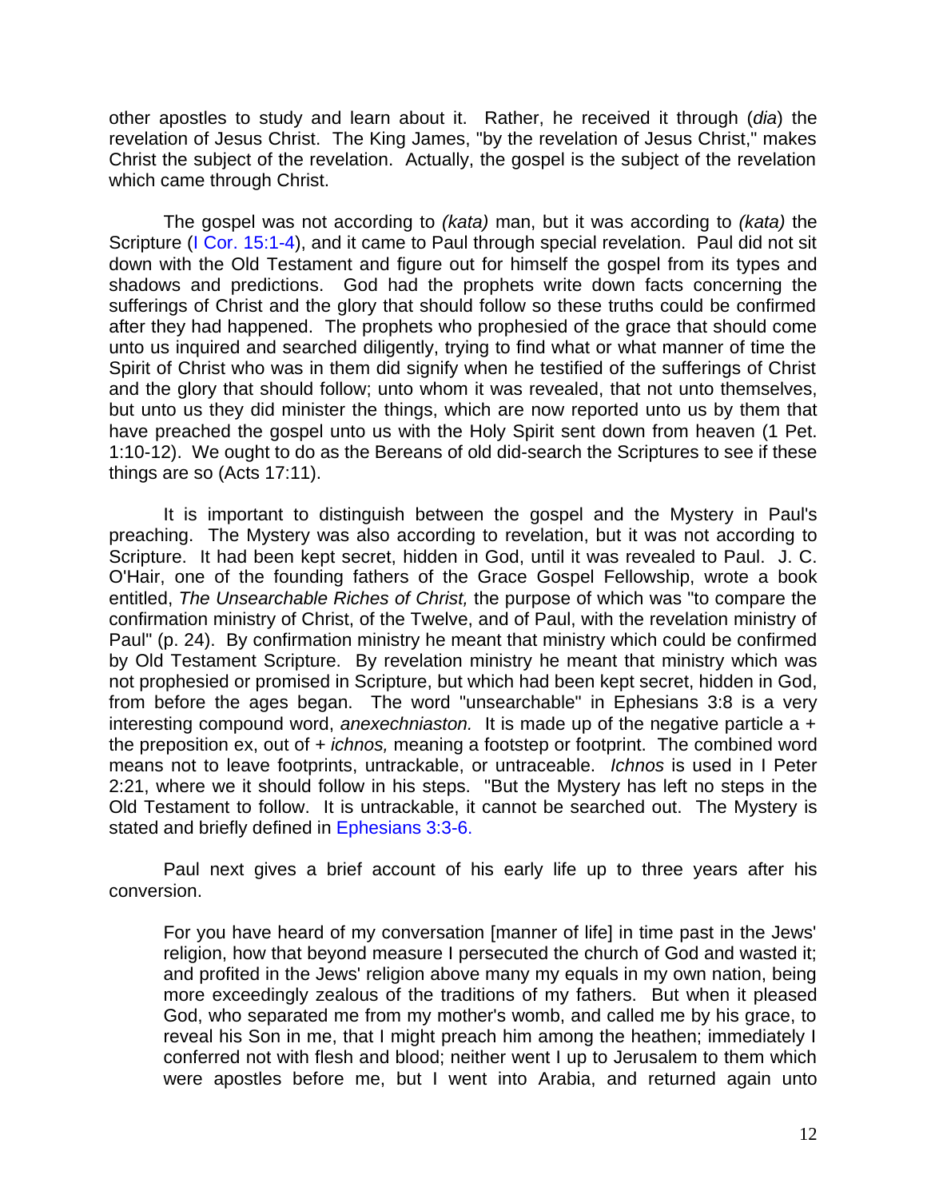other apostles to study and learn about it. Rather, he received it through (*dia*) the revelation of Jesus Christ. The King James, "by the revelation of Jesus Christ," makes Christ the subject of the revelation. Actually, the gospel is the subject of the revelation which came through Christ.

The gospel was not according to *(kata)* man, but it was according to *(kata)* the Scripture (I Cor. 15:1-4), and it came to Paul through special revelation. Paul did not sit down with the Old Testament and figure out for himself the gospel from its types and shadows and predictions. God had the prophets write down facts concerning the sufferings of Christ and the glory that should follow so these truths could be confirmed after they had happened. The prophets who prophesied of the grace that should come unto us inquired and searched diligently, trying to find what or what manner of time the Spirit of Christ who was in them did signify when he testified of the sufferings of Christ and the glory that should follow; unto whom it was revealed, that not unto themselves, but unto us they did minister the things, which are now reported unto us by them that have preached the gospel unto us with the Holy Spirit sent down from heaven (1 Pet. 1:10-12). We ought to do as the Bereans of old did-search the Scriptures to see if these things are so (Acts 17:11).

It is important to distinguish between the gospel and the Mystery in Paul's preaching. The Mystery was also according to revelation, but it was not according to Scripture. It had been kept secret, hidden in God, until it was revealed to Paul. J. C. O'Hair, one of the founding fathers of the Grace Gospel Fellowship, wrote a book entitled, *The Unsearchable Riches of Christ,* the purpose of which was "to compare the confirmation ministry of Christ, of the Twelve, and of Paul, with the revelation ministry of Paul" (p. 24). By confirmation ministry he meant that ministry which could be confirmed by Old Testament Scripture. By revelation ministry he meant that ministry which was not prophesied or promised in Scripture, but which had been kept secret, hidden in God, from before the ages began. The word "unsearchable" in Ephesians 3:8 is a very interesting compound word, *anexechniaston.* It is made up of the negative particle a + the preposition ex, out of + *ichnos,* meaning a footstep or footprint. The combined word means not to leave footprints, untrackable, or untraceable. *Ichnos* is used in I Peter 2:21, where we it should follow in his steps. "But the Mystery has left no steps in the Old Testament to follow. It is untrackable, it cannot be searched out. The Mystery is stated and briefly defined in Ephesians 3:3-6.

Paul next gives a brief account of his early life up to three years after his conversion.

> For you have heard of my conversation [manner of life] in time past in the Jews' religion, how that beyond measure I persecuted the church of God and wasted it; and profited in the Jews' religion above many my equals in my own nation, being more exceedingly zealous of the traditions of my fathers. But when it pleased God, who separated me from my mother's womb, and called me by his grace, to reveal his Son in me, that I might preach him among the heathen; immediately I conferred not with flesh and blood; neither went I up to Jerusalem to them which were apostles before me, but I went into Arabia, and returned again unto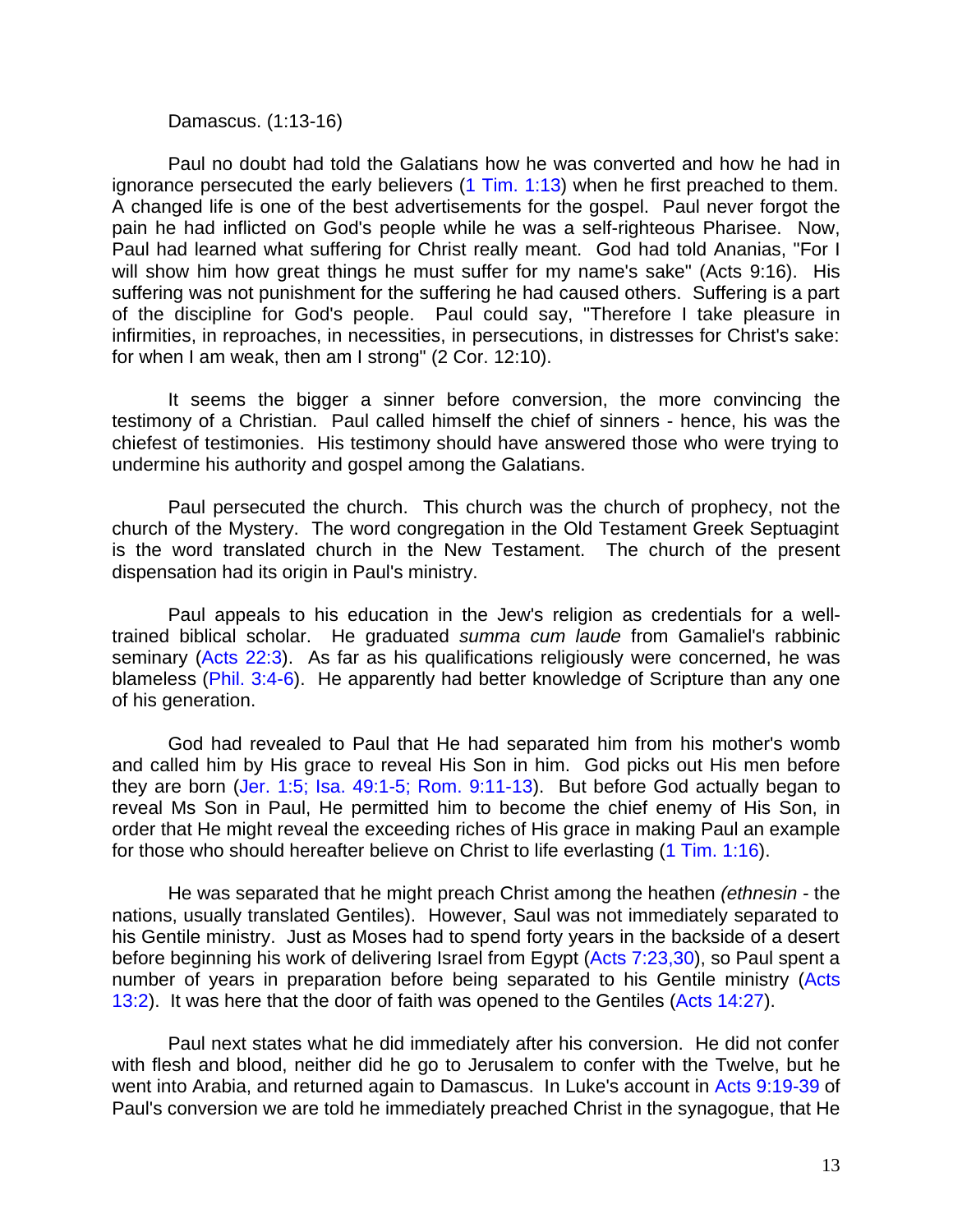Damascus. (1:13-16)

Paul no doubt had told the Galatians how he was converted and how he had in ignorance persecuted the early believers (1 Tim. 1:13) when he first preached to them. A changed life is one of the best advertisements for the gospel. Paul never forgot the pain he had inflicted on God's people while he was a self-righteous Pharisee. Now, Paul had learned what suffering for Christ really meant. God had told Ananias, "For I will show him how great things he must suffer for my name's sake" (Acts 9:16). His suffering was not punishment for the suffering he had caused others. Suffering is a part of the discipline for God's people. Paul could say, "Therefore I take pleasure in infirmities, in reproaches, in necessities, in persecutions, in distresses for Christ's sake: for when I am weak, then am I strong" (2 Cor. 12:10).

It seems the bigger a sinner before conversion, the more convincing the testimony of a Christian. Paul called himself the chief of sinners - hence, his was the chiefest of testimonies. His testimony should have answered those who were trying to undermine his authority and gospel among the Galatians.

Paul persecuted the church. This church was the church of prophecy, not the church of the Mystery. The word congregation in the Old Testament Greek Septuagint is the word translated church in the New Testament. The church of the present dispensation had its origin in Paul's ministry.

Paul appeals to his education in the Jew's religion as credentials for a well-trained biblical scholar. He graduated *summa cum laude* from Gamaliel's rabbinic seminary (Acts 22:3). As far as his qualifications religiously were concerned, he was blameless (Phil. 3:4-6). He apparently had better knowledge of Scripture than any one of his generation.

God had revealed to Paul that He had separated him from his mother's womb and called him by His grace to reveal His Son in him. God picks out His men before they are born (Jer. 1:5; Isa. 49:1-5; Rom. 9:11-13). But before God actually began to reveal Ms Son in Paul, He permitted him to become the chief enemy of His Son, in order that He might reveal the exceeding riches of His grace in making Paul an example for those who should hereafter believe on Christ to life everlasting (1 Tim. 1:16).

He was separated that he might preach Christ among the heathen *(ethnesin* - the nations, usually translated Gentiles). However, Saul was not immediately separated to his Gentile ministry. Just as Moses had to spend forty years in the backside of a desert before beginning his work of delivering Israel from Egypt (Acts 7:23,30), so Paul spent a number of years in preparation before being separated to his Gentile ministry (Acts 13:2). It was here that the door of faith was opened to the Gentiles (Acts 14:27).

Paul next states what he did immediately after his conversion. He did not confer with flesh and blood, neither did he go to Jerusalem to confer with the Twelve, but he went into Arabia, and returned again to Damascus. In Luke's account in Acts 9:19-39 of Paul's conversion we are told he immediately preached Christ in the synagogue, that He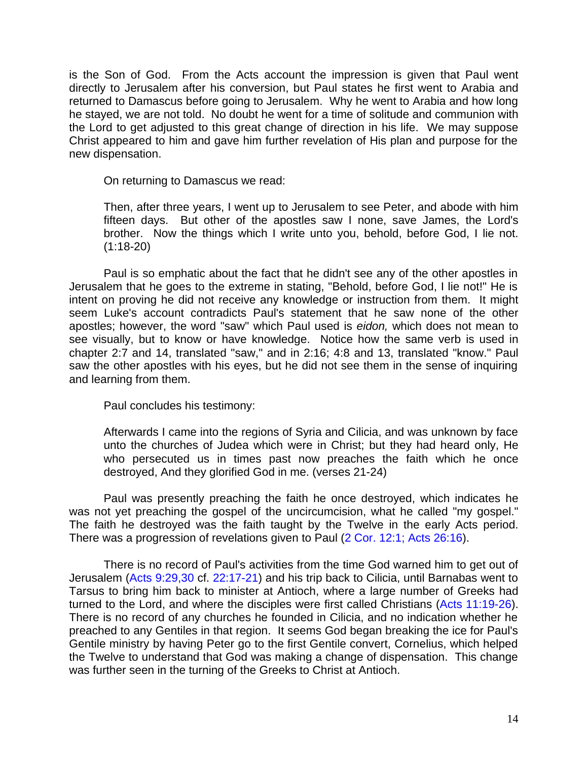is the Son of God. From the Acts account the impression is given that Paul went directly to Jerusalem after his conversion, but Paul states he first went to Arabia and returned to Damascus before going to Jerusalem. Why he went to Arabia and how long he stayed, we are not told. No doubt he went for a time of solitude and communion with the Lord to get adjusted to this great change of direction in his life. We may suppose Christ appeared to him and gave him further revelation of His plan and purpose for the new dispensation.

On returning to Damascus we read:

> Then, after three years, I went up to Jerusalem to see Peter, and abode with him fifteen days. But other of the apostles saw I none, save James, the Lord's brother. Now the things which I write unto you, behold, before God, I lie not. (1:18-20)

Paul is so emphatic about the fact that he didn't see any of the other apostles in Jerusalem that he goes to the extreme in stating, "Behold, before God, I lie not!" He is intent on proving he did not receive any knowledge or instruction from them. It might seem Luke's account contradicts Paul's statement that he saw none of the other apostles; however, the word "saw" which Paul used is *eidon,* which does not mean to see visually, but to know or have knowledge. Notice how the same verb is used in chapter 2:7 and 14, translated "saw," and in 2:16; 4:8 and 13, translated "know." Paul saw the other apostles with his eyes, but he did not see them in the sense of inquiring and learning from them.

Paul concludes his testimony:

> Afterwards I came into the regions of Syria and Cilicia, and was unknown by face unto the churches of Judea which were in Christ; but they had heard only, He who persecuted us in times past now preaches the faith which he once destroyed, And they glorified God in me. (verses 21-24)

Paul was presently preaching the faith he once destroyed, which indicates he was not yet preaching the gospel of the uncircumcision, what he called "my gospel." The faith he destroyed was the faith taught by the Twelve in the early Acts period. There was a progression of revelations given to Paul (2 Cor. 12:1; Acts 26:16).

There is no record of Paul's activities from the time God warned him to get out of Jerusalem (Acts 9:29,30 cf. 22:17-21) and his trip back to Cilicia, until Barnabas went to Tarsus to bring him back to minister at Antioch, where a large number of Greeks had turned to the Lord, and where the disciples were first called Christians (Acts 11:19-26). There is no record of any churches he founded in Cilicia, and no indication whether he preached to any Gentiles in that region. It seems God began breaking the ice for Paul's Gentile ministry by having Peter go to the first Gentile convert, Cornelius, which helped the Twelve to understand that God was making a change of dispensation. This change was further seen in the turning of the Greeks to Christ at Antioch.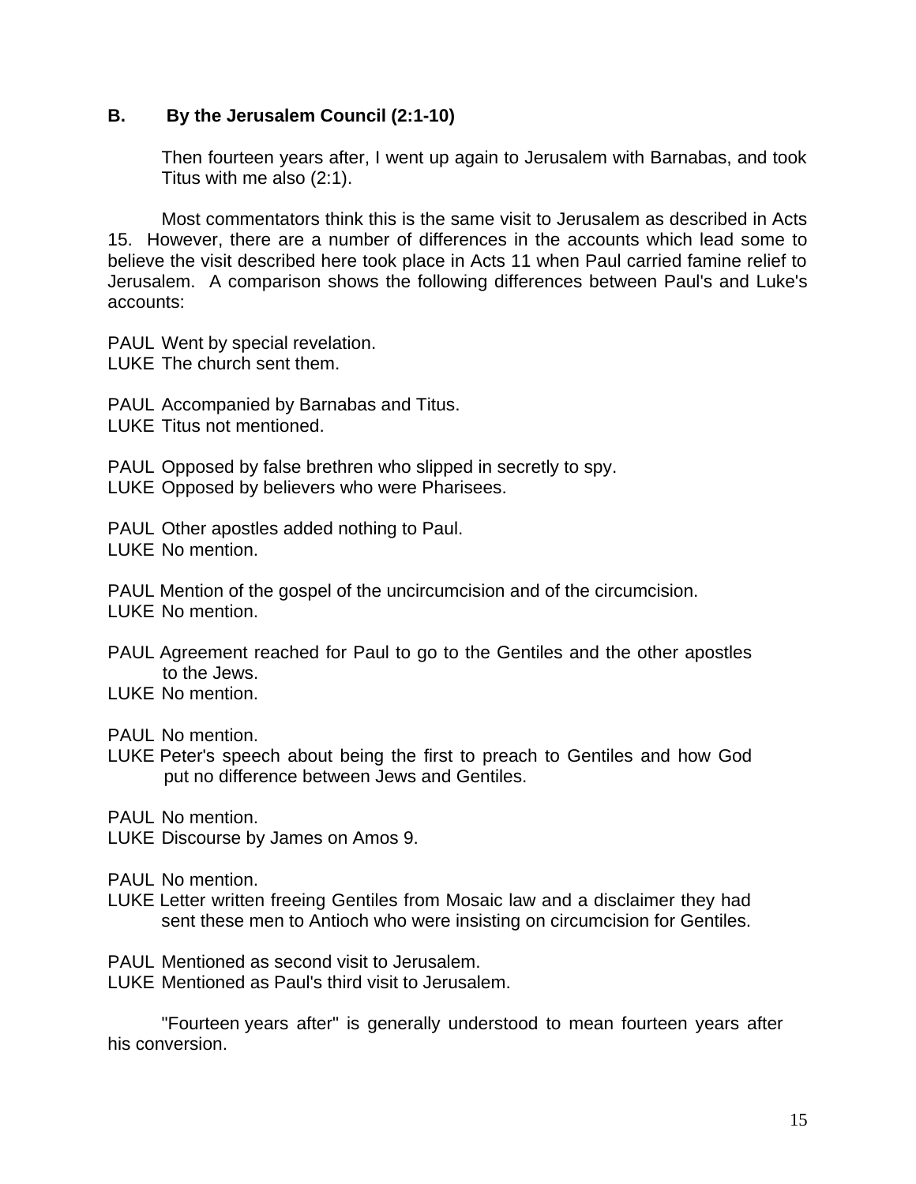### B. By the Jerusalem Council (2:1-10)

> Then fourteen years after, I went up again to Jerusalem with Barnabas, and took Titus with me also (2:1).

Most commentators think this is the same visit to Jerusalem as described in Acts 15. However, there are a number of differences in the accounts which lead some to believe the visit described here took place in Acts 11 when Paul carried famine relief to Jerusalem. A comparison shows the following differences between Paul's and Luke's accounts:

PAUL Went by special revelation.
LUKE The church sent them.

PAUL Accompanied by Barnabas and Titus.
LUKE Titus not mentioned.

PAUL Opposed by false brethren who slipped in secretly to spy.
LUKE Opposed by believers who were Pharisees.

PAUL Other apostles added nothing to Paul.
LUKE No mention.

PAUL Mention of the gospel of the uncircumcision and of the circumcision.
LUKE No mention.

PAUL Agreement reached for Paul to go to the Gentiles and the other apostles to the Jews.
LUKE No mention.

PAUL No mention.
LUKE Peter's speech about being the first to preach to Gentiles and how God put no difference between Jews and Gentiles.

PAUL No mention.
LUKE Discourse by James on Amos 9.

PAUL No mention.
LUKE Letter written freeing Gentiles from Mosaic law and a disclaimer they had sent these men to Antioch who were insisting on circumcision for Gentiles.

PAUL Mentioned as second visit to Jerusalem.
LUKE Mentioned as Paul's third visit to Jerusalem.

"Fourteen years after" is generally understood to mean fourteen years after his conversion.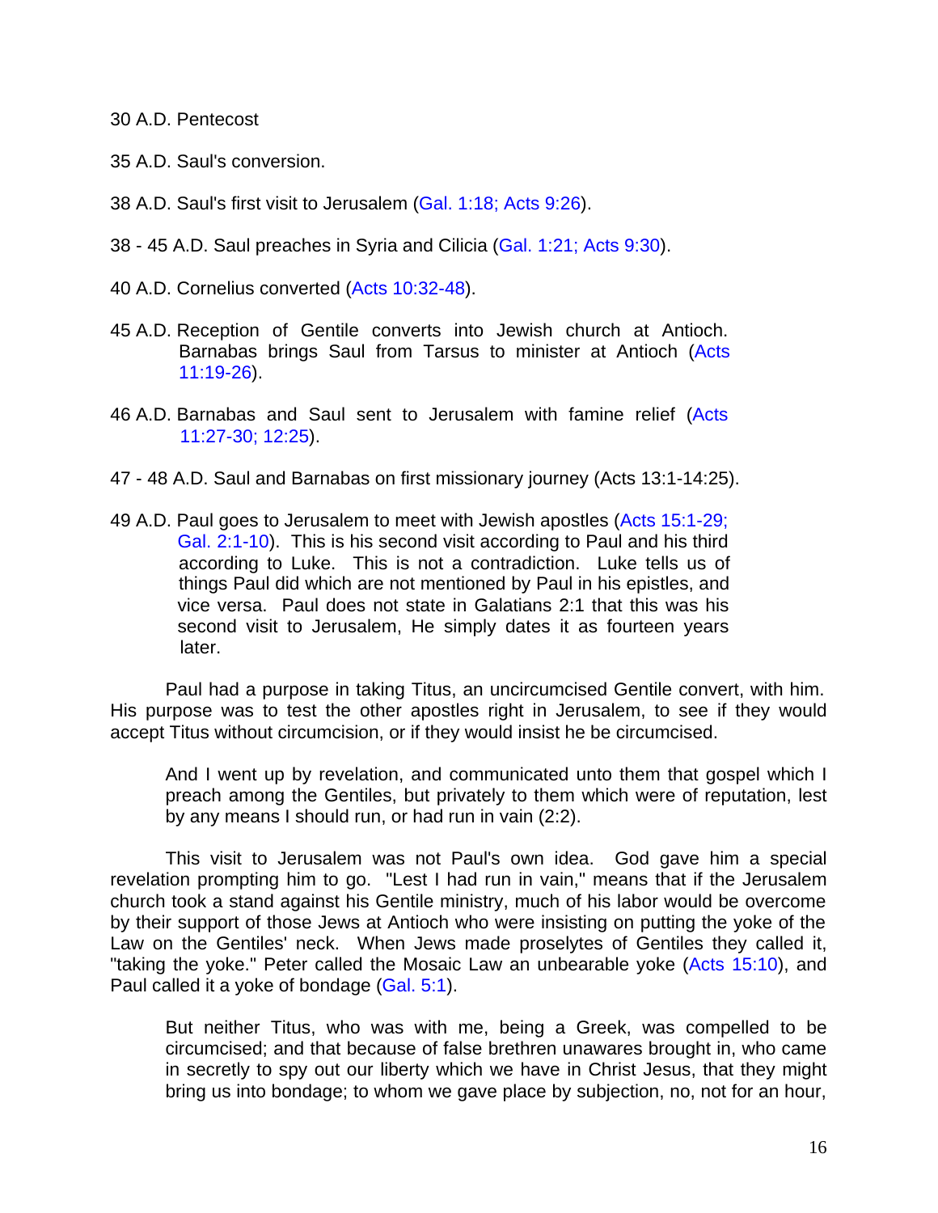30 A.D. Pentecost

35 A.D. Saul's conversion.

38 A.D. Saul's first visit to Jerusalem (Gal. 1:18; Acts 9:26).

38 - 45 A.D. Saul preaches in Syria and Cilicia (Gal. 1:21; Acts 9:30).

40 A.D. Cornelius converted (Acts 10:32-48).

45 A.D. Reception of Gentile converts into Jewish church at Antioch. Barnabas brings Saul from Tarsus to minister at Antioch (Acts 11:19-26).

46 A.D. Barnabas and Saul sent to Jerusalem with famine relief (Acts 11:27-30; 12:25).

47 - 48 A.D. Saul and Barnabas on first missionary journey (Acts 13:1-14:25).

49 A.D. Paul goes to Jerusalem to meet with Jewish apostles (Acts 15:1-29; Gal. 2:1-10). This is his second visit according to Paul and his third according to Luke. This is not a contradiction. Luke tells us of things Paul did which are not mentioned by Paul in his epistles, and vice versa. Paul does not state in Galatians 2:1 that this was his second visit to Jerusalem, He simply dates it as fourteen years later.

Paul had a purpose in taking Titus, an uncircumcised Gentile convert, with him. His purpose was to test the other apostles right in Jerusalem, to see if they would accept Titus without circumcision, or if they would insist he be circumcised.

> And I went up by revelation, and communicated unto them that gospel which I preach among the Gentiles, but privately to them which were of reputation, lest by any means I should run, or had run in vain (2:2).

This visit to Jerusalem was not Paul's own idea. God gave him a special revelation prompting him to go. "Lest I had run in vain," means that if the Jerusalem church took a stand against his Gentile ministry, much of his labor would be overcome by their support of those Jews at Antioch who were insisting on putting the yoke of the Law on the Gentiles' neck. When Jews made proselytes of Gentiles they called it, "taking the yoke." Peter called the Mosaic Law an unbearable yoke (Acts 15:10), and Paul called it a yoke of bondage (Gal. 5:1).

> But neither Titus, who was with me, being a Greek, was compelled to be circumcised; and that because of false brethren unawares brought in, who came in secretly to spy out our liberty which we have in Christ Jesus, that they might bring us into bondage; to whom we gave place by subjection, no, not for an hour,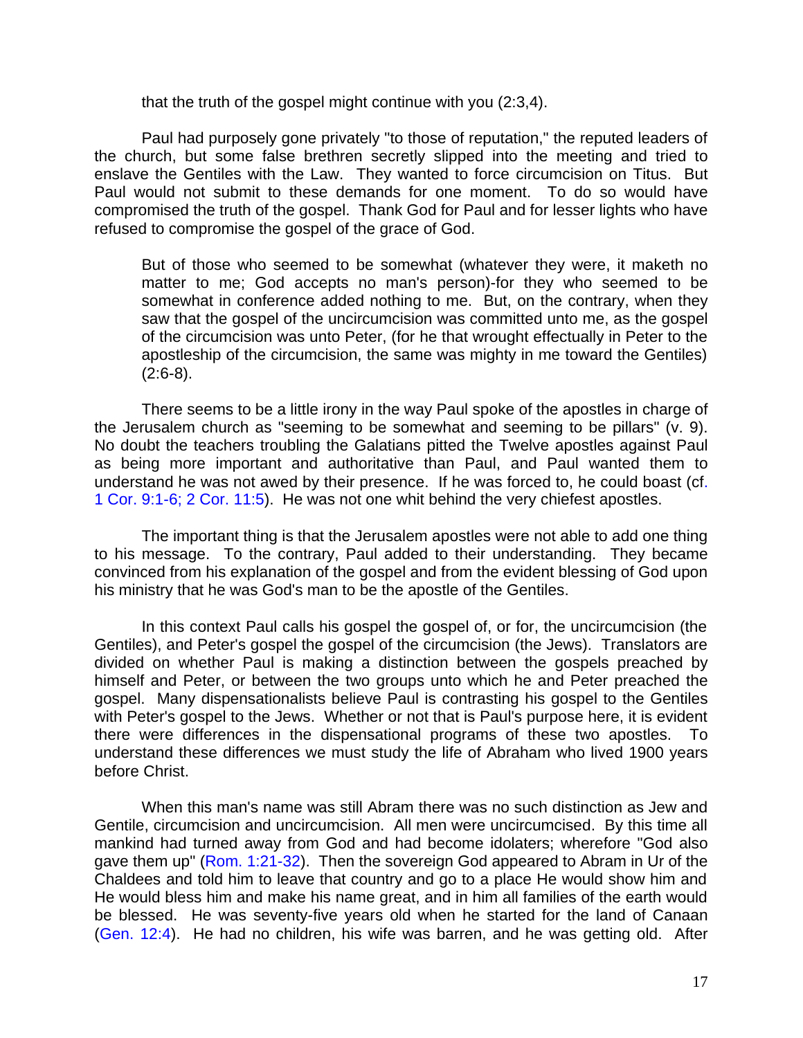that the truth of the gospel might continue with you (2:3,4).

Paul had purposely gone privately "to those of reputation," the reputed leaders of the church, but some false brethren secretly slipped into the meeting and tried to enslave the Gentiles with the Law. They wanted to force circumcision on Titus. But Paul would not submit to these demands for one moment. To do so would have compromised the truth of the gospel. Thank God for Paul and for lesser lights who have refused to compromise the gospel of the grace of God.

> But of those who seemed to be somewhat (whatever they were, it maketh no matter to me; God accepts no man's person)-for they who seemed to be somewhat in conference added nothing to me. But, on the contrary, when they saw that the gospel of the uncircumcision was committed unto me, as the gospel of the circumcision was unto Peter, (for he that wrought effectually in Peter to the apostleship of the circumcision, the same was mighty in me toward the Gentiles) (2:6-8).

There seems to be a little irony in the way Paul spoke of the apostles in charge of the Jerusalem church as "seeming to be somewhat and seeming to be pillars" (v. 9). No doubt the teachers troubling the Galatians pitted the Twelve apostles against Paul as being more important and authoritative than Paul, and Paul wanted them to understand he was not awed by their presence. If he was forced to, he could boast (cf. 1 Cor. 9:1-6; 2 Cor. 11:5). He was not one whit behind the very chiefest apostles.

The important thing is that the Jerusalem apostles were not able to add one thing to his message. To the contrary, Paul added to their understanding. They became convinced from his explanation of the gospel and from the evident blessing of God upon his ministry that he was God's man to be the apostle of the Gentiles.

In this context Paul calls his gospel the gospel of, or for, the uncircumcision (the Gentiles), and Peter's gospel the gospel of the circumcision (the Jews). Translators are divided on whether Paul is making a distinction between the gospels preached by himself and Peter, or between the two groups unto which he and Peter preached the gospel. Many dispensationalists believe Paul is contrasting his gospel to the Gentiles with Peter's gospel to the Jews. Whether or not that is Paul's purpose here, it is evident there were differences in the dispensational programs of these two apostles. To understand these differences we must study the life of Abraham who lived 1900 years before Christ.

When this man's name was still Abram there was no such distinction as Jew and Gentile, circumcision and uncircumcision. All men were uncircumcised. By this time all mankind had turned away from God and had become idolaters; wherefore "God also gave them up" (Rom. 1:21-32). Then the sovereign God appeared to Abram in Ur of the Chaldees and told him to leave that country and go to a place He would show him and He would bless him and make his name great, and in him all families of the earth would be blessed. He was seventy-five years old when he started for the land of Canaan (Gen. 12:4). He had no children, his wife was barren, and he was getting old. After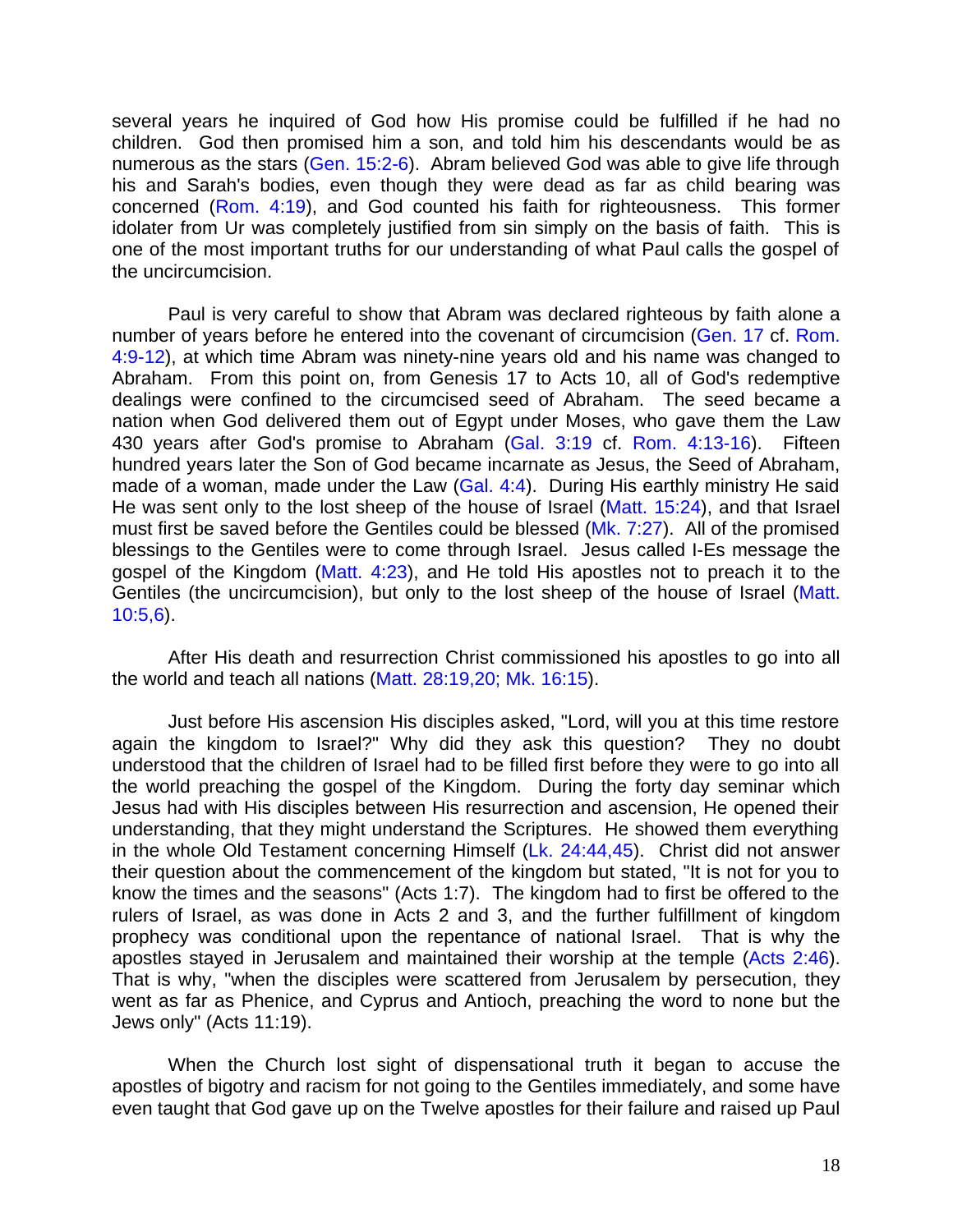several years he inquired of God how His promise could be fulfilled if he had no children. God then promised him a son, and told him his descendants would be as numerous as the stars (Gen. 15:2-6). Abram believed God was able to give life through his and Sarah's bodies, even though they were dead as far as child bearing was concerned (Rom. 4:19), and God counted his faith for righteousness. This former idolater from Ur was completely justified from sin simply on the basis of faith. This is one of the most important truths for our understanding of what Paul calls the gospel of the uncircumcision.

Paul is very careful to show that Abram was declared righteous by faith alone a number of years before he entered into the covenant of circumcision (Gen. 17 cf. Rom. 4:9-12), at which time Abram was ninety-nine years old and his name was changed to Abraham. From this point on, from Genesis 17 to Acts 10, all of God's redemptive dealings were confined to the circumcised seed of Abraham. The seed became a nation when God delivered them out of Egypt under Moses, who gave them the Law 430 years after God's promise to Abraham (Gal. 3:19 cf. Rom. 4:13-16). Fifteen hundred years later the Son of God became incarnate as Jesus, the Seed of Abraham, made of a woman, made under the Law (Gal. 4:4). During His earthly ministry He said He was sent only to the lost sheep of the house of Israel (Matt. 15:24), and that Israel must first be saved before the Gentiles could be blessed (Mk. 7:27). All of the promised blessings to the Gentiles were to come through Israel. Jesus called I-Es message the gospel of the Kingdom (Matt. 4:23), and He told His apostles not to preach it to the Gentiles (the uncircumcision), but only to the lost sheep of the house of Israel (Matt. 10:5,6).

After His death and resurrection Christ commissioned his apostles to go into all the world and teach all nations (Matt. 28:19,20; Mk. 16:15).

Just before His ascension His disciples asked, "Lord, will you at this time restore again the kingdom to Israel?" Why did they ask this question? They no doubt understood that the children of Israel had to be filled first before they were to go into all the world preaching the gospel of the Kingdom. During the forty day seminar which Jesus had with His disciples between His resurrection and ascension, He opened their understanding, that they might understand the Scriptures. He showed them everything in the whole Old Testament concerning Himself (Lk. 24:44,45). Christ did not answer their question about the commencement of the kingdom but stated, "It is not for you to know the times and the seasons" (Acts 1:7). The kingdom had to first be offered to the rulers of Israel, as was done in Acts 2 and 3, and the further fulfillment of kingdom prophecy was conditional upon the repentance of national Israel. That is why the apostles stayed in Jerusalem and maintained their worship at the temple (Acts 2:46). That is why, "when the disciples were scattered from Jerusalem by persecution, they went as far as Phenice, and Cyprus and Antioch, preaching the word to none but the Jews only" (Acts 11:19).

When the Church lost sight of dispensational truth it began to accuse the apostles of bigotry and racism for not going to the Gentiles immediately, and some have even taught that God gave up on the Twelve apostles for their failure and raised up Paul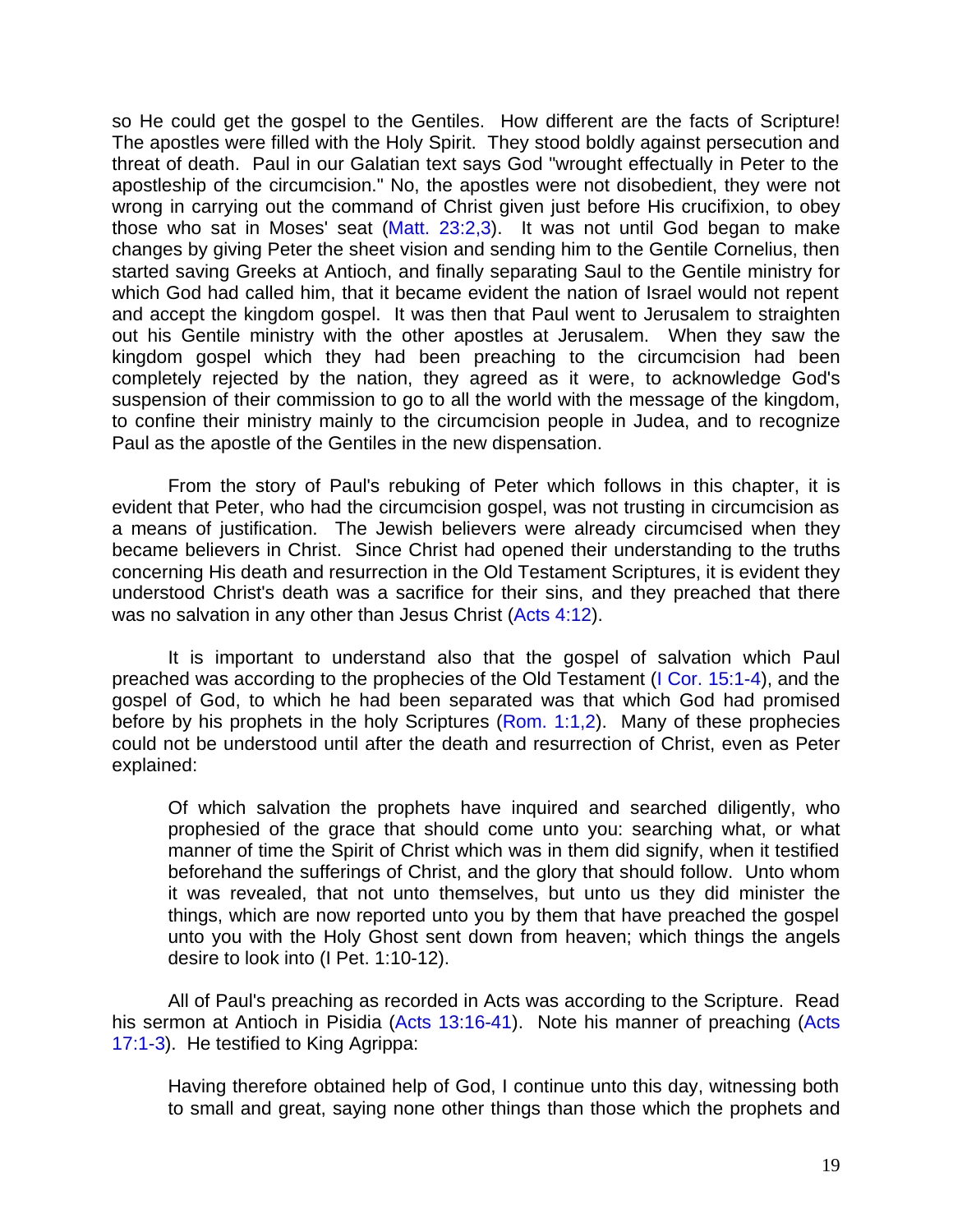so He could get the gospel to the Gentiles. How different are the facts of Scripture! The apostles were filled with the Holy Spirit. They stood boldly against persecution and threat of death. Paul in our Galatian text says God "wrought effectually in Peter to the apostleship of the circumcision." No, the apostles were not disobedient, they were not wrong in carrying out the command of Christ given just before His crucifixion, to obey those who sat in Moses' seat (Matt. 23:2,3). It was not until God began to make changes by giving Peter the sheet vision and sending him to the Gentile Cornelius, then started saving Greeks at Antioch, and finally separating Saul to the Gentile ministry for which God had called him, that it became evident the nation of Israel would not repent and accept the kingdom gospel. It was then that Paul went to Jerusalem to straighten out his Gentile ministry with the other apostles at Jerusalem. When they saw the kingdom gospel which they had been preaching to the circumcision had been completely rejected by the nation, they agreed as it were, to acknowledge God's suspension of their commission to go to all the world with the message of the kingdom, to confine their ministry mainly to the circumcision people in Judea, and to recognize Paul as the apostle of the Gentiles in the new dispensation.

From the story of Paul's rebuking of Peter which follows in this chapter, it is evident that Peter, who had the circumcision gospel, was not trusting in circumcision as a means of justification. The Jewish believers were already circumcised when they became believers in Christ. Since Christ had opened their understanding to the truths concerning His death and resurrection in the Old Testament Scriptures, it is evident they understood Christ's death was a sacrifice for their sins, and they preached that there was no salvation in any other than Jesus Christ (Acts 4:12).

It is important to understand also that the gospel of salvation which Paul preached was according to the prophecies of the Old Testament (I Cor. 15:1-4), and the gospel of God, to which he had been separated was that which God had promised before by his prophets in the holy Scriptures (Rom. 1:1,2). Many of these prophecies could not be understood until after the death and resurrection of Christ, even as Peter explained:

> Of which salvation the prophets have inquired and searched diligently, who prophesied of the grace that should come unto you: searching what, or what manner of time the Spirit of Christ which was in them did signify, when it testified beforehand the sufferings of Christ, and the glory that should follow. Unto whom it was revealed, that not unto themselves, but unto us they did minister the things, which are now reported unto you by them that have preached the gospel unto you with the Holy Ghost sent down from heaven; which things the angels desire to look into (I Pet. 1:10-12).

All of Paul's preaching as recorded in Acts was according to the Scripture. Read his sermon at Antioch in Pisidia (Acts 13:16-41). Note his manner of preaching (Acts 17:1-3). He testified to King Agrippa:

> Having therefore obtained help of God, I continue unto this day, witnessing both to small and great, saying none other things than those which the prophets and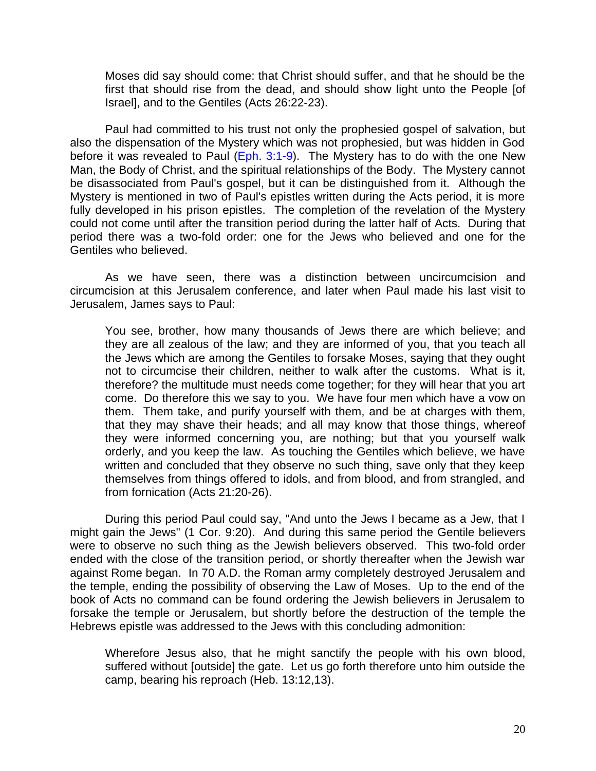> Moses did say should come: that Christ should suffer, and that he should be the first that should rise from the dead, and should show light unto the People [of Israel], and to the Gentiles (Acts 26:22-23).

Paul had committed to his trust not only the prophesied gospel of salvation, but also the dispensation of the Mystery which was not prophesied, but was hidden in God before it was revealed to Paul (Eph. 3:1-9). The Mystery has to do with the one New Man, the Body of Christ, and the spiritual relationships of the Body. The Mystery cannot be disassociated from Paul's gospel, but it can be distinguished from it. Although the Mystery is mentioned in two of Paul's epistles written during the Acts period, it is more fully developed in his prison epistles. The completion of the revelation of the Mystery could not come until after the transition period during the latter half of Acts. During that period there was a two-fold order: one for the Jews who believed and one for the Gentiles who believed.

As we have seen, there was a distinction between uncircumcision and circumcision at this Jerusalem conference, and later when Paul made his last visit to Jerusalem, James says to Paul:

> You see, brother, how many thousands of Jews there are which believe; and they are all zealous of the law; and they are informed of you, that you teach all the Jews which are among the Gentiles to forsake Moses, saying that they ought not to circumcise their children, neither to walk after the customs. What is it, therefore? the multitude must needs come together; for they will hear that you art come. Do therefore this we say to you. We have four men which have a vow on them. Them take, and purify yourself with them, and be at charges with them, that they may shave their heads; and all may know that those things, whereof they were informed concerning you, are nothing; but that you yourself walk orderly, and you keep the law. As touching the Gentiles which believe, we have written and concluded that they observe no such thing, save only that they keep themselves from things offered to idols, and from blood, and from strangled, and from fornication (Acts 21:20-26).

During this period Paul could say, "And unto the Jews I became as a Jew, that I might gain the Jews" (1 Cor. 9:20). And during this same period the Gentile believers were to observe no such thing as the Jewish believers observed. This two-fold order ended with the close of the transition period, or shortly thereafter when the Jewish war against Rome began. In 70 A.D. the Roman army completely destroyed Jerusalem and the temple, ending the possibility of observing the Law of Moses. Up to the end of the book of Acts no command can be found ordering the Jewish believers in Jerusalem to forsake the temple or Jerusalem, but shortly before the destruction of the temple the Hebrews epistle was addressed to the Jews with this concluding admonition:

> Wherefore Jesus also, that he might sanctify the people with his own blood, suffered without [outside] the gate. Let us go forth therefore unto him outside the camp, bearing his reproach (Heb. 13:12,13).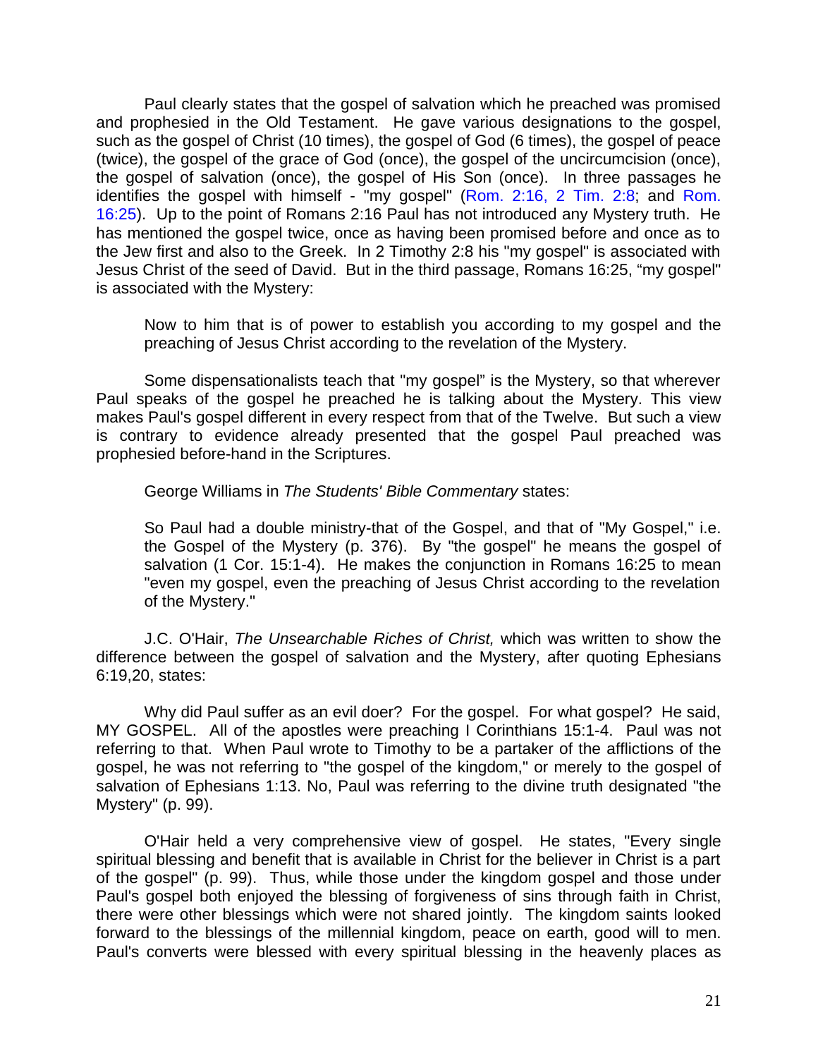Paul clearly states that the gospel of salvation which he preached was promised and prophesied in the Old Testament. He gave various designations to the gospel, such as the gospel of Christ (10 times), the gospel of God (6 times), the gospel of peace (twice), the gospel of the grace of God (once), the gospel of the uncircumcision (once), the gospel of salvation (once), the gospel of His Son (once). In three passages he identifies the gospel with himself - "my gospel" (Rom. 2:16, 2 Tim. 2:8; and Rom. 16:25). Up to the point of Romans 2:16 Paul has not introduced any Mystery truth. He has mentioned the gospel twice, once as having been promised before and once as to the Jew first and also to the Greek. In 2 Timothy 2:8 his "my gospel" is associated with Jesus Christ of the seed of David. But in the third passage, Romans 16:25, "my gospel" is associated with the Mystery:

> Now to him that is of power to establish you according to my gospel and the preaching of Jesus Christ according to the revelation of the Mystery.

Some dispensationalists teach that "my gospel" is the Mystery, so that wherever Paul speaks of the gospel he preached he is talking about the Mystery. This view makes Paul's gospel different in every respect from that of the Twelve. But such a view is contrary to evidence already presented that the gospel Paul preached was prophesied before-hand in the Scriptures.

George Williams in *The Students' Bible Commentary* states:

> So Paul had a double ministry-that of the Gospel, and that of "My Gospel," i.e. the Gospel of the Mystery (p. 376). By "the gospel" he means the gospel of salvation (1 Cor. 15:1-4). He makes the conjunction in Romans 16:25 to mean "even my gospel, even the preaching of Jesus Christ according to the revelation of the Mystery."

J.C. O'Hair, *The Unsearchable Riches of Christ,* which was written to show the difference between the gospel of salvation and the Mystery, after quoting Ephesians 6:19,20, states:

> Why did Paul suffer as an evil doer? For the gospel. For what gospel? He said, MY GOSPEL. All of the apostles were preaching I Corinthians 15:1-4. Paul was not referring to that. When Paul wrote to Timothy to be a partaker of the afflictions of the gospel, he was not referring to "the gospel of the kingdom," or merely to the gospel of salvation of Ephesians 1:13. No, Paul was referring to the divine truth designated "the Mystery" (p. 99).

O'Hair held a very comprehensive view of gospel. He states, "Every single spiritual blessing and benefit that is available in Christ for the believer in Christ is a part of the gospel" (p. 99). Thus, while those under the kingdom gospel and those under Paul's gospel both enjoyed the blessing of forgiveness of sins through faith in Christ, there were other blessings which were not shared jointly. The kingdom saints looked forward to the blessings of the millennial kingdom, peace on earth, good will to men. Paul's converts were blessed with every spiritual blessing in the heavenly places as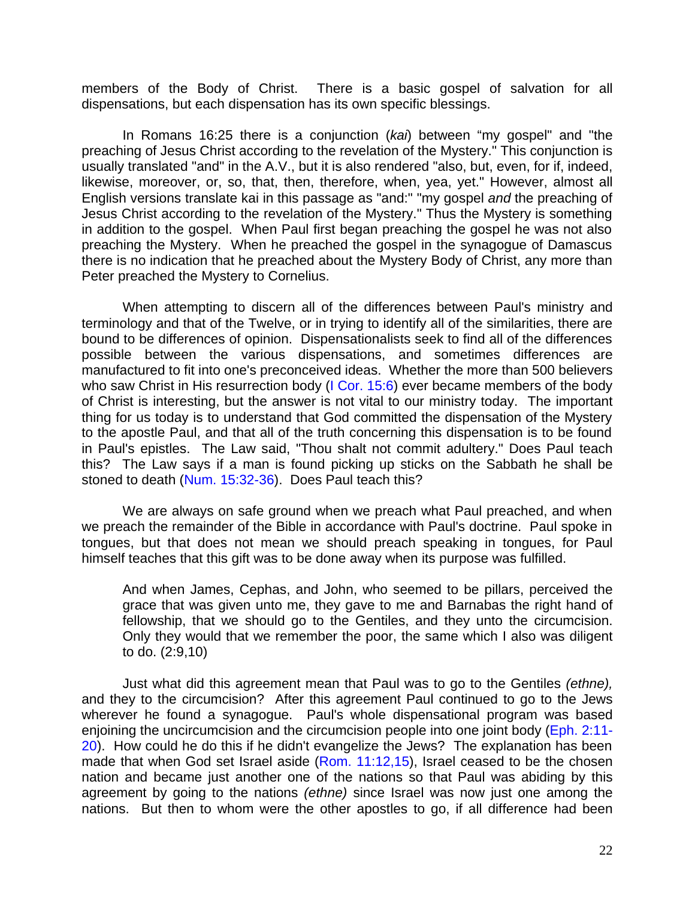members of the Body of Christ. There is a basic gospel of salvation for all dispensations, but each dispensation has its own specific blessings.

In Romans 16:25 there is a conjunction (*kai*) between "my gospel" and "the preaching of Jesus Christ according to the revelation of the Mystery." This conjunction is usually translated "and" in the A.V., but it is also rendered "also, but, even, for if, indeed, likewise, moreover, or, so, that, then, therefore, when, yea, yet." However, almost all English versions translate kai in this passage as "and:" "my gospel *and* the preaching of Jesus Christ according to the revelation of the Mystery." Thus the Mystery is something in addition to the gospel. When Paul first began preaching the gospel he was not also preaching the Mystery. When he preached the gospel in the synagogue of Damascus there is no indication that he preached about the Mystery Body of Christ, any more than Peter preached the Mystery to Cornelius.

When attempting to discern all of the differences between Paul's ministry and terminology and that of the Twelve, or in trying to identify all of the similarities, there are bound to be differences of opinion. Dispensationalists seek to find all of the differences possible between the various dispensations, and sometimes differences are manufactured to fit into one's preconceived ideas. Whether the more than 500 believers who saw Christ in His resurrection body (I Cor. 15:6) ever became members of the body of Christ is interesting, but the answer is not vital to our ministry today. The important thing for us today is to understand that God committed the dispensation of the Mystery to the apostle Paul, and that all of the truth concerning this dispensation is to be found in Paul's epistles. The Law said, "Thou shalt not commit adultery." Does Paul teach this? The Law says if a man is found picking up sticks on the Sabbath he shall be stoned to death (Num. 15:32-36). Does Paul teach this?

We are always on safe ground when we preach what Paul preached, and when we preach the remainder of the Bible in accordance with Paul's doctrine. Paul spoke in tongues, but that does not mean we should preach speaking in tongues, for Paul himself teaches that this gift was to be done away when its purpose was fulfilled.

> And when James, Cephas, and John, who seemed to be pillars, perceived the grace that was given unto me, they gave to me and Barnabas the right hand of fellowship, that we should go to the Gentiles, and they unto the circumcision. Only they would that we remember the poor, the same which I also was diligent to do. (2:9,10)

Just what did this agreement mean that Paul was to go to the Gentiles *(ethne),* and they to the circumcision? After this agreement Paul continued to go to the Jews wherever he found a synagogue. Paul's whole dispensational program was based enjoining the uncircumcision and the circumcision people into one joint body (Eph. 2:11-20). How could he do this if he didn't evangelize the Jews? The explanation has been made that when God set Israel aside (Rom. 11:12,15), Israel ceased to be the chosen nation and became just another one of the nations so that Paul was abiding by this agreement by going to the nations *(ethne)* since Israel was now just one among the nations. But then to whom were the other apostles to go, if all difference had been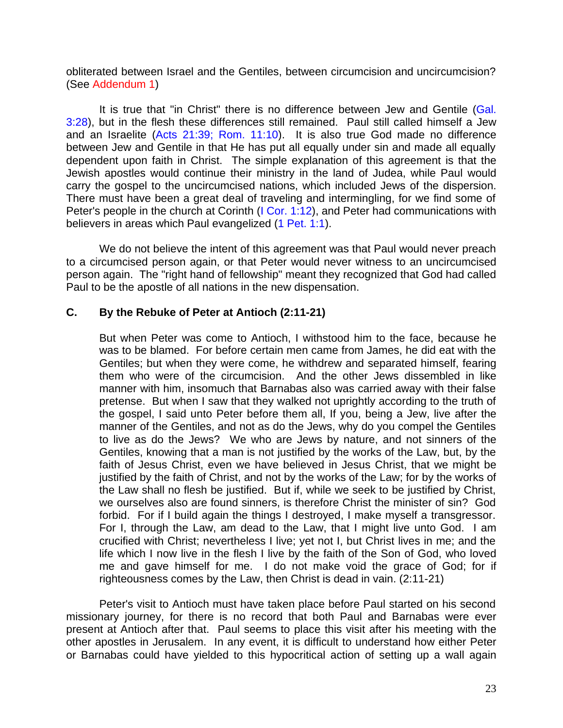obliterated between Israel and the Gentiles, between circumcision and uncircumcision? (See Addendum 1)

It is true that "in Christ" there is no difference between Jew and Gentile (Gal. 3:28), but in the flesh these differences still remained. Paul still called himself a Jew and an Israelite (Acts 21:39; Rom. 11:10). It is also true God made no difference between Jew and Gentile in that He has put all equally under sin and made all equally dependent upon faith in Christ. The simple explanation of this agreement is that the Jewish apostles would continue their ministry in the land of Judea, while Paul would carry the gospel to the uncircumcised nations, which included Jews of the dispersion. There must have been a great deal of traveling and intermingling, for we find some of Peter's people in the church at Corinth (I Cor. 1:12), and Peter had communications with believers in areas which Paul evangelized (1 Pet. 1:1).

We do not believe the intent of this agreement was that Paul would never preach to a circumcised person again, or that Peter would never witness to an uncircumcised person again. The "right hand of fellowship" meant they recognized that God had called Paul to be the apostle of all nations in the new dispensation.

### C. By the Rebuke of Peter at Antioch (2:11-21)

> But when Peter was come to Antioch, I withstood him to the face, because he was to be blamed. For before certain men came from James, he did eat with the Gentiles; but when they were come, he withdrew and separated himself, fearing them who were of the circumcision. And the other Jews dissembled in like manner with him, insomuch that Barnabas also was carried away with their false pretense. But when I saw that they walked not uprightly according to the truth of the gospel, I said unto Peter before them all, If you, being a Jew, live after the manner of the Gentiles, and not as do the Jews, why do you compel the Gentiles to live as do the Jews? We who are Jews by nature, and not sinners of the Gentiles, knowing that a man is not justified by the works of the Law, but, by the faith of Jesus Christ, even we have believed in Jesus Christ, that we might be justified by the faith of Christ, and not by the works of the Law; for by the works of the Law shall no flesh be justified. But if, while we seek to be justified by Christ, we ourselves also are found sinners, is therefore Christ the minister of sin? God forbid. For if I build again the things I destroyed, I make myself a transgressor. For I, through the Law, am dead to the Law, that I might live unto God. I am crucified with Christ; nevertheless I live; yet not I, but Christ lives in me; and the life which I now live in the flesh I live by the faith of the Son of God, who loved me and gave himself for me. I do not make void the grace of God; for if righteousness comes by the Law, then Christ is dead in vain. (2:11-21)

Peter's visit to Antioch must have taken place before Paul started on his second missionary journey, for there is no record that both Paul and Barnabas were ever present at Antioch after that. Paul seems to place this visit after his meeting with the other apostles in Jerusalem. In any event, it is difficult to understand how either Peter or Barnabas could have yielded to this hypocritical action of setting up a wall again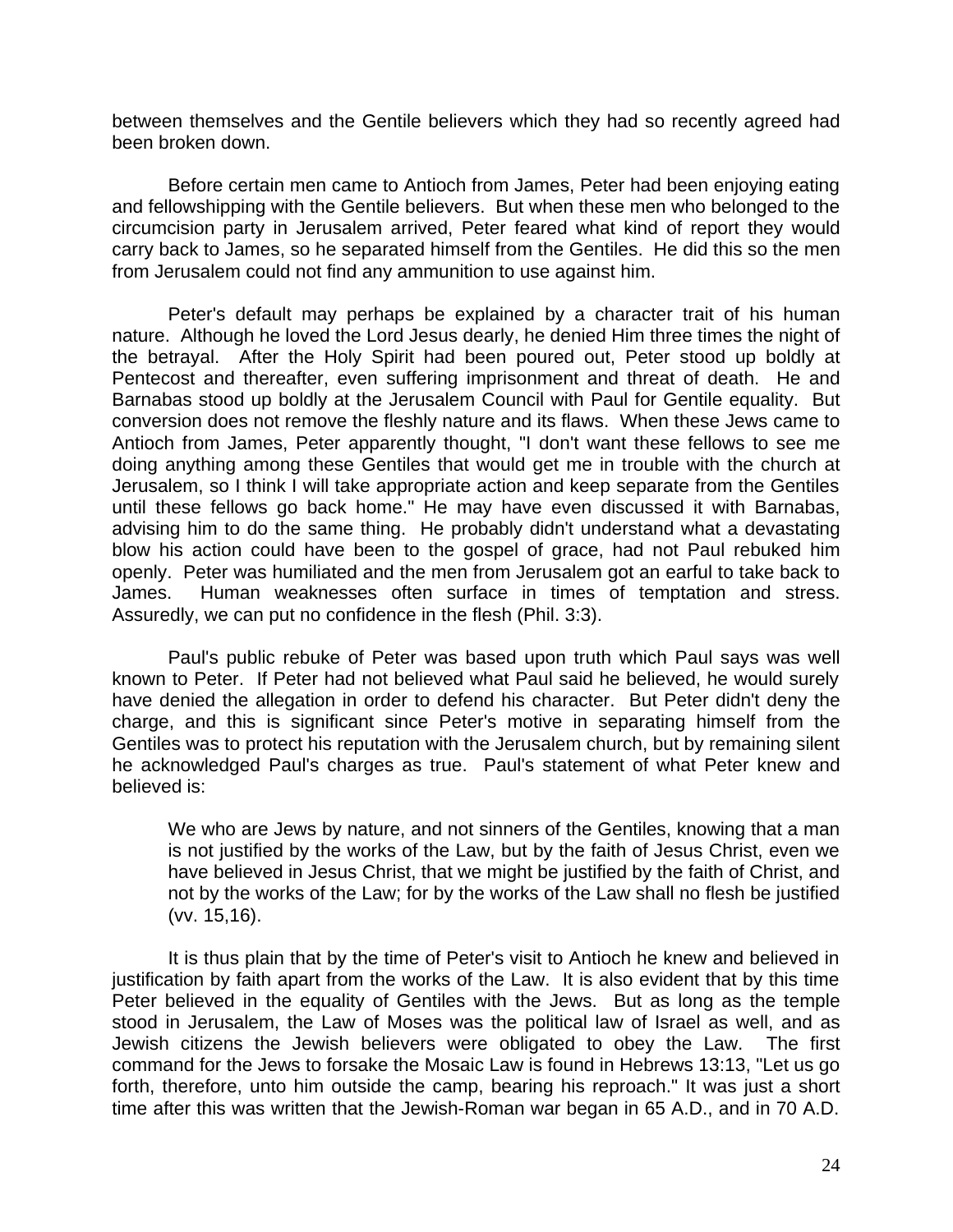between themselves and the Gentile believers which they had so recently agreed had been broken down.

Before certain men came to Antioch from James, Peter had been enjoying eating and fellowshipping with the Gentile believers. But when these men who belonged to the circumcision party in Jerusalem arrived, Peter feared what kind of report they would carry back to James, so he separated himself from the Gentiles. He did this so the men from Jerusalem could not find any ammunition to use against him.

Peter's default may perhaps be explained by a character trait of his human nature. Although he loved the Lord Jesus dearly, he denied Him three times the night of the betrayal. After the Holy Spirit had been poured out, Peter stood up boldly at Pentecost and thereafter, even suffering imprisonment and threat of death. He and Barnabas stood up boldly at the Jerusalem Council with Paul for Gentile equality. But conversion does not remove the fleshly nature and its flaws. When these Jews came to Antioch from James, Peter apparently thought, "I don't want these fellows to see me doing anything among these Gentiles that would get me in trouble with the church at Jerusalem, so I think I will take appropriate action and keep separate from the Gentiles until these fellows go back home." He may have even discussed it with Barnabas, advising him to do the same thing. He probably didn't understand what a devastating blow his action could have been to the gospel of grace, had not Paul rebuked him openly. Peter was humiliated and the men from Jerusalem got an earful to take back to James. Human weaknesses often surface in times of temptation and stress. Assuredly, we can put no confidence in the flesh (Phil. 3:3).

Paul's public rebuke of Peter was based upon truth which Paul says was well known to Peter. If Peter had not believed what Paul said he believed, he would surely have denied the allegation in order to defend his character. But Peter didn't deny the charge, and this is significant since Peter's motive in separating himself from the Gentiles was to protect his reputation with the Jerusalem church, but by remaining silent he acknowledged Paul's charges as true. Paul's statement of what Peter knew and believed is:

> We who are Jews by nature, and not sinners of the Gentiles, knowing that a man is not justified by the works of the Law, but by the faith of Jesus Christ, even we have believed in Jesus Christ, that we might be justified by the faith of Christ, and not by the works of the Law; for by the works of the Law shall no flesh be justified (vv. 15,16).

It is thus plain that by the time of Peter's visit to Antioch he knew and believed in justification by faith apart from the works of the Law. It is also evident that by this time Peter believed in the equality of Gentiles with the Jews. But as long as the temple stood in Jerusalem, the Law of Moses was the political law of Israel as well, and as Jewish citizens the Jewish believers were obligated to obey the Law. The first command for the Jews to forsake the Mosaic Law is found in Hebrews 13:13, "Let us go forth, therefore, unto him outside the camp, bearing his reproach." It was just a short time after this was written that the Jewish-Roman war began in 65 A.D., and in 70 A.D.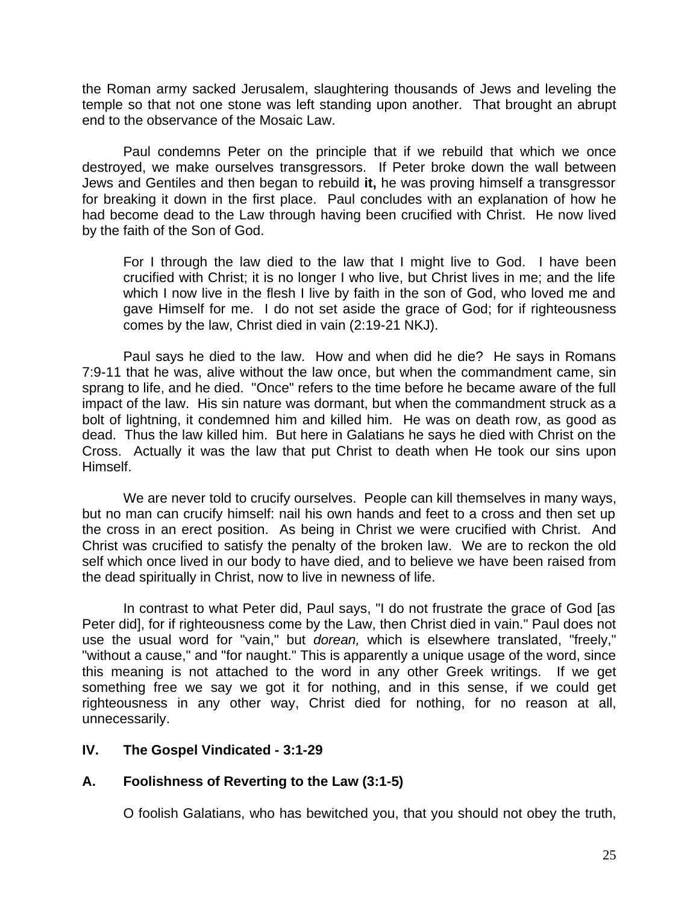the Roman army sacked Jerusalem, slaughtering thousands of Jews and leveling the temple so that not one stone was left standing upon another. That brought an abrupt end to the observance of the Mosaic Law.

Paul condemns Peter on the principle that if we rebuild that which we once destroyed, we make ourselves transgressors. If Peter broke down the wall between Jews and Gentiles and then began to rebuild **it,** he was proving himself a transgressor for breaking it down in the first place. Paul concludes with an explanation of how he had become dead to the Law through having been crucified with Christ. He now lived by the faith of the Son of God.

> For I through the law died to the law that I might live to God. I have been crucified with Christ; it is no longer I who live, but Christ lives in me; and the life which I now live in the flesh I live by faith in the son of God, who loved me and gave Himself for me. I do not set aside the grace of God; for if righteousness comes by the law, Christ died in vain (2:19-21 NKJ).

Paul says he died to the law. How and when did he die? He says in Romans 7:9-11 that he was, alive without the law once, but when the commandment came, sin sprang to life, and he died. "Once" refers to the time before he became aware of the full impact of the law. His sin nature was dormant, but when the commandment struck as a bolt of lightning, it condemned him and killed him. He was on death row, as good as dead. Thus the law killed him. But here in Galatians he says he died with Christ on the Cross. Actually it was the law that put Christ to death when He took our sins upon Himself.

We are never told to crucify ourselves. People can kill themselves in many ways, but no man can crucify himself: nail his own hands and feet to a cross and then set up the cross in an erect position. As being in Christ we were crucified with Christ. And Christ was crucified to satisfy the penalty of the broken law. We are to reckon the old self which once lived in our body to have died, and to believe we have been raised from the dead spiritually in Christ, now to live in newness of life.

In contrast to what Peter did, Paul says, "I do not frustrate the grace of God [as Peter did], for if righteousness come by the Law, then Christ died in vain." Paul does not use the usual word for "vain," but *dorean,* which is elsewhere translated, "freely," "without a cause," and "for naught." This is apparently a unique usage of the word, since this meaning is not attached to the word in any other Greek writings. If we get something free we say we got it for nothing, and in this sense, if we could get righteousness in any other way, Christ died for nothing, for no reason at all, unnecessarily.

## IV. The Gospel Vindicated - 3:1-29

### A. Foolishness of Reverting to the Law (3:1-5)

> O foolish Galatians, who has bewitched you, that you should not obey the truth,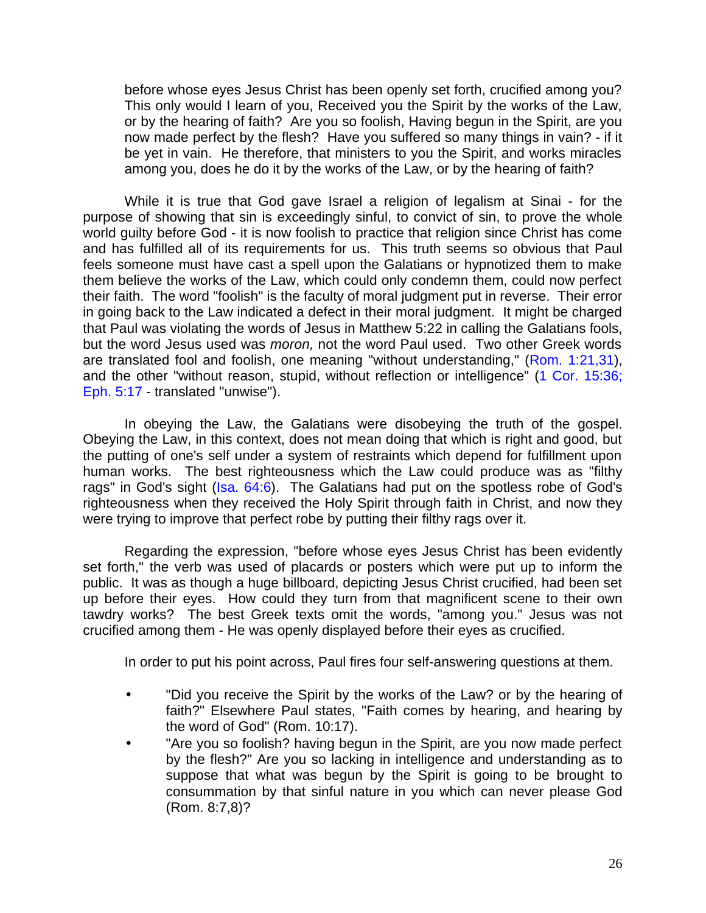> before whose eyes Jesus Christ has been openly set forth, crucified among you? This only would I learn of you, Received you the Spirit by the works of the Law, or by the hearing of faith? Are you so foolish, Having begun in the Spirit, are you now made perfect by the flesh? Have you suffered so many things in vain? - if it be yet in vain. He therefore, that ministers to you the Spirit, and works miracles among you, does he do it by the works of the Law, or by the hearing of faith?

While it is true that God gave Israel a religion of legalism at Sinai - for the purpose of showing that sin is exceedingly sinful, to convict of sin, to prove the whole world guilty before God - it is now foolish to practice that religion since Christ has come and has fulfilled all of its requirements for us. This truth seems so obvious that Paul feels someone must have cast a spell upon the Galatians or hypnotized them to make them believe the works of the Law, which could only condemn them, could now perfect their faith. The word "foolish" is the faculty of moral judgment put in reverse. Their error in going back to the Law indicated a defect in their moral judgment. It might be charged that Paul was violating the words of Jesus in Matthew 5:22 in calling the Galatians fools, but the word Jesus used was *moron,* not the word Paul used. Two other Greek words are translated fool and foolish, one meaning "without understanding," (Rom. 1:21,31), and the other "without reason, stupid, without reflection or intelligence" (1 Cor. 15:36; Eph. 5:17 - translated "unwise").

In obeying the Law, the Galatians were disobeying the truth of the gospel. Obeying the Law, in this context, does not mean doing that which is right and good, but the putting of one's self under a system of restraints which depend for fulfillment upon human works. The best righteousness which the Law could produce was as "filthy rags" in God's sight (Isa. 64:6). The Galatians had put on the spotless robe of God's righteousness when they received the Holy Spirit through faith in Christ, and now they were trying to improve that perfect robe by putting their filthy rags over it.

Regarding the expression, "before whose eyes Jesus Christ has been evidently set forth," the verb was used of placards or posters which were put up to inform the public. It was as though a huge billboard, depicting Jesus Christ crucified, had been set up before their eyes. How could they turn from that magnificent scene to their own tawdry works? The best Greek texts omit the words, "among you." Jesus was not crucified among them - He was openly displayed before their eyes as crucified.

In order to put his point across, Paul fires four self-answering questions at them.

- "Did you receive the Spirit by the works of the Law? or by the hearing of faith?" Elsewhere Paul states, "Faith comes by hearing, and hearing by the word of God" (Rom. 10:17).
- "Are you so foolish? having begun in the Spirit, are you now made perfect by the flesh?" Are you so lacking in intelligence and understanding as to suppose that what was begun by the Spirit is going to be brought to consummation by that sinful nature in you which can never please God (Rom. 8:7,8)?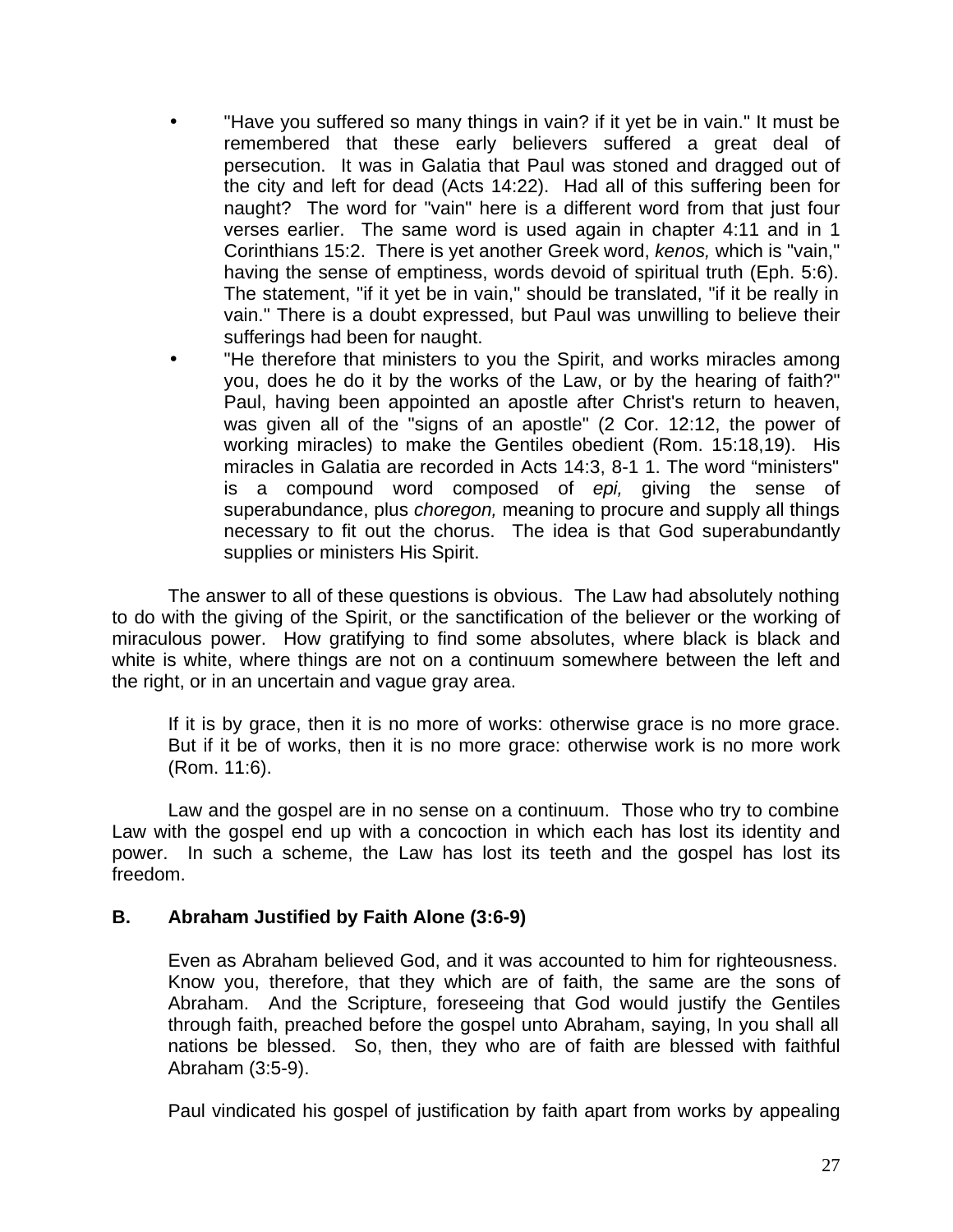- "Have you suffered so many things in vain? if it yet be in vain." It must be remembered that these early believers suffered a great deal of persecution. It was in Galatia that Paul was stoned and dragged out of the city and left for dead (Acts 14:22). Had all of this suffering been for naught? The word for "vain" here is a different word from that just four verses earlier. The same word is used again in chapter 4:11 and in 1 Corinthians 15:2. There is yet another Greek word, *kenos,* which is "vain," having the sense of emptiness, words devoid of spiritual truth (Eph. 5:6). The statement, "if it yet be in vain," should be translated, "if it be really in vain." There is a doubt expressed, but Paul was unwilling to believe their sufferings had been for naught.
- "He therefore that ministers to you the Spirit, and works miracles among you, does he do it by the works of the Law, or by the hearing of faith?" Paul, having been appointed an apostle after Christ's return to heaven, was given all of the "signs of an apostle" (2 Cor. 12:12, the power of working miracles) to make the Gentiles obedient (Rom. 15:18,19). His miracles in Galatia are recorded in Acts 14:3, 8-1 1. The word "ministers" is a compound word composed of *epi,* giving the sense of superabundance, plus *choregon,* meaning to procure and supply all things necessary to fit out the chorus. The idea is that God superabundantly supplies or ministers His Spirit.

The answer to all of these questions is obvious. The Law had absolutely nothing to do with the giving of the Spirit, or the sanctification of the believer or the working of miraculous power. How gratifying to find some absolutes, where black is black and white is white, where things are not on a continuum somewhere between the left and the right, or in an uncertain and vague gray area.

> If it is by grace, then it is no more of works: otherwise grace is no more grace. But if it be of works, then it is no more grace: otherwise work is no more work (Rom. 11:6).

Law and the gospel are in no sense on a continuum. Those who try to combine Law with the gospel end up with a concoction in which each has lost its identity and power. In such a scheme, the Law has lost its teeth and the gospel has lost its freedom.

**B. Abraham Justified by Faith Alone (3:6-9)**

> Even as Abraham believed God, and it was accounted to him for righteousness. Know you, therefore, that they which are of faith, the same are the sons of Abraham. And the Scripture, foreseeing that God would justify the Gentiles through faith, preached before the gospel unto Abraham, saying, In you shall all nations be blessed. So, then, they who are of faith are blessed with faithful Abraham (3:5-9).

Paul vindicated his gospel of justification by faith apart from works by appealing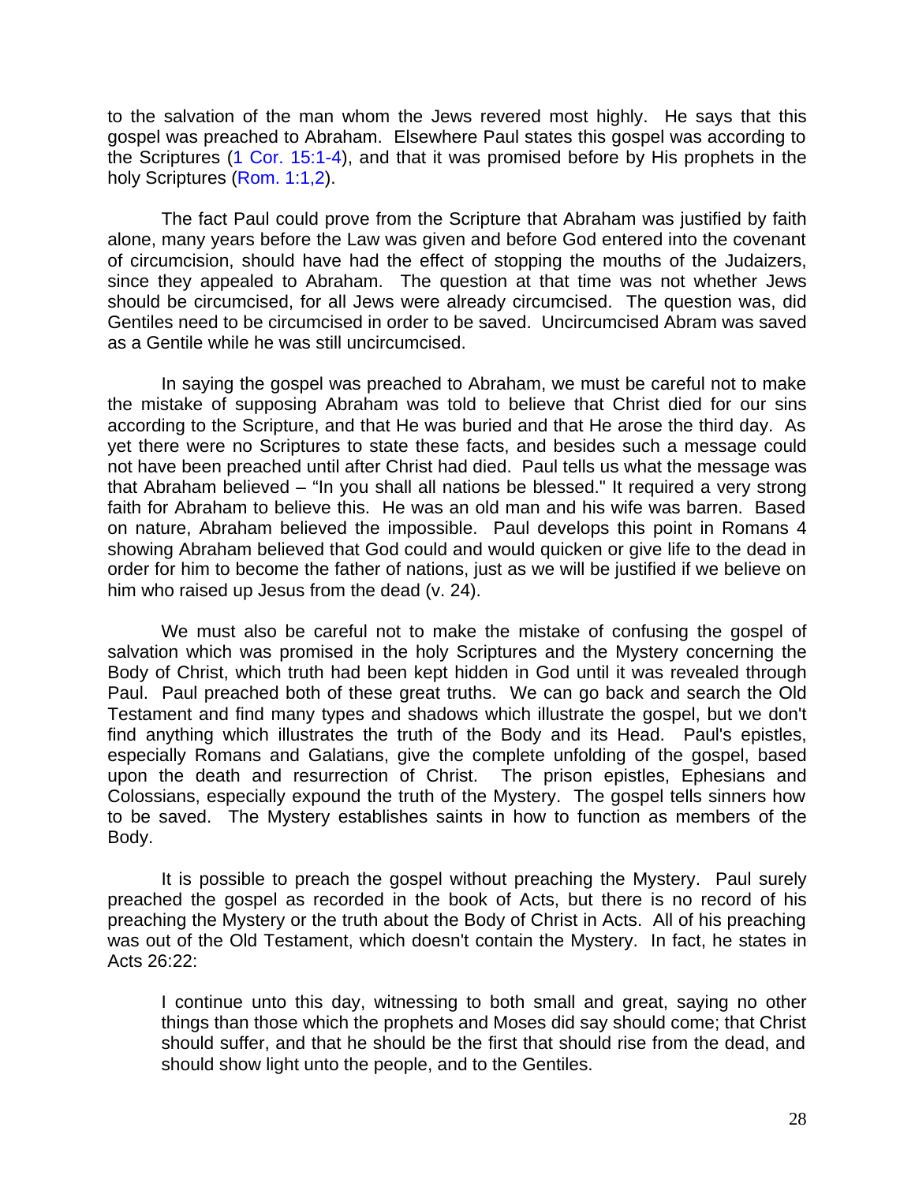to the salvation of the man whom the Jews revered most highly. He says that this gospel was preached to Abraham. Elsewhere Paul states this gospel was according to the Scriptures (1 Cor. 15:1-4), and that it was promised before by His prophets in the holy Scriptures (Rom. 1:1,2).

The fact Paul could prove from the Scripture that Abraham was justified by faith alone, many years before the Law was given and before God entered into the covenant of circumcision, should have had the effect of stopping the mouths of the Judaizers, since they appealed to Abraham. The question at that time was not whether Jews should be circumcised, for all Jews were already circumcised. The question was, did Gentiles need to be circumcised in order to be saved. Uncircumcised Abram was saved as a Gentile while he was still uncircumcised.

In saying the gospel was preached to Abraham, we must be careful not to make the mistake of supposing Abraham was told to believe that Christ died for our sins according to the Scripture, and that He was buried and that He arose the third day. As yet there were no Scriptures to state these facts, and besides such a message could not have been preached until after Christ had died. Paul tells us what the message was that Abraham believed – "In you shall all nations be blessed." It required a very strong faith for Abraham to believe this. He was an old man and his wife was barren. Based on nature, Abraham believed the impossible. Paul develops this point in Romans 4 showing Abraham believed that God could and would quicken or give life to the dead in order for him to become the father of nations, just as we will be justified if we believe on him who raised up Jesus from the dead (v. 24).

We must also be careful not to make the mistake of confusing the gospel of salvation which was promised in the holy Scriptures and the Mystery concerning the Body of Christ, which truth had been kept hidden in God until it was revealed through Paul. Paul preached both of these great truths. We can go back and search the Old Testament and find many types and shadows which illustrate the gospel, but we don't find anything which illustrates the truth of the Body and its Head. Paul's epistles, especially Romans and Galatians, give the complete unfolding of the gospel, based upon the death and resurrection of Christ. The prison epistles, Ephesians and Colossians, especially expound the truth of the Mystery. The gospel tells sinners how to be saved. The Mystery establishes saints in how to function as members of the Body.

It is possible to preach the gospel without preaching the Mystery. Paul surely preached the gospel as recorded in the book of Acts, but there is no record of his preaching the Mystery or the truth about the Body of Christ in Acts. All of his preaching was out of the Old Testament, which doesn't contain the Mystery. In fact, he states in Acts 26:22:

> I continue unto this day, witnessing to both small and great, saying no other things than those which the prophets and Moses did say should come; that Christ should suffer, and that he should be the first that should rise from the dead, and should show light unto the people, and to the Gentiles.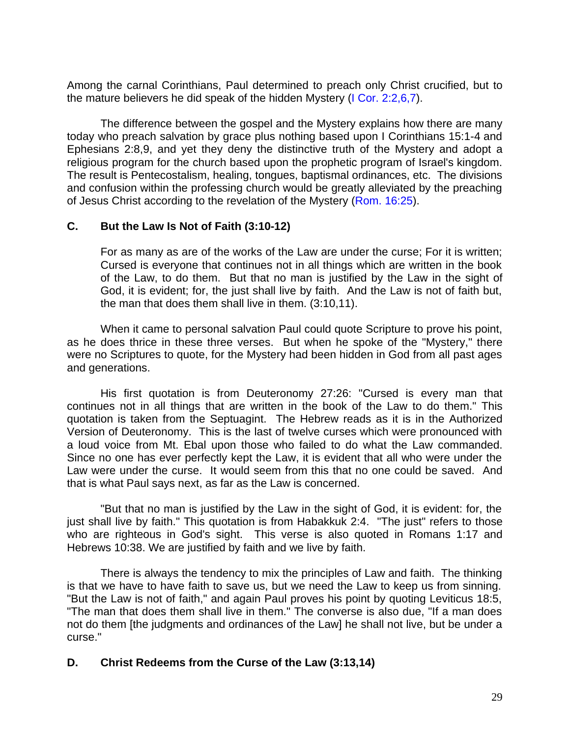Among the carnal Corinthians, Paul determined to preach only Christ crucified, but to the mature believers he did speak of the hidden Mystery (I Cor. 2:2,6,7).

The difference between the gospel and the Mystery explains how there are many today who preach salvation by grace plus nothing based upon I Corinthians 15:1-4 and Ephesians 2:8,9, and yet they deny the distinctive truth of the Mystery and adopt a religious program for the church based upon the prophetic program of Israel's kingdom. The result is Pentecostalism, healing, tongues, baptismal ordinances, etc. The divisions and confusion within the professing church would be greatly alleviated by the preaching of Jesus Christ according to the revelation of the Mystery (Rom. 16:25).

### C. But the Law Is Not of Faith (3:10-12)

> For as many as are of the works of the Law are under the curse; For it is written; Cursed is everyone that continues not in all things which are written in the book of the Law, to do them. But that no man is justified by the Law in the sight of God, it is evident; for, the just shall live by faith. And the Law is not of faith but, the man that does them shall live in them. (3:10,11).

When it came to personal salvation Paul could quote Scripture to prove his point, as he does thrice in these three verses. But when he spoke of the "Mystery," there were no Scriptures to quote, for the Mystery had been hidden in God from all past ages and generations.

His first quotation is from Deuteronomy 27:26: "Cursed is every man that continues not in all things that are written in the book of the Law to do them." This quotation is taken from the Septuagint. The Hebrew reads as it is in the Authorized Version of Deuteronomy. This is the last of twelve curses which were pronounced with a loud voice from Mt. Ebal upon those who failed to do what the Law commanded. Since no one has ever perfectly kept the Law, it is evident that all who were under the Law were under the curse. It would seem from this that no one could be saved. And that is what Paul says next, as far as the Law is concerned.

"But that no man is justified by the Law in the sight of God, it is evident: for, the just shall live by faith." This quotation is from Habakkuk 2:4. "The just" refers to those who are righteous in God's sight. This verse is also quoted in Romans 1:17 and Hebrews 10:38. We are justified by faith and we live by faith.

There is always the tendency to mix the principles of Law and faith. The thinking is that we have to have faith to save us, but we need the Law to keep us from sinning. "But the Law is not of faith," and again Paul proves his point by quoting Leviticus 18:5, "The man that does them shall live in them." The converse is also due, "If a man does not do them [the judgments and ordinances of the Law] he shall not live, but be under a curse."

### D. Christ Redeems from the Curse of the Law (3:13,14)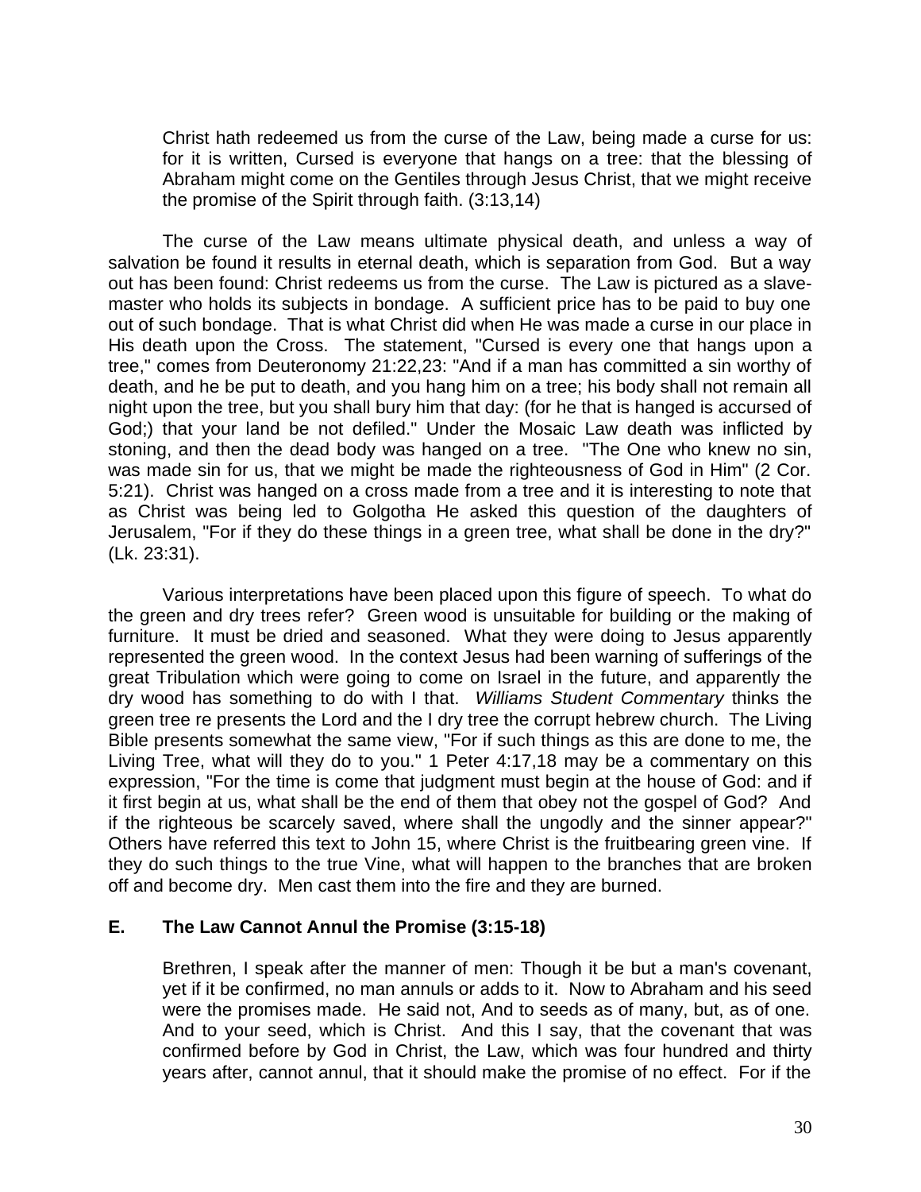> Christ hath redeemed us from the curse of the Law, being made a curse for us: for it is written, Cursed is everyone that hangs on a tree: that the blessing of Abraham might come on the Gentiles through Jesus Christ, that we might receive the promise of the Spirit through faith. (3:13,14)

The curse of the Law means ultimate physical death, and unless a way of salvation be found it results in eternal death, which is separation from God. But a way out has been found: Christ redeems us from the curse. The Law is pictured as a slave-master who holds its subjects in bondage. A sufficient price has to be paid to buy one out of such bondage. That is what Christ did when He was made a curse in our place in His death upon the Cross. The statement, "Cursed is every one that hangs upon a tree," comes from Deuteronomy 21:22,23: "And if a man has committed a sin worthy of death, and he be put to death, and you hang him on a tree; his body shall not remain all night upon the tree, but you shall bury him that day: (for he that is hanged is accursed of God;) that your land be not defiled." Under the Mosaic Law death was inflicted by stoning, and then the dead body was hanged on a tree. "The One who knew no sin, was made sin for us, that we might be made the righteousness of God in Him" (2 Cor. 5:21). Christ was hanged on a cross made from a tree and it is interesting to note that as Christ was being led to Golgotha He asked this question of the daughters of Jerusalem, "For if they do these things in a green tree, what shall be done in the dry?" (Lk. 23:31).

Various interpretations have been placed upon this figure of speech. To what do the green and dry trees refer? Green wood is unsuitable for building or the making of furniture. It must be dried and seasoned. What they were doing to Jesus apparently represented the green wood. In the context Jesus had been warning of sufferings of the great Tribulation which were going to come on Israel in the future, and apparently the dry wood has something to do with I that. *Williams Student Commentary* thinks the green tree re presents the Lord and the I dry tree the corrupt hebrew church. The Living Bible presents somewhat the same view, "For if such things as this are done to me, the Living Tree, what will they do to you." 1 Peter 4:17,18 may be a commentary on this expression, "For the time is come that judgment must begin at the house of God: and if it first begin at us, what shall be the end of them that obey not the gospel of God? And if the righteous be scarcely saved, where shall the ungodly and the sinner appear?" Others have referred this text to John 15, where Christ is the fruitbearing green vine. If they do such things to the true Vine, what will happen to the branches that are broken off and become dry. Men cast them into the fire and they are burned.

### E. The Law Cannot Annul the Promise (3:15-18)

> Brethren, I speak after the manner of men: Though it be but a man's covenant, yet if it be confirmed, no man annuls or adds to it. Now to Abraham and his seed were the promises made. He said not, And to seeds as of many, but, as of one. And to your seed, which is Christ. And this I say, that the covenant that was confirmed before by God in Christ, the Law, which was four hundred and thirty years after, cannot annul, that it should make the promise of no effect. For if the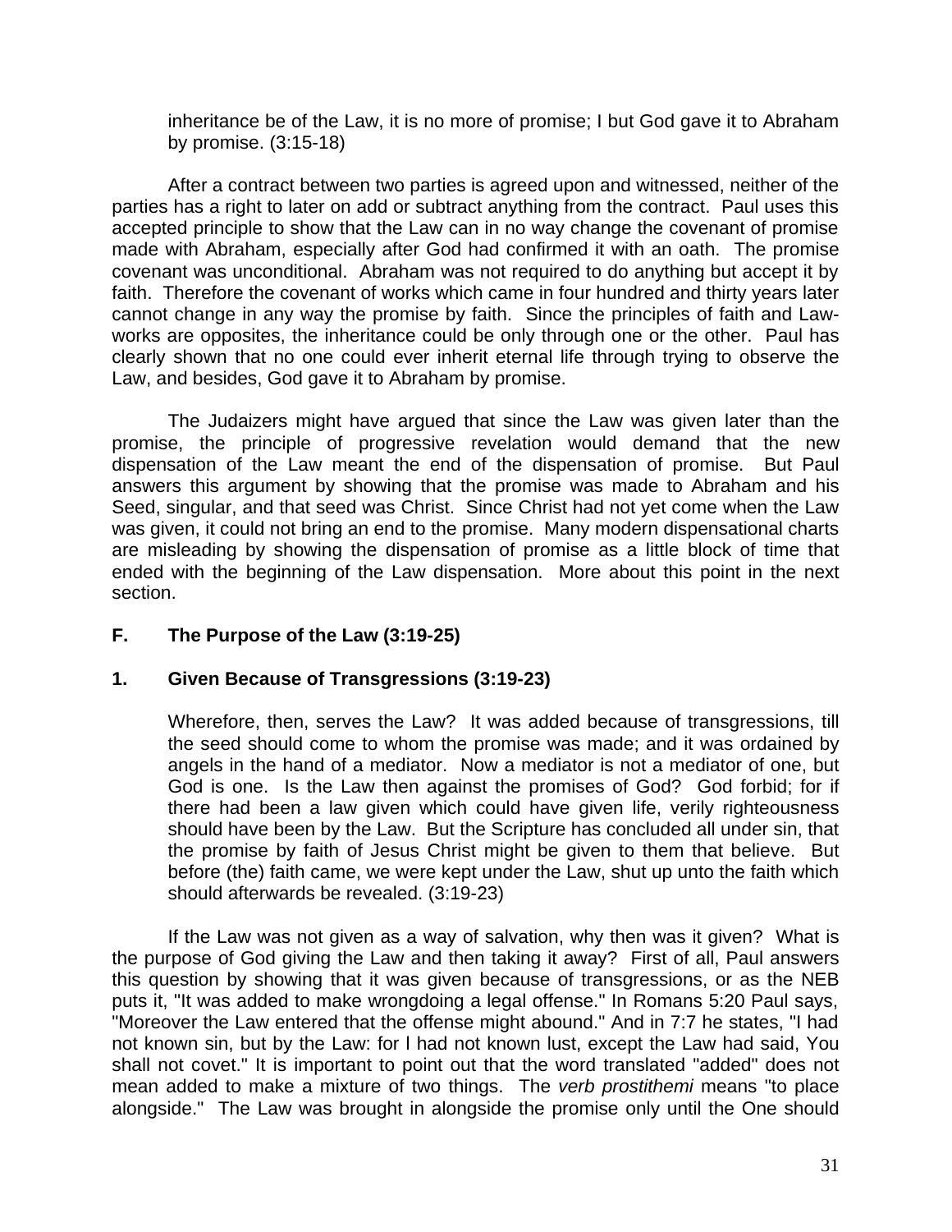> inheritance be of the Law, it is no more of promise; I but God gave it to Abraham by promise. (3:15-18)

After a contract between two parties is agreed upon and witnessed, neither of the parties has a right to later on add or subtract anything from the contract. Paul uses this accepted principle to show that the Law can in no way change the covenant of promise made with Abraham, especially after God had confirmed it with an oath. The promise covenant was unconditional. Abraham was not required to do anything but accept it by faith. Therefore the covenant of works which came in four hundred and thirty years later cannot change in any way the promise by faith. Since the principles of faith and Law-works are opposites, the inheritance could be only through one or the other. Paul has clearly shown that no one could ever inherit eternal life through trying to observe the Law, and besides, God gave it to Abraham by promise.

The Judaizers might have argued that since the Law was given later than the promise, the principle of progressive revelation would demand that the new dispensation of the Law meant the end of the dispensation of promise. But Paul answers this argument by showing that the promise was made to Abraham and his Seed, singular, and that seed was Christ. Since Christ had not yet come when the Law was given, it could not bring an end to the promise. Many modern dispensational charts are misleading by showing the dispensation of promise as a little block of time that ended with the beginning of the Law dispensation. More about this point in the next section.

## F. The Purpose of the Law (3:19-25)

### 1. Given Because of Transgressions (3:19-23)

> Wherefore, then, serves the Law? It was added because of transgressions, till the seed should come to whom the promise was made; and it was ordained by angels in the hand of a mediator. Now a mediator is not a mediator of one, but God is one. Is the Law then against the promises of God? God forbid; for if there had been a law given which could have given life, verily righteousness should have been by the Law. But the Scripture has concluded all under sin, that the promise by faith of Jesus Christ might be given to them that believe. But before (the) faith came, we were kept under the Law, shut up unto the faith which should afterwards be revealed. (3:19-23)

If the Law was not given as a way of salvation, why then was it given? What is the purpose of God giving the Law and then taking it away? First of all, Paul answers this question by showing that it was given because of transgressions, or as the NEB puts it, "It was added to make wrongdoing a legal offense." In Romans 5:20 Paul says, "Moreover the Law entered that the offense might abound." And in 7:7 he states, "I had not known sin, but by the Law: for I had not known lust, except the Law had said, You shall not covet." It is important to point out that the word translated "added" does not mean added to make a mixture of two things. The *verb prostithemi* means "to place alongside." The Law was brought in alongside the promise only until the One should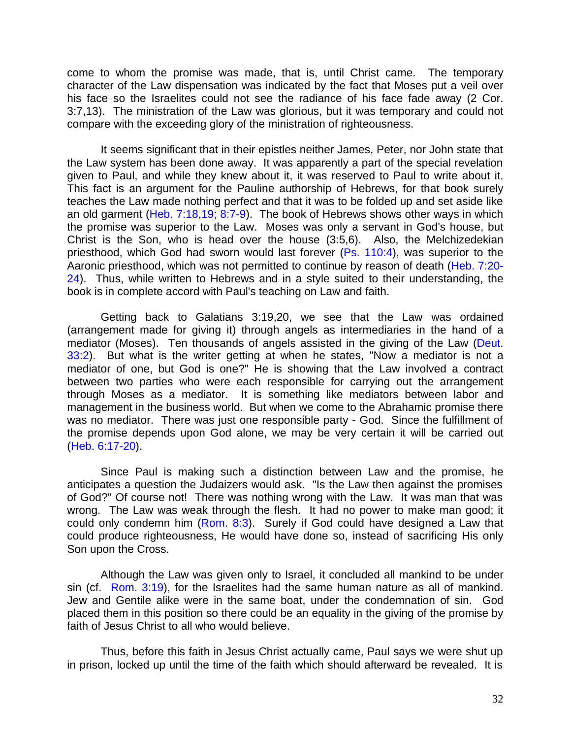come to whom the promise was made, that is, until Christ came. The temporary character of the Law dispensation was indicated by the fact that Moses put a veil over his face so the Israelites could not see the radiance of his face fade away (2 Cor. 3:7,13). The ministration of the Law was glorious, but it was temporary and could not compare with the exceeding glory of the ministration of righteousness.

It seems significant that in their epistles neither James, Peter, nor John state that the Law system has been done away. It was apparently a part of the special revelation given to Paul, and while they knew about it, it was reserved to Paul to write about it. This fact is an argument for the Pauline authorship of Hebrews, for that book surely teaches the Law made nothing perfect and that it was to be folded up and set aside like an old garment (Heb. 7:18,19; 8:7-9). The book of Hebrews shows other ways in which the promise was superior to the Law. Moses was only a servant in God's house, but Christ is the Son, who is head over the house (3:5,6). Also, the Melchizedekian priesthood, which God had sworn would last forever (Ps. 110:4), was superior to the Aaronic priesthood, which was not permitted to continue by reason of death (Heb. 7:20-24). Thus, while written to Hebrews and in a style suited to their understanding, the book is in complete accord with Paul's teaching on Law and faith.

Getting back to Galatians 3:19,20, we see that the Law was ordained (arrangement made for giving it) through angels as intermediaries in the hand of a mediator (Moses). Ten thousands of angels assisted in the giving of the Law (Deut. 33:2). But what is the writer getting at when he states, "Now a mediator is not a mediator of one, but God is one?" He is showing that the Law involved a contract between two parties who were each responsible for carrying out the arrangement through Moses as a mediator. It is something like mediators between labor and management in the business world. But when we come to the Abrahamic promise there was no mediator. There was just one responsible party - God. Since the fulfillment of the promise depends upon God alone, we may be very certain it will be carried out (Heb. 6:17-20).

Since Paul is making such a distinction between Law and the promise, he anticipates a question the Judaizers would ask. "Is the Law then against the promises of God?" Of course not! There was nothing wrong with the Law. It was man that was wrong. The Law was weak through the flesh. It had no power to make man good; it could only condemn him (Rom. 8:3). Surely if God could have designed a Law that could produce righteousness, He would have done so, instead of sacrificing His only Son upon the Cross.

Although the Law was given only to Israel, it concluded all mankind to be under sin (cf. Rom. 3:19), for the Israelites had the same human nature as all of mankind. Jew and Gentile alike were in the same boat, under the condemnation of sin. God placed them in this position so there could be an equality in the giving of the promise by faith of Jesus Christ to all who would believe.

Thus, before this faith in Jesus Christ actually came, Paul says we were shut up in prison, locked up until the time of the faith which should afterward be revealed. It is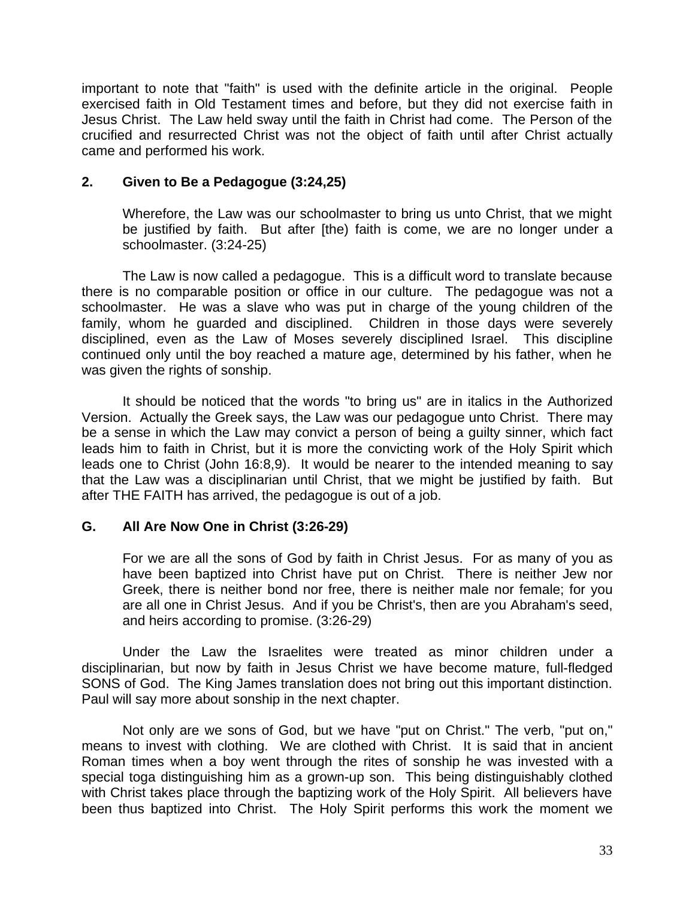important to note that "faith" is used with the definite article in the original. People exercised faith in Old Testament times and before, but they did not exercise faith in Jesus Christ. The Law held sway until the faith in Christ had come. The Person of the crucified and resurrected Christ was not the object of faith until after Christ actually came and performed his work.

### 2. Given to Be a Pedagogue (3:24,25)

> Wherefore, the Law was our schoolmaster to bring us unto Christ, that we might be justified by faith. But after [the) faith is come, we are no longer under a schoolmaster. (3:24-25)

The Law is now called a pedagogue. This is a difficult word to translate because there is no comparable position or office in our culture. The pedagogue was not a schoolmaster. He was a slave who was put in charge of the young children of the family, whom he guarded and disciplined. Children in those days were severely disciplined, even as the Law of Moses severely disciplined Israel. This discipline continued only until the boy reached a mature age, determined by his father, when he was given the rights of sonship.

It should be noticed that the words "to bring us" are in italics in the Authorized Version. Actually the Greek says, the Law was our pedagogue unto Christ. There may be a sense in which the Law may convict a person of being a guilty sinner, which fact leads him to faith in Christ, but it is more the convicting work of the Holy Spirit which leads one to Christ (John 16:8,9). It would be nearer to the intended meaning to say that the Law was a disciplinarian until Christ, that we might be justified by faith. But after THE FAITH has arrived, the pedagogue is out of a job.

### G. All Are Now One in Christ (3:26-29)

> For we are all the sons of God by faith in Christ Jesus. For as many of you as have been baptized into Christ have put on Christ. There is neither Jew nor Greek, there is neither bond nor free, there is neither male nor female; for you are all one in Christ Jesus. And if you be Christ's, then are you Abraham's seed, and heirs according to promise. (3:26-29)

Under the Law the Israelites were treated as minor children under a disciplinarian, but now by faith in Jesus Christ we have become mature, full-fledged SONS of God. The King James translation does not bring out this important distinction. Paul will say more about sonship in the next chapter.

Not only are we sons of God, but we have "put on Christ." The verb, "put on," means to invest with clothing. We are clothed with Christ. It is said that in ancient Roman times when a boy went through the rites of sonship he was invested with a special toga distinguishing him as a grown-up son. This being distinguishably clothed with Christ takes place through the baptizing work of the Holy Spirit. All believers have been thus baptized into Christ. The Holy Spirit performs this work the moment we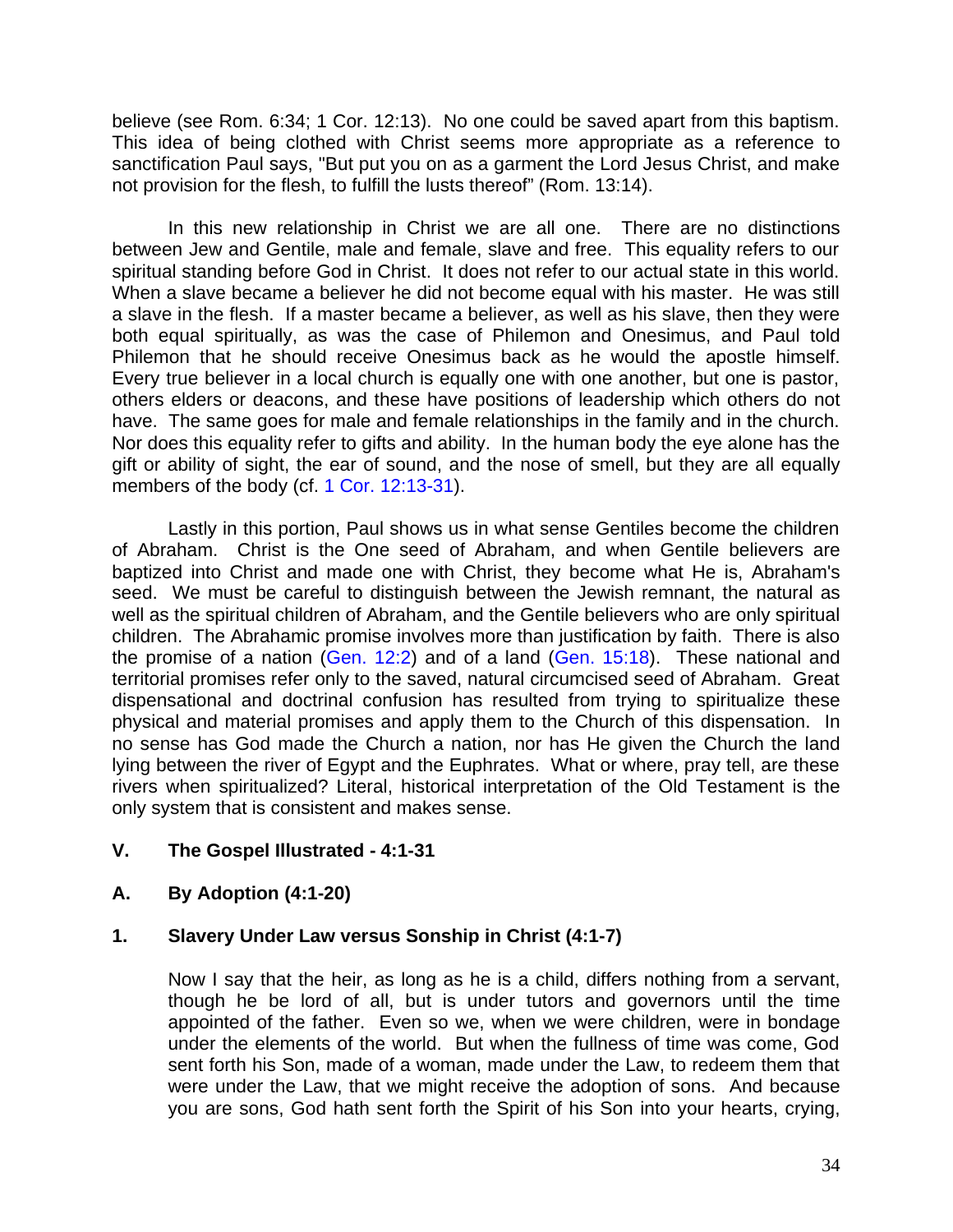believe (see Rom. 6:34; 1 Cor. 12:13). No one could be saved apart from this baptism. This idea of being clothed with Christ seems more appropriate as a reference to sanctification Paul says, "But put you on as a garment the Lord Jesus Christ, and make not provision for the flesh, to fulfill the lusts thereof" (Rom. 13:14).

In this new relationship in Christ we are all one. There are no distinctions between Jew and Gentile, male and female, slave and free. This equality refers to our spiritual standing before God in Christ. It does not refer to our actual state in this world. When a slave became a believer he did not become equal with his master. He was still a slave in the flesh. If a master became a believer, as well as his slave, then they were both equal spiritually, as was the case of Philemon and Onesimus, and Paul told Philemon that he should receive Onesimus back as he would the apostle himself. Every true believer in a local church is equally one with one another, but one is pastor, others elders or deacons, and these have positions of leadership which others do not have. The same goes for male and female relationships in the family and in the church. Nor does this equality refer to gifts and ability. In the human body the eye alone has the gift or ability of sight, the ear of sound, and the nose of smell, but they are all equally members of the body (cf. 1 Cor. 12:13-31).

Lastly in this portion, Paul shows us in what sense Gentiles become the children of Abraham. Christ is the One seed of Abraham, and when Gentile believers are baptized into Christ and made one with Christ, they become what He is, Abraham's seed. We must be careful to distinguish between the Jewish remnant, the natural as well as the spiritual children of Abraham, and the Gentile believers who are only spiritual children. The Abrahamic promise involves more than justification by faith. There is also the promise of a nation (Gen. 12:2) and of a land (Gen. 15:18). These national and territorial promises refer only to the saved, natural circumcised seed of Abraham. Great dispensational and doctrinal confusion has resulted from trying to spiritualize these physical and material promises and apply them to the Church of this dispensation. In no sense has God made the Church a nation, nor has He given the Church the land lying between the river of Egypt and the Euphrates. What or where, pray tell, are these rivers when spiritualized? Literal, historical interpretation of the Old Testament is the only system that is consistent and makes sense.

## V. The Gospel Illustrated - 4:1-31

### A. By Adoption (4:1-20)

#### 1. Slavery Under Law versus Sonship in Christ (4:1-7)

> Now I say that the heir, as long as he is a child, differs nothing from a servant, though he be lord of all, but is under tutors and governors until the time appointed of the father. Even so we, when we were children, were in bondage under the elements of the world. But when the fullness of time was come, God sent forth his Son, made of a woman, made under the Law, to redeem them that were under the Law, that we might receive the adoption of sons. And because you are sons, God hath sent forth the Spirit of his Son into your hearts, crying,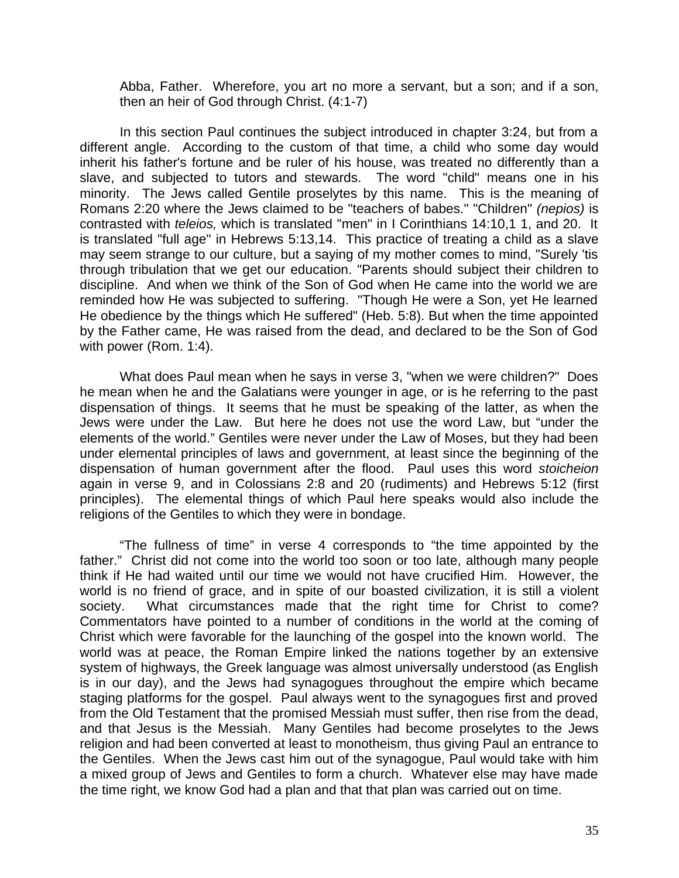Abba, Father. Wherefore, you art no more a servant, but a son; and if a son, then an heir of God through Christ. (4:1-7)

In this section Paul continues the subject introduced in chapter 3:24, but from a different angle. According to the custom of that time, a child who some day would inherit his father's fortune and be ruler of his house, was treated no differently than a slave, and subjected to tutors and stewards. The word "child" means one in his minority. The Jews called Gentile proselytes by this name. This is the meaning of Romans 2:20 where the Jews claimed to be "teachers of babes." "Children" *(nepios)* is contrasted with *teleios,* which is translated "men" in I Corinthians 14:10,1 1, and 20. It is translated "full age" in Hebrews 5:13,14. This practice of treating a child as a slave may seem strange to our culture, but a saying of my mother comes to mind, "Surely 'tis through tribulation that we get our education. "Parents should subject their children to discipline. And when we think of the Son of God when He came into the world we are reminded how He was subjected to suffering. "Though He were a Son, yet He learned He obedience by the things which He suffered" (Heb. 5:8). But when the time appointed by the Father came, He was raised from the dead, and declared to be the Son of God with power (Rom. 1:4).

What does Paul mean when he says in verse 3, "when we were children?" Does he mean when he and the Galatians were younger in age, or is he referring to the past dispensation of things. It seems that he must be speaking of the latter, as when the Jews were under the Law. But here he does not use the word Law, but "under the elements of the world." Gentiles were never under the Law of Moses, but they had been under elemental principles of laws and government, at least since the beginning of the dispensation of human government after the flood. Paul uses this word *stoicheion* again in verse 9, and in Colossians 2:8 and 20 (rudiments) and Hebrews 5:12 (first principles). The elemental things of which Paul here speaks would also include the religions of the Gentiles to which they were in bondage.

"The fullness of time" in verse 4 corresponds to "the time appointed by the father." Christ did not come into the world too soon or too late, although many people think if He had waited until our time we would not have crucified Him. However, the world is no friend of grace, and in spite of our boasted civilization, it is still a violent society. What circumstances made that the right time for Christ to come? Commentators have pointed to a number of conditions in the world at the coming of Christ which were favorable for the launching of the gospel into the known world. The world was at peace, the Roman Empire linked the nations together by an extensive system of highways, the Greek language was almost universally understood (as English is in our day), and the Jews had synagogues throughout the empire which became staging platforms for the gospel. Paul always went to the synagogues first and proved from the Old Testament that the promised Messiah must suffer, then rise from the dead, and that Jesus is the Messiah. Many Gentiles had become proselytes to the Jews religion and had been converted at least to monotheism, thus giving Paul an entrance to the Gentiles. When the Jews cast him out of the synagogue, Paul would take with him a mixed group of Jews and Gentiles to form a church. Whatever else may have made the time right, we know God had a plan and that that plan was carried out on time.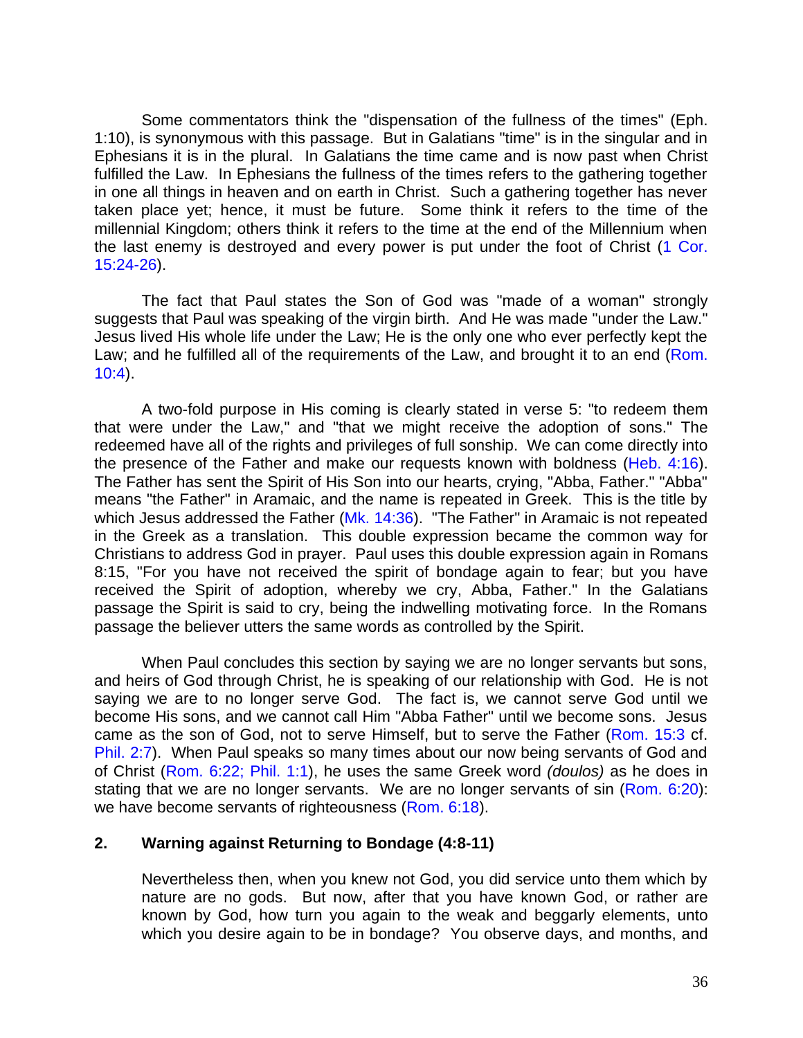Some commentators think the "dispensation of the fullness of the times" (Eph. 1:10), is synonymous with this passage. But in Galatians "time" is in the singular and in Ephesians it is in the plural. In Galatians the time came and is now past when Christ fulfilled the Law. In Ephesians the fullness of the times refers to the gathering together in one all things in heaven and on earth in Christ. Such a gathering together has never taken place yet; hence, it must be future. Some think it refers to the time of the millennial Kingdom; others think it refers to the time at the end of the Millennium when the last enemy is destroyed and every power is put under the foot of Christ (1 Cor. 15:24-26).

The fact that Paul states the Son of God was "made of a woman" strongly suggests that Paul was speaking of the virgin birth. And He was made "under the Law." Jesus lived His whole life under the Law; He is the only one who ever perfectly kept the Law; and he fulfilled all of the requirements of the Law, and brought it to an end (Rom. 10:4).

A two-fold purpose in His coming is clearly stated in verse 5: "to redeem them that were under the Law," and "that we might receive the adoption of sons." The redeemed have all of the rights and privileges of full sonship. We can come directly into the presence of the Father and make our requests known with boldness (Heb. 4:16). The Father has sent the Spirit of His Son into our hearts, crying, "Abba, Father." "Abba" means "the Father" in Aramaic, and the name is repeated in Greek. This is the title by which Jesus addressed the Father (Mk. 14:36). "The Father" in Aramaic is not repeated in the Greek as a translation. This double expression became the common way for Christians to address God in prayer. Paul uses this double expression again in Romans 8:15, "For you have not received the spirit of bondage again to fear; but you have received the Spirit of adoption, whereby we cry, Abba, Father." In the Galatians passage the Spirit is said to cry, being the indwelling motivating force. In the Romans passage the believer utters the same words as controlled by the Spirit.

When Paul concludes this section by saying we are no longer servants but sons, and heirs of God through Christ, he is speaking of our relationship with God. He is not saying we are to no longer serve God. The fact is, we cannot serve God until we become His sons, and we cannot call Him "Abba Father" until we become sons. Jesus came as the son of God, not to serve Himself, but to serve the Father (Rom. 15:3 cf. Phil. 2:7). When Paul speaks so many times about our now being servants of God and of Christ (Rom. 6:22; Phil. 1:1), he uses the same Greek word *(doulos)* as he does in stating that we are no longer servants. We are no longer servants of sin (Rom. 6:20): we have become servants of righteousness (Rom. 6:18).

### 2. Warning against Returning to Bondage (4:8-11)

> Nevertheless then, when you knew not God, you did service unto them which by nature are no gods. But now, after that you have known God, or rather are known by God, how turn you again to the weak and beggarly elements, unto which you desire again to be in bondage? You observe days, and months, and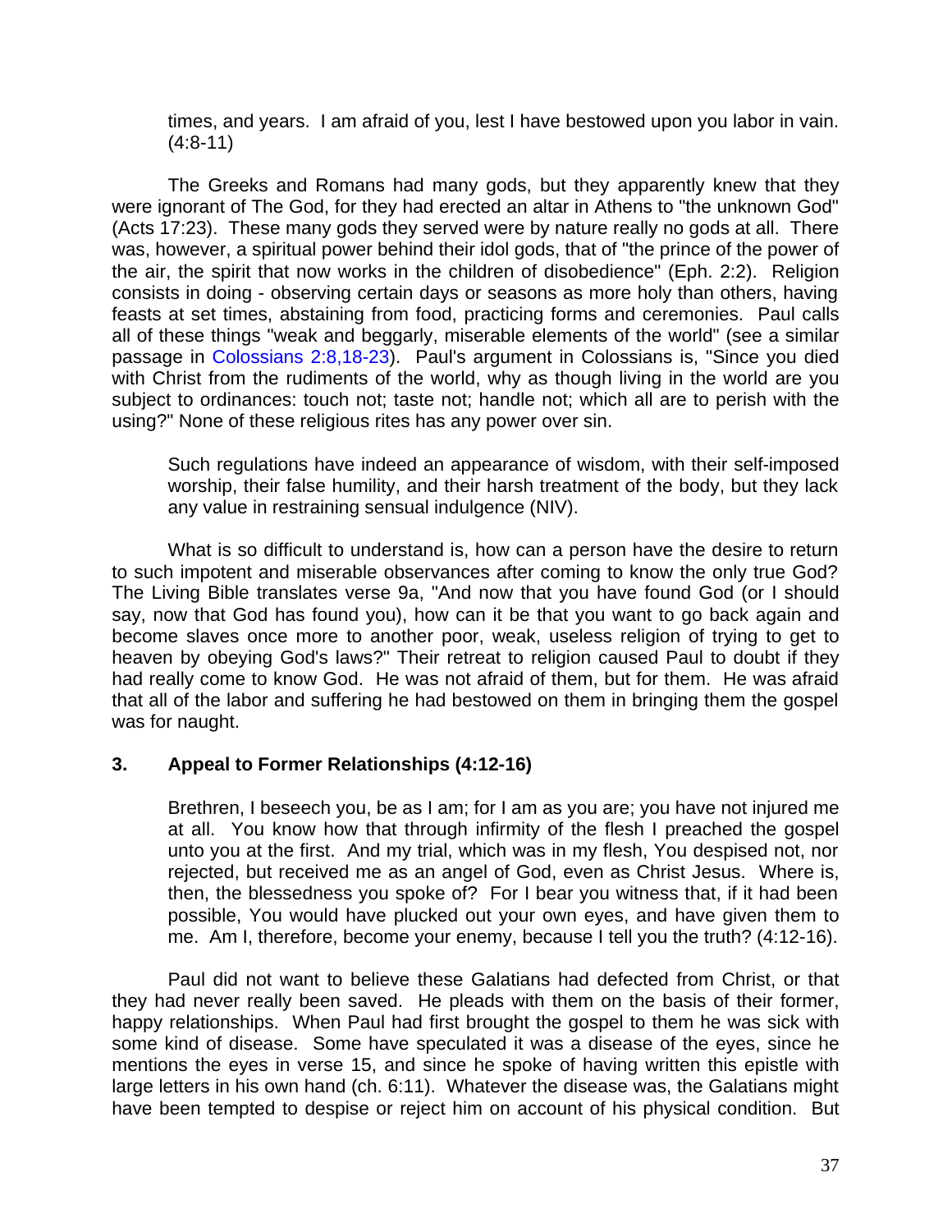> times, and years. I am afraid of you, lest I have bestowed upon you labor in vain. (4:8-11)

The Greeks and Romans had many gods, but they apparently knew that they were ignorant of The God, for they had erected an altar in Athens to "the unknown God" (Acts 17:23). These many gods they served were by nature really no gods at all. There was, however, a spiritual power behind their idol gods, that of "the prince of the power of the air, the spirit that now works in the children of disobedience" (Eph. 2:2). Religion consists in doing - observing certain days or seasons as more holy than others, having feasts at set times, abstaining from food, practicing forms and ceremonies. Paul calls all of these things "weak and beggarly, miserable elements of the world" (see a similar passage in Colossians 2:8,18-23). Paul's argument in Colossians is, "Since you died with Christ from the rudiments of the world, why as though living in the world are you subject to ordinances: touch not; taste not; handle not; which all are to perish with the using?" None of these religious rites has any power over sin.

> Such regulations have indeed an appearance of wisdom, with their self-imposed worship, their false humility, and their harsh treatment of the body, but they lack any value in restraining sensual indulgence (NIV).

What is so difficult to understand is, how can a person have the desire to return to such impotent and miserable observances after coming to know the only true God? The Living Bible translates verse 9a, "And now that you have found God (or I should say, now that God has found you), how can it be that you want to go back again and become slaves once more to another poor, weak, useless religion of trying to get to heaven by obeying God's laws?" Their retreat to religion caused Paul to doubt if they had really come to know God. He was not afraid of them, but for them. He was afraid that all of the labor and suffering he had bestowed on them in bringing them the gospel was for naught.

### 3. Appeal to Former Relationships (4:12-16)

> Brethren, I beseech you, be as I am; for I am as you are; you have not injured me at all. You know how that through infirmity of the flesh I preached the gospel unto you at the first. And my trial, which was in my flesh, You despised not, nor rejected, but received me as an angel of God, even as Christ Jesus. Where is, then, the blessedness you spoke of? For I bear you witness that, if it had been possible, You would have plucked out your own eyes, and have given them to me. Am I, therefore, become your enemy, because I tell you the truth? (4:12-16).

Paul did not want to believe these Galatians had defected from Christ, or that they had never really been saved. He pleads with them on the basis of their former, happy relationships. When Paul had first brought the gospel to them he was sick with some kind of disease. Some have speculated it was a disease of the eyes, since he mentions the eyes in verse 15, and since he spoke of having written this epistle with large letters in his own hand (ch. 6:11). Whatever the disease was, the Galatians might have been tempted to despise or reject him on account of his physical condition. But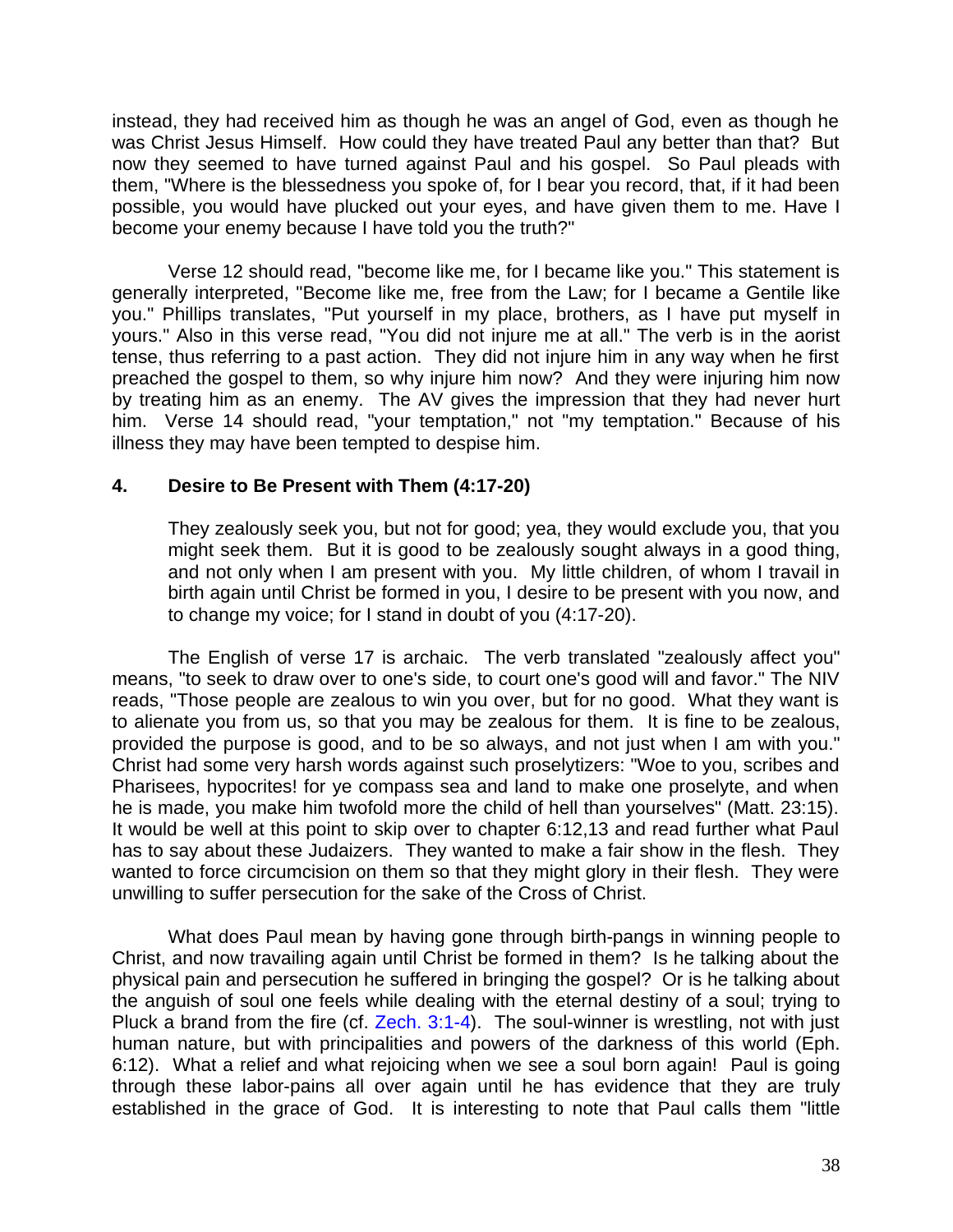instead, they had received him as though he was an angel of God, even as though he was Christ Jesus Himself. How could they have treated Paul any better than that? But now they seemed to have turned against Paul and his gospel. So Paul pleads with them, "Where is the blessedness you spoke of, for I bear you record, that, if it had been possible, you would have plucked out your eyes, and have given them to me. Have I become your enemy because I have told you the truth?"

Verse 12 should read, "become like me, for I became like you." This statement is generally interpreted, "Become like me, free from the Law; for I became a Gentile like you." Phillips translates, "Put yourself in my place, brothers, as I have put myself in yours." Also in this verse read, "You did not injure me at all." The verb is in the aorist tense, thus referring to a past action. They did not injure him in any way when he first preached the gospel to them, so why injure him now? And they were injuring him now by treating him as an enemy. The AV gives the impression that they had never hurt him. Verse 14 should read, "your temptation," not "my temptation." Because of his illness they may have been tempted to despise him.

### 4. Desire to Be Present with Them (4:17-20)

> They zealously seek you, but not for good; yea, they would exclude you, that you might seek them. But it is good to be zealously sought always in a good thing, and not only when I am present with you. My little children, of whom I travail in birth again until Christ be formed in you, I desire to be present with you now, and to change my voice; for I stand in doubt of you (4:17-20).

The English of verse 17 is archaic. The verb translated "zealously affect you" means, "to seek to draw over to one's side, to court one's good will and favor." The NIV reads, "Those people are zealous to win you over, but for no good. What they want is to alienate you from us, so that you may be zealous for them. It is fine to be zealous, provided the purpose is good, and to be so always, and not just when I am with you." Christ had some very harsh words against such proselytizers: "Woe to you, scribes and Pharisees, hypocrites! for ye compass sea and land to make one proselyte, and when he is made, you make him twofold more the child of hell than yourselves" (Matt. 23:15). It would be well at this point to skip over to chapter 6:12,13 and read further what Paul has to say about these Judaizers. They wanted to make a fair show in the flesh. They wanted to force circumcision on them so that they might glory in their flesh. They were unwilling to suffer persecution for the sake of the Cross of Christ.

What does Paul mean by having gone through birth-pangs in winning people to Christ, and now travailing again until Christ be formed in them? Is he talking about the physical pain and persecution he suffered in bringing the gospel? Or is he talking about the anguish of soul one feels while dealing with the eternal destiny of a soul; trying to Pluck a brand from the fire (cf. Zech. 3:1-4). The soul-winner is wrestling, not with just human nature, but with principalities and powers of the darkness of this world (Eph. 6:12). What a relief and what rejoicing when we see a soul born again! Paul is going through these labor-pains all over again until he has evidence that they are truly established in the grace of God. It is interesting to note that Paul calls them "little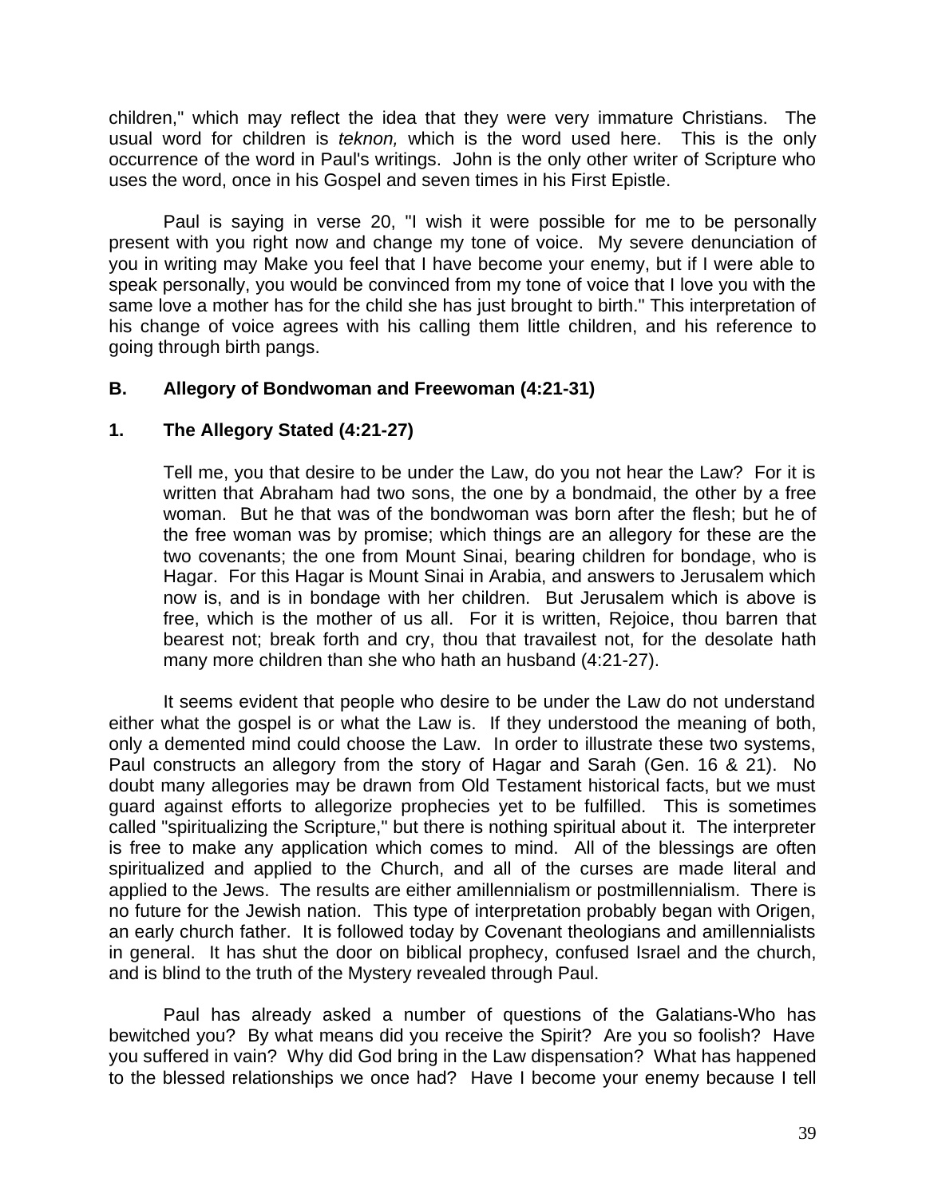children," which may reflect the idea that they were very immature Christians. The usual word for children is *teknon,* which is the word used here. This is the only occurrence of the word in Paul's writings. John is the only other writer of Scripture who uses the word, once in his Gospel and seven times in his First Epistle.

Paul is saying in verse 20, "I wish it were possible for me to be personally present with you right now and change my tone of voice. My severe denunciation of you in writing may Make you feel that I have become your enemy, but if I were able to speak personally, you would be convinced from my tone of voice that I love you with the same love a mother has for the child she has just brought to birth." This interpretation of his change of voice agrees with his calling them little children, and his reference to going through birth pangs.

### B. Allegory of Bondwoman and Freewoman (4:21-31)

#### 1. The Allegory Stated (4:21-27)

> Tell me, you that desire to be under the Law, do you not hear the Law? For it is written that Abraham had two sons, the one by a bondmaid, the other by a free woman. But he that was of the bondwoman was born after the flesh; but he of the free woman was by promise; which things are an allegory for these are the two covenants; the one from Mount Sinai, bearing children for bondage, who is Hagar. For this Hagar is Mount Sinai in Arabia, and answers to Jerusalem which now is, and is in bondage with her children. But Jerusalem which is above is free, which is the mother of us all. For it is written, Rejoice, thou barren that bearest not; break forth and cry, thou that travailest not, for the desolate hath many more children than she who hath an husband (4:21-27).

It seems evident that people who desire to be under the Law do not understand either what the gospel is or what the Law is. If they understood the meaning of both, only a demented mind could choose the Law. In order to illustrate these two systems, Paul constructs an allegory from the story of Hagar and Sarah (Gen. 16 & 21). No doubt many allegories may be drawn from Old Testament historical facts, but we must guard against efforts to allegorize prophecies yet to be fulfilled. This is sometimes called "spiritualizing the Scripture," but there is nothing spiritual about it. The interpreter is free to make any application which comes to mind. All of the blessings are often spiritualized and applied to the Church, and all of the curses are made literal and applied to the Jews. The results are either amillennialism or postmillennialism. There is no future for the Jewish nation. This type of interpretation probably began with Origen, an early church father. It is followed today by Covenant theologians and amillennialists in general. It has shut the door on biblical prophecy, confused Israel and the church, and is blind to the truth of the Mystery revealed through Paul.

Paul has already asked a number of questions of the Galatians-Who has bewitched you? By what means did you receive the Spirit? Are you so foolish? Have you suffered in vain? Why did God bring in the Law dispensation? What has happened to the blessed relationships we once had? Have I become your enemy because I tell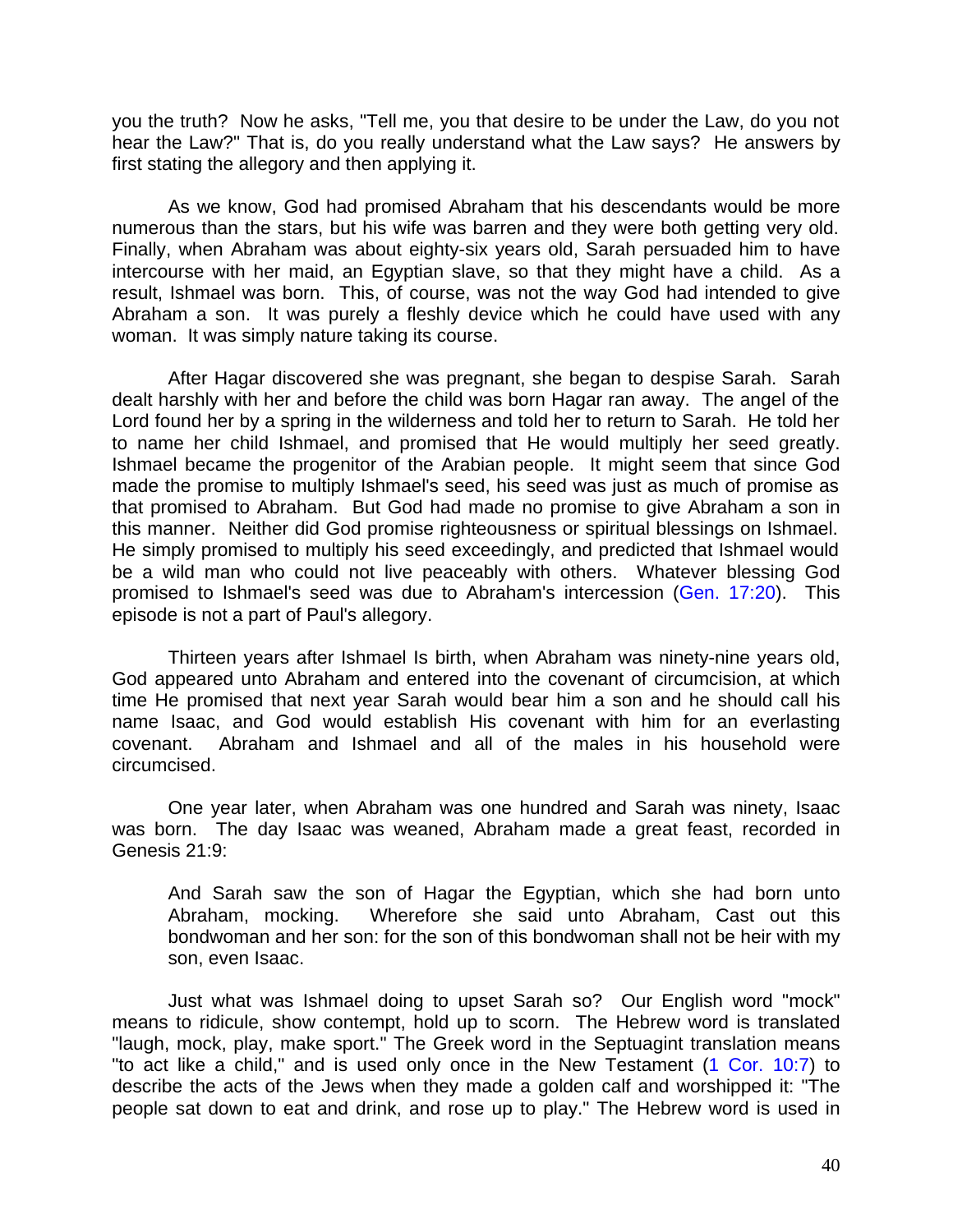you the truth? Now he asks, "Tell me, you that desire to be under the Law, do you not hear the Law?" That is, do you really understand what the Law says? He answers by first stating the allegory and then applying it.

As we know, God had promised Abraham that his descendants would be more numerous than the stars, but his wife was barren and they were both getting very old. Finally, when Abraham was about eighty-six years old, Sarah persuaded him to have intercourse with her maid, an Egyptian slave, so that they might have a child. As a result, Ishmael was born. This, of course, was not the way God had intended to give Abraham a son. It was purely a fleshly device which he could have used with any woman. It was simply nature taking its course.

After Hagar discovered she was pregnant, she began to despise Sarah. Sarah dealt harshly with her and before the child was born Hagar ran away. The angel of the Lord found her by a spring in the wilderness and told her to return to Sarah. He told her to name her child Ishmael, and promised that He would multiply her seed greatly. Ishmael became the progenitor of the Arabian people. It might seem that since God made the promise to multiply Ishmael's seed, his seed was just as much of promise as that promised to Abraham. But God had made no promise to give Abraham a son in this manner. Neither did God promise righteousness or spiritual blessings on Ishmael. He simply promised to multiply his seed exceedingly, and predicted that Ishmael would be a wild man who could not live peaceably with others. Whatever blessing God promised to Ishmael's seed was due to Abraham's intercession (Gen. 17:20). This episode is not a part of Paul's allegory.

Thirteen years after Ishmael Is birth, when Abraham was ninety-nine years old, God appeared unto Abraham and entered into the covenant of circumcision, at which time He promised that next year Sarah would bear him a son and he should call his name Isaac, and God would establish His covenant with him for an everlasting covenant. Abraham and Ishmael and all of the males in his household were circumcised.

One year later, when Abraham was one hundred and Sarah was ninety, Isaac was born. The day Isaac was weaned, Abraham made a great feast, recorded in Genesis 21:9:

> And Sarah saw the son of Hagar the Egyptian, which she had born unto Abraham, mocking. Wherefore she said unto Abraham, Cast out this bondwoman and her son: for the son of this bondwoman shall not be heir with my son, even Isaac.

Just what was Ishmael doing to upset Sarah so? Our English word "mock" means to ridicule, show contempt, hold up to scorn. The Hebrew word is translated "laugh, mock, play, make sport." The Greek word in the Septuagint translation means "to act like a child," and is used only once in the New Testament (1 Cor. 10:7) to describe the acts of the Jews when they made a golden calf and worshipped it: "The people sat down to eat and drink, and rose up to play." The Hebrew word is used in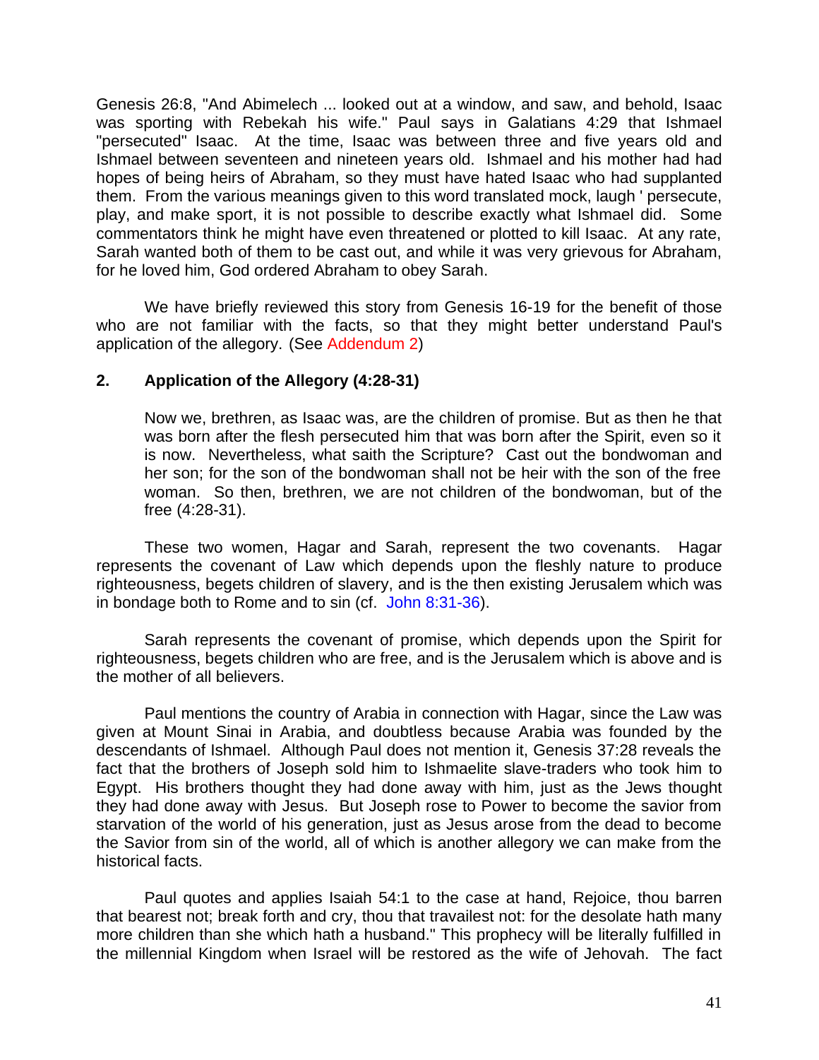Genesis 26:8, "And Abimelech ... looked out at a window, and saw, and behold, Isaac was sporting with Rebekah his wife." Paul says in Galatians 4:29 that Ishmael "persecuted" Isaac. At the time, Isaac was between three and five years old and Ishmael between seventeen and nineteen years old. Ishmael and his mother had had hopes of being heirs of Abraham, so they must have hated Isaac who had supplanted them. From the various meanings given to this word translated mock, laugh ' persecute, play, and make sport, it is not possible to describe exactly what Ishmael did. Some commentators think he might have even threatened or plotted to kill Isaac. At any rate, Sarah wanted both of them to be cast out, and while it was very grievous for Abraham, for he loved him, God ordered Abraham to obey Sarah.

We have briefly reviewed this story from Genesis 16-19 for the benefit of those who are not familiar with the facts, so that they might better understand Paul's application of the allegory. (See Addendum 2)

**2. Application of the Allegory (4:28-31)**

> Now we, brethren, as Isaac was, are the children of promise. But as then he that was born after the flesh persecuted him that was born after the Spirit, even so it is now. Nevertheless, what saith the Scripture? Cast out the bondwoman and her son; for the son of the bondwoman shall not be heir with the son of the free woman. So then, brethren, we are not children of the bondwoman, but of the free (4:28-31).

These two women, Hagar and Sarah, represent the two covenants. Hagar represents the covenant of Law which depends upon the fleshly nature to produce righteousness, begets children of slavery, and is the then existing Jerusalem which was in bondage both to Rome and to sin (cf. John 8:31-36).

Sarah represents the covenant of promise, which depends upon the Spirit for righteousness, begets children who are free, and is the Jerusalem which is above and is the mother of all believers.

Paul mentions the country of Arabia in connection with Hagar, since the Law was given at Mount Sinai in Arabia, and doubtless because Arabia was founded by the descendants of Ishmael. Although Paul does not mention it, Genesis 37:28 reveals the fact that the brothers of Joseph sold him to Ishmaelite slave-traders who took him to Egypt. His brothers thought they had done away with him, just as the Jews thought they had done away with Jesus. But Joseph rose to Power to become the savior from starvation of the world of his generation, just as Jesus arose from the dead to become the Savior from sin of the world, all of which is another allegory we can make from the historical facts.

Paul quotes and applies Isaiah 54:1 to the case at hand, Rejoice, thou barren that bearest not; break forth and cry, thou that travailest not: for the desolate hath many more children than she which hath a husband." This prophecy will be literally fulfilled in the millennial Kingdom when Israel will be restored as the wife of Jehovah. The fact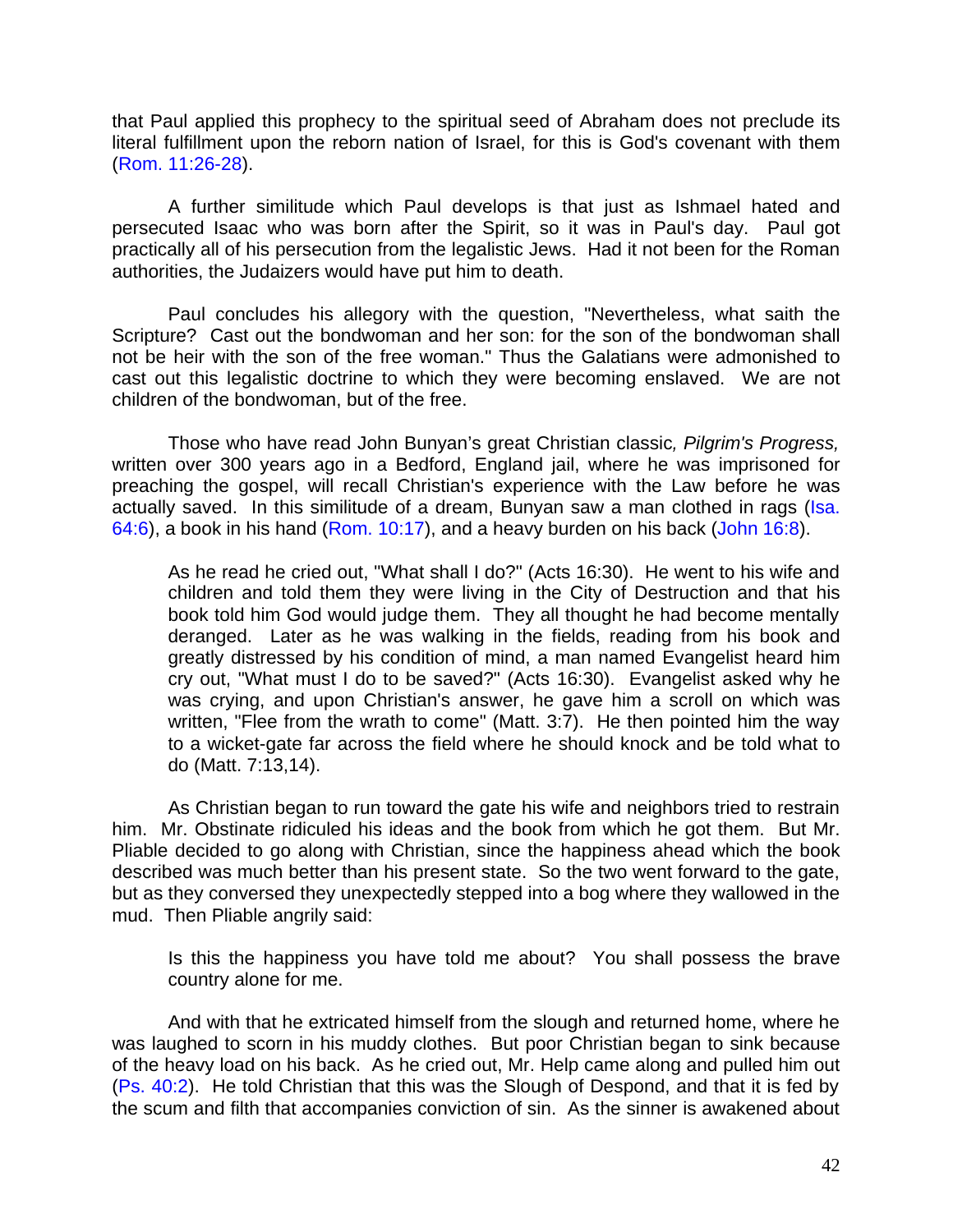that Paul applied this prophecy to the spiritual seed of Abraham does not preclude its literal fulfillment upon the reborn nation of Israel, for this is God's covenant with them (Rom. 11:26-28).

A further similitude which Paul develops is that just as Ishmael hated and persecuted Isaac who was born after the Spirit, so it was in Paul's day. Paul got practically all of his persecution from the legalistic Jews. Had it not been for the Roman authorities, the Judaizers would have put him to death.

Paul concludes his allegory with the question, "Nevertheless, what saith the Scripture? Cast out the bondwoman and her son: for the son of the bondwoman shall not be heir with the son of the free woman." Thus the Galatians were admonished to cast out this legalistic doctrine to which they were becoming enslaved. We are not children of the bondwoman, but of the free.

Those who have read John Bunyan's great Christian classic*, Pilgrim's Progress,* written over 300 years ago in a Bedford, England jail, where he was imprisoned for preaching the gospel, will recall Christian's experience with the Law before he was actually saved. In this similitude of a dream, Bunyan saw a man clothed in rags (Isa. 64:6), a book in his hand (Rom. 10:17), and a heavy burden on his back (John 16:8).

> As he read he cried out, "What shall I do?" (Acts 16:30). He went to his wife and children and told them they were living in the City of Destruction and that his book told him God would judge them. They all thought he had become mentally deranged. Later as he was walking in the fields, reading from his book and greatly distressed by his condition of mind, a man named Evangelist heard him cry out, "What must I do to be saved?" (Acts 16:30). Evangelist asked why he was crying, and upon Christian's answer, he gave him a scroll on which was written, "Flee from the wrath to come" (Matt. 3:7). He then pointed him the way to a wicket-gate far across the field where he should knock and be told what to do (Matt. 7:13,14).

As Christian began to run toward the gate his wife and neighbors tried to restrain him. Mr. Obstinate ridiculed his ideas and the book from which he got them. But Mr. Pliable decided to go along with Christian, since the happiness ahead which the book described was much better than his present state. So the two went forward to the gate, but as they conversed they unexpectedly stepped into a bog where they wallowed in the mud. Then Pliable angrily said:

> Is this the happiness you have told me about? You shall possess the brave country alone for me.

And with that he extricated himself from the slough and returned home, where he was laughed to scorn in his muddy clothes. But poor Christian began to sink because of the heavy load on his back. As he cried out, Mr. Help came along and pulled him out (Ps. 40:2). He told Christian that this was the Slough of Despond, and that it is fed by the scum and filth that accompanies conviction of sin. As the sinner is awakened about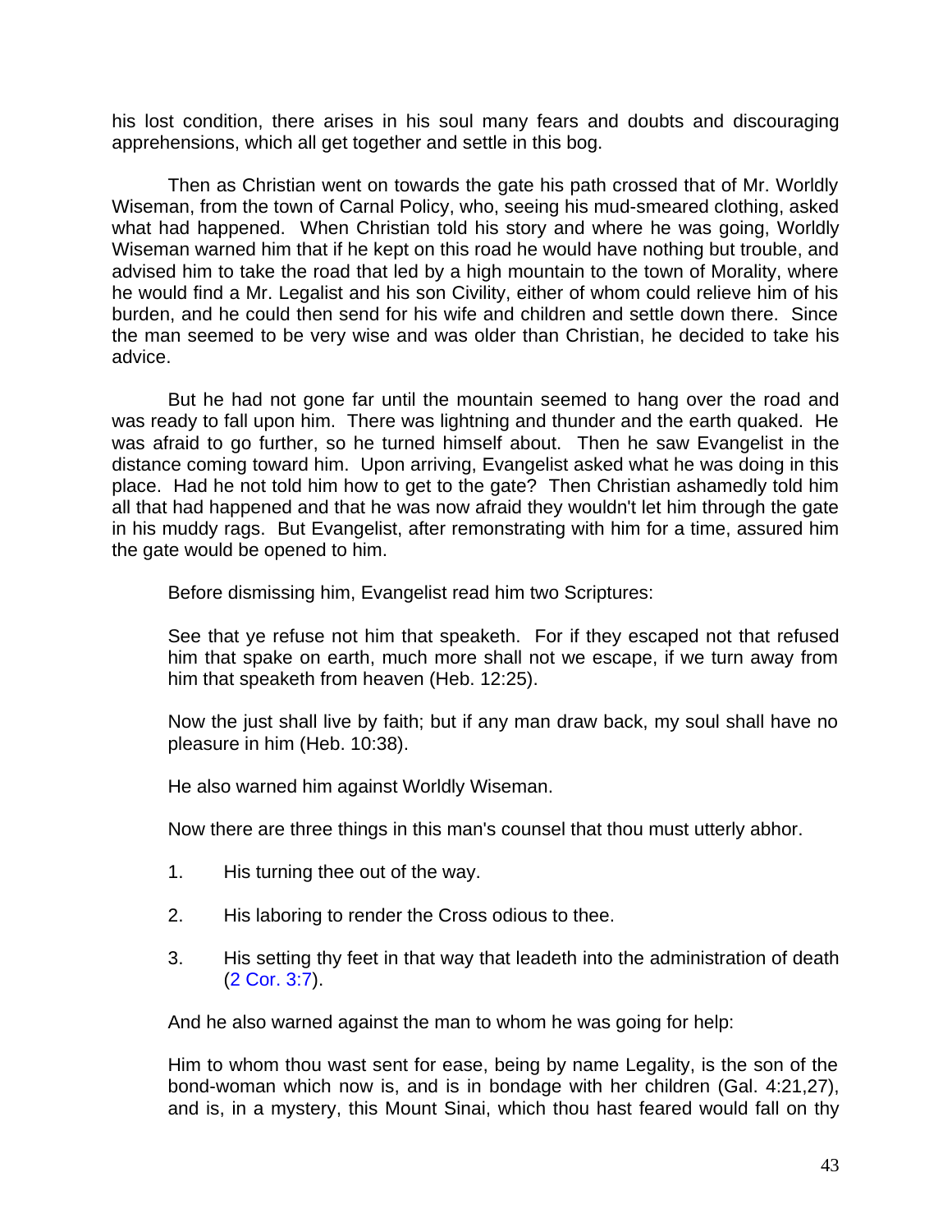his lost condition, there arises in his soul many fears and doubts and discouraging apprehensions, which all get together and settle in this bog.

Then as Christian went on towards the gate his path crossed that of Mr. Worldly Wiseman, from the town of Carnal Policy, who, seeing his mud-smeared clothing, asked what had happened. When Christian told his story and where he was going, Worldly Wiseman warned him that if he kept on this road he would have nothing but trouble, and advised him to take the road that led by a high mountain to the town of Morality, where he would find a Mr. Legalist and his son Civility, either of whom could relieve him of his burden, and he could then send for his wife and children and settle down there. Since the man seemed to be very wise and was older than Christian, he decided to take his advice.

But he had not gone far until the mountain seemed to hang over the road and was ready to fall upon him. There was lightning and thunder and the earth quaked. He was afraid to go further, so he turned himself about. Then he saw Evangelist in the distance coming toward him. Upon arriving, Evangelist asked what he was doing in this place. Had he not told him how to get to the gate? Then Christian ashamedly told him all that had happened and that he was now afraid they wouldn't let him through the gate in his muddy rags. But Evangelist, after remonstrating with him for a time, assured him the gate would be opened to him.

Before dismissing him, Evangelist read him two Scriptures:

> See that ye refuse not him that speaketh. For if they escaped not that refused him that spake on earth, much more shall not we escape, if we turn away from him that speaketh from heaven (Heb. 12:25).
>
> Now the just shall live by faith; but if any man draw back, my soul shall have no pleasure in him (Heb. 10:38).

He also warned him against Worldly Wiseman.

> Now there are three things in this man's counsel that thou must utterly abhor.
>
> 1. His turning thee out of the way.
>
> 2. His laboring to render the Cross odious to thee.
>
> 3. His setting thy feet in that way that leadeth into the administration of death (2 Cor. 3:7).

And he also warned against the man to whom he was going for help:

> Him to whom thou wast sent for ease, being by name Legality, is the son of the bond-woman which now is, and is in bondage with her children (Gal. 4:21,27), and is, in a mystery, this Mount Sinai, which thou hast feared would fall on thy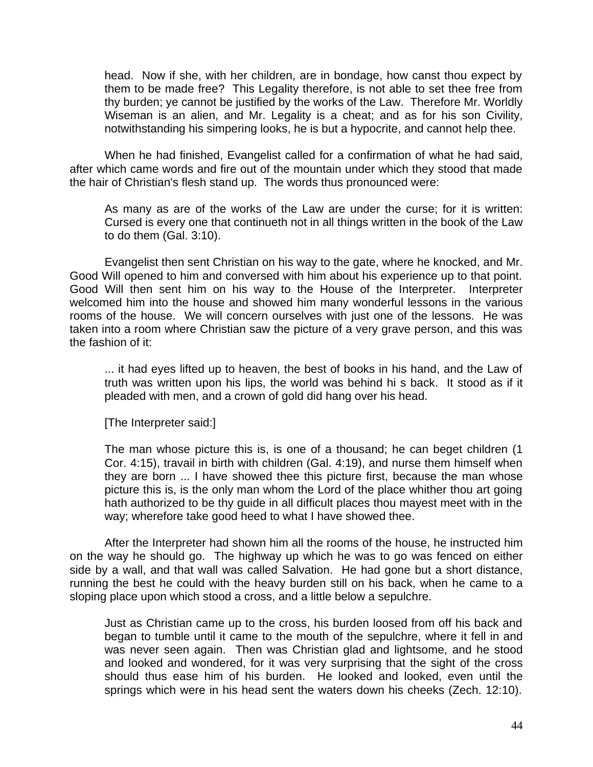head. Now if she, with her children, are in bondage, how canst thou expect by them to be made free? This Legality therefore, is not able to set thee free from thy burden; ye cannot be justified by the works of the Law. Therefore Mr. Worldly Wiseman is an alien, and Mr. Legality is a cheat; and as for his son Civility, notwithstanding his simpering looks, he is but a hypocrite, and cannot help thee.

When he had finished, Evangelist called for a confirmation of what he had said, after which came words and fire out of the mountain under which they stood that made the hair of Christian's flesh stand up. The words thus pronounced were:

> As many as are of the works of the Law are under the curse; for it is written: Cursed is every one that continueth not in all things written in the book of the Law to do them (Gal. 3:10).

Evangelist then sent Christian on his way to the gate, where he knocked, and Mr. Good Will opened to him and conversed with him about his experience up to that point. Good Will then sent him on his way to the House of the Interpreter. Interpreter welcomed him into the house and showed him many wonderful lessons in the various rooms of the house. We will concern ourselves with just one of the lessons. He was taken into a room where Christian saw the picture of a very grave person, and this was the fashion of it:

> ... it had eyes lifted up to heaven, the best of books in his hand, and the Law of truth was written upon his lips, the world was behind hi s back. It stood as if it pleaded with men, and a crown of gold did hang over his head.
>
> [The Interpreter said:]
>
> The man whose picture this is, is one of a thousand; he can beget children (1 Cor. 4:15), travail in birth with children (Gal. 4:19), and nurse them himself when they are born ... I have showed thee this picture first, because the man whose picture this is, is the only man whom the Lord of the place whither thou art going hath authorized to be thy guide in all difficult places thou mayest meet with in the way; wherefore take good heed to what I have showed thee.

After the Interpreter had shown him all the rooms of the house, he instructed him on the way he should go. The highway up which he was to go was fenced on either side by a wall, and that wall was called Salvation. He had gone but a short distance, running the best he could with the heavy burden still on his back, when he came to a sloping place upon which stood a cross, and a little below a sepulchre.

> Just as Christian came up to the cross, his burden loosed from off his back and began to tumble until it came to the mouth of the sepulchre, where it fell in and was never seen again. Then was Christian glad and lightsome, and he stood and looked and wondered, for it was very surprising that the sight of the cross should thus ease him of his burden. He looked and looked, even until the springs which were in his head sent the waters down his cheeks (Zech. 12:10).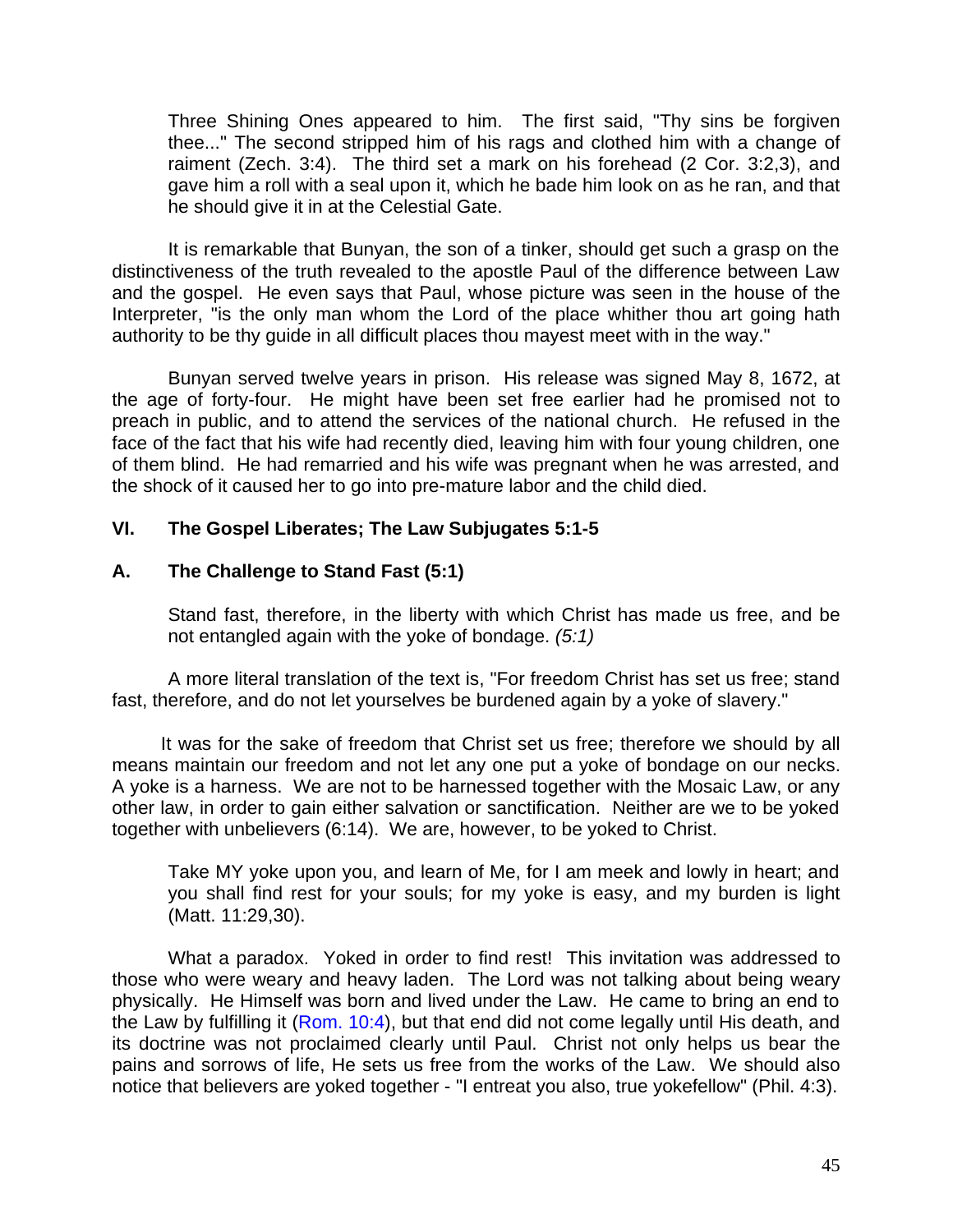> Three Shining Ones appeared to him. The first said, "Thy sins be forgiven thee..." The second stripped him of his rags and clothed him with a change of raiment (Zech. 3:4). The third set a mark on his forehead (2 Cor. 3:2,3), and gave him a roll with a seal upon it, which he bade him look on as he ran, and that he should give it in at the Celestial Gate.

It is remarkable that Bunyan, the son of a tinker, should get such a grasp on the distinctiveness of the truth revealed to the apostle Paul of the difference between Law and the gospel. He even says that Paul, whose picture was seen in the house of the Interpreter, "is the only man whom the Lord of the place whither thou art going hath authority to be thy guide in all difficult places thou mayest meet with in the way."

Bunyan served twelve years in prison. His release was signed May 8, 1672, at the age of forty-four. He might have been set free earlier had he promised not to preach in public, and to attend the services of the national church. He refused in the face of the fact that his wife had recently died, leaving him with four young children, one of them blind. He had remarried and his wife was pregnant when he was arrested, and the shock of it caused her to go into pre-mature labor and the child died.

## VI. The Gospel Liberates; The Law Subjugates 5:1-5

### A. The Challenge to Stand Fast (5:1)

> Stand fast, therefore, in the liberty with which Christ has made us free, and be not entangled again with the yoke of bondage. *(5:1)*

A more literal translation of the text is, "For freedom Christ has set us free; stand fast, therefore, and do not let yourselves be burdened again by a yoke of slavery."

It was for the sake of freedom that Christ set us free; therefore we should by all means maintain our freedom and not let any one put a yoke of bondage on our necks. A yoke is a harness. We are not to be harnessed together with the Mosaic Law, or any other law, in order to gain either salvation or sanctification. Neither are we to be yoked together with unbelievers (6:14). We are, however, to be yoked to Christ.

> Take MY yoke upon you, and learn of Me, for I am meek and lowly in heart; and you shall find rest for your souls; for my yoke is easy, and my burden is light (Matt. 11:29,30).

What a paradox. Yoked in order to find rest! This invitation was addressed to those who were weary and heavy laden. The Lord was not talking about being weary physically. He Himself was born and lived under the Law. He came to bring an end to the Law by fulfilling it (Rom. 10:4), but that end did not come legally until His death, and its doctrine was not proclaimed clearly until Paul. Christ not only helps us bear the pains and sorrows of life, He sets us free from the works of the Law. We should also notice that believers are yoked together - "I entreat you also, true yokefellow" (Phil. 4:3).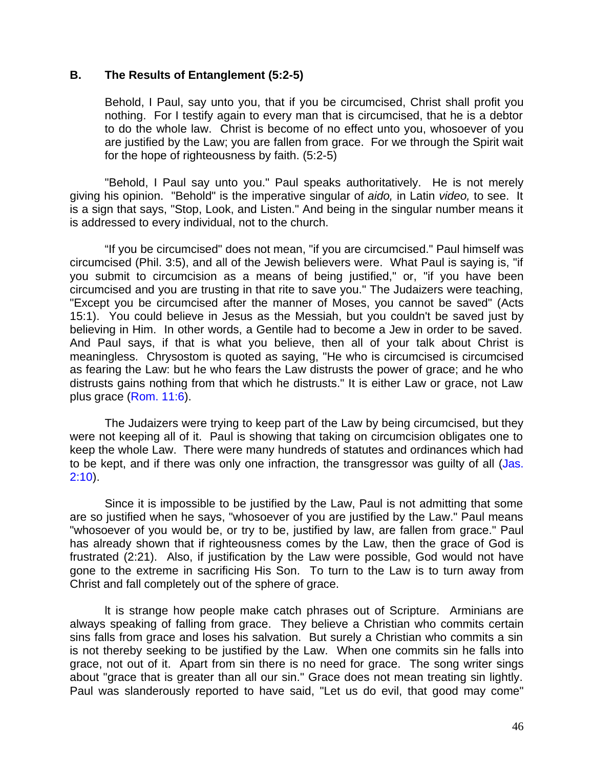### B. The Results of Entanglement (5:2-5)

> Behold, I Paul, say unto you, that if you be circumcised, Christ shall profit you nothing. For I testify again to every man that is circumcised, that he is a debtor to do the whole law. Christ is become of no effect unto you, whosoever of you are justified by the Law; you are fallen from grace. For we through the Spirit wait for the hope of righteousness by faith. (5:2-5)

"Behold, I Paul say unto you." Paul speaks authoritatively. He is not merely giving his opinion. "Behold" is the imperative singular of *aido,* in Latin *video,* to see. It is a sign that says, "Stop, Look, and Listen." And being in the singular number means it is addressed to every individual, not to the church.

"If you be circumcised" does not mean, "if you are circumcised." Paul himself was circumcised (Phil. 3:5), and all of the Jewish believers were. What Paul is saying is, "if you submit to circumcision as a means of being justified," or, "if you have been circumcised and you are trusting in that rite to save you." The Judaizers were teaching, "Except you be circumcised after the manner of Moses, you cannot be saved" (Acts 15:1). You could believe in Jesus as the Messiah, but you couldn't be saved just by believing in Him. In other words, a Gentile had to become a Jew in order to be saved. And Paul says, if that is what you believe, then all of your talk about Christ is meaningless. Chrysostom is quoted as saying, "He who is circumcised is circumcised as fearing the Law: but he who fears the Law distrusts the power of grace; and he who distrusts gains nothing from that which he distrusts." It is either Law or grace, not Law plus grace (Rom. 11:6).

The Judaizers were trying to keep part of the Law by being circumcised, but they were not keeping all of it. Paul is showing that taking on circumcision obligates one to keep the whole Law. There were many hundreds of statutes and ordinances which had to be kept, and if there was only one infraction, the transgressor was guilty of all (Jas. 2:10).

Since it is impossible to be justified by the Law, Paul is not admitting that some are so justified when he says, "whosoever of you are justified by the Law." Paul means "whosoever of you would be, or try to be, justified by law, are fallen from grace." Paul has already shown that if righteousness comes by the Law, then the grace of God is frustrated (2:21). Also, if justification by the Law were possible, God would not have gone to the extreme in sacrificing His Son. To turn to the Law is to turn away from Christ and fall completely out of the sphere of grace.

It is strange how people make catch phrases out of Scripture. Arminians are always speaking of falling from grace. They believe a Christian who commits certain sins falls from grace and loses his salvation. But surely a Christian who commits a sin is not thereby seeking to be justified by the Law. When one commits sin he falls into grace, not out of it. Apart from sin there is no need for grace. The song writer sings about "grace that is greater than all our sin." Grace does not mean treating sin lightly. Paul was slanderously reported to have said, "Let us do evil, that good may come"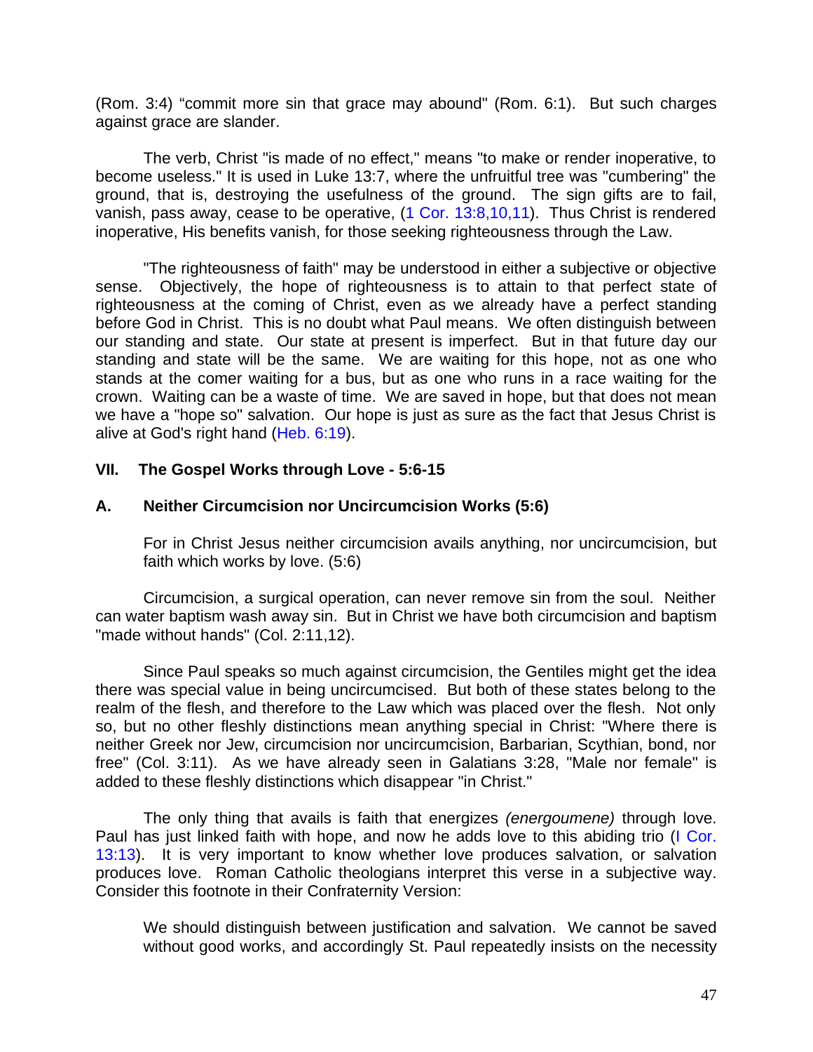(Rom. 3:4) "commit more sin that grace may abound" (Rom. 6:1). But such charges against grace are slander.

The verb, Christ "is made of no effect," means "to make or render inoperative, to become useless." It is used in Luke 13:7, where the unfruitful tree was "cumbering" the ground, that is, destroying the usefulness of the ground. The sign gifts are to fail, vanish, pass away, cease to be operative, (1 Cor. 13:8,10,11). Thus Christ is rendered inoperative, His benefits vanish, for those seeking righteousness through the Law.

"The righteousness of faith" may be understood in either a subjective or objective sense. Objectively, the hope of righteousness is to attain to that perfect state of righteousness at the coming of Christ, even as we already have a perfect standing before God in Christ. This is no doubt what Paul means. We often distinguish between our standing and state. Our state at present is imperfect. But in that future day our standing and state will be the same. We are waiting for this hope, not as one who stands at the comer waiting for a bus, but as one who runs in a race waiting for the crown. Waiting can be a waste of time. We are saved in hope, but that does not mean we have a "hope so" salvation. Our hope is just as sure as the fact that Jesus Christ is alive at God's right hand (Heb. 6:19).

## VII. The Gospel Works through Love - 5:6-15

### A. Neither Circumcision nor Uncircumcision Works (5:6)

> For in Christ Jesus neither circumcision avails anything, nor uncircumcision, but faith which works by love. (5:6)

Circumcision, a surgical operation, can never remove sin from the soul. Neither can water baptism wash away sin. But in Christ we have both circumcision and baptism "made without hands" (Col. 2:11,12).

Since Paul speaks so much against circumcision, the Gentiles might get the idea there was special value in being uncircumcised. But both of these states belong to the realm of the flesh, and therefore to the Law which was placed over the flesh. Not only so, but no other fleshly distinctions mean anything special in Christ: "Where there is neither Greek nor Jew, circumcision nor uncircumcision, Barbarian, Scythian, bond, nor free" (Col. 3:11). As we have already seen in Galatians 3:28, "Male nor female" is added to these fleshly distinctions which disappear "in Christ."

The only thing that avails is faith that energizes *(energoumene)* through love. Paul has just linked faith with hope, and now he adds love to this abiding trio (I Cor. 13:13). It is very important to know whether love produces salvation, or salvation produces love. Roman Catholic theologians interpret this verse in a subjective way. Consider this footnote in their Confraternity Version:

> We should distinguish between justification and salvation. We cannot be saved without good works, and accordingly St. Paul repeatedly insists on the necessity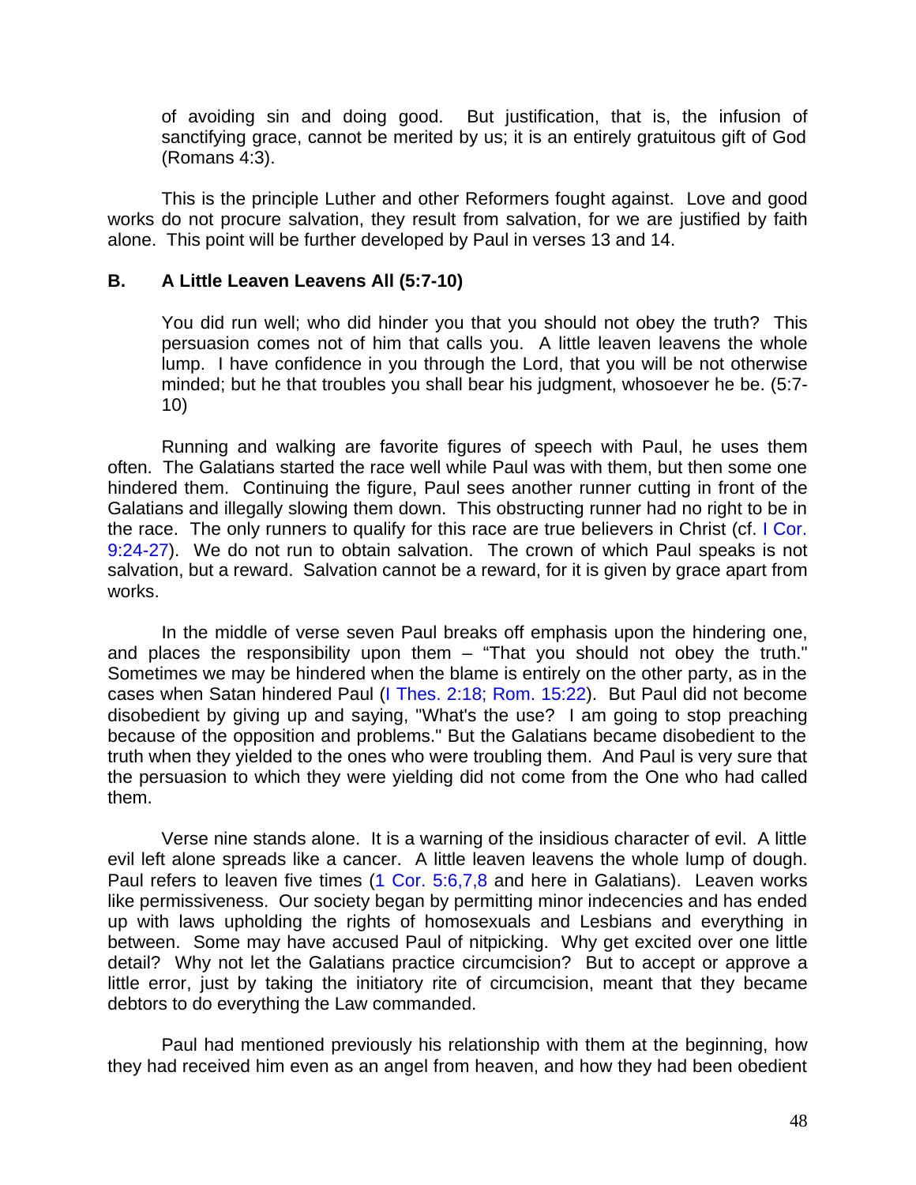of avoiding sin and doing good. But justification, that is, the infusion of sanctifying grace, cannot be merited by us; it is an entirely gratuitous gift of God (Romans 4:3).

This is the principle Luther and other Reformers fought against. Love and good works do not procure salvation, they result from salvation, for we are justified by faith alone. This point will be further developed by Paul in verses 13 and 14.

### B. A Little Leaven Leavens All (5:7-10)

> You did run well; who did hinder you that you should not obey the truth? This persuasion comes not of him that calls you. A little leaven leavens the whole lump. I have confidence in you through the Lord, that you will be not otherwise minded; but he that troubles you shall bear his judgment, whosoever he be. (5:7-10)

Running and walking are favorite figures of speech with Paul, he uses them often. The Galatians started the race well while Paul was with them, but then some one hindered them. Continuing the figure, Paul sees another runner cutting in front of the Galatians and illegally slowing them down. This obstructing runner had no right to be in the race. The only runners to qualify for this race are true believers in Christ (cf. I Cor. 9:24-27). We do not run to obtain salvation. The crown of which Paul speaks is not salvation, but a reward. Salvation cannot be a reward, for it is given by grace apart from works.

In the middle of verse seven Paul breaks off emphasis upon the hindering one, and places the responsibility upon them – "That you should not obey the truth." Sometimes we may be hindered when the blame is entirely on the other party, as in the cases when Satan hindered Paul (I Thes. 2:18; Rom. 15:22). But Paul did not become disobedient by giving up and saying, "What's the use? I am going to stop preaching because of the opposition and problems." But the Galatians became disobedient to the truth when they yielded to the ones who were troubling them. And Paul is very sure that the persuasion to which they were yielding did not come from the One who had called them.

Verse nine stands alone. It is a warning of the insidious character of evil. A little evil left alone spreads like a cancer. A little leaven leavens the whole lump of dough. Paul refers to leaven five times (1 Cor. 5:6,7,8 and here in Galatians). Leaven works like permissiveness. Our society began by permitting minor indecencies and has ended up with laws upholding the rights of homosexuals and Lesbians and everything in between. Some may have accused Paul of nitpicking. Why get excited over one little detail? Why not let the Galatians practice circumcision? But to accept or approve a little error, just by taking the initiatory rite of circumcision, meant that they became debtors to do everything the Law commanded.

Paul had mentioned previously his relationship with them at the beginning, how they had received him even as an angel from heaven, and how they had been obedient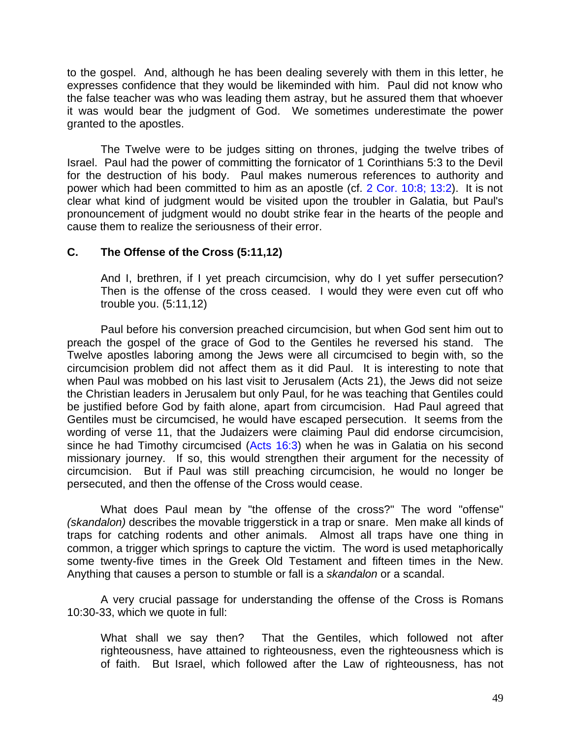to the gospel. And, although he has been dealing severely with them in this letter, he expresses confidence that they would be likeminded with him. Paul did not know who the false teacher was who was leading them astray, but he assured them that whoever it was would bear the judgment of God. We sometimes underestimate the power granted to the apostles.

The Twelve were to be judges sitting on thrones, judging the twelve tribes of Israel. Paul had the power of committing the fornicator of 1 Corinthians 5:3 to the Devil for the destruction of his body. Paul makes numerous references to authority and power which had been committed to him as an apostle (cf. 2 Cor. 10:8; 13:2). It is not clear what kind of judgment would be visited upon the troubler in Galatia, but Paul's pronouncement of judgment would no doubt strike fear in the hearts of the people and cause them to realize the seriousness of their error.

### C. The Offense of the Cross (5:11,12)

> And I, brethren, if I yet preach circumcision, why do I yet suffer persecution? Then is the offense of the cross ceased. I would they were even cut off who trouble you. (5:11,12)

Paul before his conversion preached circumcision, but when God sent him out to preach the gospel of the grace of God to the Gentiles he reversed his stand. The Twelve apostles laboring among the Jews were all circumcised to begin with, so the circumcision problem did not affect them as it did Paul. It is interesting to note that when Paul was mobbed on his last visit to Jerusalem (Acts 21), the Jews did not seize the Christian leaders in Jerusalem but only Paul, for he was teaching that Gentiles could be justified before God by faith alone, apart from circumcision. Had Paul agreed that Gentiles must be circumcised, he would have escaped persecution. It seems from the wording of verse 11, that the Judaizers were claiming Paul did endorse circumcision, since he had Timothy circumcised (Acts 16:3) when he was in Galatia on his second missionary journey. If so, this would strengthen their argument for the necessity of circumcision. But if Paul was still preaching circumcision, he would no longer be persecuted, and then the offense of the Cross would cease.

What does Paul mean by "the offense of the cross?" The word "offense" *(skandalon)* describes the movable triggerstick in a trap or snare. Men make all kinds of traps for catching rodents and other animals. Almost all traps have one thing in common, a trigger which springs to capture the victim. The word is used metaphorically some twenty-five times in the Greek Old Testament and fifteen times in the New. Anything that causes a person to stumble or fall is a *skandalon* or a scandal.

A very crucial passage for understanding the offense of the Cross is Romans 10:30-33, which we quote in full:

> What shall we say then? That the Gentiles, which followed not after righteousness, have attained to righteousness, even the righteousness which is of faith. But Israel, which followed after the Law of righteousness, has not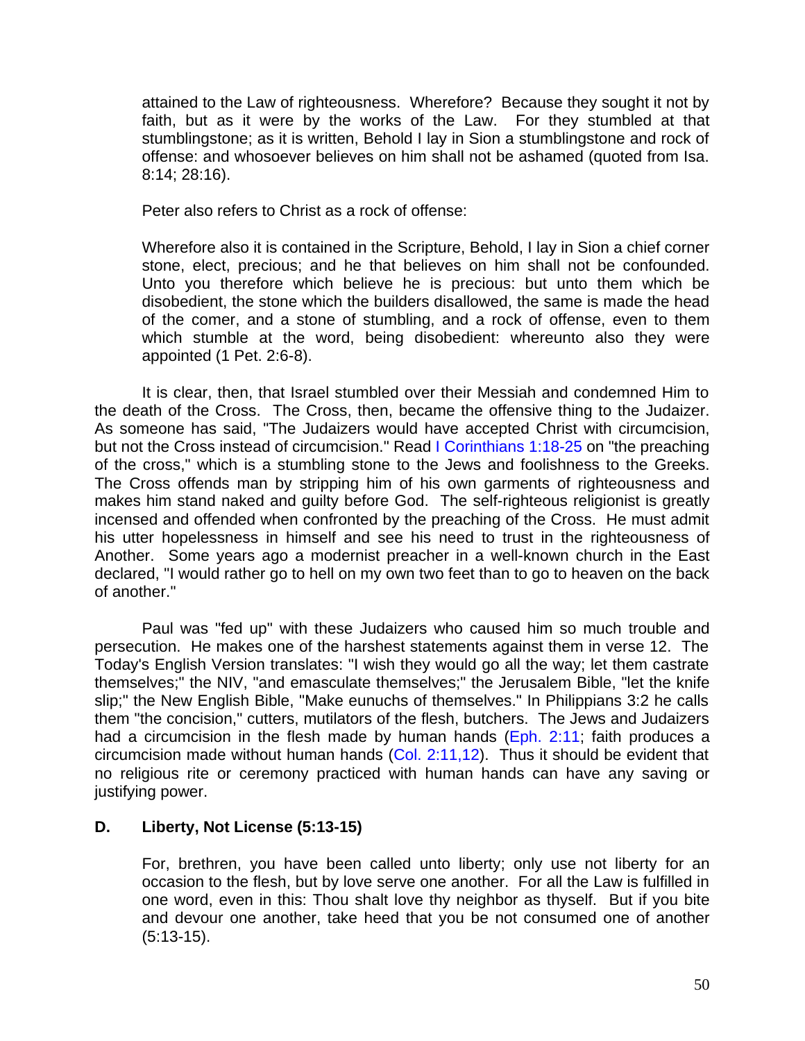attained to the Law of righteousness. Wherefore? Because they sought it not by faith, but as it were by the works of the Law. For they stumbled at that stumblingstone; as it is written, Behold I lay in Sion a stumblingstone and rock of offense: and whosoever believes on him shall not be ashamed (quoted from Isa. 8:14; 28:16).

Peter also refers to Christ as a rock of offense:

> Wherefore also it is contained in the Scripture, Behold, I lay in Sion a chief corner stone, elect, precious; and he that believes on him shall not be confounded. Unto you therefore which believe he is precious: but unto them which be disobedient, the stone which the builders disallowed, the same is made the head of the comer, and a stone of stumbling, and a rock of offense, even to them which stumble at the word, being disobedient: whereunto also they were appointed (1 Pet. 2:6-8).

It is clear, then, that Israel stumbled over their Messiah and condemned Him to the death of the Cross. The Cross, then, became the offensive thing to the Judaizer. As someone has said, "The Judaizers would have accepted Christ with circumcision, but not the Cross instead of circumcision." Read I Corinthians 1:18-25 on "the preaching of the cross," which is a stumbling stone to the Jews and foolishness to the Greeks. The Cross offends man by stripping him of his own garments of righteousness and makes him stand naked and guilty before God. The self-righteous religionist is greatly incensed and offended when confronted by the preaching of the Cross. He must admit his utter hopelessness in himself and see his need to trust in the righteousness of Another. Some years ago a modernist preacher in a well-known church in the East declared, "I would rather go to hell on my own two feet than to go to heaven on the back of another."

Paul was "fed up" with these Judaizers who caused him so much trouble and persecution. He makes one of the harshest statements against them in verse 12. The Today's English Version translates: "I wish they would go all the way; let them castrate themselves;" the NIV, "and emasculate themselves;" the Jerusalem Bible, "let the knife slip;" the New English Bible, "Make eunuchs of themselves." In Philippians 3:2 he calls them "the concision," cutters, mutilators of the flesh, butchers. The Jews and Judaizers had a circumcision in the flesh made by human hands (Eph. 2:11; faith produces a circumcision made without human hands (Col. 2:11,12). Thus it should be evident that no religious rite or ceremony practiced with human hands can have any saving or justifying power.

**D. Liberty, Not License (5:13-15)**

> For, brethren, you have been called unto liberty; only use not liberty for an occasion to the flesh, but by love serve one another. For all the Law is fulfilled in one word, even in this: Thou shalt love thy neighbor as thyself. But if you bite and devour one another, take heed that you be not consumed one of another (5:13-15).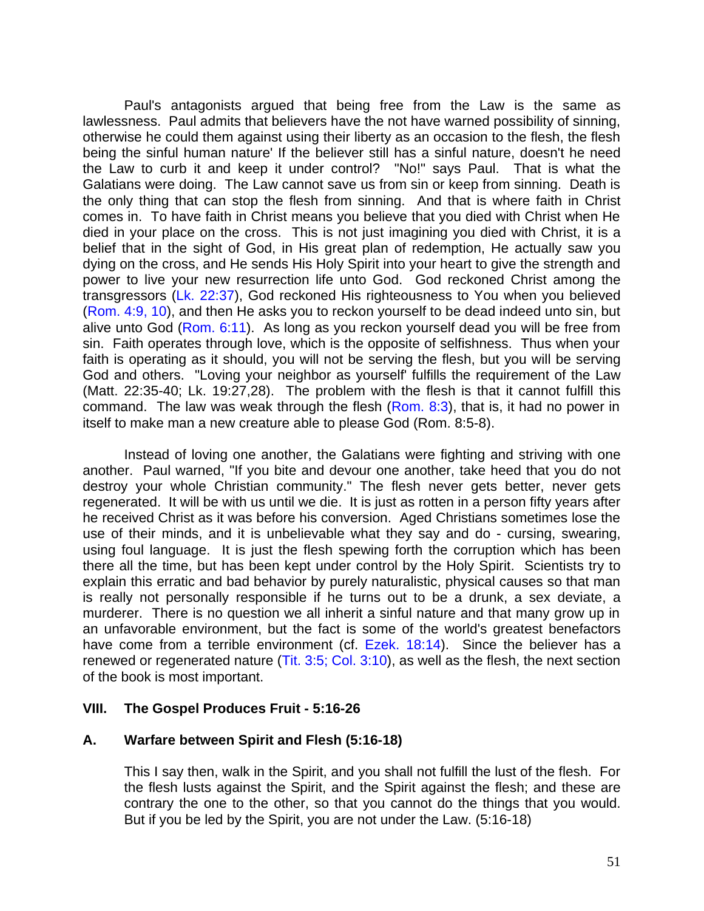Paul's antagonists argued that being free from the Law is the same as lawlessness. Paul admits that believers have the not have warned possibility of sinning, otherwise he could them against using their liberty as an occasion to the flesh, the flesh being the sinful human nature' If the believer still has a sinful nature, doesn't he need the Law to curb it and keep it under control? "No!" says Paul. That is what the Galatians were doing. The Law cannot save us from sin or keep from sinning. Death is the only thing that can stop the flesh from sinning. And that is where faith in Christ comes in. To have faith in Christ means you believe that you died with Christ when He died in your place on the cross. This is not just imagining you died with Christ, it is a belief that in the sight of God, in His great plan of redemption, He actually saw you dying on the cross, and He sends His Holy Spirit into your heart to give the strength and power to live your new resurrection life unto God. God reckoned Christ among the transgressors (Lk. 22:37), God reckoned His righteousness to You when you believed (Rom. 4:9, 10), and then He asks you to reckon yourself to be dead indeed unto sin, but alive unto God (Rom. 6:11). As long as you reckon yourself dead you will be free from sin. Faith operates through love, which is the opposite of selfishness. Thus when your faith is operating as it should, you will not be serving the flesh, but you will be serving God and others. "Loving your neighbor as yourself' fulfills the requirement of the Law (Matt. 22:35-40; Lk. 19:27,28). The problem with the flesh is that it cannot fulfill this command. The law was weak through the flesh (Rom. 8:3), that is, it had no power in itself to make man a new creature able to please God (Rom. 8:5-8).

Instead of loving one another, the Galatians were fighting and striving with one another. Paul warned, "If you bite and devour one another, take heed that you do not destroy your whole Christian community." The flesh never gets better, never gets regenerated. It will be with us until we die. It is just as rotten in a person fifty years after he received Christ as it was before his conversion. Aged Christians sometimes lose the use of their minds, and it is unbelievable what they say and do - cursing, swearing, using foul language. It is just the flesh spewing forth the corruption which has been there all the time, but has been kept under control by the Holy Spirit. Scientists try to explain this erratic and bad behavior by purely naturalistic, physical causes so that man is really not personally responsible if he turns out to be a drunk, a sex deviate, a murderer. There is no question we all inherit a sinful nature and that many grow up in an unfavorable environment, but the fact is some of the world's greatest benefactors have come from a terrible environment (cf. Ezek. 18:14). Since the believer has a renewed or regenerated nature (Tit. 3:5; Col. 3:10), as well as the flesh, the next section of the book is most important.

## VIII. The Gospel Produces Fruit - 5:16-26

### A. Warfare between Spirit and Flesh (5:16-18)

> This I say then, walk in the Spirit, and you shall not fulfill the lust of the flesh. For the flesh lusts against the Spirit, and the Spirit against the flesh; and these are contrary the one to the other, so that you cannot do the things that you would. But if you be led by the Spirit, you are not under the Law. (5:16-18)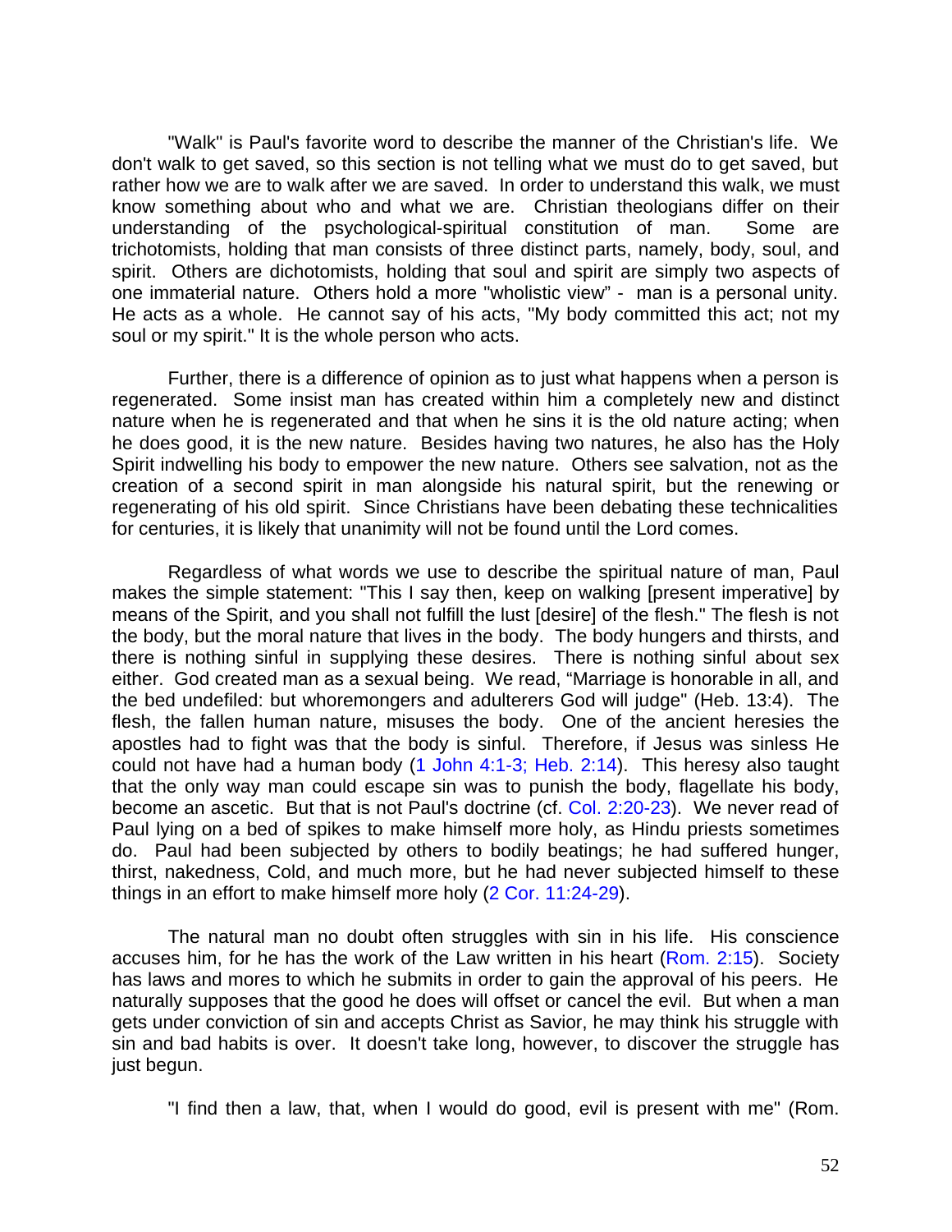"Walk" is Paul's favorite word to describe the manner of the Christian's life. We don't walk to get saved, so this section is not telling what we must do to get saved, but rather how we are to walk after we are saved. In order to understand this walk, we must know something about who and what we are. Christian theologians differ on their understanding of the psychological-spiritual constitution of man. Some are trichotomists, holding that man consists of three distinct parts, namely, body, soul, and spirit. Others are dichotomists, holding that soul and spirit are simply two aspects of one immaterial nature. Others hold a more "wholistic view" - man is a personal unity. He acts as a whole. He cannot say of his acts, "My body committed this act; not my soul or my spirit." It is the whole person who acts.

Further, there is a difference of opinion as to just what happens when a person is regenerated. Some insist man has created within him a completely new and distinct nature when he is regenerated and that when he sins it is the old nature acting; when he does good, it is the new nature. Besides having two natures, he also has the Holy Spirit indwelling his body to empower the new nature. Others see salvation, not as the creation of a second spirit in man alongside his natural spirit, but the renewing or regenerating of his old spirit. Since Christians have been debating these technicalities for centuries, it is likely that unanimity will not be found until the Lord comes.

Regardless of what words we use to describe the spiritual nature of man, Paul makes the simple statement: "This I say then, keep on walking [present imperative] by means of the Spirit, and you shall not fulfill the lust [desire] of the flesh." The flesh is not the body, but the moral nature that lives in the body. The body hungers and thirsts, and there is nothing sinful in supplying these desires. There is nothing sinful about sex either. God created man as a sexual being. We read, "Marriage is honorable in all, and the bed undefiled: but whoremongers and adulterers God will judge" (Heb. 13:4). The flesh, the fallen human nature, misuses the body. One of the ancient heresies the apostles had to fight was that the body is sinful. Therefore, if Jesus was sinless He could not have had a human body (1 John 4:1-3; Heb. 2:14). This heresy also taught that the only way man could escape sin was to punish the body, flagellate his body, become an ascetic. But that is not Paul's doctrine (cf. Col. 2:20-23). We never read of Paul lying on a bed of spikes to make himself more holy, as Hindu priests sometimes do. Paul had been subjected by others to bodily beatings; he had suffered hunger, thirst, nakedness, Cold, and much more, but he had never subjected himself to these things in an effort to make himself more holy (2 Cor. 11:24-29).

The natural man no doubt often struggles with sin in his life. His conscience accuses him, for he has the work of the Law written in his heart (Rom. 2:15). Society has laws and mores to which he submits in order to gain the approval of his peers. He naturally supposes that the good he does will offset or cancel the evil. But when a man gets under conviction of sin and accepts Christ as Savior, he may think his struggle with sin and bad habits is over. It doesn't take long, however, to discover the struggle has just begun.

"I find then a law, that, when I would do good, evil is present with me" (Rom.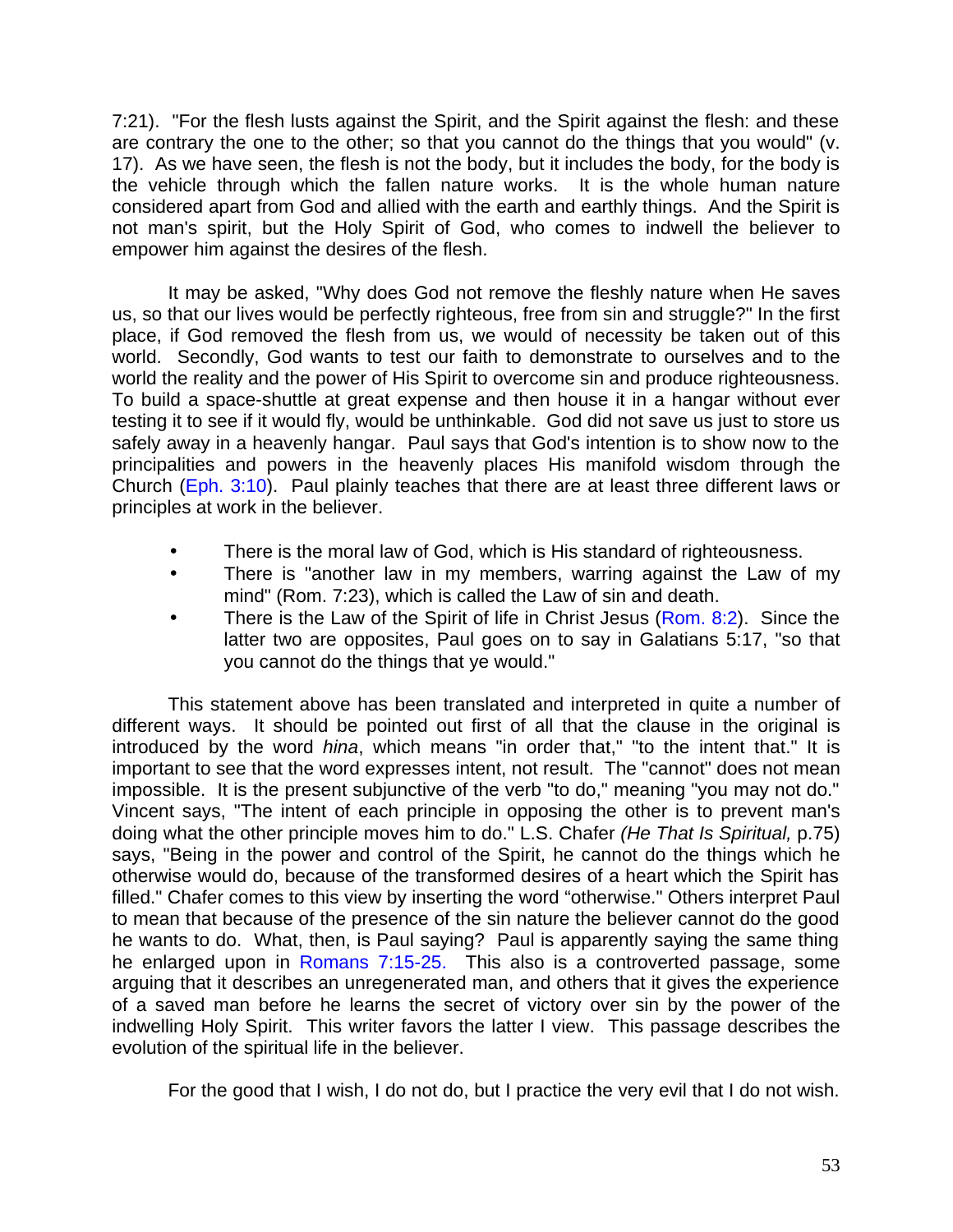7:21). "For the flesh lusts against the Spirit, and the Spirit against the flesh: and these are contrary the one to the other; so that you cannot do the things that you would" (v. 17). As we have seen, the flesh is not the body, but it includes the body, for the body is the vehicle through which the fallen nature works. It is the whole human nature considered apart from God and allied with the earth and earthly things. And the Spirit is not man's spirit, but the Holy Spirit of God, who comes to indwell the believer to empower him against the desires of the flesh.

It may be asked, "Why does God not remove the fleshly nature when He saves us, so that our lives would be perfectly righteous, free from sin and struggle?" In the first place, if God removed the flesh from us, we would of necessity be taken out of this world. Secondly, God wants to test our faith to demonstrate to ourselves and to the world the reality and the power of His Spirit to overcome sin and produce righteousness. To build a space-shuttle at great expense and then house it in a hangar without ever testing it to see if it would fly, would be unthinkable. God did not save us just to store us safely away in a heavenly hangar. Paul says that God's intention is to show now to the principalities and powers in the heavenly places His manifold wisdom through the Church (Eph. 3:10). Paul plainly teaches that there are at least three different laws or principles at work in the believer.

- There is the moral law of God, which is His standard of righteousness.
- There is "another law in my members, warring against the Law of my mind" (Rom. 7:23), which is called the Law of sin and death.
- There is the Law of the Spirit of life in Christ Jesus (Rom. 8:2). Since the latter two are opposites, Paul goes on to say in Galatians 5:17, "so that you cannot do the things that ye would."

This statement above has been translated and interpreted in quite a number of different ways. It should be pointed out first of all that the clause in the original is introduced by the word *hina*, which means "in order that," "to the intent that." It is important to see that the word expresses intent, not result. The "cannot" does not mean impossible. It is the present subjunctive of the verb "to do," meaning "you may not do." Vincent says, "The intent of each principle in opposing the other is to prevent man's doing what the other principle moves him to do." L.S. Chafer *(He That Is Spiritual,* p.75) says, "Being in the power and control of the Spirit, he cannot do the things which he otherwise would do, because of the transformed desires of a heart which the Spirit has filled." Chafer comes to this view by inserting the word "otherwise." Others interpret Paul to mean that because of the presence of the sin nature the believer cannot do the good he wants to do. What, then, is Paul saying? Paul is apparently saying the same thing he enlarged upon in Romans 7:15-25. This also is a controverted passage, some arguing that it describes an unregenerated man, and others that it gives the experience of a saved man before he learns the secret of victory over sin by the power of the indwelling Holy Spirit. This writer favors the latter I view. This passage describes the evolution of the spiritual life in the believer.

For the good that I wish, I do not do, but I practice the very evil that I do not wish.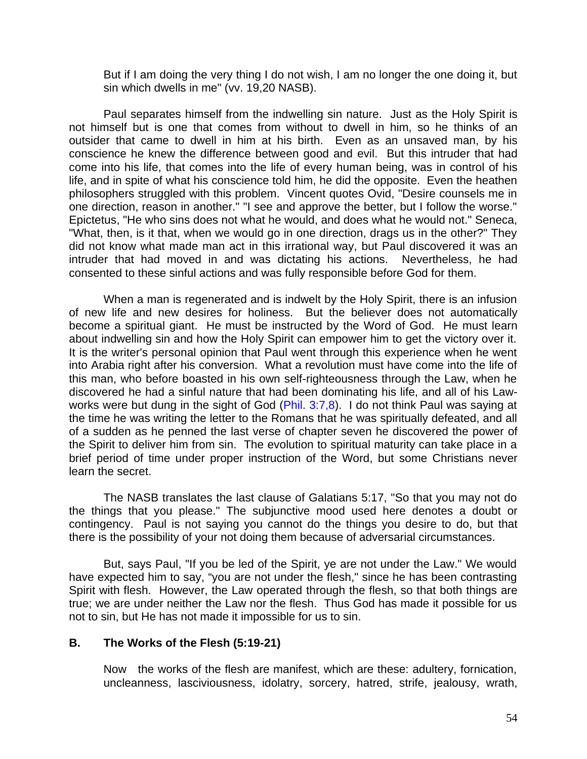> But if I am doing the very thing I do not wish, I am no longer the one doing it, but sin which dwells in me" (vv. 19,20 NASB).

Paul separates himself from the indwelling sin nature. Just as the Holy Spirit is not himself but is one that comes from without to dwell in him, so he thinks of an outsider that came to dwell in him at his birth. Even as an unsaved man, by his conscience he knew the difference between good and evil. But this intruder that had come into his life, that comes into the life of every human being, was in control of his life, and in spite of what his conscience told him, he did the opposite. Even the heathen philosophers struggled with this problem. Vincent quotes Ovid, "Desire counsels me in one direction, reason in another." "I see and approve the better, but I follow the worse." Epictetus, "He who sins does not what he would, and does what he would not." Seneca, "What, then, is it that, when we would go in one direction, drags us in the other?" They did not know what made man act in this irrational way, but Paul discovered it was an intruder that had moved in and was dictating his actions. Nevertheless, he had consented to these sinful actions and was fully responsible before God for them.

When a man is regenerated and is indwelt by the Holy Spirit, there is an infusion of new life and new desires for holiness. But the believer does not automatically become a spiritual giant. He must be instructed by the Word of God. He must learn about indwelling sin and how the Holy Spirit can empower him to get the victory over it. It is the writer's personal opinion that Paul went through this experience when he went into Arabia right after his conversion. What a revolution must have come into the life of this man, who before boasted in his own self-righteousness through the Law, when he discovered he had a sinful nature that had been dominating his life, and all of his Law-works were but dung in the sight of God (Phil. 3:7,8). I do not think Paul was saying at the time he was writing the letter to the Romans that he was spiritually defeated, and all of a sudden as he penned the last verse of chapter seven he discovered the power of the Spirit to deliver him from sin. The evolution to spiritual maturity can take place in a brief period of time under proper instruction of the Word, but some Christians never learn the secret.

The NASB translates the last clause of Galatians 5:17, "So that you may not do the things that you please." The subjunctive mood used here denotes a doubt or contingency. Paul is not saying you cannot do the things you desire to do, but that there is the possibility of your not doing them because of adversarial circumstances.

But, says Paul, "If you be led of the Spirit, ye are not under the Law." We would have expected him to say, "you are not under the flesh," since he has been contrasting Spirit with flesh. However, the Law operated through the flesh, so that both things are true; we are under neither the Law nor the flesh. Thus God has made it possible for us not to sin, but He has not made it impossible for us to sin.

### B. The Works of the Flesh (5:19-21)

> Now the works of the flesh are manifest, which are these: adultery, fornication, uncleanness, lasciviousness, idolatry, sorcery, hatred, strife, jealousy, wrath,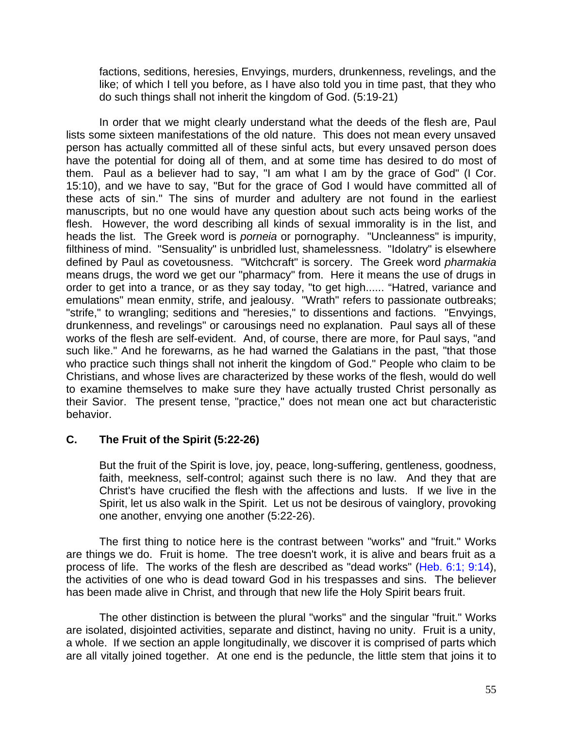> factions, seditions, heresies, Envyings, murders, drunkenness, revelings, and the like; of which I tell you before, as I have also told you in time past, that they who do such things shall not inherit the kingdom of God. (5:19-21)

In order that we might clearly understand what the deeds of the flesh are, Paul lists some sixteen manifestations of the old nature. This does not mean every unsaved person has actually committed all of these sinful acts, but every unsaved person does have the potential for doing all of them, and at some time has desired to do most of them. Paul as a believer had to say, "I am what I am by the grace of God" (I Cor. 15:10), and we have to say, "But for the grace of God I would have committed all of these acts of sin." The sins of murder and adultery are not found in the earliest manuscripts, but no one would have any question about such acts being works of the flesh. However, the word describing all kinds of sexual immorality is in the list, and heads the list. The Greek word is *porneia* or pornography. "Uncleanness" is impurity, filthiness of mind. "Sensuality" is unbridled lust, shamelessness. "Idolatry" is elsewhere defined by Paul as covetousness. "Witchcraft" is sorcery. The Greek word *pharmakia* means drugs, the word we get our "pharmacy" from. Here it means the use of drugs in order to get into a trance, or as they say today, "to get high...... "Hatred, variance and emulations" mean enmity, strife, and jealousy. "Wrath" refers to passionate outbreaks; "strife," to wrangling; seditions and "heresies," to dissentions and factions. "Envyings, drunkenness, and revelings" or carousings need no explanation. Paul says all of these works of the flesh are self-evident. And, of course, there are more, for Paul says, "and such like." And he forewarns, as he had warned the Galatians in the past, "that those who practice such things shall not inherit the kingdom of God." People who claim to be Christians, and whose lives are characterized by these works of the flesh, would do well to examine themselves to make sure they have actually trusted Christ personally as their Savior. The present tense, "practice," does not mean one act but characteristic behavior.

### C. The Fruit of the Spirit (5:22-26)

> But the fruit of the Spirit is love, joy, peace, long-suffering, gentleness, goodness, faith, meekness, self-control; against such there is no law. And they that are Christ's have crucified the flesh with the affections and lusts. If we live in the Spirit, let us also walk in the Spirit. Let us not be desirous of vainglory, provoking one another, envying one another (5:22-26).

The first thing to notice here is the contrast between "works" and "fruit." Works are things we do. Fruit is home. The tree doesn't work, it is alive and bears fruit as a process of life. The works of the flesh are described as "dead works" (Heb. 6:1; 9:14), the activities of one who is dead toward God in his trespasses and sins. The believer has been made alive in Christ, and through that new life the Holy Spirit bears fruit.

The other distinction is between the plural "works" and the singular "fruit." Works are isolated, disjointed activities, separate and distinct, having no unity. Fruit is a unity, a whole. If we section an apple longitudinally, we discover it is comprised of parts which are all vitally joined together. At one end is the peduncle, the little stem that joins it to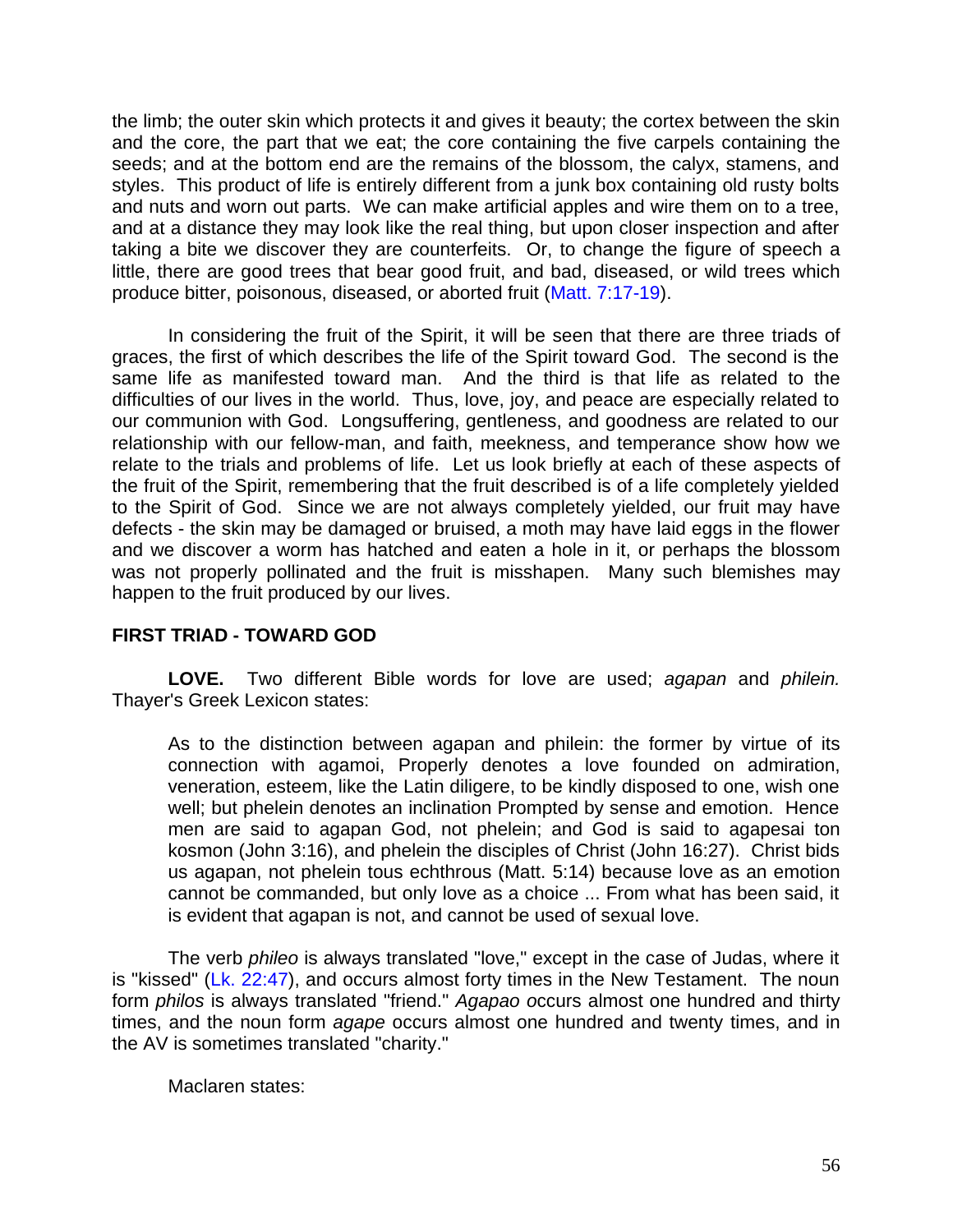the limb; the outer skin which protects it and gives it beauty; the cortex between the skin and the core, the part that we eat; the core containing the five carpels containing the seeds; and at the bottom end are the remains of the blossom, the calyx, stamens, and styles. This product of life is entirely different from a junk box containing old rusty bolts and nuts and worn out parts. We can make artificial apples and wire them on to a tree, and at a distance they may look like the real thing, but upon closer inspection and after taking a bite we discover they are counterfeits. Or, to change the figure of speech a little, there are good trees that bear good fruit, and bad, diseased, or wild trees which produce bitter, poisonous, diseased, or aborted fruit (Matt. 7:17-19).

In considering the fruit of the Spirit, it will be seen that there are three triads of graces, the first of which describes the life of the Spirit toward God. The second is the same life as manifested toward man. And the third is that life as related to the difficulties of our lives in the world. Thus, love, joy, and peace are especially related to our communion with God. Longsuffering, gentleness, and goodness are related to our relationship with our fellow-man, and faith, meekness, and temperance show how we relate to the trials and problems of life. Let us look briefly at each of these aspects of the fruit of the Spirit, remembering that the fruit described is of a life completely yielded to the Spirit of God. Since we are not always completely yielded, our fruit may have defects - the skin may be damaged or bruised, a moth may have laid eggs in the flower and we discover a worm has hatched and eaten a hole in it, or perhaps the blossom was not properly pollinated and the fruit is misshapen. Many such blemishes may happen to the fruit produced by our lives.

**FIRST TRIAD - TOWARD GOD**

**LOVE.** Two different Bible words for love are used; *agapan* and *philein.* Thayer's Greek Lexicon states:

> As to the distinction between agapan and philein: the former by virtue of its connection with agamoi, Properly denotes a love founded on admiration, veneration, esteem, like the Latin diligere, to be kindly disposed to one, wish one well; but phelein denotes an inclination Prompted by sense and emotion. Hence men are said to agapan God, not phelein; and God is said to agapesai ton kosmon (John 3:16), and phelein the disciples of Christ (John 16:27). Christ bids us agapan, not phelein tous echthrous (Matt. 5:14) because love as an emotion cannot be commanded, but only love as a choice ... From what has been said, it is evident that agapan is not, and cannot be used of sexual love.

The verb *phileo* is always translated "love," except in the case of Judas, where it is "kissed" (Lk. 22:47), and occurs almost forty times in the New Testament. The noun form *philos* is always translated "friend." *Agapao o*ccurs almost one hundred and thirty times, and the noun form *agape* occurs almost one hundred and twenty times, and in the AV is sometimes translated "charity."

Maclaren states: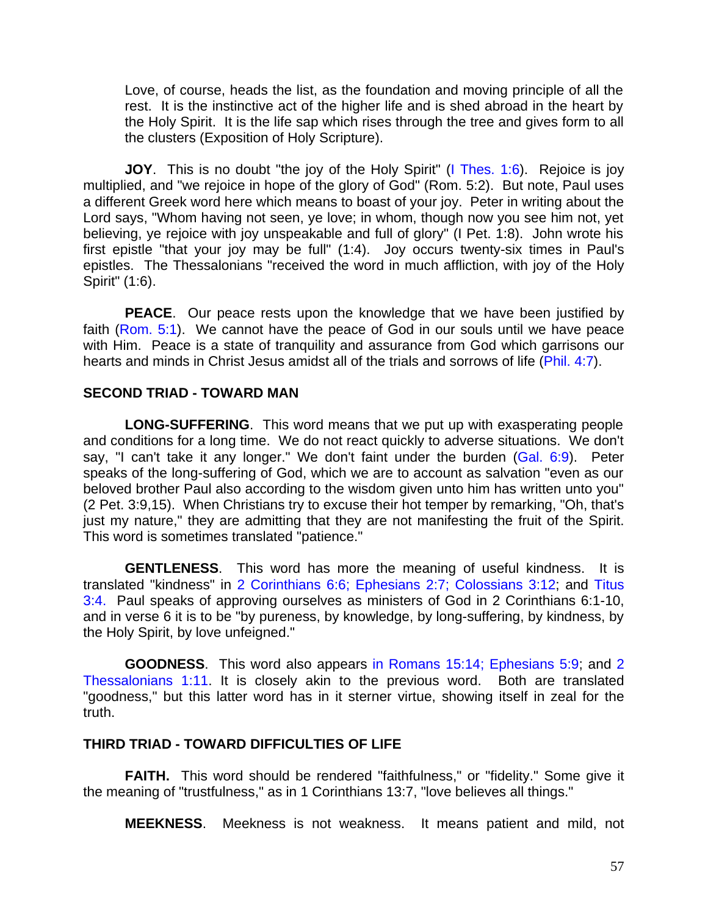Love, of course, heads the list, as the foundation and moving principle of all the rest. It is the instinctive act of the higher life and is shed abroad in the heart by the Holy Spirit. It is the life sap which rises through the tree and gives form to all the clusters (Exposition of Holy Scripture).

**JOY**. This is no doubt "the joy of the Holy Spirit" (I Thes. 1:6). Rejoice is joy multiplied, and "we rejoice in hope of the glory of God" (Rom. 5:2). But note, Paul uses a different Greek word here which means to boast of your joy. Peter in writing about the Lord says, "Whom having not seen, ye love; in whom, though now you see him not, yet believing, ye rejoice with joy unspeakable and full of glory" (I Pet. 1:8). John wrote his first epistle "that your joy may be full" (1:4). Joy occurs twenty-six times in Paul's epistles. The Thessalonians "received the word in much affliction, with joy of the Holy Spirit" (1:6).

**PEACE**. Our peace rests upon the knowledge that we have been justified by faith (Rom. 5:1). We cannot have the peace of God in our souls until we have peace with Him. Peace is a state of tranquility and assurance from God which garrisons our hearts and minds in Christ Jesus amidst all of the trials and sorrows of life (Phil. 4:7).

**SECOND TRIAD - TOWARD MAN**

**LONG-SUFFERING**. This word means that we put up with exasperating people and conditions for a long time. We do not react quickly to adverse situations. We don't say, "I can't take it any longer." We don't faint under the burden (Gal. 6:9). Peter speaks of the long-suffering of God, which we are to account as salvation "even as our beloved brother Paul also according to the wisdom given unto him has written unto you" (2 Pet. 3:9,15). When Christians try to excuse their hot temper by remarking, "Oh, that's just my nature," they are admitting that they are not manifesting the fruit of the Spirit. This word is sometimes translated "patience."

**GENTLENESS**. This word has more the meaning of useful kindness. It is translated "kindness" in 2 Corinthians 6:6; Ephesians 2:7; Colossians 3:12; and Titus 3:4. Paul speaks of approving ourselves as ministers of God in 2 Corinthians 6:1-10, and in verse 6 it is to be "by pureness, by knowledge, by long-suffering, by kindness, by the Holy Spirit, by love unfeigned."

**GOODNESS**. This word also appears in Romans 15:14; Ephesians 5:9; and 2 Thessalonians 1:11. It is closely akin to the previous word. Both are translated "goodness," but this latter word has in it sterner virtue, showing itself in zeal for the truth.

**THIRD TRIAD - TOWARD DIFFICULTIES OF LIFE**

**FAITH.** This word should be rendered "faithfulness," or "fidelity." Some give it the meaning of "trustfulness," as in 1 Corinthians 13:7, "love believes all things."

**MEEKNESS**. Meekness is not weakness. It means patient and mild, not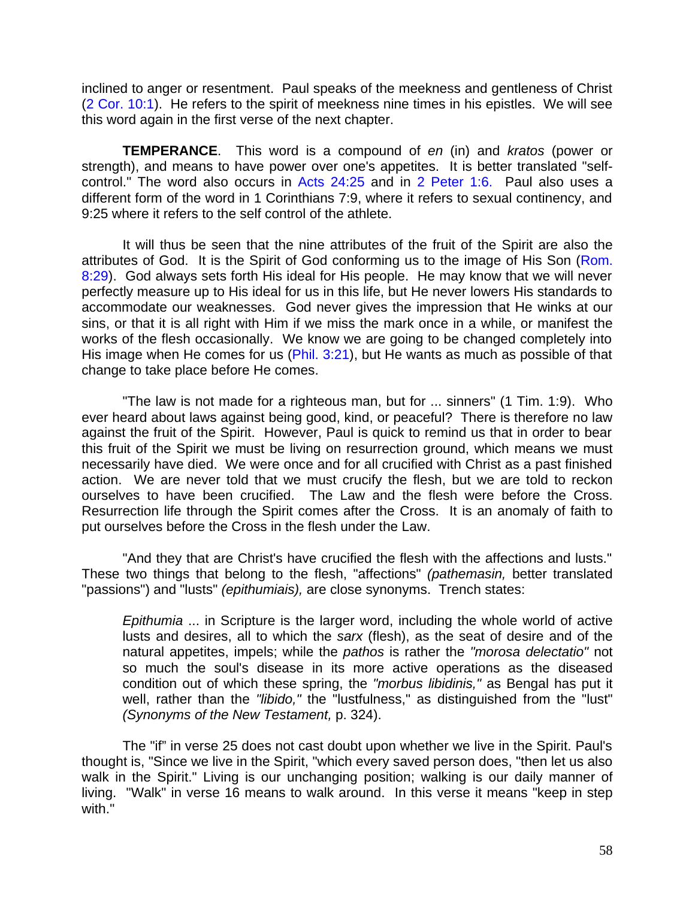inclined to anger or resentment. Paul speaks of the meekness and gentleness of Christ (2 Cor. 10:1). He refers to the spirit of meekness nine times in his epistles. We will see this word again in the first verse of the next chapter.

**TEMPERANCE**. This word is a compound of *en* (in) and *kratos* (power or strength), and means to have power over one's appetites. It is better translated "self-control." The word also occurs in Acts 24:25 and in 2 Peter 1:6. Paul also uses a different form of the word in 1 Corinthians 7:9, where it refers to sexual continency, and 9:25 where it refers to the self control of the athlete.

It will thus be seen that the nine attributes of the fruit of the Spirit are also the attributes of God. It is the Spirit of God conforming us to the image of His Son (Rom. 8:29). God always sets forth His ideal for His people. He may know that we will never perfectly measure up to His ideal for us in this life, but He never lowers His standards to accommodate our weaknesses. God never gives the impression that He winks at our sins, or that it is all right with Him if we miss the mark once in a while, or manifest the works of the flesh occasionally. We know we are going to be changed completely into His image when He comes for us (Phil. 3:21), but He wants as much as possible of that change to take place before He comes.

"The law is not made for a righteous man, but for ... sinners" (1 Tim. 1:9). Who ever heard about laws against being good, kind, or peaceful? There is therefore no law against the fruit of the Spirit. However, Paul is quick to remind us that in order to bear this fruit of the Spirit we must be living on resurrection ground, which means we must necessarily have died. We were once and for all crucified with Christ as a past finished action. We are never told that we must crucify the flesh, but we are told to reckon ourselves to have been crucified. The Law and the flesh were before the Cross. Resurrection life through the Spirit comes after the Cross. It is an anomaly of faith to put ourselves before the Cross in the flesh under the Law.

"And they that are Christ's have crucified the flesh with the affections and lusts." These two things that belong to the flesh, "affections" *(pathemasin,* better translated "passions") and "lusts" *(epithumiais),* are close synonyms. Trench states:

> *Epithumia* ... in Scripture is the larger word, including the whole world of active lusts and desires, all to which the *sarx* (flesh), as the seat of desire and of the natural appetites, impels; while the *pathos* is rather the *"morosa delectatio"* not so much the soul's disease in its more active operations as the diseased condition out of which these spring, the *"morbus libidinis,"* as Bengal has put it well, rather than the *"libido,"* the "lustfulness," as distinguished from the "lust" *(Synonyms of the New Testament,* p. 324).

The "if" in verse 25 does not cast doubt upon whether we live in the Spirit. Paul's thought is, "Since we live in the Spirit, "which every saved person does, "then let us also walk in the Spirit." Living is our unchanging position; walking is our daily manner of living. "Walk" in verse 16 means to walk around. In this verse it means "keep in step with."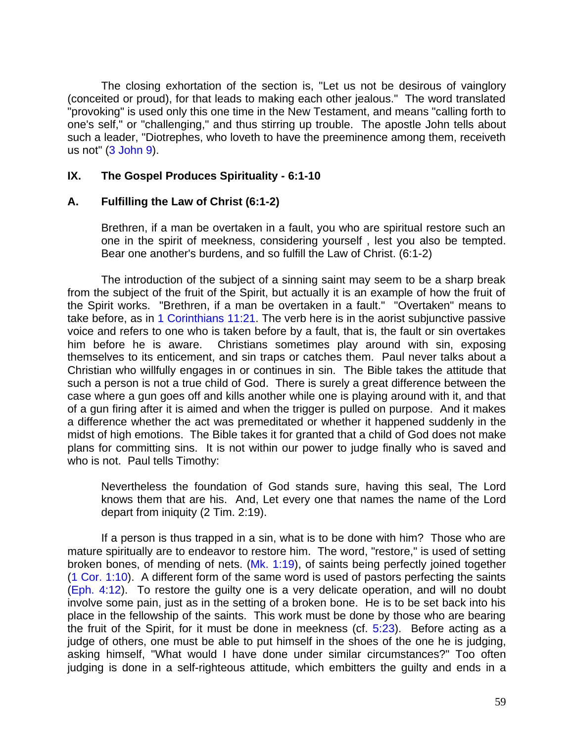The closing exhortation of the section is, "Let us not be desirous of vainglory (conceited or proud), for that leads to making each other jealous." The word translated "provoking" is used only this one time in the New Testament, and means "calling forth to one's self," or "challenging," and thus stirring up trouble. The apostle John tells about such a leader, "Diotrephes, who loveth to have the preeminence among them, receiveth us not" (3 John 9).

## IX. The Gospel Produces Spirituality - 6:1-10

### A. Fulfilling the Law of Christ (6:1-2)

> Brethren, if a man be overtaken in a fault, you who are spiritual restore such an one in the spirit of meekness, considering yourself , lest you also be tempted. Bear one another's burdens, and so fulfill the Law of Christ. (6:1-2)

The introduction of the subject of a sinning saint may seem to be a sharp break from the subject of the fruit of the Spirit, but actually it is an example of how the fruit of the Spirit works. "Brethren, if a man be overtaken in a fault." "Overtaken" means to take before, as in 1 Corinthians 11:21. The verb here is in the aorist subjunctive passive voice and refers to one who is taken before by a fault, that is, the fault or sin overtakes him before he is aware. Christians sometimes play around with sin, exposing themselves to its enticement, and sin traps or catches them. Paul never talks about a Christian who willfully engages in or continues in sin. The Bible takes the attitude that such a person is not a true child of God. There is surely a great difference between the case where a gun goes off and kills another while one is playing around with it, and that of a gun firing after it is aimed and when the trigger is pulled on purpose. And it makes a difference whether the act was premeditated or whether it happened suddenly in the midst of high emotions. The Bible takes it for granted that a child of God does not make plans for committing sins. It is not within our power to judge finally who is saved and who is not. Paul tells Timothy:

> Nevertheless the foundation of God stands sure, having this seal, The Lord knows them that are his. And, Let every one that names the name of the Lord depart from iniquity (2 Tim. 2:19).

If a person is thus trapped in a sin, what is to be done with him? Those who are mature spiritually are to endeavor to restore him. The word, "restore," is used of setting broken bones, of mending of nets. (Mk. 1:19), of saints being perfectly joined together (1 Cor. 1:10). A different form of the same word is used of pastors perfecting the saints (Eph. 4:12). To restore the guilty one is a very delicate operation, and will no doubt involve some pain, just as in the setting of a broken bone. He is to be set back into his place in the fellowship of the saints. This work must be done by those who are bearing the fruit of the Spirit, for it must be done in meekness (cf. 5:23). Before acting as a judge of others, one must be able to put himself in the shoes of the one he is judging, asking himself, "What would I have done under similar circumstances?" Too often judging is done in a self-righteous attitude, which embitters the guilty and ends in a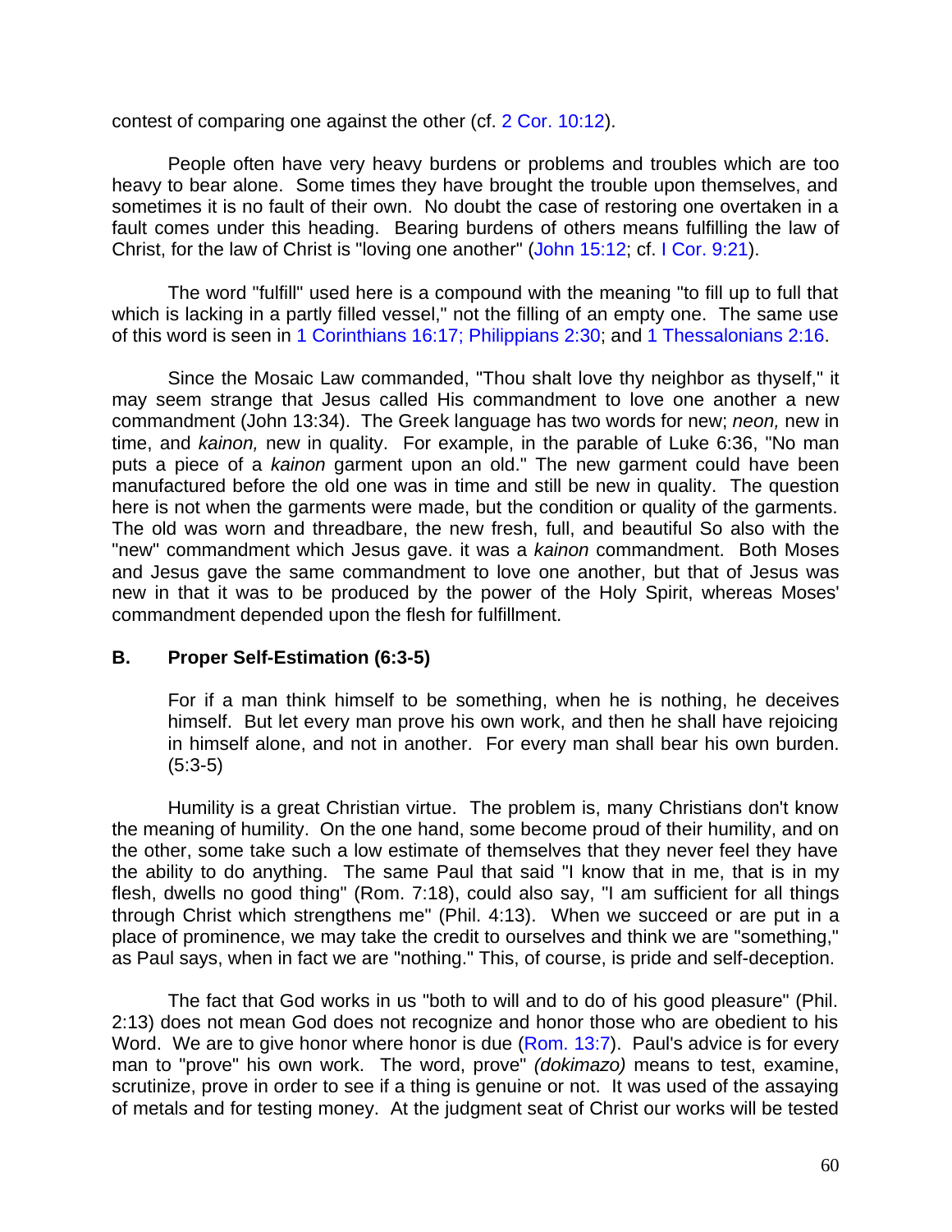contest of comparing one against the other (cf. 2 Cor. 10:12).

People often have very heavy burdens or problems and troubles which are too heavy to bear alone. Some times they have brought the trouble upon themselves, and sometimes it is no fault of their own. No doubt the case of restoring one overtaken in a fault comes under this heading. Bearing burdens of others means fulfilling the law of Christ, for the law of Christ is "loving one another" (John 15:12; cf. I Cor. 9:21).

The word "fulfill" used here is a compound with the meaning "to fill up to full that which is lacking in a partly filled vessel," not the filling of an empty one. The same use of this word is seen in 1 Corinthians 16:17; Philippians 2:30; and 1 Thessalonians 2:16.

Since the Mosaic Law commanded, "Thou shalt love thy neighbor as thyself," it may seem strange that Jesus called His commandment to love one another a new commandment (John 13:34). The Greek language has two words for new; *neon,* new in time, and *kainon,* new in quality. For example, in the parable of Luke 6:36, "No man puts a piece of a *kainon* garment upon an old." The new garment could have been manufactured before the old one was in time and still be new in quality. The question here is not when the garments were made, but the condition or quality of the garments. The old was worn and threadbare, the new fresh, full, and beautiful So also with the "new" commandment which Jesus gave. it was a *kainon* commandment. Both Moses and Jesus gave the same commandment to love one another, but that of Jesus was new in that it was to be produced by the power of the Holy Spirit, whereas Moses' commandment depended upon the flesh for fulfillment.

### B. Proper Self-Estimation (6:3-5)

> For if a man think himself to be something, when he is nothing, he deceives himself. But let every man prove his own work, and then he shall have rejoicing in himself alone, and not in another. For every man shall bear his own burden. (5:3-5)

Humility is a great Christian virtue. The problem is, many Christians don't know the meaning of humility. On the one hand, some become proud of their humility, and on the other, some take such a low estimate of themselves that they never feel they have the ability to do anything. The same Paul that said "I know that in me, that is in my flesh, dwells no good thing" (Rom. 7:18), could also say, "I am sufficient for all things through Christ which strengthens me" (Phil. 4:13). When we succeed or are put in a place of prominence, we may take the credit to ourselves and think we are "something," as Paul says, when in fact we are "nothing." This, of course, is pride and self-deception.

The fact that God works in us "both to will and to do of his good pleasure" (Phil. 2:13) does not mean God does not recognize and honor those who are obedient to his Word. We are to give honor where honor is due (Rom. 13:7). Paul's advice is for every man to "prove" his own work. The word, prove" *(dokimazo)* means to test, examine, scrutinize, prove in order to see if a thing is genuine or not. It was used of the assaying of metals and for testing money. At the judgment seat of Christ our works will be tested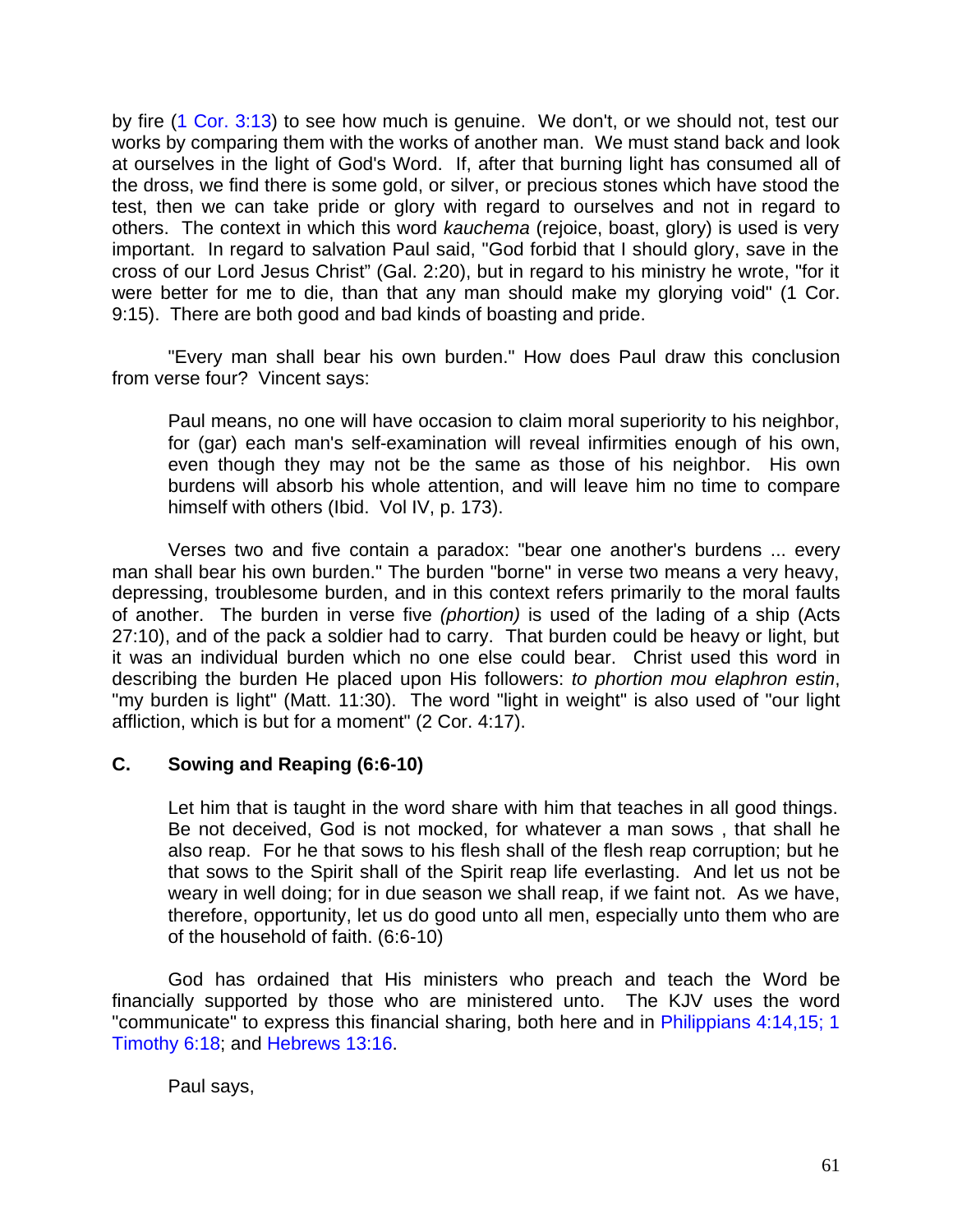by fire (1 Cor. 3:13) to see how much is genuine. We don't, or we should not, test our works by comparing them with the works of another man. We must stand back and look at ourselves in the light of God's Word. If, after that burning light has consumed all of the dross, we find there is some gold, or silver, or precious stones which have stood the test, then we can take pride or glory with regard to ourselves and not in regard to others. The context in which this word *kauchema* (rejoice, boast, glory) is used is very important. In regard to salvation Paul said, "God forbid that I should glory, save in the cross of our Lord Jesus Christ" (Gal. 2:20), but in regard to his ministry he wrote, "for it were better for me to die, than that any man should make my glorying void" (1 Cor. 9:15). There are both good and bad kinds of boasting and pride.

"Every man shall bear his own burden." How does Paul draw this conclusion from verse four? Vincent says:

> Paul means, no one will have occasion to claim moral superiority to his neighbor, for (gar) each man's self-examination will reveal infirmities enough of his own, even though they may not be the same as those of his neighbor. His own burdens will absorb his whole attention, and will leave him no time to compare himself with others (Ibid. Vol IV, p. 173).

Verses two and five contain a paradox: "bear one another's burdens ... every man shall bear his own burden." The burden "borne" in verse two means a very heavy, depressing, troublesome burden, and in this context refers primarily to the moral faults of another. The burden in verse five *(phortion)* is used of the lading of a ship (Acts 27:10), and of the pack a soldier had to carry. That burden could be heavy or light, but it was an individual burden which no one else could bear. Christ used this word in describing the burden He placed upon His followers: *to phortion mou elaphron estin*, "my burden is light" (Matt. 11:30). The word "light in weight" is also used of "our light affliction, which is but for a moment" (2 Cor. 4:17).

### C. Sowing and Reaping (6:6-10)

> Let him that is taught in the word share with him that teaches in all good things. Be not deceived, God is not mocked, for whatever a man sows , that shall he also reap. For he that sows to his flesh shall of the flesh reap corruption; but he that sows to the Spirit shall of the Spirit reap life everlasting. And let us not be weary in well doing; for in due season we shall reap, if we faint not. As we have, therefore, opportunity, let us do good unto all men, especially unto them who are of the household of faith. (6:6-10)

God has ordained that His ministers who preach and teach the Word be financially supported by those who are ministered unto. The KJV uses the word "communicate" to express this financial sharing, both here and in Philippians 4:14,15; 1 Timothy 6:18; and Hebrews 13:16.

Paul says,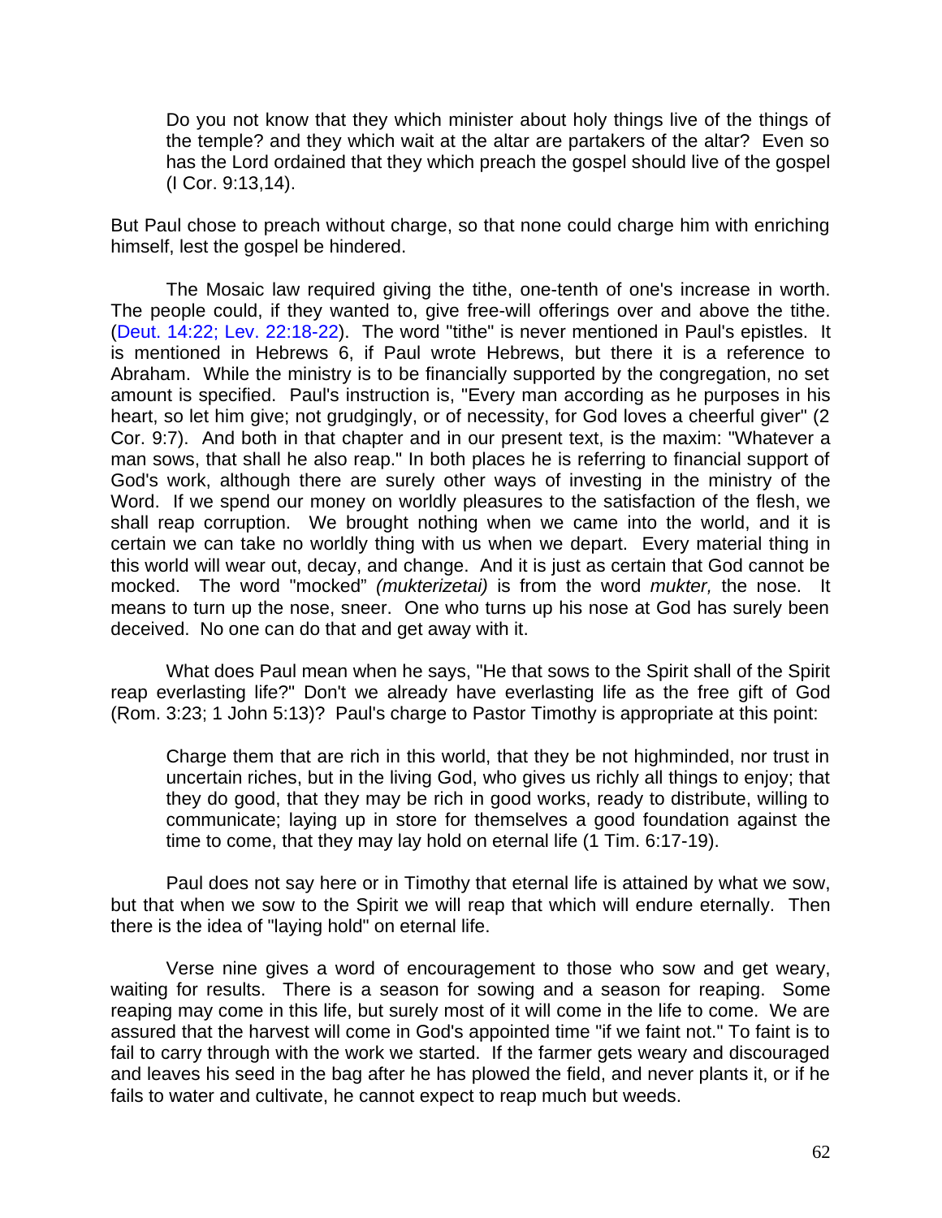> Do you not know that they which minister about holy things live of the things of the temple? and they which wait at the altar are partakers of the altar? Even so has the Lord ordained that they which preach the gospel should live of the gospel (I Cor. 9:13,14).

But Paul chose to preach without charge, so that none could charge him with enriching himself, lest the gospel be hindered.

The Mosaic law required giving the tithe, one-tenth of one's increase in worth. The people could, if they wanted to, give free-will offerings over and above the tithe. (Deut. 14:22; Lev. 22:18-22). The word "tithe" is never mentioned in Paul's epistles. It is mentioned in Hebrews 6, if Paul wrote Hebrews, but there it is a reference to Abraham. While the ministry is to be financially supported by the congregation, no set amount is specified. Paul's instruction is, "Every man according as he purposes in his heart, so let him give; not grudgingly, or of necessity, for God loves a cheerful giver" (2 Cor. 9:7). And both in that chapter and in our present text, is the maxim: "Whatever a man sows, that shall he also reap." In both places he is referring to financial support of God's work, although there are surely other ways of investing in the ministry of the Word. If we spend our money on worldly pleasures to the satisfaction of the flesh, we shall reap corruption. We brought nothing when we came into the world, and it is certain we can take no worldly thing with us when we depart. Every material thing in this world will wear out, decay, and change. And it is just as certain that God cannot be mocked. The word "mocked" *(mukterizetai)* is from the word *mukter,* the nose. It means to turn up the nose, sneer. One who turns up his nose at God has surely been deceived. No one can do that and get away with it.

What does Paul mean when he says, "He that sows to the Spirit shall of the Spirit reap everlasting life?" Don't we already have everlasting life as the free gift of God (Rom. 3:23; 1 John 5:13)? Paul's charge to Pastor Timothy is appropriate at this point:

> Charge them that are rich in this world, that they be not highminded, nor trust in uncertain riches, but in the living God, who gives us richly all things to enjoy; that they do good, that they may be rich in good works, ready to distribute, willing to communicate; laying up in store for themselves a good foundation against the time to come, that they may lay hold on eternal life (1 Tim. 6:17-19).

Paul does not say here or in Timothy that eternal life is attained by what we sow, but that when we sow to the Spirit we will reap that which will endure eternally. Then there is the idea of "laying hold" on eternal life.

Verse nine gives a word of encouragement to those who sow and get weary, waiting for results. There is a season for sowing and a season for reaping. Some reaping may come in this life, but surely most of it will come in the life to come. We are assured that the harvest will come in God's appointed time "if we faint not." To faint is to fail to carry through with the work we started. If the farmer gets weary and discouraged and leaves his seed in the bag after he has plowed the field, and never plants it, or if he fails to water and cultivate, he cannot expect to reap much but weeds.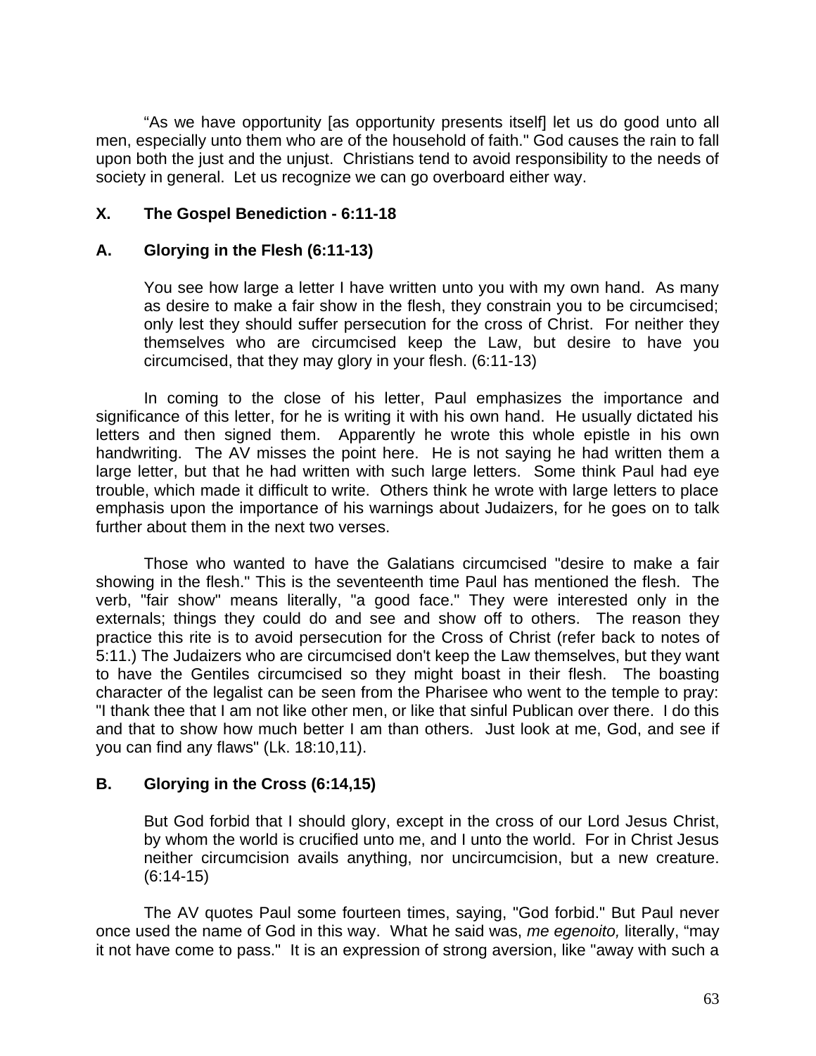"As we have opportunity [as opportunity presents itself] let us do good unto all men, especially unto them who are of the household of faith." God causes the rain to fall upon both the just and the unjust. Christians tend to avoid responsibility to the needs of society in general. Let us recognize we can go overboard either way.

## X. The Gospel Benediction - 6:11-18

### A. Glorying in the Flesh (6:11-13)

> You see how large a letter I have written unto you with my own hand. As many as desire to make a fair show in the flesh, they constrain you to be circumcised; only lest they should suffer persecution for the cross of Christ. For neither they themselves who are circumcised keep the Law, but desire to have you circumcised, that they may glory in your flesh. (6:11-13)

In coming to the close of his letter, Paul emphasizes the importance and significance of this letter, for he is writing it with his own hand. He usually dictated his letters and then signed them. Apparently he wrote this whole epistle in his own handwriting. The AV misses the point here. He is not saying he had written them a large letter, but that he had written with such large letters. Some think Paul had eye trouble, which made it difficult to write. Others think he wrote with large letters to place emphasis upon the importance of his warnings about Judaizers, for he goes on to talk further about them in the next two verses.

Those who wanted to have the Galatians circumcised "desire to make a fair showing in the flesh." This is the seventeenth time Paul has mentioned the flesh. The verb, "fair show" means literally, "a good face." They were interested only in the externals; things they could do and see and show off to others. The reason they practice this rite is to avoid persecution for the Cross of Christ (refer back to notes of 5:11.) The Judaizers who are circumcised don't keep the Law themselves, but they want to have the Gentiles circumcised so they might boast in their flesh. The boasting character of the legalist can be seen from the Pharisee who went to the temple to pray: "I thank thee that I am not like other men, or like that sinful Publican over there. I do this and that to show how much better I am than others. Just look at me, God, and see if you can find any flaws" (Lk. 18:10,11).

### B. Glorying in the Cross (6:14,15)

> But God forbid that I should glory, except in the cross of our Lord Jesus Christ, by whom the world is crucified unto me, and I unto the world. For in Christ Jesus neither circumcision avails anything, nor uncircumcision, but a new creature. (6:14-15)

The AV quotes Paul some fourteen times, saying, "God forbid." But Paul never once used the name of God in this way. What he said was, *me egenoito,* literally, "may it not have come to pass." It is an expression of strong aversion, like "away with such a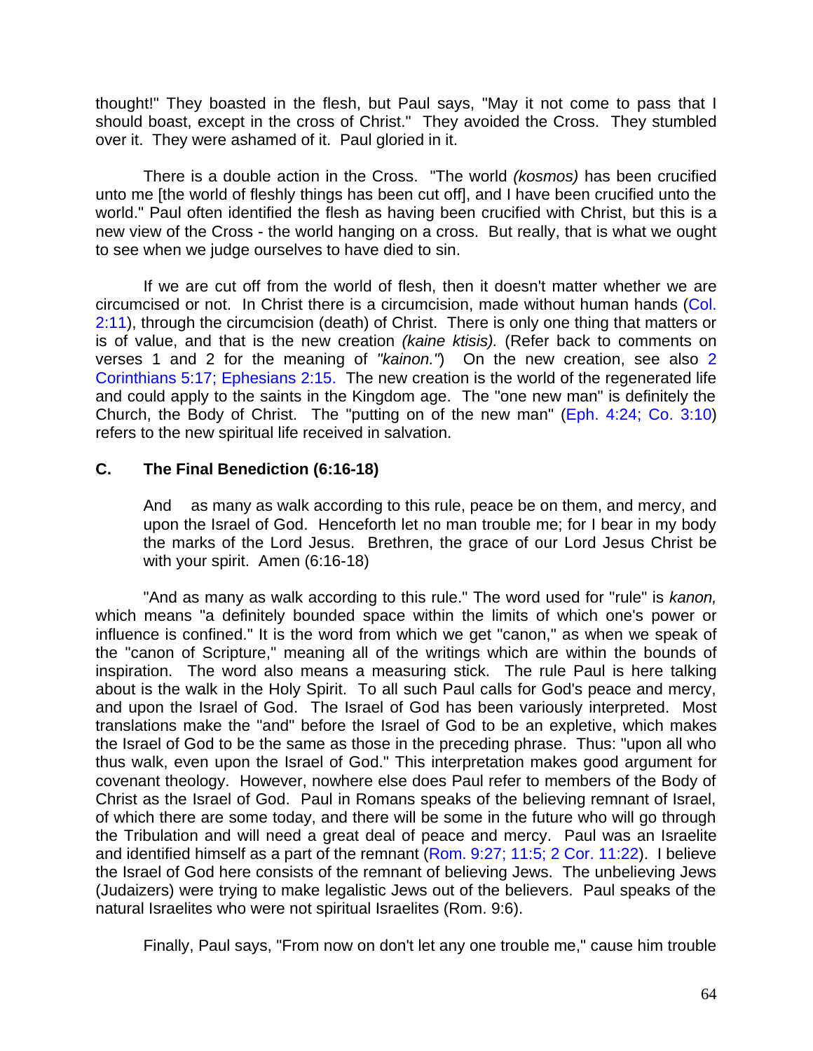thought!" They boasted in the flesh, but Paul says, "May it not come to pass that I should boast, except in the cross of Christ." They avoided the Cross. They stumbled over it. They were ashamed of it. Paul gloried in it.

There is a double action in the Cross. "The world *(kosmos)* has been crucified unto me [the world of fleshly things has been cut off], and I have been crucified unto the world." Paul often identified the flesh as having been crucified with Christ, but this is a new view of the Cross - the world hanging on a cross. But really, that is what we ought to see when we judge ourselves to have died to sin.

If we are cut off from the world of flesh, then it doesn't matter whether we are circumcised or not. In Christ there is a circumcision, made without human hands (Col. 2:11), through the circumcision (death) of Christ. There is only one thing that matters or is of value, and that is the new creation *(kaine ktisis).* (Refer back to comments on verses 1 and 2 for the meaning of *"kainon."*) On the new creation, see also 2 Corinthians 5:17; Ephesians 2:15. The new creation is the world of the regenerated life and could apply to the saints in the Kingdom age. The "one new man" is definitely the Church, the Body of Christ. The "putting on of the new man" (Eph. 4:24; Co. 3:10) refers to the new spiritual life received in salvation.

### C. The Final Benediction (6:16-18)

> And as many as walk according to this rule, peace be on them, and mercy, and upon the Israel of God. Henceforth let no man trouble me; for I bear in my body the marks of the Lord Jesus. Brethren, the grace of our Lord Jesus Christ be with your spirit. Amen (6:16-18)

"And as many as walk according to this rule." The word used for "rule" is *kanon,* which means "a definitely bounded space within the limits of which one's power or influence is confined." It is the word from which we get "canon," as when we speak of the "canon of Scripture," meaning all of the writings which are within the bounds of inspiration. The word also means a measuring stick. The rule Paul is here talking about is the walk in the Holy Spirit. To all such Paul calls for God's peace and mercy, and upon the Israel of God. The Israel of God has been variously interpreted. Most translations make the "and" before the Israel of God to be an expletive, which makes the Israel of God to be the same as those in the preceding phrase. Thus: "upon all who thus walk, even upon the Israel of God." This interpretation makes good argument for covenant theology. However, nowhere else does Paul refer to members of the Body of Christ as the Israel of God. Paul in Romans speaks of the believing remnant of Israel, of which there are some today, and there will be some in the future who will go through the Tribulation and will need a great deal of peace and mercy. Paul was an Israelite and identified himself as a part of the remnant (Rom. 9:27; 11:5; 2 Cor. 11:22). I believe the Israel of God here consists of the remnant of believing Jews. The unbelieving Jews (Judaizers) were trying to make legalistic Jews out of the believers. Paul speaks of the natural Israelites who were not spiritual Israelites (Rom. 9:6).

Finally, Paul says, "From now on don't let any one trouble me," cause him trouble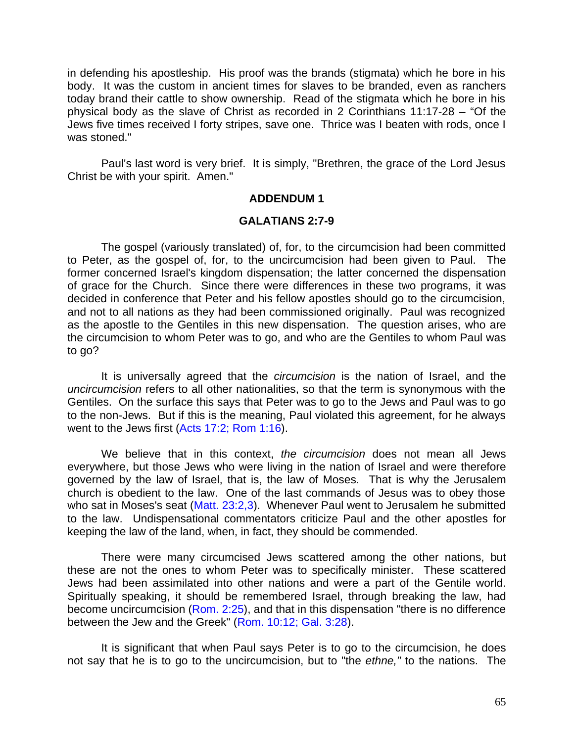in defending his apostleship. His proof was the brands (stigmata) which he bore in his body. It was the custom in ancient times for slaves to be branded, even as ranchers today brand their cattle to show ownership. Read of the stigmata which he bore in his physical body as the slave of Christ as recorded in 2 Corinthians 11:17-28 – "Of the Jews five times received I forty stripes, save one. Thrice was I beaten with rods, once I was stoned."

Paul's last word is very brief. It is simply, "Brethren, the grace of the Lord Jesus Christ be with your spirit. Amen."

## ADDENDUM 1

## GALATIANS 2:7-9

The gospel (variously translated) of, for, to the circumcision had been committed to Peter, as the gospel of, for, to the uncircumcision had been given to Paul. The former concerned Israel's kingdom dispensation; the latter concerned the dispensation of grace for the Church. Since there were differences in these two programs, it was decided in conference that Peter and his fellow apostles should go to the circumcision, and not to all nations as they had been commissioned originally. Paul was recognized as the apostle to the Gentiles in this new dispensation. The question arises, who are the circumcision to whom Peter was to go, and who are the Gentiles to whom Paul was to go?

It is universally agreed that the *circumcision* is the nation of Israel, and the *uncircumcision* refers to all other nationalities, so that the term is synonymous with the Gentiles. On the surface this says that Peter was to go to the Jews and Paul was to go to the non-Jews. But if this is the meaning, Paul violated this agreement, for he always went to the Jews first (Acts 17:2; Rom 1:16).

We believe that in this context, *the circumcision* does not mean all Jews everywhere, but those Jews who were living in the nation of Israel and were therefore governed by the law of Israel, that is, the law of Moses. That is why the Jerusalem church is obedient to the law. One of the last commands of Jesus was to obey those who sat in Moses's seat (Matt. 23:2,3). Whenever Paul went to Jerusalem he submitted to the law. Undispensational commentators criticize Paul and the other apostles for keeping the law of the land, when, in fact, they should be commended.

There were many circumcised Jews scattered among the other nations, but these are not the ones to whom Peter was to specifically minister. These scattered Jews had been assimilated into other nations and were a part of the Gentile world. Spiritually speaking, it should be remembered Israel, through breaking the law, had become uncircumcision (Rom. 2:25), and that in this dispensation "there is no difference between the Jew and the Greek" (Rom. 10:12; Gal. 3:28).

It is significant that when Paul says Peter is to go to the circumcision, he does not say that he is to go to the uncircumcision, but to "the *ethne,"* to the nations. The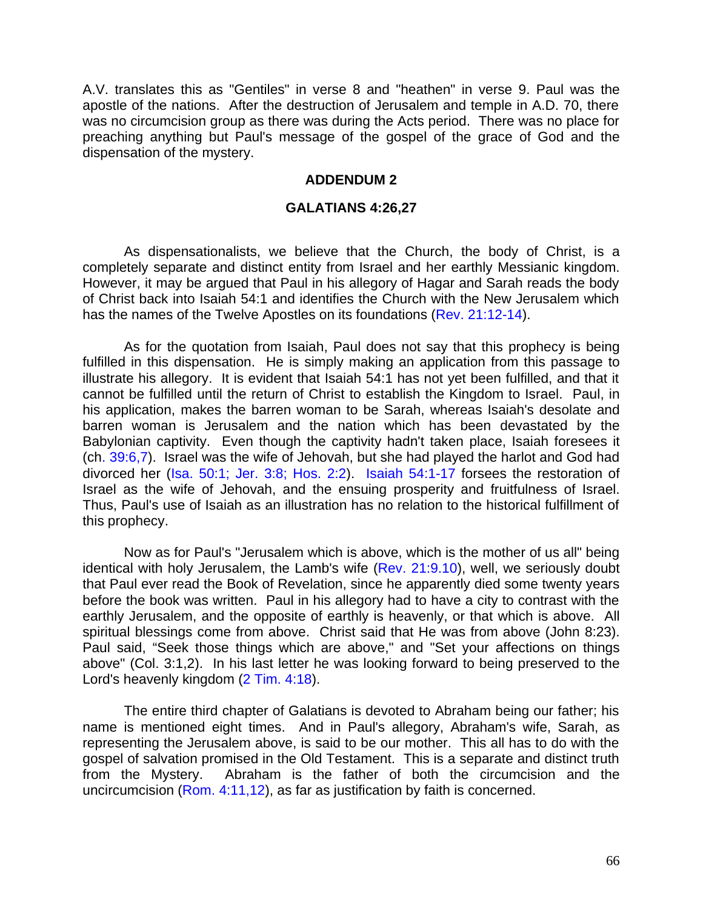A.V. translates this as "Gentiles" in verse 8 and "heathen" in verse 9. Paul was the apostle of the nations. After the destruction of Jerusalem and temple in A.D. 70, there was no circumcision group as there was during the Acts period. There was no place for preaching anything but Paul's message of the gospel of the grace of God and the dispensation of the mystery.

## ADDENDUM 2

## GALATIANS 4:26,27

As dispensationalists, we believe that the Church, the body of Christ, is a completely separate and distinct entity from Israel and her earthly Messianic kingdom. However, it may be argued that Paul in his allegory of Hagar and Sarah reads the body of Christ back into Isaiah 54:1 and identifies the Church with the New Jerusalem which has the names of the Twelve Apostles on its foundations (Rev. 21:12-14).

As for the quotation from Isaiah, Paul does not say that this prophecy is being fulfilled in this dispensation. He is simply making an application from this passage to illustrate his allegory. It is evident that Isaiah 54:1 has not yet been fulfilled, and that it cannot be fulfilled until the return of Christ to establish the Kingdom to Israel. Paul, in his application, makes the barren woman to be Sarah, whereas Isaiah's desolate and barren woman is Jerusalem and the nation which has been devastated by the Babylonian captivity. Even though the captivity hadn't taken place, Isaiah foresees it (ch. 39:6,7). Israel was the wife of Jehovah, but she had played the harlot and God had divorced her (Isa. 50:1; Jer. 3:8; Hos. 2:2). Isaiah 54:1-17 forsees the restoration of Israel as the wife of Jehovah, and the ensuing prosperity and fruitfulness of Israel. Thus, Paul's use of Isaiah as an illustration has no relation to the historical fulfillment of this prophecy.

Now as for Paul's "Jerusalem which is above, which is the mother of us all" being identical with holy Jerusalem, the Lamb's wife (Rev. 21:9.10), well, we seriously doubt that Paul ever read the Book of Revelation, since he apparently died some twenty years before the book was written. Paul in his allegory had to have a city to contrast with the earthly Jerusalem, and the opposite of earthly is heavenly, or that which is above. All spiritual blessings come from above. Christ said that He was from above (John 8:23). Paul said, "Seek those things which are above," and "Set your affections on things above" (Col. 3:1,2). In his last letter he was looking forward to being preserved to the Lord's heavenly kingdom (2 Tim. 4:18).

The entire third chapter of Galatians is devoted to Abraham being our father; his name is mentioned eight times. And in Paul's allegory, Abraham's wife, Sarah, as representing the Jerusalem above, is said to be our mother. This all has to do with the gospel of salvation promised in the Old Testament. This is a separate and distinct truth from the Mystery. Abraham is the father of both the circumcision and the uncircumcision (Rom. 4:11,12), as far as justification by faith is concerned.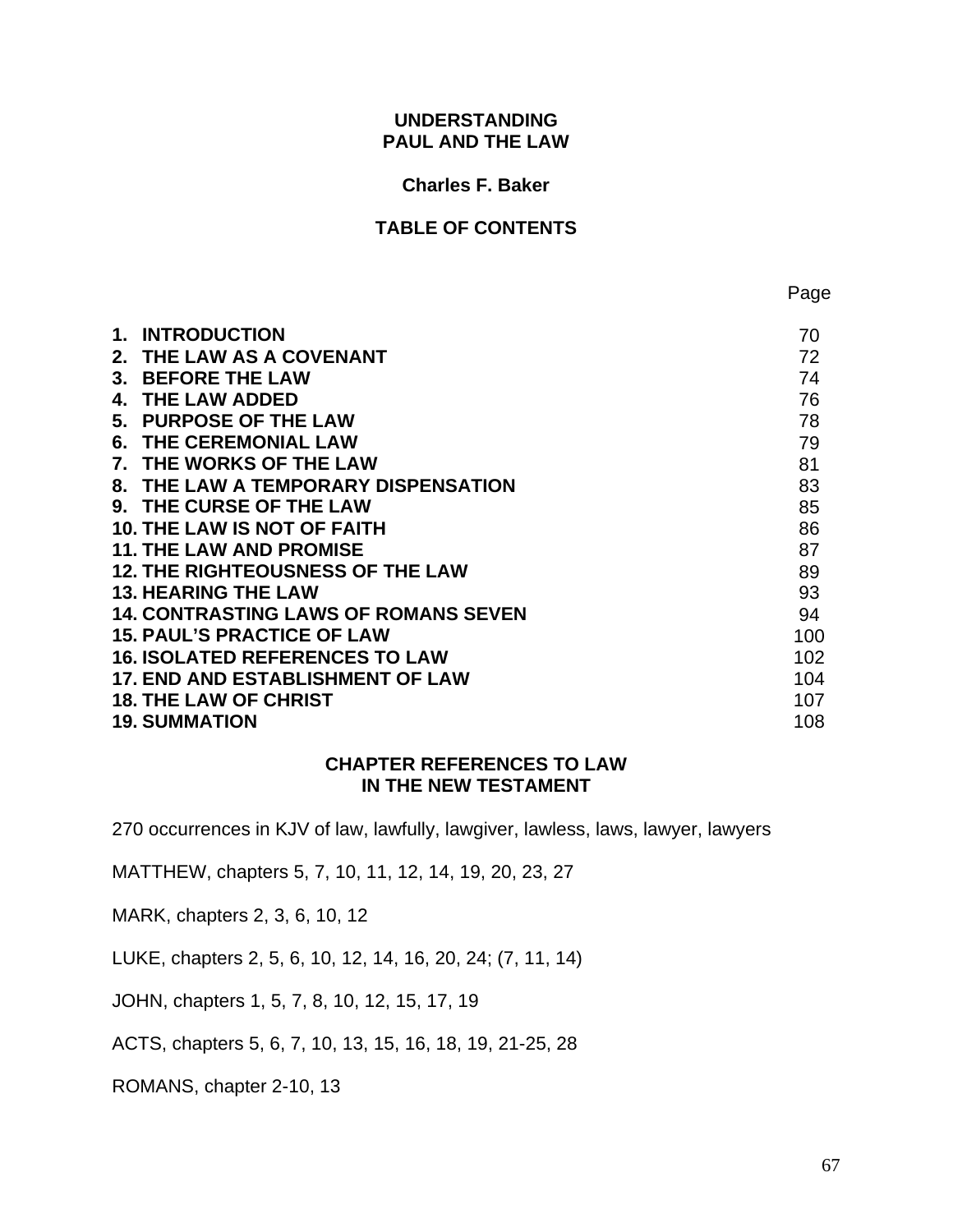# UNDERSTANDING PAUL AND THE LAW

**Charles F. Baker**

## TABLE OF CONTENTS

| | Page |
|---|---|
| **1. INTRODUCTION** | 70 |
| **2. THE LAW AS A COVENANT** | 72 |
| **3. BEFORE THE LAW** | 74 |
| **4. THE LAW ADDED** | 76 |
| **5. PURPOSE OF THE LAW** | 78 |
| **6. THE CEREMONIAL LAW** | 79 |
| **7. THE WORKS OF THE LAW** | 81 |
| **8. THE LAW A TEMPORARY DISPENSATION** | 83 |
| **9. THE CURSE OF THE LAW** | 85 |
| **10. THE LAW IS NOT OF FAITH** | 86 |
| **11. THE LAW AND PROMISE** | 87 |
| **12. THE RIGHTEOUSNESS OF THE LAW** | 89 |
| **13. HEARING THE LAW** | 93 |
| **14. CONTRASTING LAWS OF ROMANS SEVEN** | 94 |
| **15. PAUL'S PRACTICE OF LAW** | 100 |
| **16. ISOLATED REFERENCES TO LAW** | 102 |
| **17. END AND ESTABLISHMENT OF LAW** | 104 |
| **18. THE LAW OF CHRIST** | 107 |
| **19. SUMMATION** | 108 |

## CHAPTER REFERENCES TO LAW IN THE NEW TESTAMENT

270 occurrences in KJV of law, lawfully, lawgiver, lawless, laws, lawyer, lawyers

MATTHEW, chapters 5, 7, 10, 11, 12, 14, 19, 20, 23, 27

MARK, chapters 2, 3, 6, 10, 12

LUKE, chapters 2, 5, 6, 10, 12, 14, 16, 20, 24; (7, 11, 14)

JOHN, chapters 1, 5, 7, 8, 10, 12, 15, 17, 19

ACTS, chapters 5, 6, 7, 10, 13, 15, 16, 18, 19, 21-25, 28

ROMANS, chapter 2-10, 13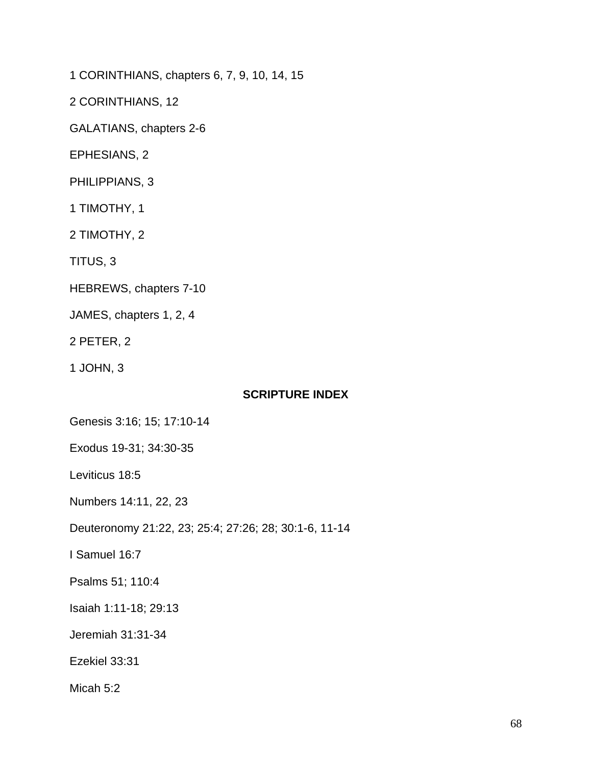1 CORINTHIANS, chapters 6, 7, 9, 10, 14, 15

2 CORINTHIANS, 12

GALATIANS, chapters 2-6

EPHESIANS, 2

PHILIPPIANS, 3

1 TIMOTHY, 1

2 TIMOTHY, 2

TITUS, 3

HEBREWS, chapters 7-10

JAMES, chapters 1, 2, 4

2 PETER, 2

1 JOHN, 3

## SCRIPTURE INDEX

Genesis 3:16; 15; 17:10-14

Exodus 19-31; 34:30-35

Leviticus 18:5

Numbers 14:11, 22, 23

Deuteronomy 21:22, 23; 25:4; 27:26; 28; 30:1-6, 11-14

I Samuel 16:7

Psalms 51; 110:4

Isaiah 1:11-18; 29:13

Jeremiah 31:31-34

Ezekiel 33:31

Micah 5:2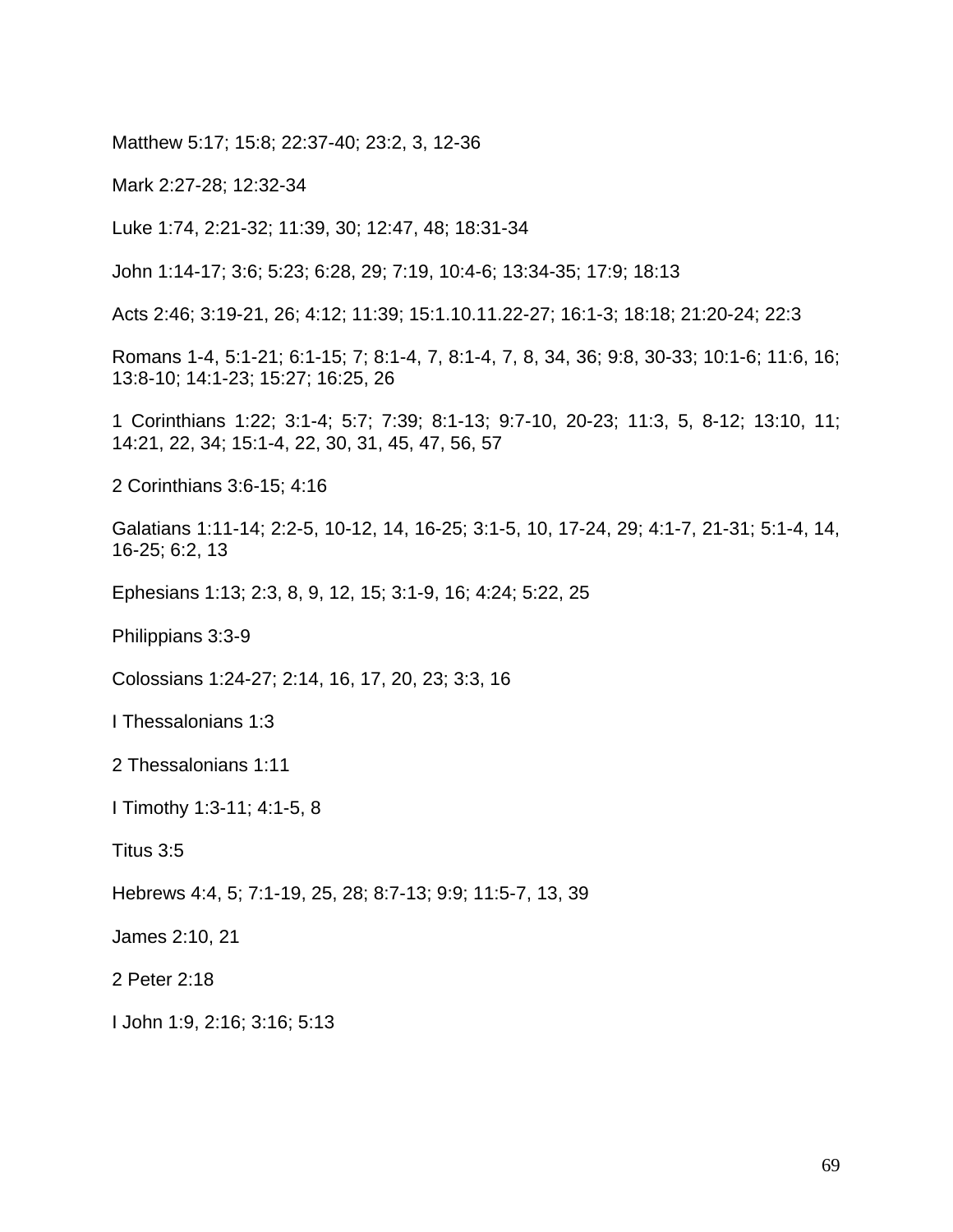Matthew 5:17; 15:8; 22:37-40; 23:2, 3, 12-36

Mark 2:27-28; 12:32-34

Luke 1:74, 2:21-32; 11:39, 30; 12:47, 48; 18:31-34

John 1:14-17; 3:6; 5:23; 6:28, 29; 7:19, 10:4-6; 13:34-35; 17:9; 18:13

Acts 2:46; 3:19-21, 26; 4:12; 11:39; 15:1.10.11.22-27; 16:1-3; 18:18; 21:20-24; 22:3

Romans 1-4, 5:1-21; 6:1-15; 7; 8:1-4, 7, 8:1-4, 7, 8, 34, 36; 9:8, 30-33; 10:1-6; 11:6, 16; 13:8-10; 14:1-23; 15:27; 16:25, 26

1 Corinthians 1:22; 3:1-4; 5:7; 7:39; 8:1-13; 9:7-10, 20-23; 11:3, 5, 8-12; 13:10, 11; 14:21, 22, 34; 15:1-4, 22, 30, 31, 45, 47, 56, 57

2 Corinthians 3:6-15; 4:16

Galatians 1:11-14; 2:2-5, 10-12, 14, 16-25; 3:1-5, 10, 17-24, 29; 4:1-7, 21-31; 5:1-4, 14, 16-25; 6:2, 13

Ephesians 1:13; 2:3, 8, 9, 12, 15; 3:1-9, 16; 4:24; 5:22, 25

Philippians 3:3-9

Colossians 1:24-27; 2:14, 16, 17, 20, 23; 3:3, 16

I Thessalonians 1:3

2 Thessalonians 1:11

I Timothy 1:3-11; 4:1-5, 8

Titus 3:5

Hebrews 4:4, 5; 7:1-19, 25, 28; 8:7-13; 9:9; 11:5-7, 13, 39

James 2:10, 21

2 Peter 2:18

I John 1:9, 2:16; 3:16; 5:13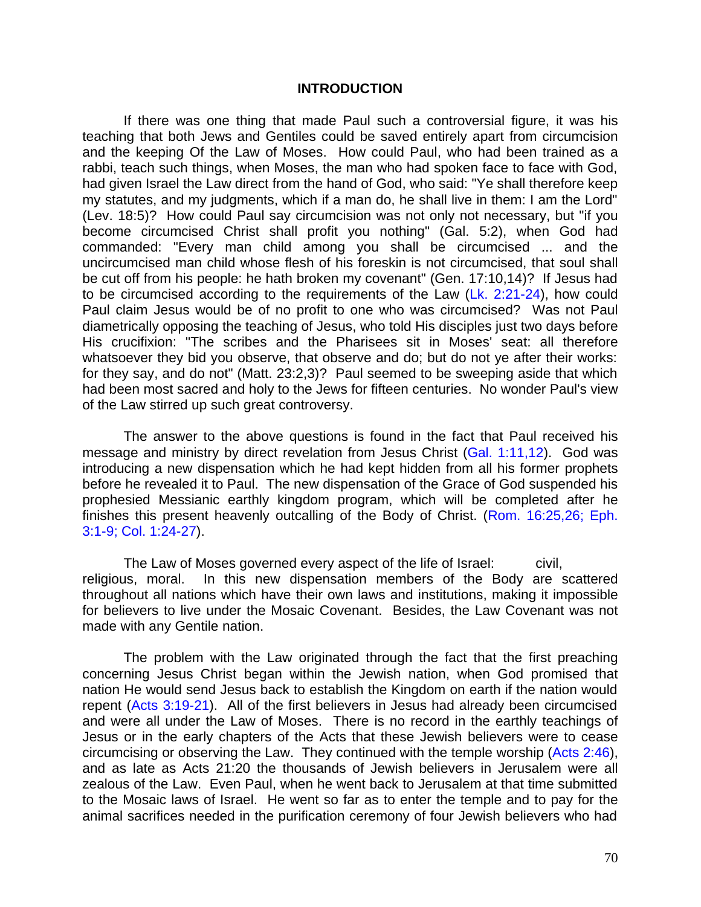## INTRODUCTION

If there was one thing that made Paul such a controversial figure, it was his teaching that both Jews and Gentiles could be saved entirely apart from circumcision and the keeping Of the Law of Moses. How could Paul, who had been trained as a rabbi, teach such things, when Moses, the man who had spoken face to face with God, had given Israel the Law direct from the hand of God, who said: "Ye shall therefore keep my statutes, and my judgments, which if a man do, he shall live in them: I am the Lord" (Lev. 18:5)? How could Paul say circumcision was not only not necessary, but "if you become circumcised Christ shall profit you nothing" (Gal. 5:2), when God had commanded: "Every man child among you shall be circumcised ... and the uncircumcised man child whose flesh of his foreskin is not circumcised, that soul shall be cut off from his people: he hath broken my covenant" (Gen. 17:10,14)? If Jesus had to be circumcised according to the requirements of the Law (Lk. 2:21-24), how could Paul claim Jesus would be of no profit to one who was circumcised? Was not Paul diametrically opposing the teaching of Jesus, who told His disciples just two days before His crucifixion: "The scribes and the Pharisees sit in Moses' seat: all therefore whatsoever they bid you observe, that observe and do; but do not ye after their works: for they say, and do not" (Matt. 23:2,3)? Paul seemed to be sweeping aside that which had been most sacred and holy to the Jews for fifteen centuries. No wonder Paul's view of the Law stirred up such great controversy.

The answer to the above questions is found in the fact that Paul received his message and ministry by direct revelation from Jesus Christ (Gal. 1:11,12). God was introducing a new dispensation which he had kept hidden from all his former prophets before he revealed it to Paul. The new dispensation of the Grace of God suspended his prophesied Messianic earthly kingdom program, which will be completed after he finishes this present heavenly outcalling of the Body of Christ. (Rom. 16:25,26; Eph. 3:1-9; Col. 1:24-27).

The Law of Moses governed every aspect of the life of Israel: civil, religious, moral. In this new dispensation members of the Body are scattered throughout all nations which have their own laws and institutions, making it impossible for believers to live under the Mosaic Covenant. Besides, the Law Covenant was not made with any Gentile nation.

The problem with the Law originated through the fact that the first preaching concerning Jesus Christ began within the Jewish nation, when God promised that nation He would send Jesus back to establish the Kingdom on earth if the nation would repent (Acts 3:19-21). All of the first believers in Jesus had already been circumcised and were all under the Law of Moses. There is no record in the earthly teachings of Jesus or in the early chapters of the Acts that these Jewish believers were to cease circumcising or observing the Law. They continued with the temple worship (Acts 2:46), and as late as Acts 21:20 the thousands of Jewish believers in Jerusalem were all zealous of the Law. Even Paul, when he went back to Jerusalem at that time submitted to the Mosaic laws of Israel. He went so far as to enter the temple and to pay for the animal sacrifices needed in the purification ceremony of four Jewish believers who had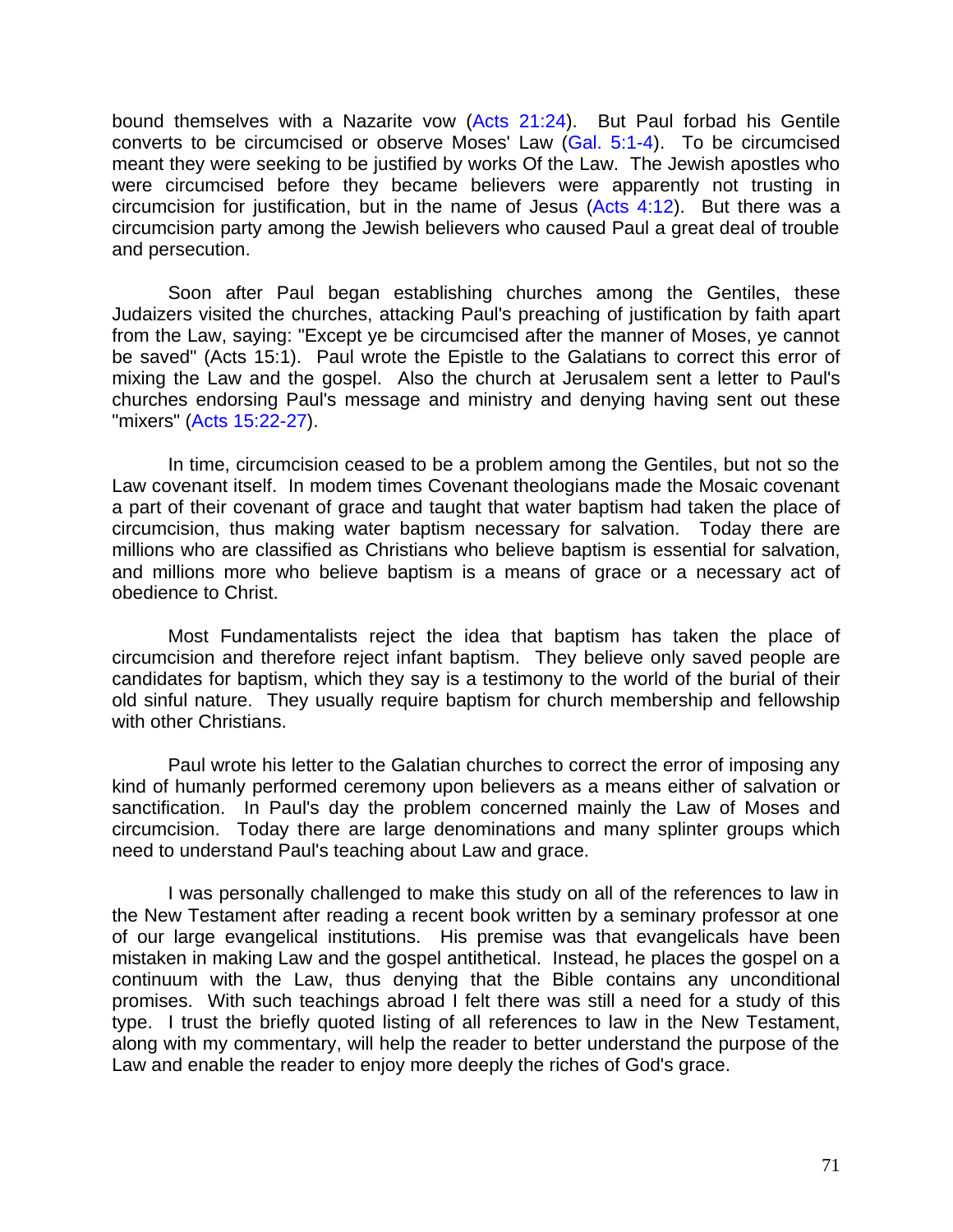bound themselves with a Nazarite vow (Acts 21:24). But Paul forbad his Gentile converts to be circumcised or observe Moses' Law (Gal. 5:1-4). To be circumcised meant they were seeking to be justified by works Of the Law. The Jewish apostles who were circumcised before they became believers were apparently not trusting in circumcision for justification, but in the name of Jesus (Acts 4:12). But there was a circumcision party among the Jewish believers who caused Paul a great deal of trouble and persecution.

Soon after Paul began establishing churches among the Gentiles, these Judaizers visited the churches, attacking Paul's preaching of justification by faith apart from the Law, saying: "Except ye be circumcised after the manner of Moses, ye cannot be saved" (Acts 15:1). Paul wrote the Epistle to the Galatians to correct this error of mixing the Law and the gospel. Also the church at Jerusalem sent a letter to Paul's churches endorsing Paul's message and ministry and denying having sent out these "mixers" (Acts 15:22-27).

In time, circumcision ceased to be a problem among the Gentiles, but not so the Law covenant itself. In modem times Covenant theologians made the Mosaic covenant a part of their covenant of grace and taught that water baptism had taken the place of circumcision, thus making water baptism necessary for salvation. Today there are millions who are classified as Christians who believe baptism is essential for salvation, and millions more who believe baptism is a means of grace or a necessary act of obedience to Christ.

Most Fundamentalists reject the idea that baptism has taken the place of circumcision and therefore reject infant baptism. They believe only saved people are candidates for baptism, which they say is a testimony to the world of the burial of their old sinful nature. They usually require baptism for church membership and fellowship with other Christians.

Paul wrote his letter to the Galatian churches to correct the error of imposing any kind of humanly performed ceremony upon believers as a means either of salvation or sanctification. In Paul's day the problem concerned mainly the Law of Moses and circumcision. Today there are large denominations and many splinter groups which need to understand Paul's teaching about Law and grace.

I was personally challenged to make this study on all of the references to law in the New Testament after reading a recent book written by a seminary professor at one of our large evangelical institutions. His premise was that evangelicals have been mistaken in making Law and the gospel antithetical. Instead, he places the gospel on a continuum with the Law, thus denying that the Bible contains any unconditional promises. With such teachings abroad I felt there was still a need for a study of this type. I trust the briefly quoted listing of all references to law in the New Testament, along with my commentary, will help the reader to better understand the purpose of the Law and enable the reader to enjoy more deeply the riches of God's grace.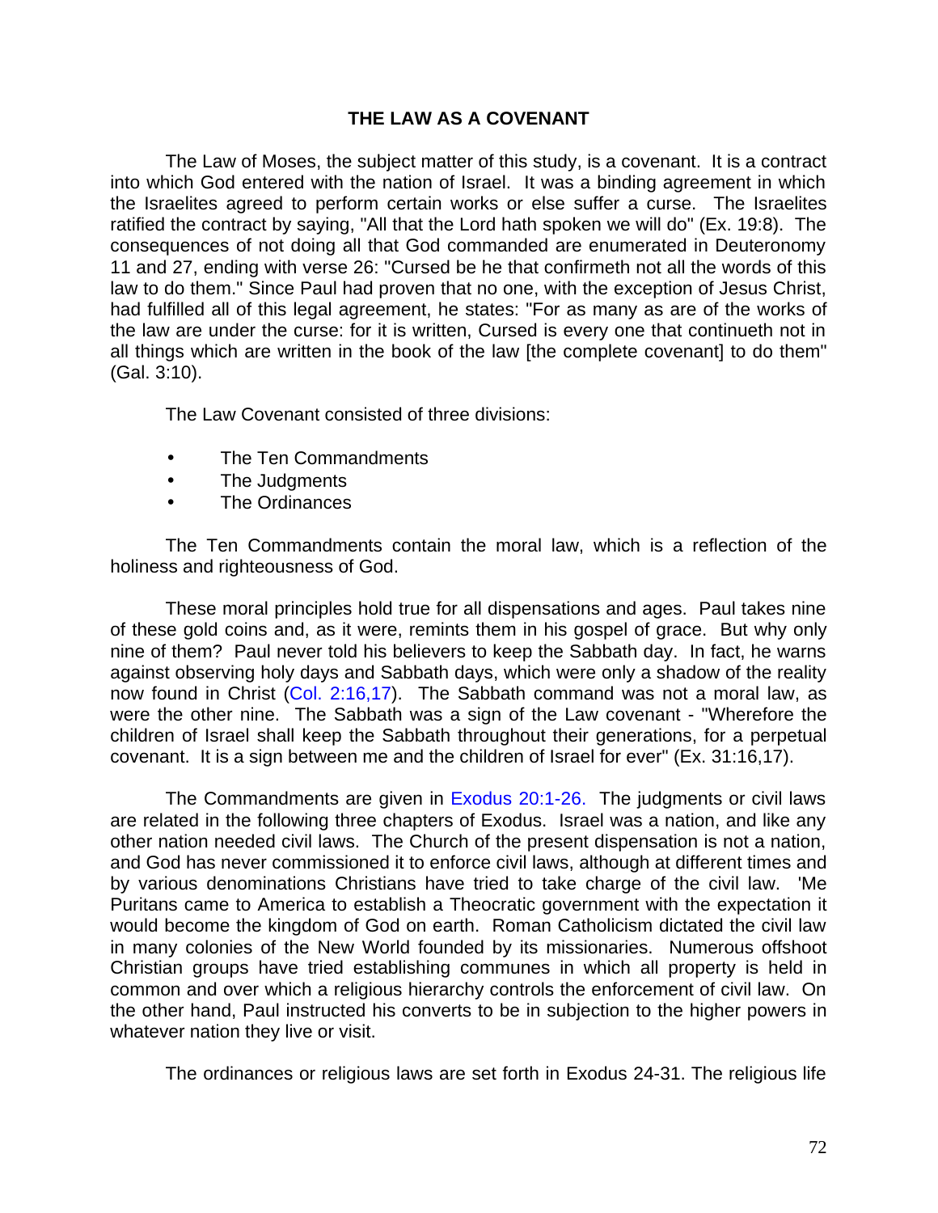## THE LAW AS A COVENANT

The Law of Moses, the subject matter of this study, is a covenant. It is a contract into which God entered with the nation of Israel. It was a binding agreement in which the Israelites agreed to perform certain works or else suffer a curse. The Israelites ratified the contract by saying, "All that the Lord hath spoken we will do" (Ex. 19:8). The consequences of not doing all that God commanded are enumerated in Deuteronomy 11 and 27, ending with verse 26: "Cursed be he that confirmeth not all the words of this law to do them." Since Paul had proven that no one, with the exception of Jesus Christ, had fulfilled all of this legal agreement, he states: "For as many as are of the works of the law are under the curse: for it is written, Cursed is every one that continueth not in all things which are written in the book of the law [the complete covenant] to do them" (Gal. 3:10).

The Law Covenant consisted of three divisions:

- The Ten Commandments
- The Judgments
- The Ordinances

The Ten Commandments contain the moral law, which is a reflection of the holiness and righteousness of God.

These moral principles hold true for all dispensations and ages. Paul takes nine of these gold coins and, as it were, remints them in his gospel of grace. But why only nine of them? Paul never told his believers to keep the Sabbath day. In fact, he warns against observing holy days and Sabbath days, which were only a shadow of the reality now found in Christ (Col. 2:16,17). The Sabbath command was not a moral law, as were the other nine. The Sabbath was a sign of the Law covenant - "Wherefore the children of Israel shall keep the Sabbath throughout their generations, for a perpetual covenant. It is a sign between me and the children of Israel for ever" (Ex. 31:16,17).

The Commandments are given in Exodus 20:1-26. The judgments or civil laws are related in the following three chapters of Exodus. Israel was a nation, and like any other nation needed civil laws. The Church of the present dispensation is not a nation, and God has never commissioned it to enforce civil laws, although at different times and by various denominations Christians have tried to take charge of the civil law. 'Me Puritans came to America to establish a Theocratic government with the expectation it would become the kingdom of God on earth. Roman Catholicism dictated the civil law in many colonies of the New World founded by its missionaries. Numerous offshoot Christian groups have tried establishing communes in which all property is held in common and over which a religious hierarchy controls the enforcement of civil law. On the other hand, Paul instructed his converts to be in subjection to the higher powers in whatever nation they live or visit.

The ordinances or religious laws are set forth in Exodus 24-31. The religious life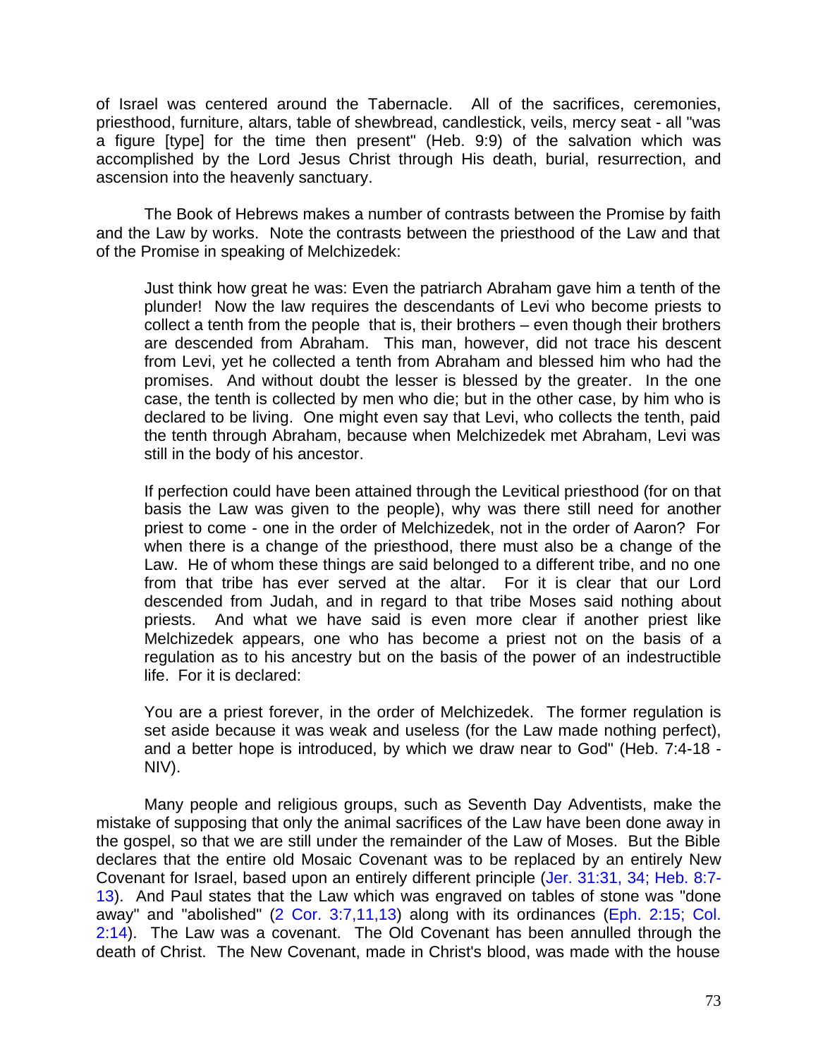of Israel was centered around the Tabernacle. All of the sacrifices, ceremonies, priesthood, furniture, altars, table of shewbread, candlestick, veils, mercy seat - all "was a figure [type] for the time then present" (Heb. 9:9) of the salvation which was accomplished by the Lord Jesus Christ through His death, burial, resurrection, and ascension into the heavenly sanctuary.

The Book of Hebrews makes a number of contrasts between the Promise by faith and the Law by works. Note the contrasts between the priesthood of the Law and that of the Promise in speaking of Melchizedek:

> Just think how great he was: Even the patriarch Abraham gave him a tenth of the plunder! Now the law requires the descendants of Levi who become priests to collect a tenth from the people that is, their brothers – even though their brothers are descended from Abraham. This man, however, did not trace his descent from Levi, yet he collected a tenth from Abraham and blessed him who had the promises. And without doubt the lesser is blessed by the greater. In the one case, the tenth is collected by men who die; but in the other case, by him who is declared to be living. One might even say that Levi, who collects the tenth, paid the tenth through Abraham, because when Melchizedek met Abraham, Levi was still in the body of his ancestor.
>
> If perfection could have been attained through the Levitical priesthood (for on that basis the Law was given to the people), why was there still need for another priest to come - one in the order of Melchizedek, not in the order of Aaron? For when there is a change of the priesthood, there must also be a change of the Law. He of whom these things are said belonged to a different tribe, and no one from that tribe has ever served at the altar. For it is clear that our Lord descended from Judah, and in regard to that tribe Moses said nothing about priests. And what we have said is even more clear if another priest like Melchizedek appears, one who has become a priest not on the basis of a regulation as to his ancestry but on the basis of the power of an indestructible life. For it is declared:
>
> You are a priest forever, in the order of Melchizedek. The former regulation is set aside because it was weak and useless (for the Law made nothing perfect), and a better hope is introduced, by which we draw near to God" (Heb. 7:4-18 - NIV).

Many people and religious groups, such as Seventh Day Adventists, make the mistake of supposing that only the animal sacrifices of the Law have been done away in the gospel, so that we are still under the remainder of the Law of Moses. But the Bible declares that the entire old Mosaic Covenant was to be replaced by an entirely New Covenant for Israel, based upon an entirely different principle (Jer. 31:31, 34; Heb. 8:7-13). And Paul states that the Law which was engraved on tables of stone was "done away" and "abolished" (2 Cor. 3:7,11,13) along with its ordinances (Eph. 2:15; Col. 2:14). The Law was a covenant. The Old Covenant has been annulled through the death of Christ. The New Covenant, made in Christ's blood, was made with the house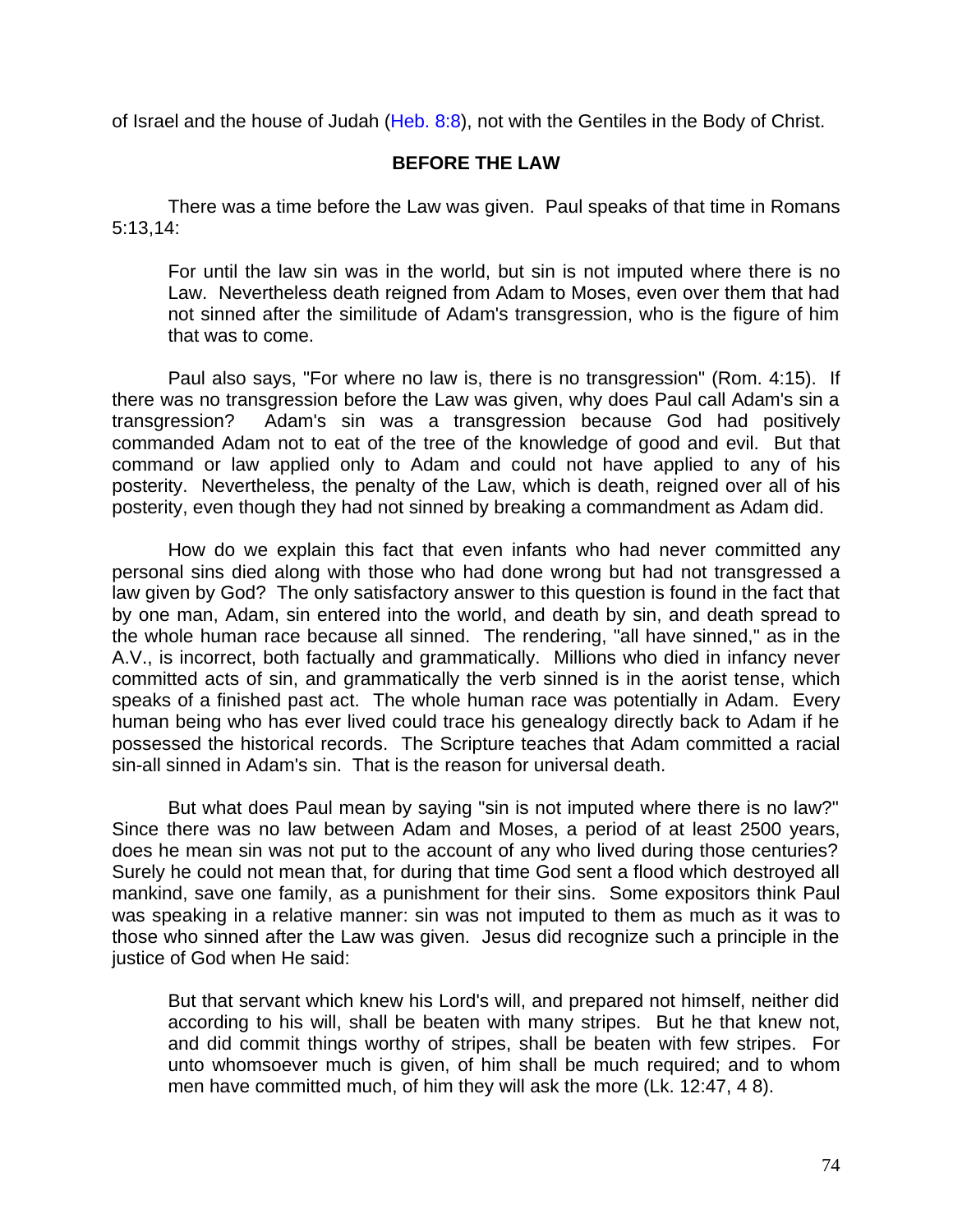of Israel and the house of Judah (Heb. 8:8), not with the Gentiles in the Body of Christ.

**BEFORE THE LAW**

There was a time before the Law was given. Paul speaks of that time in Romans 5:13,14:

> For until the law sin was in the world, but sin is not imputed where there is no Law. Nevertheless death reigned from Adam to Moses, even over them that had not sinned after the similitude of Adam's transgression, who is the figure of him that was to come.

Paul also says, "For where no law is, there is no transgression" (Rom. 4:15). If there was no transgression before the Law was given, why does Paul call Adam's sin a transgression? Adam's sin was a transgression because God had positively commanded Adam not to eat of the tree of the knowledge of good and evil. But that command or law applied only to Adam and could not have applied to any of his posterity. Nevertheless, the penalty of the Law, which is death, reigned over all of his posterity, even though they had not sinned by breaking a commandment as Adam did.

How do we explain this fact that even infants who had never committed any personal sins died along with those who had done wrong but had not transgressed a law given by God? The only satisfactory answer to this question is found in the fact that by one man, Adam, sin entered into the world, and death by sin, and death spread to the whole human race because all sinned. The rendering, "all have sinned," as in the A.V., is incorrect, both factually and grammatically. Millions who died in infancy never committed acts of sin, and grammatically the verb sinned is in the aorist tense, which speaks of a finished past act. The whole human race was potentially in Adam. Every human being who has ever lived could trace his genealogy directly back to Adam if he possessed the historical records. The Scripture teaches that Adam committed a racial sin-all sinned in Adam's sin. That is the reason for universal death.

But what does Paul mean by saying "sin is not imputed where there is no law?" Since there was no law between Adam and Moses, a period of at least 2500 years, does he mean sin was not put to the account of any who lived during those centuries? Surely he could not mean that, for during that time God sent a flood which destroyed all mankind, save one family, as a punishment for their sins. Some expositors think Paul was speaking in a relative manner: sin was not imputed to them as much as it was to those who sinned after the Law was given. Jesus did recognize such a principle in the justice of God when He said:

> But that servant which knew his Lord's will, and prepared not himself, neither did according to his will, shall be beaten with many stripes. But he that knew not, and did commit things worthy of stripes, shall be beaten with few stripes. For unto whomsoever much is given, of him shall be much required; and to whom men have committed much, of him they will ask the more (Lk. 12:47, 4 8).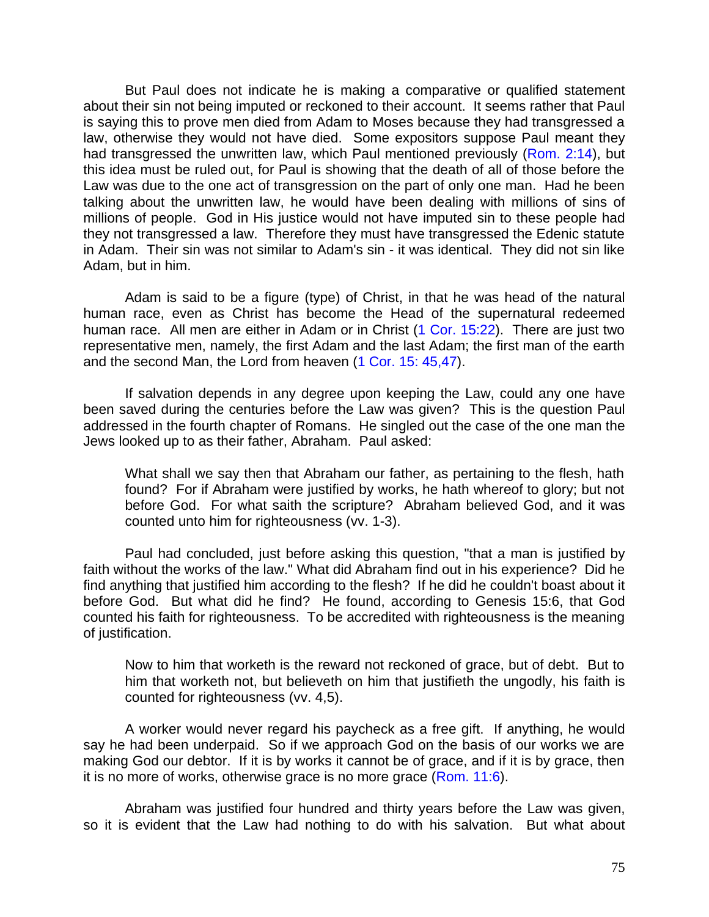But Paul does not indicate he is making a comparative or qualified statement about their sin not being imputed or reckoned to their account. It seems rather that Paul is saying this to prove men died from Adam to Moses because they had transgressed a law, otherwise they would not have died. Some expositors suppose Paul meant they had transgressed the unwritten law, which Paul mentioned previously (Rom. 2:14), but this idea must be ruled out, for Paul is showing that the death of all of those before the Law was due to the one act of transgression on the part of only one man. Had he been talking about the unwritten law, he would have been dealing with millions of sins of millions of people. God in His justice would not have imputed sin to these people had they not transgressed a law. Therefore they must have transgressed the Edenic statute in Adam. Their sin was not similar to Adam's sin - it was identical. They did not sin like Adam, but in him.

Adam is said to be a figure (type) of Christ, in that he was head of the natural human race, even as Christ has become the Head of the supernatural redeemed human race. All men are either in Adam or in Christ (1 Cor. 15:22). There are just two representative men, namely, the first Adam and the last Adam; the first man of the earth and the second Man, the Lord from heaven (1 Cor. 15: 45,47).

If salvation depends in any degree upon keeping the Law, could any one have been saved during the centuries before the Law was given? This is the question Paul addressed in the fourth chapter of Romans. He singled out the case of the one man the Jews looked up to as their father, Abraham. Paul asked:

> What shall we say then that Abraham our father, as pertaining to the flesh, hath found? For if Abraham were justified by works, he hath whereof to glory; but not before God. For what saith the scripture? Abraham believed God, and it was counted unto him for righteousness (vv. 1-3).

Paul had concluded, just before asking this question, "that a man is justified by faith without the works of the law." What did Abraham find out in his experience? Did he find anything that justified him according to the flesh? If he did he couldn't boast about it before God. But what did he find? He found, according to Genesis 15:6, that God counted his faith for righteousness. To be accredited with righteousness is the meaning of justification.

> Now to him that worketh is the reward not reckoned of grace, but of debt. But to him that worketh not, but believeth on him that justifieth the ungodly, his faith is counted for righteousness (vv. 4,5).

A worker would never regard his paycheck as a free gift. If anything, he would say he had been underpaid. So if we approach God on the basis of our works we are making God our debtor. If it is by works it cannot be of grace, and if it is by grace, then it is no more of works, otherwise grace is no more grace (Rom. 11:6).

Abraham was justified four hundred and thirty years before the Law was given, so it is evident that the Law had nothing to do with his salvation. But what about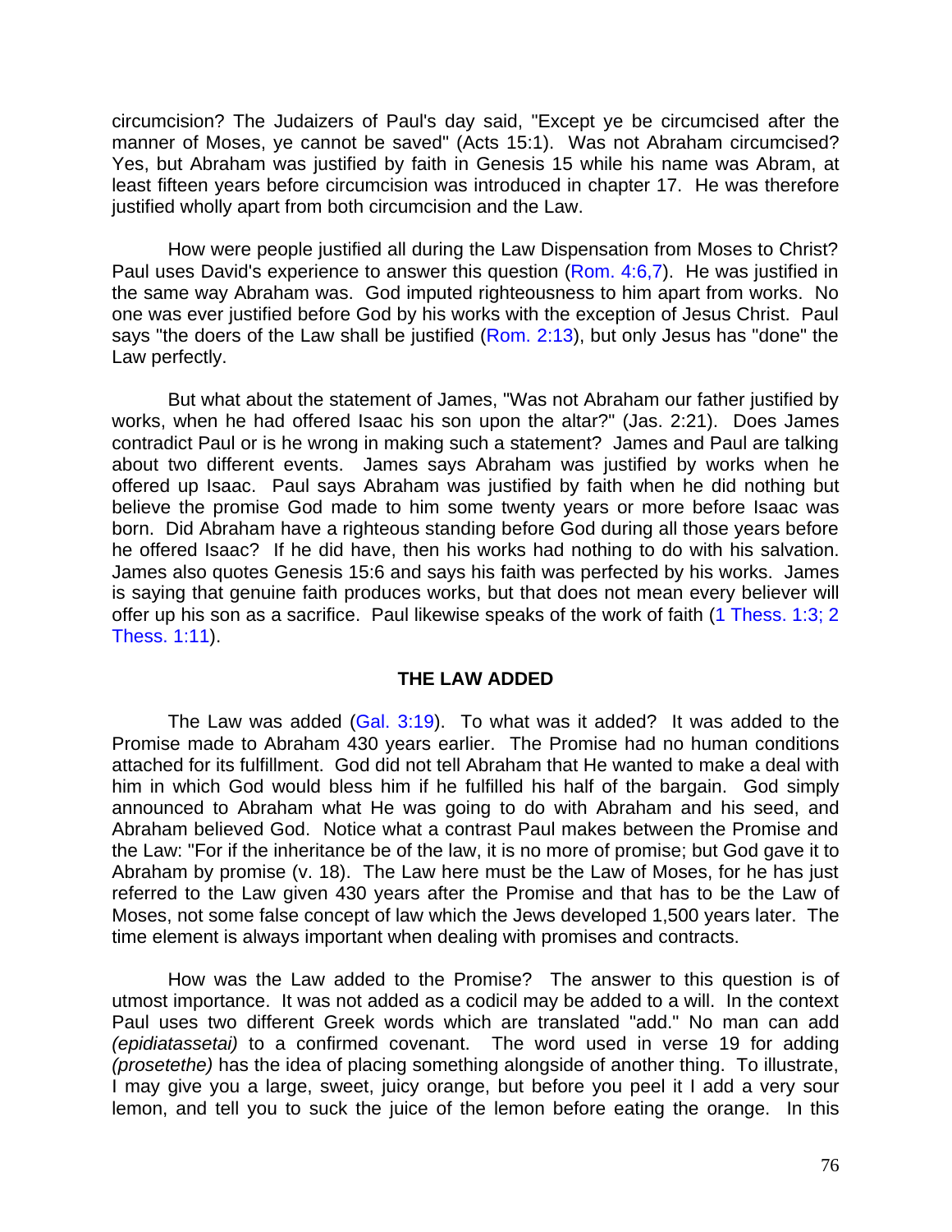circumcision? The Judaizers of Paul's day said, "Except ye be circumcised after the manner of Moses, ye cannot be saved" (Acts 15:1). Was not Abraham circumcised? Yes, but Abraham was justified by faith in Genesis 15 while his name was Abram, at least fifteen years before circumcision was introduced in chapter 17. He was therefore justified wholly apart from both circumcision and the Law.

How were people justified all during the Law Dispensation from Moses to Christ? Paul uses David's experience to answer this question (Rom. 4:6,7). He was justified in the same way Abraham was. God imputed righteousness to him apart from works. No one was ever justified before God by his works with the exception of Jesus Christ. Paul says "the doers of the Law shall be justified (Rom. 2:13), but only Jesus has "done" the Law perfectly.

But what about the statement of James, "Was not Abraham our father justified by works, when he had offered Isaac his son upon the altar?" (Jas. 2:21). Does James contradict Paul or is he wrong in making such a statement? James and Paul are talking about two different events. James says Abraham was justified by works when he offered up Isaac. Paul says Abraham was justified by faith when he did nothing but believe the promise God made to him some twenty years or more before Isaac was born. Did Abraham have a righteous standing before God during all those years before he offered Isaac? If he did have, then his works had nothing to do with his salvation. James also quotes Genesis 15:6 and says his faith was perfected by his works. James is saying that genuine faith produces works, but that does not mean every believer will offer up his son as a sacrifice. Paul likewise speaks of the work of faith (1 Thess. 1:3; 2 Thess. 1:11).

## THE LAW ADDED

The Law was added (Gal. 3:19). To what was it added? It was added to the Promise made to Abraham 430 years earlier. The Promise had no human conditions attached for its fulfillment. God did not tell Abraham that He wanted to make a deal with him in which God would bless him if he fulfilled his half of the bargain. God simply announced to Abraham what He was going to do with Abraham and his seed, and Abraham believed God. Notice what a contrast Paul makes between the Promise and the Law: "For if the inheritance be of the law, it is no more of promise; but God gave it to Abraham by promise (v. 18). The Law here must be the Law of Moses, for he has just referred to the Law given 430 years after the Promise and that has to be the Law of Moses, not some false concept of law which the Jews developed 1,500 years later. The time element is always important when dealing with promises and contracts.

How was the Law added to the Promise? The answer to this question is of utmost importance. It was not added as a codicil may be added to a will. In the context Paul uses two different Greek words which are translated "add." No man can add *(epidiatassetai)* to a confirmed covenant. The word used in verse 19 for adding *(prosetethe)* has the idea of placing something alongside of another thing. To illustrate, I may give you a large, sweet, juicy orange, but before you peel it I add a very sour lemon, and tell you to suck the juice of the lemon before eating the orange. In this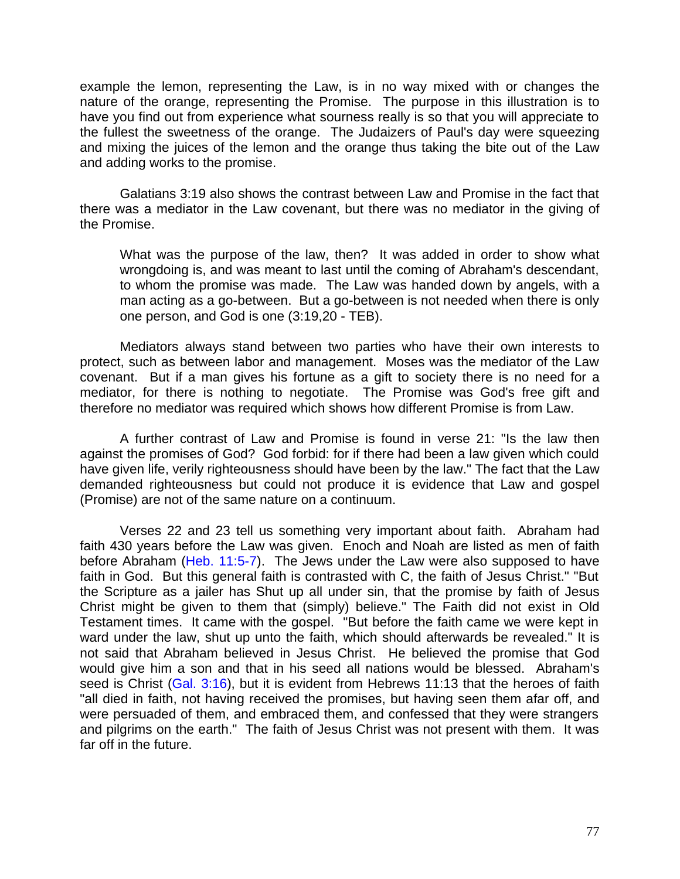example the lemon, representing the Law, is in no way mixed with or changes the nature of the orange, representing the Promise. The purpose in this illustration is to have you find out from experience what sourness really is so that you will appreciate to the fullest the sweetness of the orange. The Judaizers of Paul's day were squeezing and mixing the juices of the lemon and the orange thus taking the bite out of the Law and adding works to the promise.

Galatians 3:19 also shows the contrast between Law and Promise in the fact that there was a mediator in the Law covenant, but there was no mediator in the giving of the Promise.

> What was the purpose of the law, then? It was added in order to show what wrongdoing is, and was meant to last until the coming of Abraham's descendant, to whom the promise was made. The Law was handed down by angels, with a man acting as a go-between. But a go-between is not needed when there is only one person, and God is one (3:19,20 - TEB).

Mediators always stand between two parties who have their own interests to protect, such as between labor and management. Moses was the mediator of the Law covenant. But if a man gives his fortune as a gift to society there is no need for a mediator, for there is nothing to negotiate. The Promise was God's free gift and therefore no mediator was required which shows how different Promise is from Law.

A further contrast of Law and Promise is found in verse 21: "Is the law then against the promises of God? God forbid: for if there had been a law given which could have given life, verily righteousness should have been by the law." The fact that the Law demanded righteousness but could not produce it is evidence that Law and gospel (Promise) are not of the same nature on a continuum.

Verses 22 and 23 tell us something very important about faith. Abraham had faith 430 years before the Law was given. Enoch and Noah are listed as men of faith before Abraham (Heb. 11:5-7). The Jews under the Law were also supposed to have faith in God. But this general faith is contrasted with C, the faith of Jesus Christ." "But the Scripture as a jailer has Shut up all under sin, that the promise by faith of Jesus Christ might be given to them that (simply) believe." The Faith did not exist in Old Testament times. It came with the gospel. "But before the faith came we were kept in ward under the law, shut up unto the faith, which should afterwards be revealed." It is not said that Abraham believed in Jesus Christ. He believed the promise that God would give him a son and that in his seed all nations would be blessed. Abraham's seed is Christ (Gal. 3:16), but it is evident from Hebrews 11:13 that the heroes of faith "all died in faith, not having received the promises, but having seen them afar off, and were persuaded of them, and embraced them, and confessed that they were strangers and pilgrims on the earth." The faith of Jesus Christ was not present with them. It was far off in the future.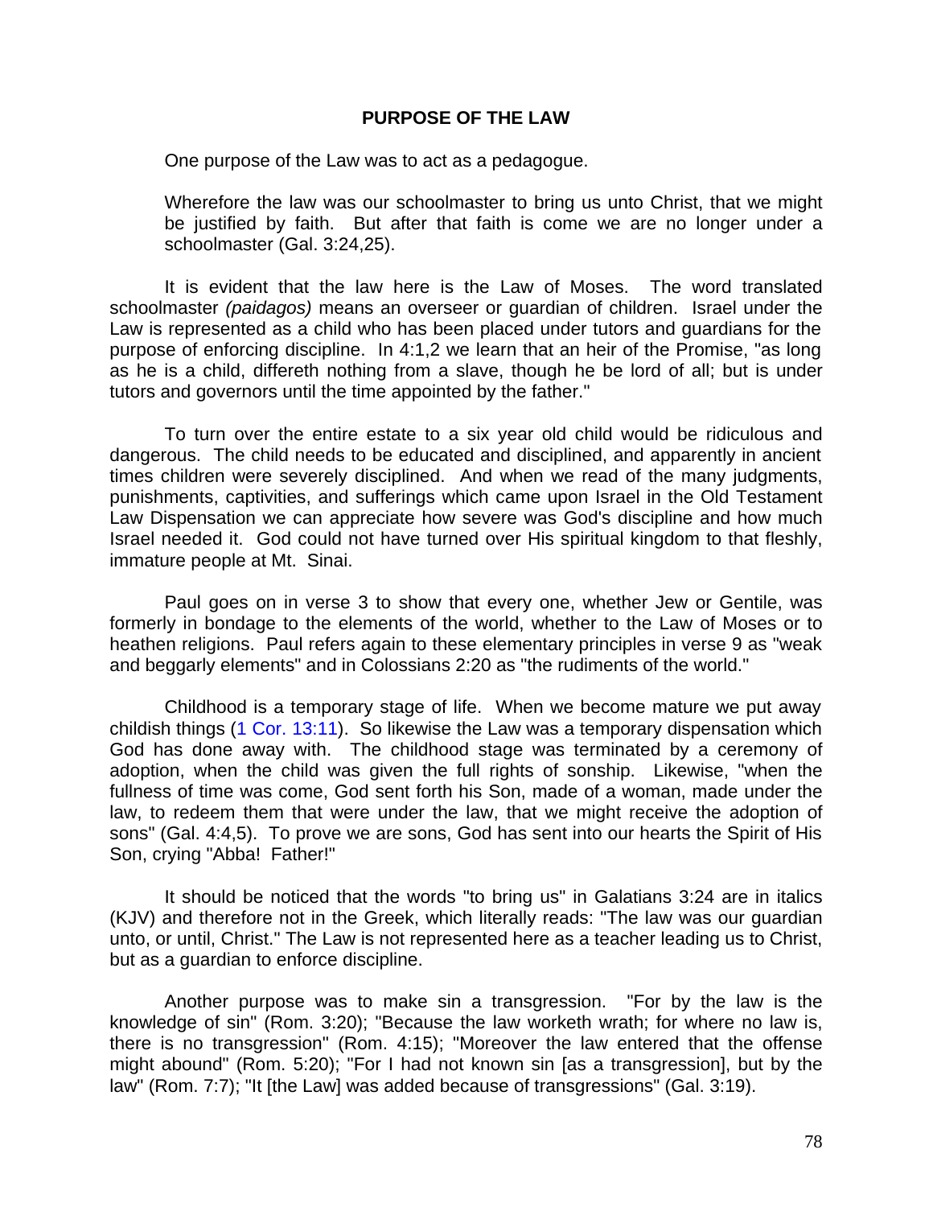## PURPOSE OF THE LAW

One purpose of the Law was to act as a pedagogue.

> Wherefore the law was our schoolmaster to bring us unto Christ, that we might be justified by faith. But after that faith is come we are no longer under a schoolmaster (Gal. 3:24,25).

It is evident that the law here is the Law of Moses. The word translated schoolmaster *(paidagos)* means an overseer or guardian of children. Israel under the Law is represented as a child who has been placed under tutors and guardians for the purpose of enforcing discipline. In 4:1,2 we learn that an heir of the Promise, "as long as he is a child, differeth nothing from a slave, though he be lord of all; but is under tutors and governors until the time appointed by the father."

To turn over the entire estate to a six year old child would be ridiculous and dangerous. The child needs to be educated and disciplined, and apparently in ancient times children were severely disciplined. And when we read of the many judgments, punishments, captivities, and sufferings which came upon Israel in the Old Testament Law Dispensation we can appreciate how severe was God's discipline and how much Israel needed it. God could not have turned over His spiritual kingdom to that fleshly, immature people at Mt. Sinai.

Paul goes on in verse 3 to show that every one, whether Jew or Gentile, was formerly in bondage to the elements of the world, whether to the Law of Moses or to heathen religions. Paul refers again to these elementary principles in verse 9 as "weak and beggarly elements" and in Colossians 2:20 as "the rudiments of the world."

Childhood is a temporary stage of life. When we become mature we put away childish things (1 Cor. 13:11). So likewise the Law was a temporary dispensation which God has done away with. The childhood stage was terminated by a ceremony of adoption, when the child was given the full rights of sonship. Likewise, "when the fullness of time was come, God sent forth his Son, made of a woman, made under the law, to redeem them that were under the law, that we might receive the adoption of sons" (Gal. 4:4,5). To prove we are sons, God has sent into our hearts the Spirit of His Son, crying "Abba! Father!"

It should be noticed that the words "to bring us" in Galatians 3:24 are in italics (KJV) and therefore not in the Greek, which literally reads: "The law was our guardian unto, or until, Christ." The Law is not represented here as a teacher leading us to Christ, but as a guardian to enforce discipline.

Another purpose was to make sin a transgression. "For by the law is the knowledge of sin" (Rom. 3:20); "Because the law worketh wrath; for where no law is, there is no transgression" (Rom. 4:15); "Moreover the law entered that the offense might abound" (Rom. 5:20); "For I had not known sin [as a transgression], but by the law" (Rom. 7:7); "It [the Law] was added because of transgressions" (Gal. 3:19).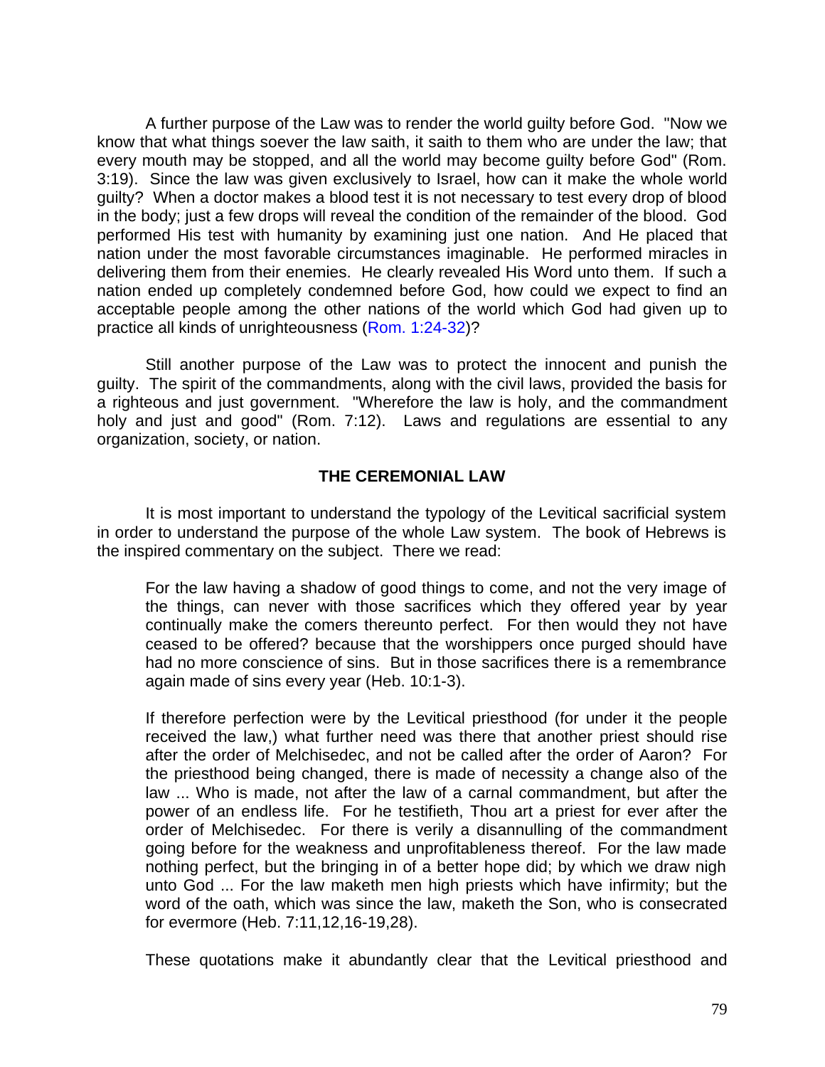A further purpose of the Law was to render the world guilty before God. "Now we know that what things soever the law saith, it saith to them who are under the law; that every mouth may be stopped, and all the world may become guilty before God" (Rom. 3:19). Since the law was given exclusively to Israel, how can it make the whole world guilty? When a doctor makes a blood test it is not necessary to test every drop of blood in the body; just a few drops will reveal the condition of the remainder of the blood. God performed His test with humanity by examining just one nation. And He placed that nation under the most favorable circumstances imaginable. He performed miracles in delivering them from their enemies. He clearly revealed His Word unto them. If such a nation ended up completely condemned before God, how could we expect to find an acceptable people among the other nations of the world which God had given up to practice all kinds of unrighteousness (Rom. 1:24-32)?

Still another purpose of the Law was to protect the innocent and punish the guilty. The spirit of the commandments, along with the civil laws, provided the basis for a righteous and just government. "Wherefore the law is holy, and the commandment holy and just and good" (Rom. 7:12). Laws and regulations are essential to any organization, society, or nation.

## THE CEREMONIAL LAW

It is most important to understand the typology of the Levitical sacrificial system in order to understand the purpose of the whole Law system. The book of Hebrews is the inspired commentary on the subject. There we read:

> For the law having a shadow of good things to come, and not the very image of the things, can never with those sacrifices which they offered year by year continually make the comers thereunto perfect. For then would they not have ceased to be offered? because that the worshippers once purged should have had no more conscience of sins. But in those sacrifices there is a remembrance again made of sins every year (Heb. 10:1-3).

> If therefore perfection were by the Levitical priesthood (for under it the people received the law,) what further need was there that another priest should rise after the order of Melchisedec, and not be called after the order of Aaron? For the priesthood being changed, there is made of necessity a change also of the law ... Who is made, not after the law of a carnal commandment, but after the power of an endless life. For he testifieth, Thou art a priest for ever after the order of Melchisedec. For there is verily a disannulling of the commandment going before for the weakness and unprofitableness thereof. For the law made nothing perfect, but the bringing in of a better hope did; by which we draw nigh unto God ... For the law maketh men high priests which have infirmity; but the word of the oath, which was since the law, maketh the Son, who is consecrated for evermore (Heb. 7:11,12,16-19,28).

These quotations make it abundantly clear that the Levitical priesthood and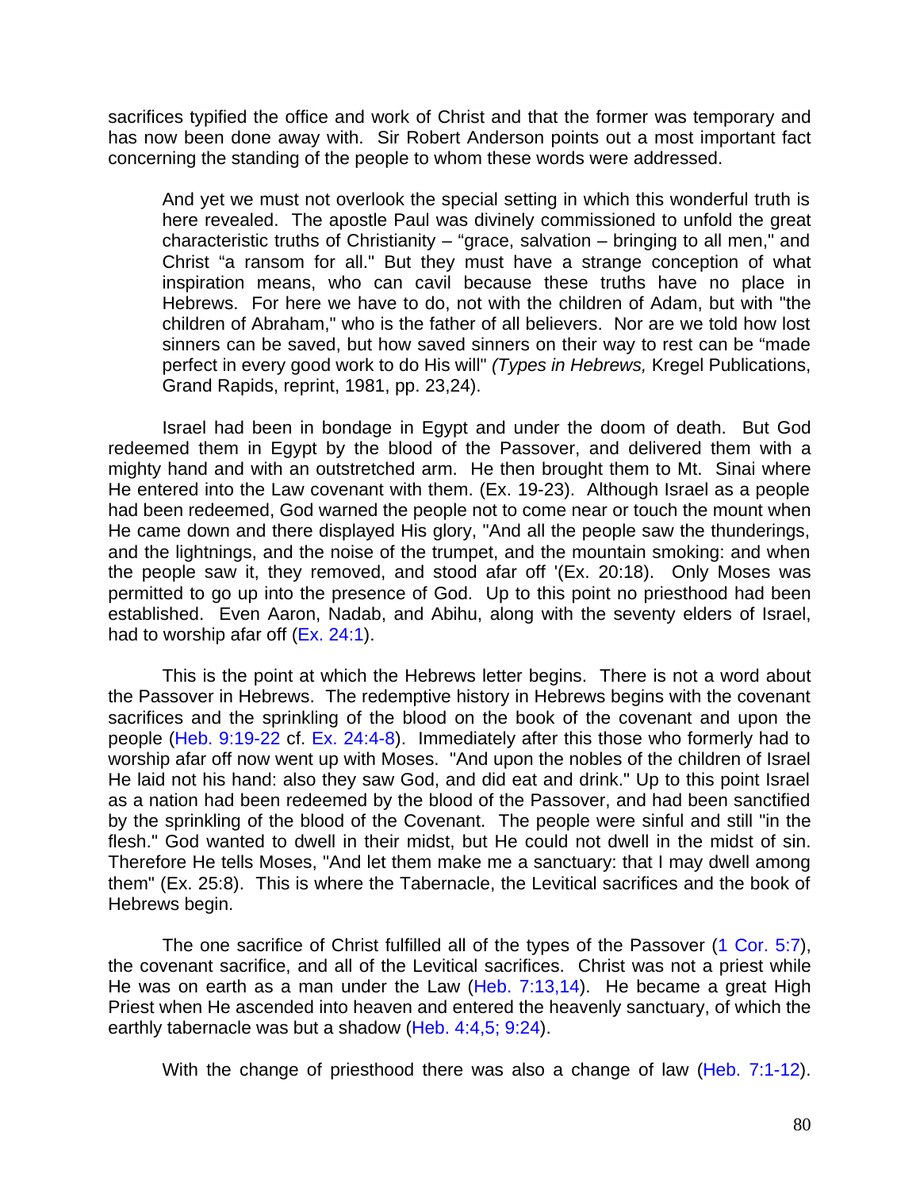sacrifices typified the office and work of Christ and that the former was temporary and has now been done away with. Sir Robert Anderson points out a most important fact concerning the standing of the people to whom these words were addressed.

> And yet we must not overlook the special setting in which this wonderful truth is here revealed. The apostle Paul was divinely commissioned to unfold the great characteristic truths of Christianity – "grace, salvation – bringing to all men," and Christ "a ransom for all." But they must have a strange conception of what inspiration means, who can cavil because these truths have no place in Hebrews. For here we have to do, not with the children of Adam, but with "the children of Abraham," who is the father of all believers. Nor are we told how lost sinners can be saved, but how saved sinners on their way to rest can be "made perfect in every good work to do His will" *(Types in Hebrews,* Kregel Publications, Grand Rapids, reprint, 1981, pp. 23,24).

Israel had been in bondage in Egypt and under the doom of death. But God redeemed them in Egypt by the blood of the Passover, and delivered them with a mighty hand and with an outstretched arm. He then brought them to Mt. Sinai where He entered into the Law covenant with them. (Ex. 19-23). Although Israel as a people had been redeemed, God warned the people not to come near or touch the mount when He came down and there displayed His glory, "And all the people saw the thunderings, and the lightnings, and the noise of the trumpet, and the mountain smoking: and when the people saw it, they removed, and stood afar off '(Ex. 20:18). Only Moses was permitted to go up into the presence of God. Up to this point no priesthood had been established. Even Aaron, Nadab, and Abihu, along with the seventy elders of Israel, had to worship afar off (Ex. 24:1).

This is the point at which the Hebrews letter begins. There is not a word about the Passover in Hebrews. The redemptive history in Hebrews begins with the covenant sacrifices and the sprinkling of the blood on the book of the covenant and upon the people (Heb. 9:19-22 cf. Ex. 24:4-8). Immediately after this those who formerly had to worship afar off now went up with Moses. "And upon the nobles of the children of Israel He laid not his hand: also they saw God, and did eat and drink." Up to this point Israel as a nation had been redeemed by the blood of the Passover, and had been sanctified by the sprinkling of the blood of the Covenant. The people were sinful and still "in the flesh." God wanted to dwell in their midst, but He could not dwell in the midst of sin. Therefore He tells Moses, "And let them make me a sanctuary: that I may dwell among them" (Ex. 25:8). This is where the Tabernacle, the Levitical sacrifices and the book of Hebrews begin.

The one sacrifice of Christ fulfilled all of the types of the Passover (1 Cor. 5:7), the covenant sacrifice, and all of the Levitical sacrifices. Christ was not a priest while He was on earth as a man under the Law (Heb. 7:13,14). He became a great High Priest when He ascended into heaven and entered the heavenly sanctuary, of which the earthly tabernacle was but a shadow (Heb. 4:4,5; 9:24).

With the change of priesthood there was also a change of law (Heb. 7:1-12).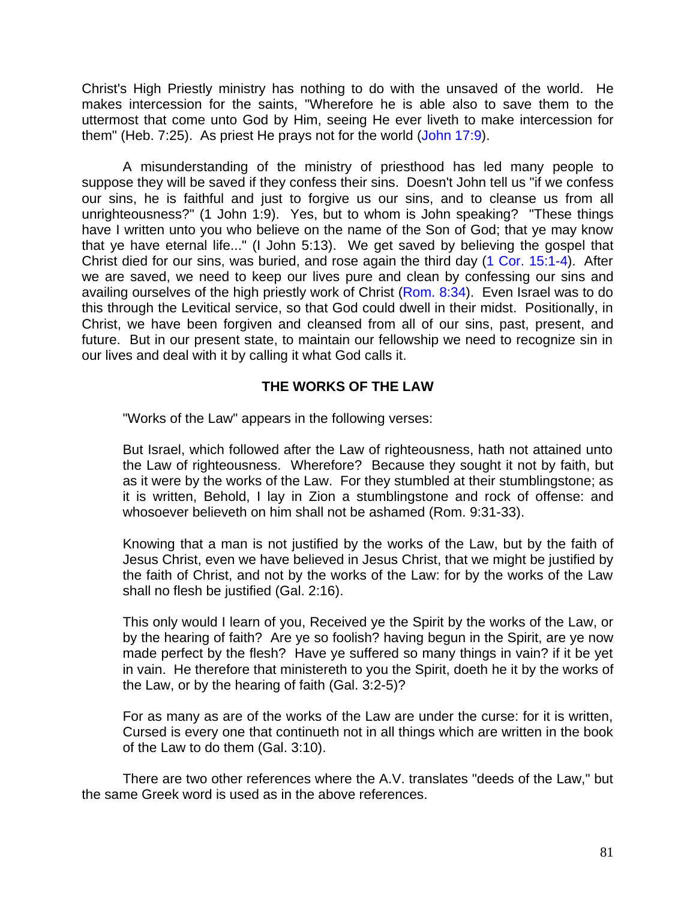Christ's High Priestly ministry has nothing to do with the unsaved of the world. He makes intercession for the saints, "Wherefore he is able also to save them to the uttermost that come unto God by Him, seeing He ever liveth to make intercession for them" (Heb. 7:25). As priest He prays not for the world (John 17:9).

A misunderstanding of the ministry of priesthood has led many people to suppose they will be saved if they confess their sins. Doesn't John tell us "if we confess our sins, he is faithful and just to forgive us our sins, and to cleanse us from all unrighteousness?" (1 John 1:9). Yes, but to whom is John speaking? "These things have I written unto you who believe on the name of the Son of God; that ye may know that ye have eternal life..." (I John 5:13). We get saved by believing the gospel that Christ died for our sins, was buried, and rose again the third day (1 Cor. 15:1-4). After we are saved, we need to keep our lives pure and clean by confessing our sins and availing ourselves of the high priestly work of Christ (Rom. 8:34). Even Israel was to do this through the Levitical service, so that God could dwell in their midst. Positionally, in Christ, we have been forgiven and cleansed from all of our sins, past, present, and future. But in our present state, to maintain our fellowship we need to recognize sin in our lives and deal with it by calling it what God calls it.

## THE WORKS OF THE LAW

"Works of the Law" appears in the following verses:

> But Israel, which followed after the Law of righteousness, hath not attained unto the Law of righteousness. Wherefore? Because they sought it not by faith, but as it were by the works of the Law. For they stumbled at their stumblingstone; as it is written, Behold, I lay in Zion a stumblingstone and rock of offense: and whosoever believeth on him shall not be ashamed (Rom. 9:31-33).

> Knowing that a man is not justified by the works of the Law, but by the faith of Jesus Christ, even we have believed in Jesus Christ, that we might be justified by the faith of Christ, and not by the works of the Law: for by the works of the Law shall no flesh be justified (Gal. 2:16).

> This only would I learn of you, Received ye the Spirit by the works of the Law, or by the hearing of faith? Are ye so foolish? having begun in the Spirit, are ye now made perfect by the flesh? Have ye suffered so many things in vain? if it be yet in vain. He therefore that ministereth to you the Spirit, doeth he it by the works of the Law, or by the hearing of faith (Gal. 3:2-5)?

> For as many as are of the works of the Law are under the curse: for it is written, Cursed is every one that continueth not in all things which are written in the book of the Law to do them (Gal. 3:10).

There are two other references where the A.V. translates "deeds of the Law," but the same Greek word is used as in the above references.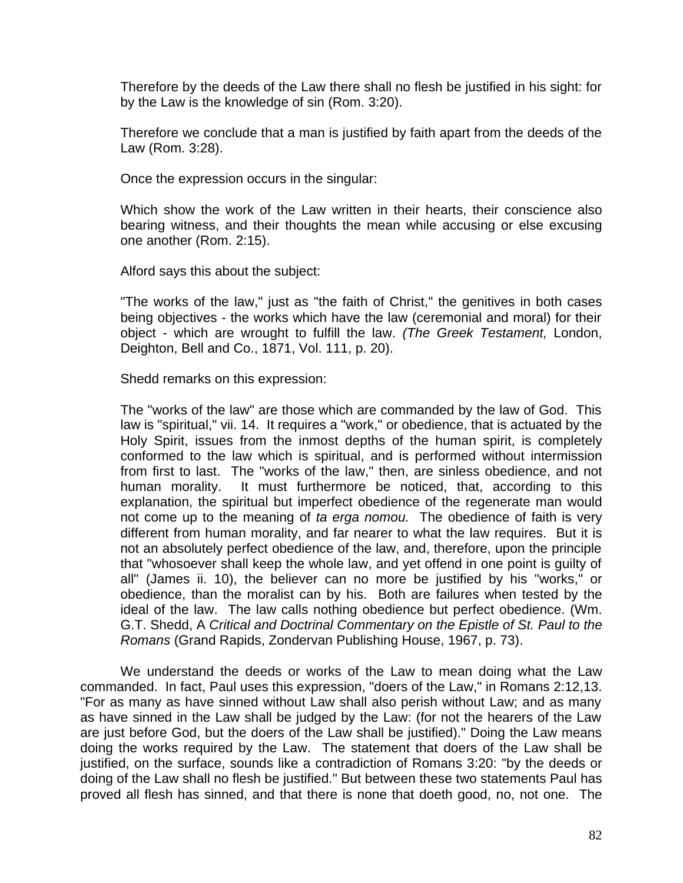Therefore by the deeds of the Law there shall no flesh be justified in his sight: for by the Law is the knowledge of sin (Rom. 3:20).

Therefore we conclude that a man is justified by faith apart from the deeds of the Law (Rom. 3:28).

Once the expression occurs in the singular:

Which show the work of the Law written in their hearts, their conscience also bearing witness, and their thoughts the mean while accusing or else excusing one another (Rom. 2:15).

Alford says this about the subject:

"The works of the law," just as "the faith of Christ," the genitives in both cases being objectives - the works which have the law (ceremonial and moral) for their object - which are wrought to fulfill the law. *(The Greek Testament,* London, Deighton, Bell and Co., 1871, Vol. 111, p. 20).

Shedd remarks on this expression:

The "works of the law" are those which are commanded by the law of God. This law is "spiritual," vii. 14. It requires a "work," or obedience, that is actuated by the Holy Spirit, issues from the inmost depths of the human spirit, is completely conformed to the law which is spiritual, and is performed without intermission from first to last. The "works of the law," then, are sinless obedience, and not human morality. It must furthermore be noticed, that, according to this explanation, the spiritual but imperfect obedience of the regenerate man would not come up to the meaning of *ta erga nomou.* The obedience of faith is very different from human morality, and far nearer to what the law requires. But it is not an absolutely perfect obedience of the law, and, therefore, upon the principle that "whosoever shall keep the whole law, and yet offend in one point is guilty of all" (James ii. 10), the believer can no more be justified by his "works," or obedience, than the moralist can by his. Both are failures when tested by the ideal of the law. The law calls nothing obedience but perfect obedience. (Wm. G.T. Shedd, A *Critical and Doctrinal Commentary on the Epistle of St. Paul to the Romans* (Grand Rapids, Zondervan Publishing House, 1967, p. 73).

We understand the deeds or works of the Law to mean doing what the Law commanded. In fact, Paul uses this expression, "doers of the Law," in Romans 2:12,13. "For as many as have sinned without Law shall also perish without Law; and as many as have sinned in the Law shall be judged by the Law: (for not the hearers of the Law are just before God, but the doers of the Law shall be justified)." Doing the Law means doing the works required by the Law. The statement that doers of the Law shall be justified, on the surface, sounds like a contradiction of Romans 3:20: "by the deeds or doing of the Law shall no flesh be justified." But between these two statements Paul has proved all flesh has sinned, and that there is none that doeth good, no, not one. The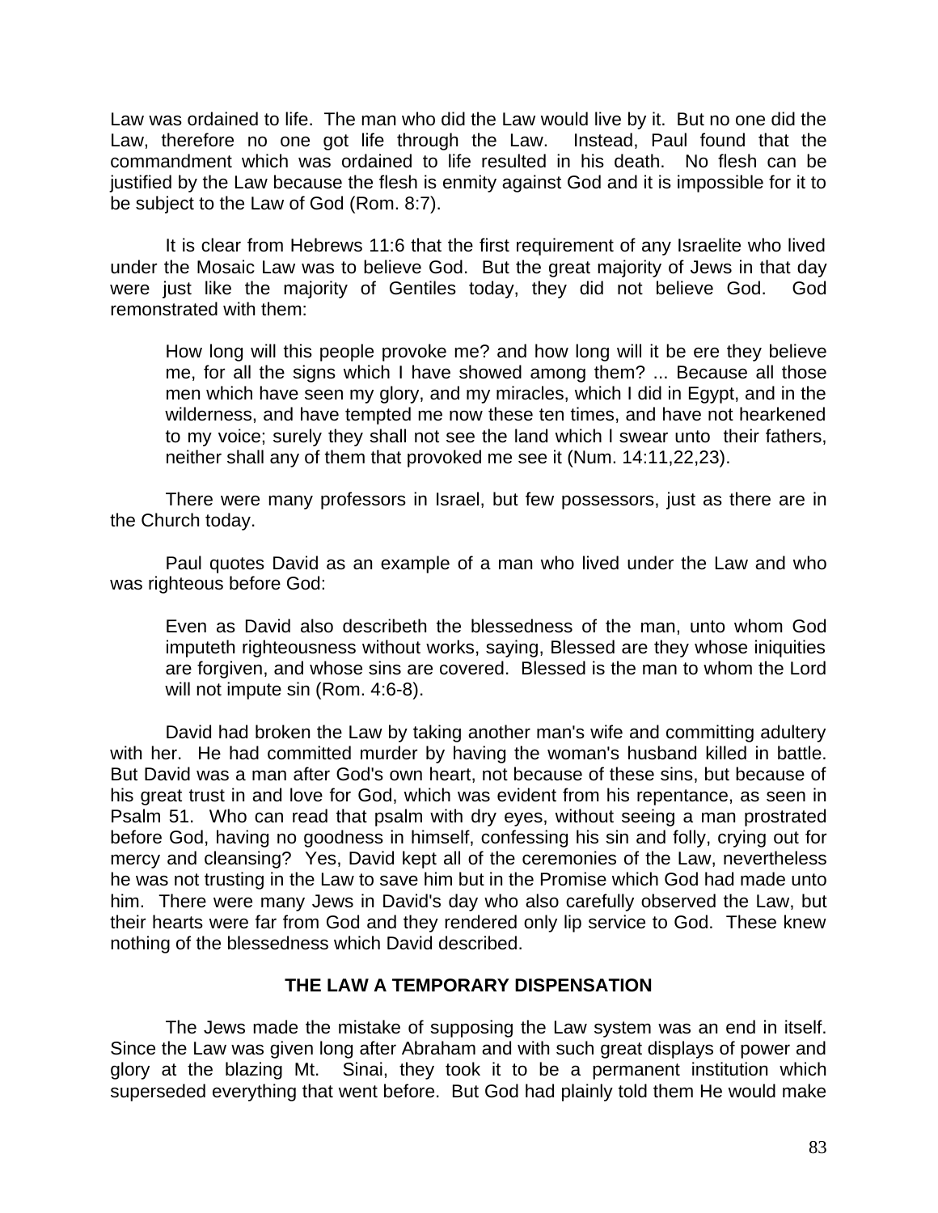Law was ordained to life. The man who did the Law would live by it. But no one did the Law, therefore no one got life through the Law. Instead, Paul found that the commandment which was ordained to life resulted in his death. No flesh can be justified by the Law because the flesh is enmity against God and it is impossible for it to be subject to the Law of God (Rom. 8:7).

It is clear from Hebrews 11:6 that the first requirement of any Israelite who lived under the Mosaic Law was to believe God. But the great majority of Jews in that day were just like the majority of Gentiles today, they did not believe God. God remonstrated with them:

> How long will this people provoke me? and how long will it be ere they believe me, for all the signs which I have showed among them? ... Because all those men which have seen my glory, and my miracles, which I did in Egypt, and in the wilderness, and have tempted me now these ten times, and have not hearkened to my voice; surely they shall not see the land which I swear unto their fathers, neither shall any of them that provoked me see it (Num. 14:11,22,23).

There were many professors in Israel, but few possessors, just as there are in the Church today.

Paul quotes David as an example of a man who lived under the Law and who was righteous before God:

> Even as David also describeth the blessedness of the man, unto whom God imputeth righteousness without works, saying, Blessed are they whose iniquities are forgiven, and whose sins are covered. Blessed is the man to whom the Lord will not impute sin (Rom. 4:6-8).

David had broken the Law by taking another man's wife and committing adultery with her. He had committed murder by having the woman's husband killed in battle. But David was a man after God's own heart, not because of these sins, but because of his great trust in and love for God, which was evident from his repentance, as seen in Psalm 51. Who can read that psalm with dry eyes, without seeing a man prostrated before God, having no goodness in himself, confessing his sin and folly, crying out for mercy and cleansing? Yes, David kept all of the ceremonies of the Law, nevertheless he was not trusting in the Law to save him but in the Promise which God had made unto him. There were many Jews in David's day who also carefully observed the Law, but their hearts were far from God and they rendered only lip service to God. These knew nothing of the blessedness which David described.

## THE LAW A TEMPORARY DISPENSATION

The Jews made the mistake of supposing the Law system was an end in itself. Since the Law was given long after Abraham and with such great displays of power and glory at the blazing Mt. Sinai, they took it to be a permanent institution which superseded everything that went before. But God had plainly told them He would make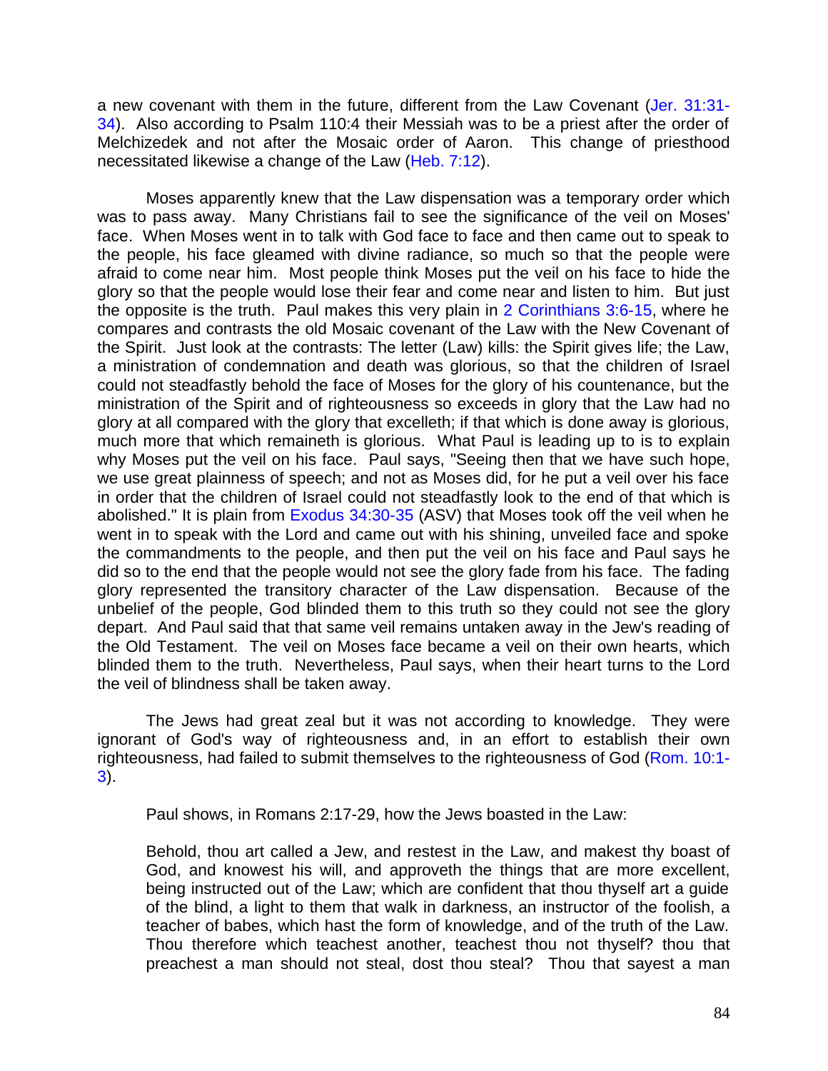a new covenant with them in the future, different from the Law Covenant (Jer. 31:31-34). Also according to Psalm 110:4 their Messiah was to be a priest after the order of Melchizedek and not after the Mosaic order of Aaron. This change of priesthood necessitated likewise a change of the Law (Heb. 7:12).

Moses apparently knew that the Law dispensation was a temporary order which was to pass away. Many Christians fail to see the significance of the veil on Moses' face. When Moses went in to talk with God face to face and then came out to speak to the people, his face gleamed with divine radiance, so much so that the people were afraid to come near him. Most people think Moses put the veil on his face to hide the glory so that the people would lose their fear and come near and listen to him. But just the opposite is the truth. Paul makes this very plain in 2 Corinthians 3:6-15, where he compares and contrasts the old Mosaic covenant of the Law with the New Covenant of the Spirit. Just look at the contrasts: The letter (Law) kills: the Spirit gives life; the Law, a ministration of condemnation and death was glorious, so that the children of Israel could not steadfastly behold the face of Moses for the glory of his countenance, but the ministration of the Spirit and of righteousness so exceeds in glory that the Law had no glory at all compared with the glory that excelleth; if that which is done away is glorious, much more that which remaineth is glorious. What Paul is leading up to is to explain why Moses put the veil on his face. Paul says, "Seeing then that we have such hope, we use great plainness of speech; and not as Moses did, for he put a veil over his face in order that the children of Israel could not steadfastly look to the end of that which is abolished." It is plain from Exodus 34:30-35 (ASV) that Moses took off the veil when he went in to speak with the Lord and came out with his shining, unveiled face and spoke the commandments to the people, and then put the veil on his face and Paul says he did so to the end that the people would not see the glory fade from his face. The fading glory represented the transitory character of the Law dispensation. Because of the unbelief of the people, God blinded them to this truth so they could not see the glory depart. And Paul said that that same veil remains untaken away in the Jew's reading of the Old Testament. The veil on Moses face became a veil on their own hearts, which blinded them to the truth. Nevertheless, Paul says, when their heart turns to the Lord the veil of blindness shall be taken away.

The Jews had great zeal but it was not according to knowledge. They were ignorant of God's way of righteousness and, in an effort to establish their own righteousness, had failed to submit themselves to the righteousness of God (Rom. 10:1-3).

Paul shows, in Romans 2:17-29, how the Jews boasted in the Law:

> Behold, thou art called a Jew, and restest in the Law, and makest thy boast of God, and knowest his will, and approveth the things that are more excellent, being instructed out of the Law; which are confident that thou thyself art a guide of the blind, a light to them that walk in darkness, an instructor of the foolish, a teacher of babes, which hast the form of knowledge, and of the truth of the Law. Thou therefore which teachest another, teachest thou not thyself? thou that preachest a man should not steal, dost thou steal? Thou that sayest a man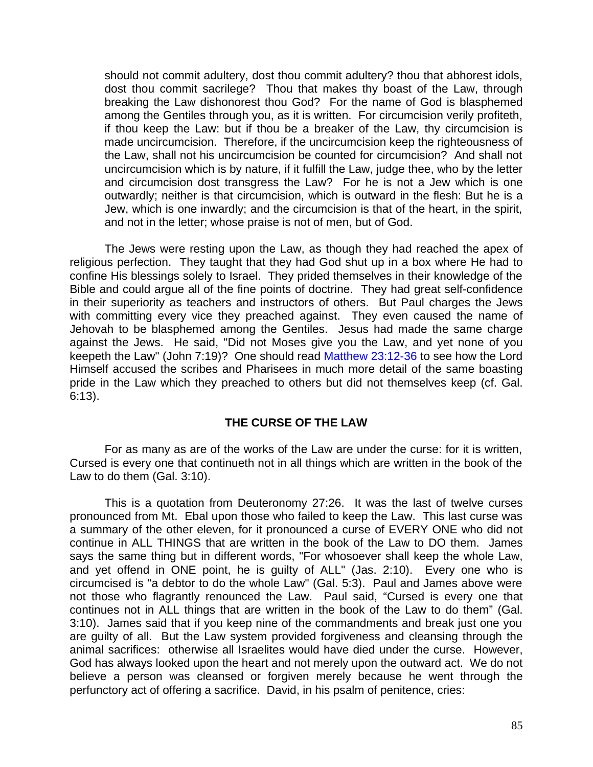should not commit adultery, dost thou commit adultery? thou that abhorest idols, dost thou commit sacrilege? Thou that makes thy boast of the Law, through breaking the Law dishonorest thou God? For the name of God is blasphemed among the Gentiles through you, as it is written. For circumcision verily profiteth, if thou keep the Law: but if thou be a breaker of the Law, thy circumcision is made uncircumcision. Therefore, if the uncircumcision keep the righteousness of the Law, shall not his uncircumcision be counted for circumcision? And shall not uncircumcision which is by nature, if it fulfill the Law, judge thee, who by the letter and circumcision dost transgress the Law? For he is not a Jew which is one outwardly; neither is that circumcision, which is outward in the flesh: But he is a Jew, which is one inwardly; and the circumcision is that of the heart, in the spirit, and not in the letter; whose praise is not of men, but of God.

The Jews were resting upon the Law, as though they had reached the apex of religious perfection. They taught that they had God shut up in a box where He had to confine His blessings solely to Israel. They prided themselves in their knowledge of the Bible and could argue all of the fine points of doctrine. They had great self-confidence in their superiority as teachers and instructors of others. But Paul charges the Jews with committing every vice they preached against. They even caused the name of Jehovah to be blasphemed among the Gentiles. Jesus had made the same charge against the Jews. He said, "Did not Moses give you the Law, and yet none of you keepeth the Law" (John 7:19)? One should read Matthew 23:12-36 to see how the Lord Himself accused the scribes and Pharisees in much more detail of the same boasting pride in the Law which they preached to others but did not themselves keep (cf. Gal. 6:13).

## THE CURSE OF THE LAW

For as many as are of the works of the Law are under the curse: for it is written, Cursed is every one that continueth not in all things which are written in the book of the Law to do them (Gal. 3:10).

This is a quotation from Deuteronomy 27:26. It was the last of twelve curses pronounced from Mt. Ebal upon those who failed to keep the Law. This last curse was a summary of the other eleven, for it pronounced a curse of EVERY ONE who did not continue in ALL THINGS that are written in the book of the Law to DO them. James says the same thing but in different words, "For whosoever shall keep the whole Law, and yet offend in ONE point, he is guilty of ALL" (Jas. 2:10). Every one who is circumcised is "a debtor to do the whole Law" (Gal. 5:3). Paul and James above were not those who flagrantly renounced the Law. Paul said, "Cursed is every one that continues not in ALL things that are written in the book of the Law to do them" (Gal. 3:10). James said that if you keep nine of the commandments and break just one you are guilty of all. But the Law system provided forgiveness and cleansing through the animal sacrifices: otherwise all Israelites would have died under the curse. However, God has always looked upon the heart and not merely upon the outward act. We do not believe a person was cleansed or forgiven merely because he went through the perfunctory act of offering a sacrifice. David, in his psalm of penitence, cries: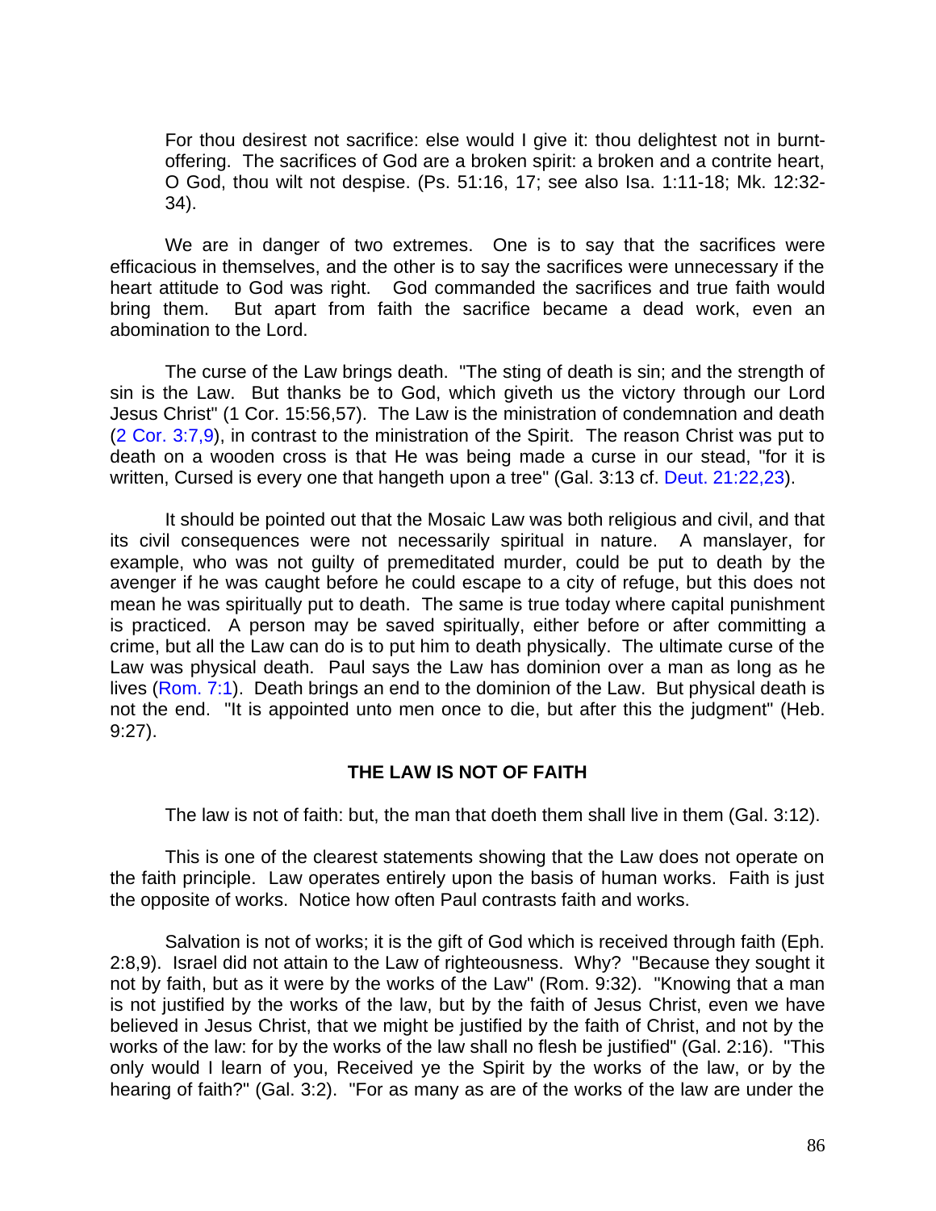For thou desirest not sacrifice: else would I give it: thou delightest not in burnt-offering. The sacrifices of God are a broken spirit: a broken and a contrite heart, O God, thou wilt not despise. (Ps. 51:16, 17; see also Isa. 1:11-18; Mk. 12:32-34).

We are in danger of two extremes. One is to say that the sacrifices were efficacious in themselves, and the other is to say the sacrifices were unnecessary if the heart attitude to God was right. God commanded the sacrifices and true faith would bring them. But apart from faith the sacrifice became a dead work, even an abomination to the Lord.

The curse of the Law brings death. "The sting of death is sin; and the strength of sin is the Law. But thanks be to God, which giveth us the victory through our Lord Jesus Christ" (1 Cor. 15:56,57). The Law is the ministration of condemnation and death (2 Cor. 3:7,9), in contrast to the ministration of the Spirit. The reason Christ was put to death on a wooden cross is that He was being made a curse in our stead, "for it is written, Cursed is every one that hangeth upon a tree" (Gal. 3:13 cf. Deut. 21:22,23).

It should be pointed out that the Mosaic Law was both religious and civil, and that its civil consequences were not necessarily spiritual in nature. A manslayer, for example, who was not guilty of premeditated murder, could be put to death by the avenger if he was caught before he could escape to a city of refuge, but this does not mean he was spiritually put to death. The same is true today where capital punishment is practiced. A person may be saved spiritually, either before or after committing a crime, but all the Law can do is to put him to death physically. The ultimate curse of the Law was physical death. Paul says the Law has dominion over a man as long as he lives (Rom. 7:1). Death brings an end to the dominion of the Law. But physical death is not the end. "It is appointed unto men once to die, but after this the judgment" (Heb. 9:27).

## THE LAW IS NOT OF FAITH

The law is not of faith: but, the man that doeth them shall live in them (Gal. 3:12).

This is one of the clearest statements showing that the Law does not operate on the faith principle. Law operates entirely upon the basis of human works. Faith is just the opposite of works. Notice how often Paul contrasts faith and works.

Salvation is not of works; it is the gift of God which is received through faith (Eph. 2:8,9). Israel did not attain to the Law of righteousness. Why? "Because they sought it not by faith, but as it were by the works of the Law" (Rom. 9:32). "Knowing that a man is not justified by the works of the law, but by the faith of Jesus Christ, even we have believed in Jesus Christ, that we might be justified by the faith of Christ, and not by the works of the law: for by the works of the law shall no flesh be justified" (Gal. 2:16). "This only would I learn of you, Received ye the Spirit by the works of the law, or by the hearing of faith?" (Gal. 3:2). "For as many as are of the works of the law are under the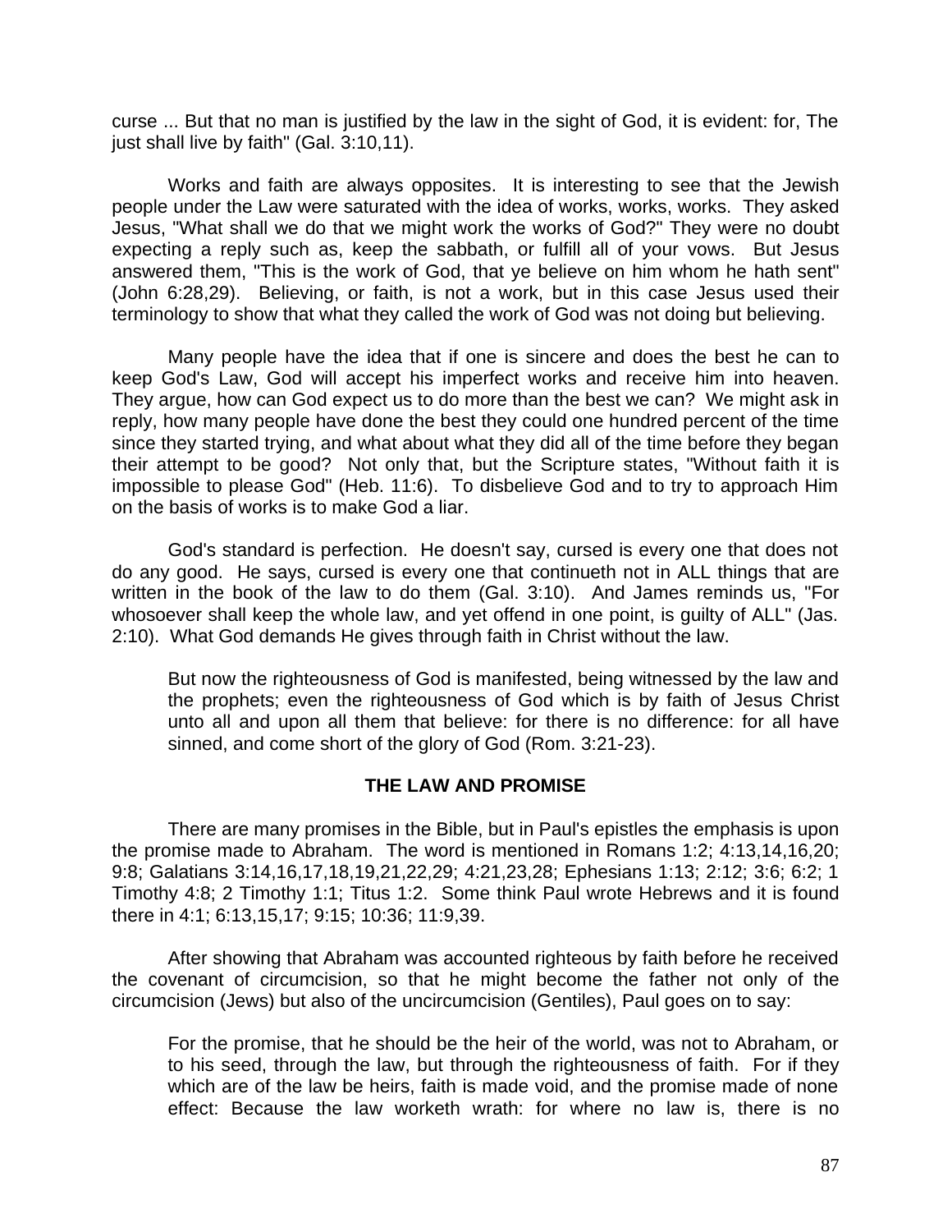curse ... But that no man is justified by the law in the sight of God, it is evident: for, The just shall live by faith" (Gal. 3:10,11).

Works and faith are always opposites. It is interesting to see that the Jewish people under the Law were saturated with the idea of works, works, works. They asked Jesus, "What shall we do that we might work the works of God?" They were no doubt expecting a reply such as, keep the sabbath, or fulfill all of your vows. But Jesus answered them, "This is the work of God, that ye believe on him whom he hath sent" (John 6:28,29). Believing, or faith, is not a work, but in this case Jesus used their terminology to show that what they called the work of God was not doing but believing.

Many people have the idea that if one is sincere and does the best he can to keep God's Law, God will accept his imperfect works and receive him into heaven. They argue, how can God expect us to do more than the best we can? We might ask in reply, how many people have done the best they could one hundred percent of the time since they started trying, and what about what they did all of the time before they began their attempt to be good? Not only that, but the Scripture states, "Without faith it is impossible to please God" (Heb. 11:6). To disbelieve God and to try to approach Him on the basis of works is to make God a liar.

God's standard is perfection. He doesn't say, cursed is every one that does not do any good. He says, cursed is every one that continueth not in ALL things that are written in the book of the law to do them (Gal. 3:10). And James reminds us, "For whosoever shall keep the whole law, and yet offend in one point, is guilty of ALL" (Jas. 2:10). What God demands He gives through faith in Christ without the law.

> But now the righteousness of God is manifested, being witnessed by the law and the prophets; even the righteousness of God which is by faith of Jesus Christ unto all and upon all them that believe: for there is no difference: for all have sinned, and come short of the glory of God (Rom. 3:21-23).

**THE LAW AND PROMISE**

There are many promises in the Bible, but in Paul's epistles the emphasis is upon the promise made to Abraham. The word is mentioned in Romans 1:2; 4:13,14,16,20; 9:8; Galatians 3:14,16,17,18,19,21,22,29; 4:21,23,28; Ephesians 1:13; 2:12; 3:6; 6:2; 1 Timothy 4:8; 2 Timothy 1:1; Titus 1:2. Some think Paul wrote Hebrews and it is found there in 4:1; 6:13,15,17; 9:15; 10:36; 11:9,39.

After showing that Abraham was accounted righteous by faith before he received the covenant of circumcision, so that he might become the father not only of the circumcision (Jews) but also of the uncircumcision (Gentiles), Paul goes on to say:

> For the promise, that he should be the heir of the world, was not to Abraham, or to his seed, through the law, but through the righteousness of faith. For if they which are of the law be heirs, faith is made void, and the promise made of none effect: Because the law worketh wrath: for where no law is, there is no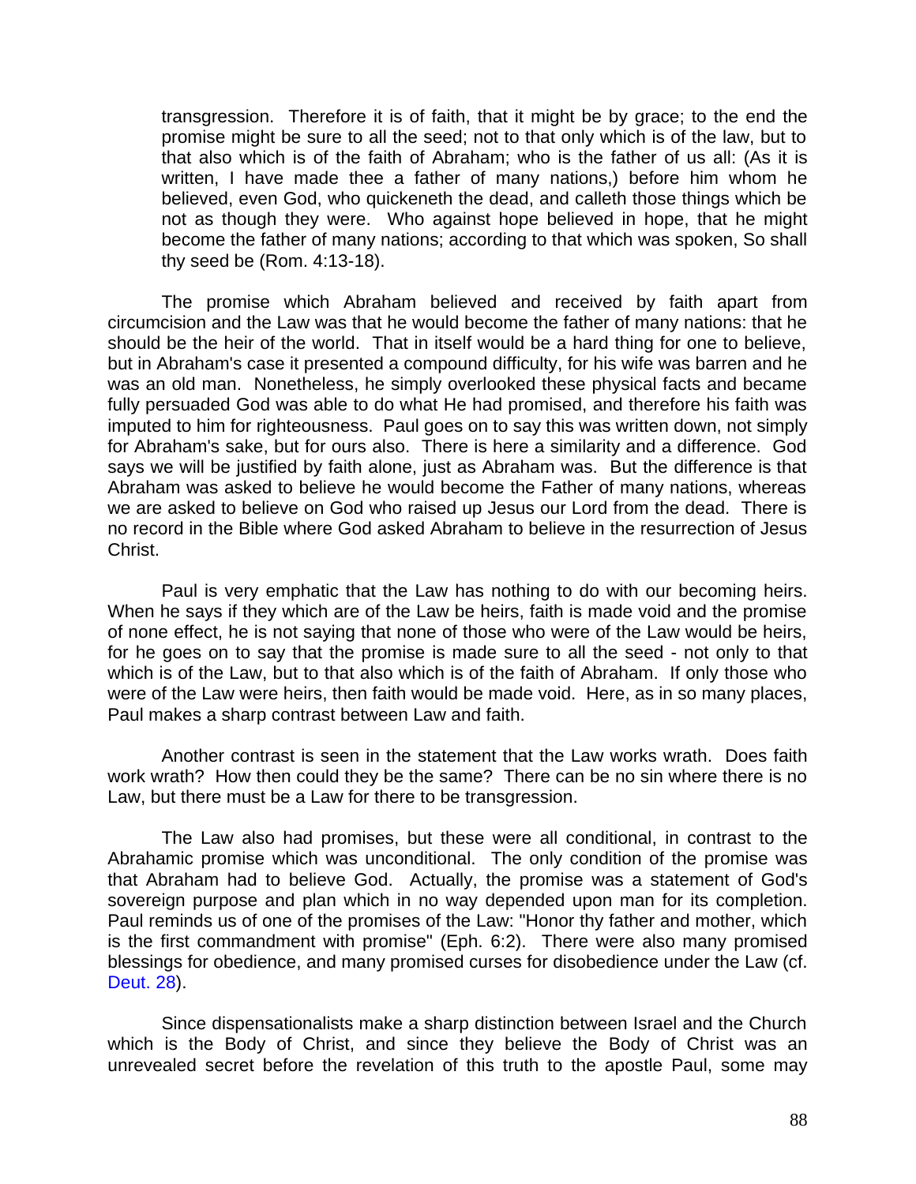> transgression. Therefore it is of faith, that it might be by grace; to the end the promise might be sure to all the seed; not to that only which is of the law, but to that also which is of the faith of Abraham; who is the father of us all: (As it is written, I have made thee a father of many nations,) before him whom he believed, even God, who quickeneth the dead, and calleth those things which be not as though they were. Who against hope believed in hope, that he might become the father of many nations; according to that which was spoken, So shall thy seed be (Rom. 4:13-18).

The promise which Abraham believed and received by faith apart from circumcision and the Law was that he would become the father of many nations: that he should be the heir of the world. That in itself would be a hard thing for one to believe, but in Abraham's case it presented a compound difficulty, for his wife was barren and he was an old man. Nonetheless, he simply overlooked these physical facts and became fully persuaded God was able to do what He had promised, and therefore his faith was imputed to him for righteousness. Paul goes on to say this was written down, not simply for Abraham's sake, but for ours also. There is here a similarity and a difference. God says we will be justified by faith alone, just as Abraham was. But the difference is that Abraham was asked to believe he would become the Father of many nations, whereas we are asked to believe on God who raised up Jesus our Lord from the dead. There is no record in the Bible where God asked Abraham to believe in the resurrection of Jesus Christ.

Paul is very emphatic that the Law has nothing to do with our becoming heirs. When he says if they which are of the Law be heirs, faith is made void and the promise of none effect, he is not saying that none of those who were of the Law would be heirs, for he goes on to say that the promise is made sure to all the seed - not only to that which is of the Law, but to that also which is of the faith of Abraham. If only those who were of the Law were heirs, then faith would be made void. Here, as in so many places, Paul makes a sharp contrast between Law and faith.

Another contrast is seen in the statement that the Law works wrath. Does faith work wrath? How then could they be the same? There can be no sin where there is no Law, but there must be a Law for there to be transgression.

The Law also had promises, but these were all conditional, in contrast to the Abrahamic promise which was unconditional. The only condition of the promise was that Abraham had to believe God. Actually, the promise was a statement of God's sovereign purpose and plan which in no way depended upon man for its completion. Paul reminds us of one of the promises of the Law: "Honor thy father and mother, which is the first commandment with promise" (Eph. 6:2). There were also many promised blessings for obedience, and many promised curses for disobedience under the Law (cf. Deut. 28).

Since dispensationalists make a sharp distinction between Israel and the Church which is the Body of Christ, and since they believe the Body of Christ was an unrevealed secret before the revelation of this truth to the apostle Paul, some may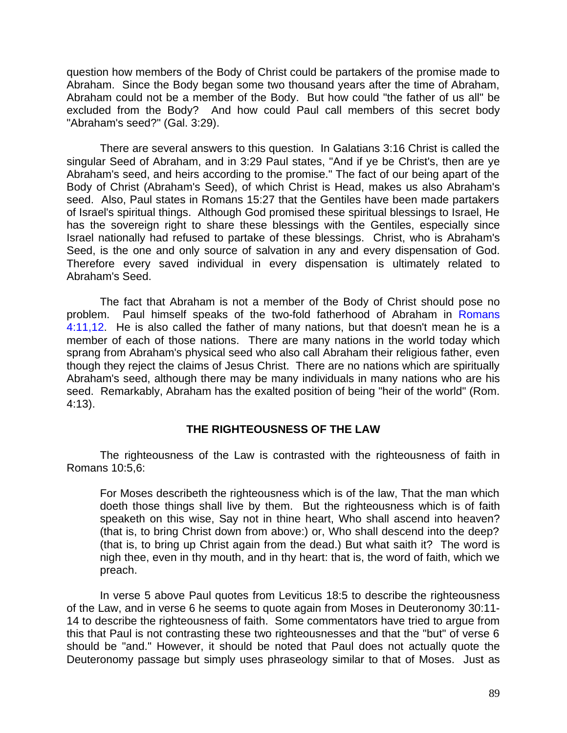question how members of the Body of Christ could be partakers of the promise made to Abraham. Since the Body began some two thousand years after the time of Abraham, Abraham could not be a member of the Body. But how could "the father of us all" be excluded from the Body? And how could Paul call members of this secret body "Abraham's seed?" (Gal. 3:29).

There are several answers to this question. In Galatians 3:16 Christ is called the singular Seed of Abraham, and in 3:29 Paul states, "And if ye be Christ's, then are ye Abraham's seed, and heirs according to the promise." The fact of our being apart of the Body of Christ (Abraham's Seed), of which Christ is Head, makes us also Abraham's seed. Also, Paul states in Romans 15:27 that the Gentiles have been made partakers of Israel's spiritual things. Although God promised these spiritual blessings to Israel, He has the sovereign right to share these blessings with the Gentiles, especially since Israel nationally had refused to partake of these blessings. Christ, who is Abraham's Seed, is the one and only source of salvation in any and every dispensation of God. Therefore every saved individual in every dispensation is ultimately related to Abraham's Seed.

The fact that Abraham is not a member of the Body of Christ should pose no problem. Paul himself speaks of the two-fold fatherhood of Abraham in Romans 4:11,12. He is also called the father of many nations, but that doesn't mean he is a member of each of those nations. There are many nations in the world today which sprang from Abraham's physical seed who also call Abraham their religious father, even though they reject the claims of Jesus Christ. There are no nations which are spiritually Abraham's seed, although there may be many individuals in many nations who are his seed. Remarkably, Abraham has the exalted position of being "heir of the world" (Rom. 4:13).

## THE RIGHTEOUSNESS OF THE LAW

The righteousness of the Law is contrasted with the righteousness of faith in Romans 10:5,6:

> For Moses describeth the righteousness which is of the law, That the man which doeth those things shall live by them. But the righteousness which is of faith speaketh on this wise, Say not in thine heart, Who shall ascend into heaven? (that is, to bring Christ down from above:) or, Who shall descend into the deep? (that is, to bring up Christ again from the dead.) But what saith it? The word is nigh thee, even in thy mouth, and in thy heart: that is, the word of faith, which we preach.

In verse 5 above Paul quotes from Leviticus 18:5 to describe the righteousness of the Law, and in verse 6 he seems to quote again from Moses in Deuteronomy 30:11-14 to describe the righteousness of faith. Some commentators have tried to argue from this that Paul is not contrasting these two righteousnesses and that the "but" of verse 6 should be "and." However, it should be noted that Paul does not actually quote the Deuteronomy passage but simply uses phraseology similar to that of Moses. Just as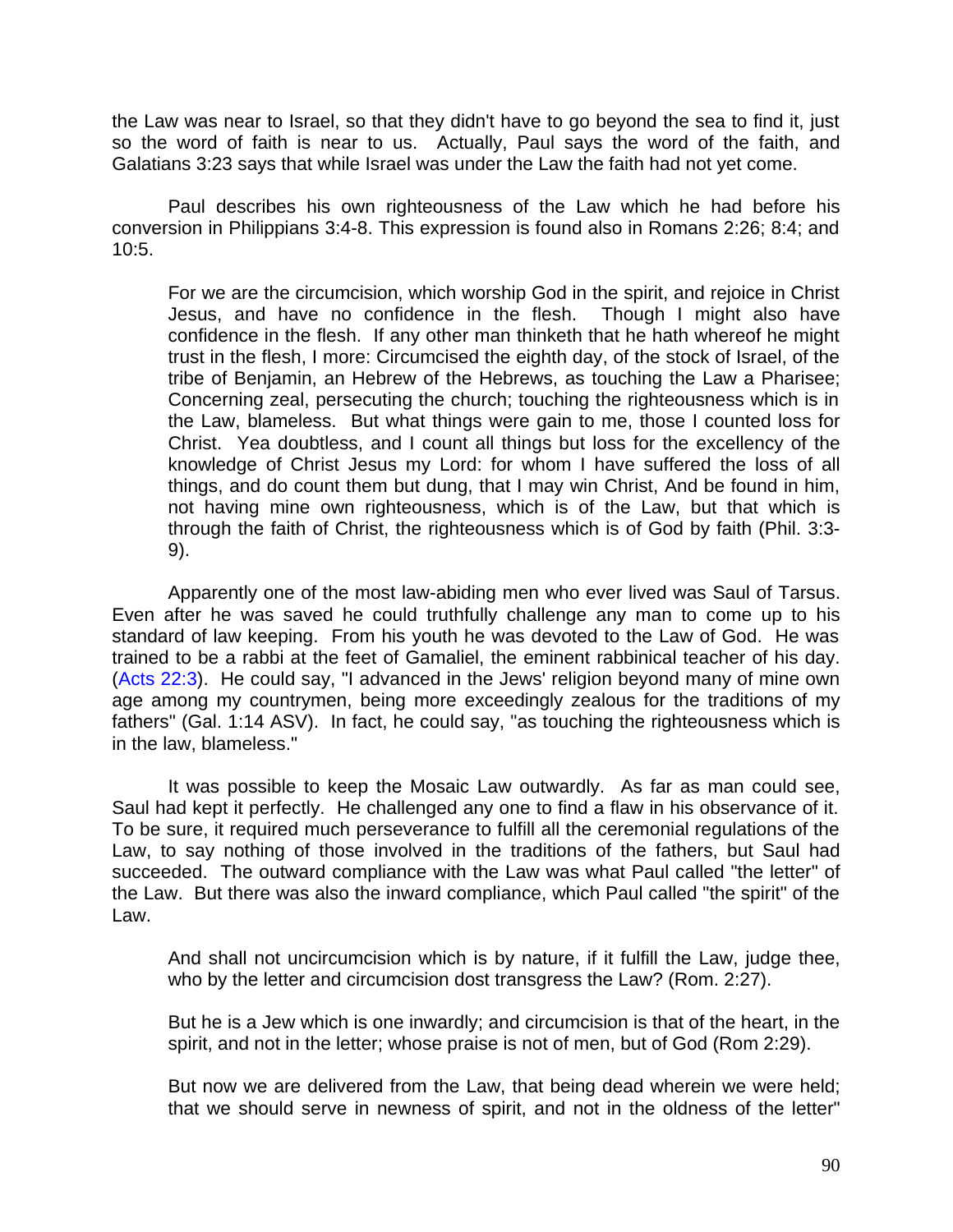the Law was near to Israel, so that they didn't have to go beyond the sea to find it, just so the word of faith is near to us. Actually, Paul says the word of the faith, and Galatians 3:23 says that while Israel was under the Law the faith had not yet come.

Paul describes his own righteousness of the Law which he had before his conversion in Philippians 3:4-8. This expression is found also in Romans 2:26; 8:4; and 10:5.

> For we are the circumcision, which worship God in the spirit, and rejoice in Christ Jesus, and have no confidence in the flesh. Though I might also have confidence in the flesh. If any other man thinketh that he hath whereof he might trust in the flesh, I more: Circumcised the eighth day, of the stock of Israel, of the tribe of Benjamin, an Hebrew of the Hebrews, as touching the Law a Pharisee; Concerning zeal, persecuting the church; touching the righteousness which is in the Law, blameless. But what things were gain to me, those I counted loss for Christ. Yea doubtless, and I count all things but loss for the excellency of the knowledge of Christ Jesus my Lord: for whom I have suffered the loss of all things, and do count them but dung, that I may win Christ, And be found in him, not having mine own righteousness, which is of the Law, but that which is through the faith of Christ, the righteousness which is of God by faith (Phil. 3:3-9).

Apparently one of the most law-abiding men who ever lived was Saul of Tarsus. Even after he was saved he could truthfully challenge any man to come up to his standard of law keeping. From his youth he was devoted to the Law of God. He was trained to be a rabbi at the feet of Gamaliel, the eminent rabbinical teacher of his day. (Acts 22:3). He could say, "I advanced in the Jews' religion beyond many of mine own age among my countrymen, being more exceedingly zealous for the traditions of my fathers" (Gal. 1:14 ASV). In fact, he could say, "as touching the righteousness which is in the law, blameless."

It was possible to keep the Mosaic Law outwardly. As far as man could see, Saul had kept it perfectly. He challenged any one to find a flaw in his observance of it. To be sure, it required much perseverance to fulfill all the ceremonial regulations of the Law, to say nothing of those involved in the traditions of the fathers, but Saul had succeeded. The outward compliance with the Law was what Paul called "the letter" of the Law. But there was also the inward compliance, which Paul called "the spirit" of the Law.

> And shall not uncircumcision which is by nature, if it fulfill the Law, judge thee, who by the letter and circumcision dost transgress the Law? (Rom. 2:27).

> But he is a Jew which is one inwardly; and circumcision is that of the heart, in the spirit, and not in the letter; whose praise is not of men, but of God (Rom 2:29).

> But now we are delivered from the Law, that being dead wherein we were held; that we should serve in newness of spirit, and not in the oldness of the letter"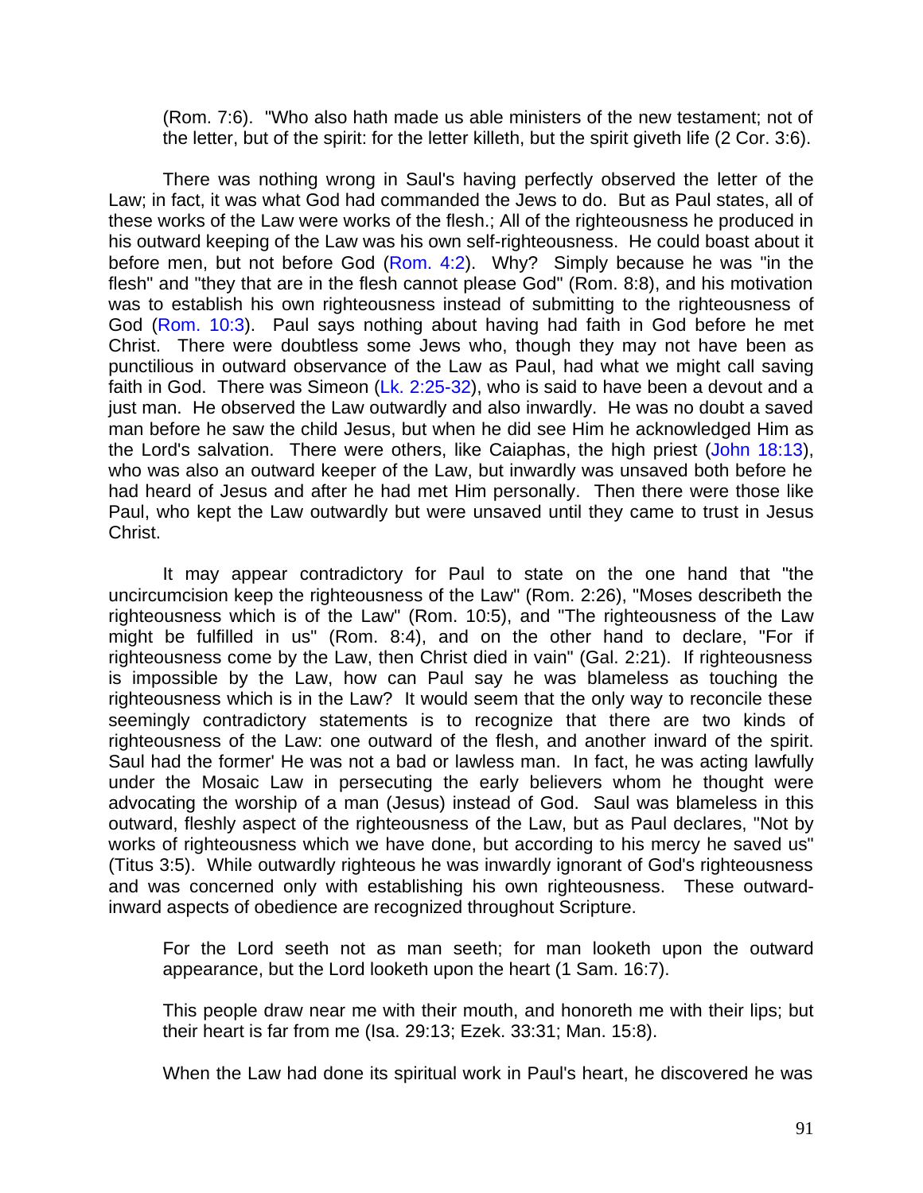(Rom. 7:6). "Who also hath made us able ministers of the new testament; not of the letter, but of the spirit: for the letter killeth, but the spirit giveth life (2 Cor. 3:6).

There was nothing wrong in Saul's having perfectly observed the letter of the Law; in fact, it was what God had commanded the Jews to do. But as Paul states, all of these works of the Law were works of the flesh.; All of the righteousness he produced in his outward keeping of the Law was his own self-righteousness. He could boast about it before men, but not before God (Rom. 4:2). Why? Simply because he was "in the flesh" and "they that are in the flesh cannot please God" (Rom. 8:8), and his motivation was to establish his own righteousness instead of submitting to the righteousness of God (Rom. 10:3). Paul says nothing about having had faith in God before he met Christ. There were doubtless some Jews who, though they may not have been as punctilious in outward observance of the Law as Paul, had what we might call saving faith in God. There was Simeon (Lk. 2:25-32), who is said to have been a devout and a just man. He observed the Law outwardly and also inwardly. He was no doubt a saved man before he saw the child Jesus, but when he did see Him he acknowledged Him as the Lord's salvation. There were others, like Caiaphas, the high priest (John 18:13), who was also an outward keeper of the Law, but inwardly was unsaved both before he had heard of Jesus and after he had met Him personally. Then there were those like Paul, who kept the Law outwardly but were unsaved until they came to trust in Jesus Christ.

It may appear contradictory for Paul to state on the one hand that "the uncircumcision keep the righteousness of the Law" (Rom. 2:26), "Moses describeth the righteousness which is of the Law" (Rom. 10:5), and "The righteousness of the Law might be fulfilled in us" (Rom. 8:4), and on the other hand to declare, "For if righteousness come by the Law, then Christ died in vain" (Gal. 2:21). If righteousness is impossible by the Law, how can Paul say he was blameless as touching the righteousness which is in the Law? It would seem that the only way to reconcile these seemingly contradictory statements is to recognize that there are two kinds of righteousness of the Law: one outward of the flesh, and another inward of the spirit. Saul had the former' He was not a bad or lawless man. In fact, he was acting lawfully under the Mosaic Law in persecuting the early believers whom he thought were advocating the worship of a man (Jesus) instead of God. Saul was blameless in this outward, fleshly aspect of the righteousness of the Law, but as Paul declares, "Not by works of righteousness which we have done, but according to his mercy he saved us" (Titus 3:5). While outwardly righteous he was inwardly ignorant of God's righteousness and was concerned only with establishing his own righteousness. These outward-inward aspects of obedience are recognized throughout Scripture.

> For the Lord seeth not as man seeth; for man looketh upon the outward appearance, but the Lord looketh upon the heart (1 Sam. 16:7).
>
> This people draw near me with their mouth, and honoreth me with their lips; but their heart is far from me (Isa. 29:13; Ezek. 33:31; Man. 15:8).
>
> When the Law had done its spiritual work in Paul's heart, he discovered he was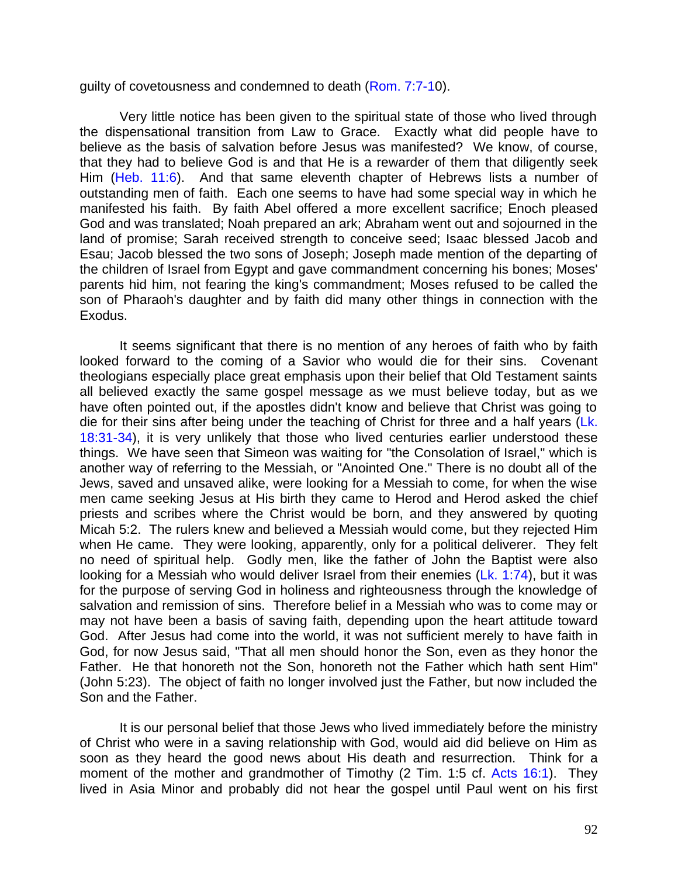guilty of covetousness and condemned to death (Rom. 7:7-10).

Very little notice has been given to the spiritual state of those who lived through the dispensational transition from Law to Grace. Exactly what did people have to believe as the basis of salvation before Jesus was manifested? We know, of course, that they had to believe God is and that He is a rewarder of them that diligently seek Him (Heb. 11:6). And that same eleventh chapter of Hebrews lists a number of outstanding men of faith. Each one seems to have had some special way in which he manifested his faith. By faith Abel offered a more excellent sacrifice; Enoch pleased God and was translated; Noah prepared an ark; Abraham went out and sojourned in the land of promise; Sarah received strength to conceive seed; Isaac blessed Jacob and Esau; Jacob blessed the two sons of Joseph; Joseph made mention of the departing of the children of Israel from Egypt and gave commandment concerning his bones; Moses' parents hid him, not fearing the king's commandment; Moses refused to be called the son of Pharaoh's daughter and by faith did many other things in connection with the Exodus.

It seems significant that there is no mention of any heroes of faith who by faith looked forward to the coming of a Savior who would die for their sins. Covenant theologians especially place great emphasis upon their belief that Old Testament saints all believed exactly the same gospel message as we must believe today, but as we have often pointed out, if the apostles didn't know and believe that Christ was going to die for their sins after being under the teaching of Christ for three and a half years (Lk. 18:31-34), it is very unlikely that those who lived centuries earlier understood these things. We have seen that Simeon was waiting for "the Consolation of Israel," which is another way of referring to the Messiah, or "Anointed One." There is no doubt all of the Jews, saved and unsaved alike, were looking for a Messiah to come, for when the wise men came seeking Jesus at His birth they came to Herod and Herod asked the chief priests and scribes where the Christ would be born, and they answered by quoting Micah 5:2. The rulers knew and believed a Messiah would come, but they rejected Him when He came. They were looking, apparently, only for a political deliverer. They felt no need of spiritual help. Godly men, like the father of John the Baptist were also looking for a Messiah who would deliver Israel from their enemies (Lk. 1:74), but it was for the purpose of serving God in holiness and righteousness through the knowledge of salvation and remission of sins. Therefore belief in a Messiah who was to come may or may not have been a basis of saving faith, depending upon the heart attitude toward God. After Jesus had come into the world, it was not sufficient merely to have faith in God, for now Jesus said, "That all men should honor the Son, even as they honor the Father. He that honoreth not the Son, honoreth not the Father which hath sent Him" (John 5:23). The object of faith no longer involved just the Father, but now included the Son and the Father.

It is our personal belief that those Jews who lived immediately before the ministry of Christ who were in a saving relationship with God, would aid did believe on Him as soon as they heard the good news about His death and resurrection. Think for a moment of the mother and grandmother of Timothy (2 Tim. 1:5 cf. Acts 16:1). They lived in Asia Minor and probably did not hear the gospel until Paul went on his first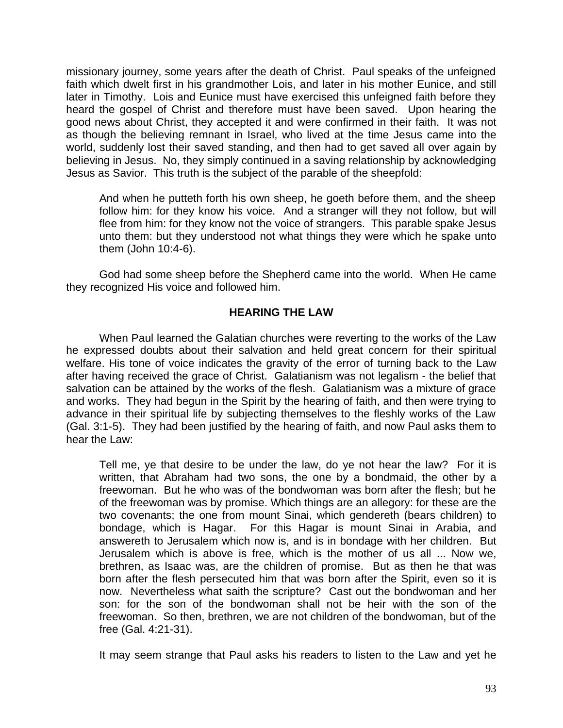missionary journey, some years after the death of Christ. Paul speaks of the unfeigned faith which dwelt first in his grandmother Lois, and later in his mother Eunice, and still later in Timothy. Lois and Eunice must have exercised this unfeigned faith before they heard the gospel of Christ and therefore must have been saved. Upon hearing the good news about Christ, they accepted it and were confirmed in their faith. It was not as though the believing remnant in Israel, who lived at the time Jesus came into the world, suddenly lost their saved standing, and then had to get saved all over again by believing in Jesus. No, they simply continued in a saving relationship by acknowledging Jesus as Savior. This truth is the subject of the parable of the sheepfold:

> And when he putteth forth his own sheep, he goeth before them, and the sheep follow him: for they know his voice. And a stranger will they not follow, but will flee from him: for they know not the voice of strangers. This parable spake Jesus unto them: but they understood not what things they were which he spake unto them (John 10:4-6).

God had some sheep before the Shepherd came into the world. When He came they recognized His voice and followed him.

### HEARING THE LAW

When Paul learned the Galatian churches were reverting to the works of the Law he expressed doubts about their salvation and held great concern for their spiritual welfare. His tone of voice indicates the gravity of the error of turning back to the Law after having received the grace of Christ. Galatianism was not legalism - the belief that salvation can be attained by the works of the flesh. Galatianism was a mixture of grace and works. They had begun in the Spirit by the hearing of faith, and then were trying to advance in their spiritual life by subjecting themselves to the fleshly works of the Law (Gal. 3:1-5). They had been justified by the hearing of faith, and now Paul asks them to hear the Law:

> Tell me, ye that desire to be under the law, do ye not hear the law? For it is written, that Abraham had two sons, the one by a bondmaid, the other by a freewoman. But he who was of the bondwoman was born after the flesh; but he of the freewoman was by promise. Which things are an allegory: for these are the two covenants; the one from mount Sinai, which gendereth (bears children) to bondage, which is Hagar. For this Hagar is mount Sinai in Arabia, and answereth to Jerusalem which now is, and is in bondage with her children. But Jerusalem which is above is free, which is the mother of us all ... Now we, brethren, as Isaac was, are the children of promise. But as then he that was born after the flesh persecuted him that was born after the Spirit, even so it is now. Nevertheless what saith the scripture? Cast out the bondwoman and her son: for the son of the bondwoman shall not be heir with the son of the freewoman. So then, brethren, we are not children of the bondwoman, but of the free (Gal. 4:21-31).

It may seem strange that Paul asks his readers to listen to the Law and yet he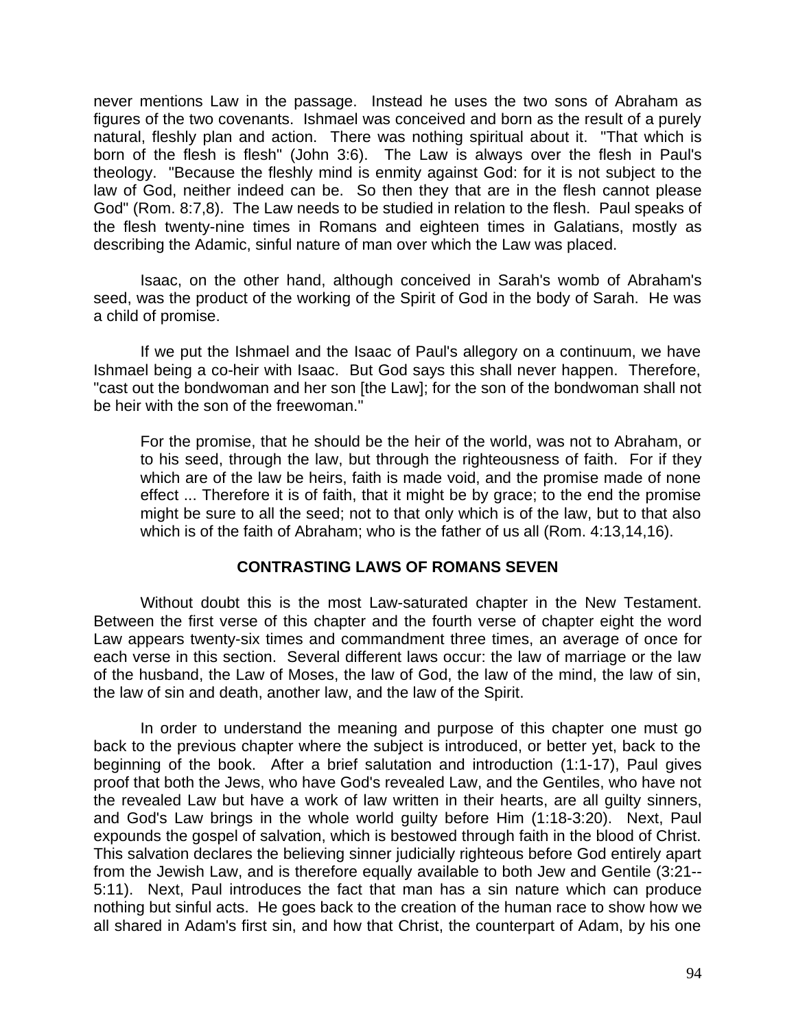never mentions Law in the passage. Instead he uses the two sons of Abraham as figures of the two covenants. Ishmael was conceived and born as the result of a purely natural, fleshly plan and action. There was nothing spiritual about it. "That which is born of the flesh is flesh" (John 3:6). The Law is always over the flesh in Paul's theology. "Because the fleshly mind is enmity against God: for it is not subject to the law of God, neither indeed can be. So then they that are in the flesh cannot please God" (Rom. 8:7,8). The Law needs to be studied in relation to the flesh. Paul speaks of the flesh twenty-nine times in Romans and eighteen times in Galatians, mostly as describing the Adamic, sinful nature of man over which the Law was placed.

Isaac, on the other hand, although conceived in Sarah's womb of Abraham's seed, was the product of the working of the Spirit of God in the body of Sarah. He was a child of promise.

If we put the Ishmael and the Isaac of Paul's allegory on a continuum, we have Ishmael being a co-heir with Isaac. But God says this shall never happen. Therefore, "cast out the bondwoman and her son [the Law]; for the son of the bondwoman shall not be heir with the son of the freewoman."

> For the promise, that he should be the heir of the world, was not to Abraham, or to his seed, through the law, but through the righteousness of faith. For if they which are of the law be heirs, faith is made void, and the promise made of none effect ... Therefore it is of faith, that it might be by grace; to the end the promise might be sure to all the seed; not to that only which is of the law, but to that also which is of the faith of Abraham; who is the father of us all (Rom. 4:13,14,16).

## CONTRASTING LAWS OF ROMANS SEVEN

Without doubt this is the most Law-saturated chapter in the New Testament. Between the first verse of this chapter and the fourth verse of chapter eight the word Law appears twenty-six times and commandment three times, an average of once for each verse in this section. Several different laws occur: the law of marriage or the law of the husband, the Law of Moses, the law of God, the law of the mind, the law of sin, the law of sin and death, another law, and the law of the Spirit.

In order to understand the meaning and purpose of this chapter one must go back to the previous chapter where the subject is introduced, or better yet, back to the beginning of the book. After a brief salutation and introduction (1:1-17), Paul gives proof that both the Jews, who have God's revealed Law, and the Gentiles, who have not the revealed Law but have a work of law written in their hearts, are all guilty sinners, and God's Law brings in the whole world guilty before Him (1:18-3:20). Next, Paul expounds the gospel of salvation, which is bestowed through faith in the blood of Christ. This salvation declares the believing sinner judicially righteous before God entirely apart from the Jewish Law, and is therefore equally available to both Jew and Gentile (3:21--5:11). Next, Paul introduces the fact that man has a sin nature which can produce nothing but sinful acts. He goes back to the creation of the human race to show how we all shared in Adam's first sin, and how that Christ, the counterpart of Adam, by his one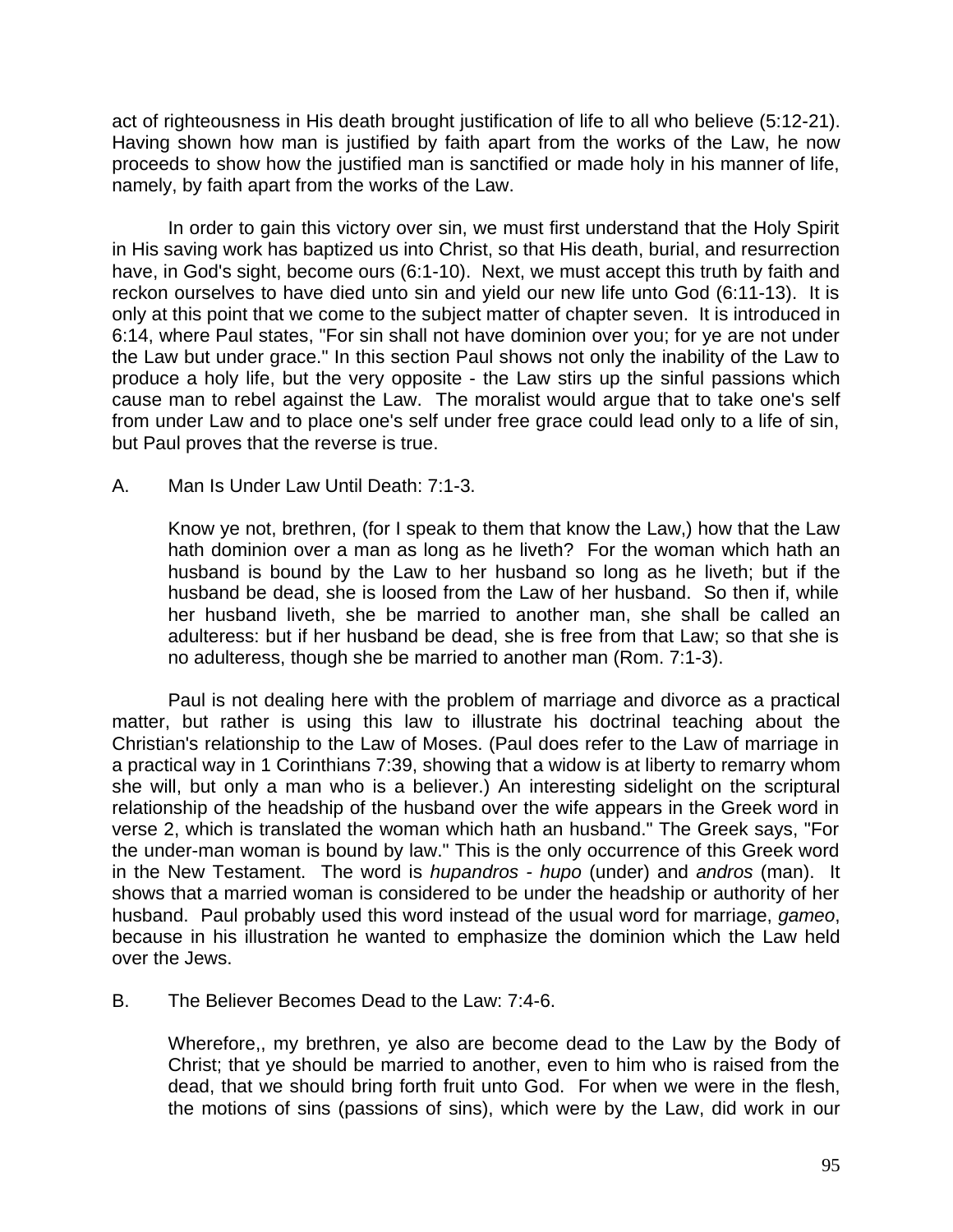act of righteousness in His death brought justification of life to all who believe (5:12-21). Having shown how man is justified by faith apart from the works of the Law, he now proceeds to show how the justified man is sanctified or made holy in his manner of life, namely, by faith apart from the works of the Law.

In order to gain this victory over sin, we must first understand that the Holy Spirit in His saving work has baptized us into Christ, so that His death, burial, and resurrection have, in God's sight, become ours (6:1-10). Next, we must accept this truth by faith and reckon ourselves to have died unto sin and yield our new life unto God (6:11-13). It is only at this point that we come to the subject matter of chapter seven. It is introduced in 6:14, where Paul states, "For sin shall not have dominion over you; for ye are not under the Law but under grace." In this section Paul shows not only the inability of the Law to produce a holy life, but the very opposite - the Law stirs up the sinful passions which cause man to rebel against the Law. The moralist would argue that to take one's self from under Law and to place one's self under free grace could lead only to a life of sin, but Paul proves that the reverse is true.

A. Man Is Under Law Until Death: 7:1-3.

> Know ye not, brethren, (for I speak to them that know the Law,) how that the Law hath dominion over a man as long as he liveth? For the woman which hath an husband is bound by the Law to her husband so long as he liveth; but if the husband be dead, she is loosed from the Law of her husband. So then if, while her husband liveth, she be married to another man, she shall be called an adulteress: but if her husband be dead, she is free from that Law; so that she is no adulteress, though she be married to another man (Rom. 7:1-3).

Paul is not dealing here with the problem of marriage and divorce as a practical matter, but rather is using this law to illustrate his doctrinal teaching about the Christian's relationship to the Law of Moses. (Paul does refer to the Law of marriage in a practical way in 1 Corinthians 7:39, showing that a widow is at liberty to remarry whom she will, but only a man who is a believer.) An interesting sidelight on the scriptural relationship of the headship of the husband over the wife appears in the Greek word in verse 2, which is translated the woman which hath an husband." The Greek says, "For the under-man woman is bound by law." This is the only occurrence of this Greek word in the New Testament. The word is *hupandros - hupo* (under) and *andros* (man). It shows that a married woman is considered to be under the headship or authority of her husband. Paul probably used this word instead of the usual word for marriage, *gameo*, because in his illustration he wanted to emphasize the dominion which the Law held over the Jews.

B. The Believer Becomes Dead to the Law: 7:4-6.

> Wherefore,, my brethren, ye also are become dead to the Law by the Body of Christ; that ye should be married to another, even to him who is raised from the dead, that we should bring forth fruit unto God. For when we were in the flesh, the motions of sins (passions of sins), which were by the Law, did work in our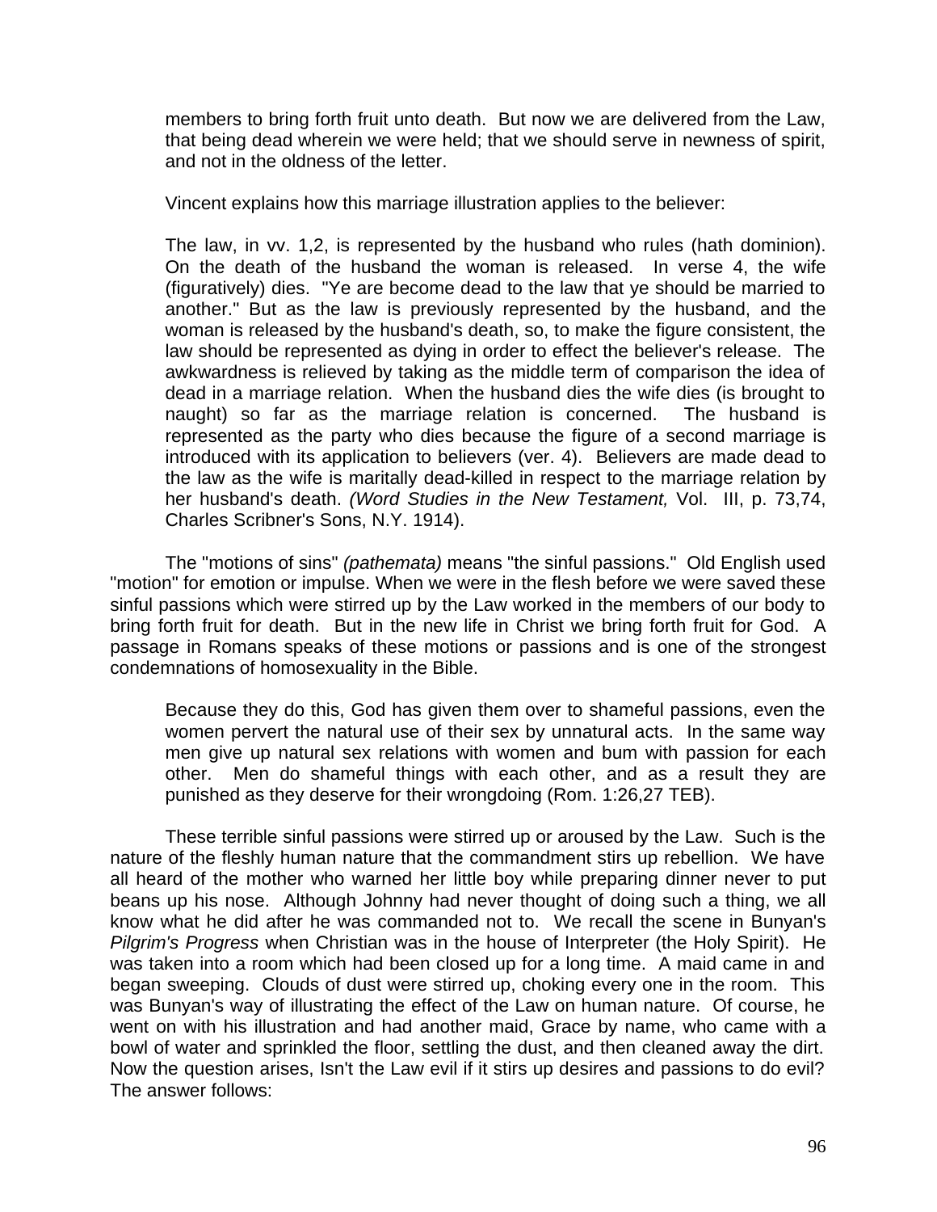members to bring forth fruit unto death. But now we are delivered from the Law, that being dead wherein we were held; that we should serve in newness of spirit, and not in the oldness of the letter.

Vincent explains how this marriage illustration applies to the believer:

> The law, in vv. 1,2, is represented by the husband who rules (hath dominion). On the death of the husband the woman is released. In verse 4, the wife (figuratively) dies. "Ye are become dead to the law that ye should be married to another." But as the law is previously represented by the husband, and the woman is released by the husband's death, so, to make the figure consistent, the law should be represented as dying in order to effect the believer's release. The awkwardness is relieved by taking as the middle term of comparison the idea of dead in a marriage relation. When the husband dies the wife dies (is brought to naught) so far as the marriage relation is concerned. The husband is represented as the party who dies because the figure of a second marriage is introduced with its application to believers (ver. 4). Believers are made dead to the law as the wife is maritally dead-killed in respect to the marriage relation by her husband's death. *(Word Studies in the New Testament,* Vol. III, p. 73,74, Charles Scribner's Sons, N.Y. 1914).

The "motions of sins" *(pathemata)* means "the sinful passions." Old English used "motion" for emotion or impulse. When we were in the flesh before we were saved these sinful passions which were stirred up by the Law worked in the members of our body to bring forth fruit for death. But in the new life in Christ we bring forth fruit for God. A passage in Romans speaks of these motions or passions and is one of the strongest condemnations of homosexuality in the Bible.

> Because they do this, God has given them over to shameful passions, even the women pervert the natural use of their sex by unnatural acts. In the same way men give up natural sex relations with women and bum with passion for each other. Men do shameful things with each other, and as a result they are punished as they deserve for their wrongdoing (Rom. 1:26,27 TEB).

These terrible sinful passions were stirred up or aroused by the Law. Such is the nature of the fleshly human nature that the commandment stirs up rebellion. We have all heard of the mother who warned her little boy while preparing dinner never to put beans up his nose. Although Johnny had never thought of doing such a thing, we all know what he did after he was commanded not to. We recall the scene in Bunyan's *Pilgrim's Progress* when Christian was in the house of Interpreter (the Holy Spirit). He was taken into a room which had been closed up for a long time. A maid came in and began sweeping. Clouds of dust were stirred up, choking every one in the room. This was Bunyan's way of illustrating the effect of the Law on human nature. Of course, he went on with his illustration and had another maid, Grace by name, who came with a bowl of water and sprinkled the floor, settling the dust, and then cleaned away the dirt. Now the question arises, Isn't the Law evil if it stirs up desires and passions to do evil? The answer follows: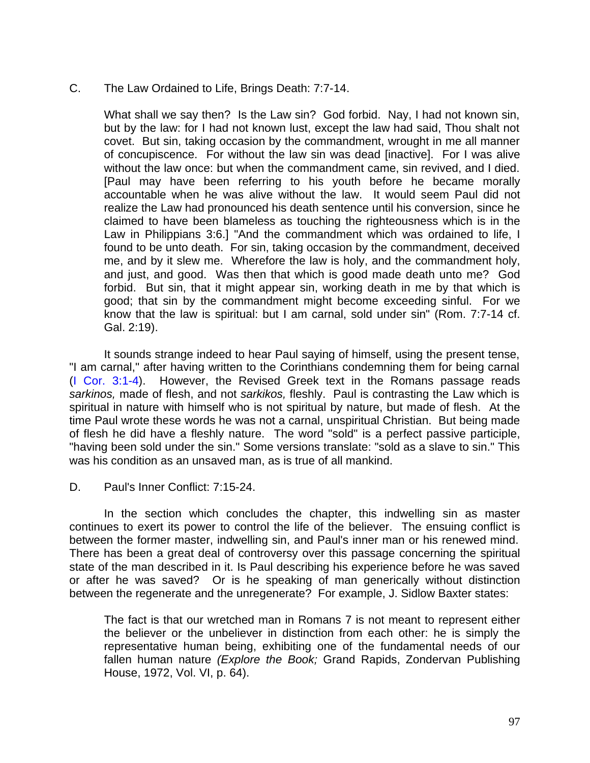C. The Law Ordained to Life, Brings Death: 7:7-14.

> What shall we say then? Is the Law sin? God forbid. Nay, I had not known sin, but by the law: for I had not known lust, except the law had said, Thou shalt not covet. But sin, taking occasion by the commandment, wrought in me all manner of concupiscence. For without the law sin was dead [inactive]. For I was alive without the law once: but when the commandment came, sin revived, and I died. [Paul may have been referring to his youth before he became morally accountable when he was alive without the law. It would seem Paul did not realize the Law had pronounced his death sentence until his conversion, since he claimed to have been blameless as touching the righteousness which is in the Law in Philippians 3:6.] "And the commandment which was ordained to life, I found to be unto death. For sin, taking occasion by the commandment, deceived me, and by it slew me. Wherefore the law is holy, and the commandment holy, and just, and good. Was then that which is good made death unto me? God forbid. But sin, that it might appear sin, working death in me by that which is good; that sin by the commandment might become exceeding sinful. For we know that the law is spiritual: but I am carnal, sold under sin" (Rom. 7:7-14 cf. Gal. 2:19).

It sounds strange indeed to hear Paul saying of himself, using the present tense, "I am carnal," after having written to the Corinthians condemning them for being carnal (I Cor. 3:1-4). However, the Revised Greek text in the Romans passage reads *sarkinos,* made of flesh, and not *sarkikos,* fleshly. Paul is contrasting the Law which is spiritual in nature with himself who is not spiritual by nature, but made of flesh. At the time Paul wrote these words he was not a carnal, unspiritual Christian. But being made of flesh he did have a fleshly nature. The word "sold" is a perfect passive participle, "having been sold under the sin." Some versions translate: "sold as a slave to sin." This was his condition as an unsaved man, as is true of all mankind.

D. Paul's Inner Conflict: 7:15-24.

In the section which concludes the chapter, this indwelling sin as master continues to exert its power to control the life of the believer. The ensuing conflict is between the former master, indwelling sin, and Paul's inner man or his renewed mind. There has been a great deal of controversy over this passage concerning the spiritual state of the man described in it. Is Paul describing his experience before he was saved or after he was saved? Or is he speaking of man generically without distinction between the regenerate and the unregenerate? For example, J. Sidlow Baxter states:

> The fact is that our wretched man in Romans 7 is not meant to represent either the believer or the unbeliever in distinction from each other: he is simply the representative human being, exhibiting one of the fundamental needs of our fallen human nature *(Explore the Book;* Grand Rapids, Zondervan Publishing House, 1972, Vol. VI, p. 64).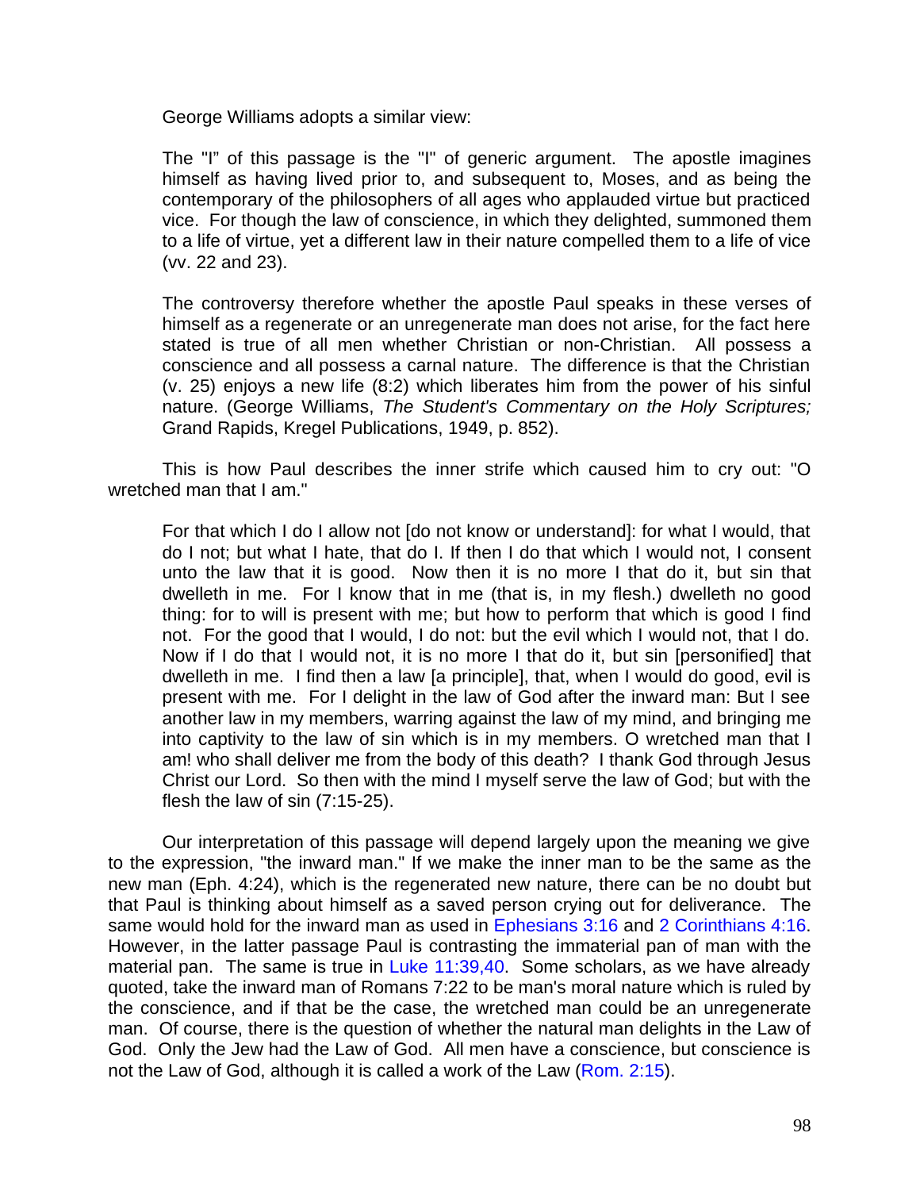George Williams adopts a similar view:

> The "I" of this passage is the "I" of generic argument. The apostle imagines himself as having lived prior to, and subsequent to, Moses, and as being the contemporary of the philosophers of all ages who applauded virtue but practiced vice. For though the law of conscience, in which they delighted, summoned them to a life of virtue, yet a different law in their nature compelled them to a life of vice (vv. 22 and 23).
>
> The controversy therefore whether the apostle Paul speaks in these verses of himself as a regenerate or an unregenerate man does not arise, for the fact here stated is true of all men whether Christian or non-Christian. All possess a conscience and all possess a carnal nature. The difference is that the Christian (v. 25) enjoys a new life (8:2) which liberates him from the power of his sinful nature. (George Williams, *The Student's Commentary on the Holy Scriptures;* Grand Rapids, Kregel Publications, 1949, p. 852).

This is how Paul describes the inner strife which caused him to cry out: "O wretched man that I am."

> For that which I do I allow not [do not know or understand]: for what I would, that do I not; but what I hate, that do I. If then I do that which I would not, I consent unto the law that it is good. Now then it is no more I that do it, but sin that dwelleth in me. For I know that in me (that is, in my flesh.) dwelleth no good thing: for to will is present with me; but how to perform that which is good I find not. For the good that I would, I do not: but the evil which I would not, that I do. Now if I do that I would not, it is no more I that do it, but sin [personified] that dwelleth in me. I find then a law [a principle], that, when I would do good, evil is present with me. For I delight in the law of God after the inward man: But I see another law in my members, warring against the law of my mind, and bringing me into captivity to the law of sin which is in my members. O wretched man that I am! who shall deliver me from the body of this death? I thank God through Jesus Christ our Lord. So then with the mind I myself serve the law of God; but with the flesh the law of sin (7:15-25).

Our interpretation of this passage will depend largely upon the meaning we give to the expression, "the inward man." If we make the inner man to be the same as the new man (Eph. 4:24), which is the regenerated new nature, there can be no doubt but that Paul is thinking about himself as a saved person crying out for deliverance. The same would hold for the inward man as used in Ephesians 3:16 and 2 Corinthians 4:16. However, in the latter passage Paul is contrasting the immaterial pan of man with the material pan. The same is true in Luke 11:39,40. Some scholars, as we have already quoted, take the inward man of Romans 7:22 to be man's moral nature which is ruled by the conscience, and if that be the case, the wretched man could be an unregenerate man. Of course, there is the question of whether the natural man delights in the Law of God. Only the Jew had the Law of God. All men have a conscience, but conscience is not the Law of God, although it is called a work of the Law (Rom. 2:15).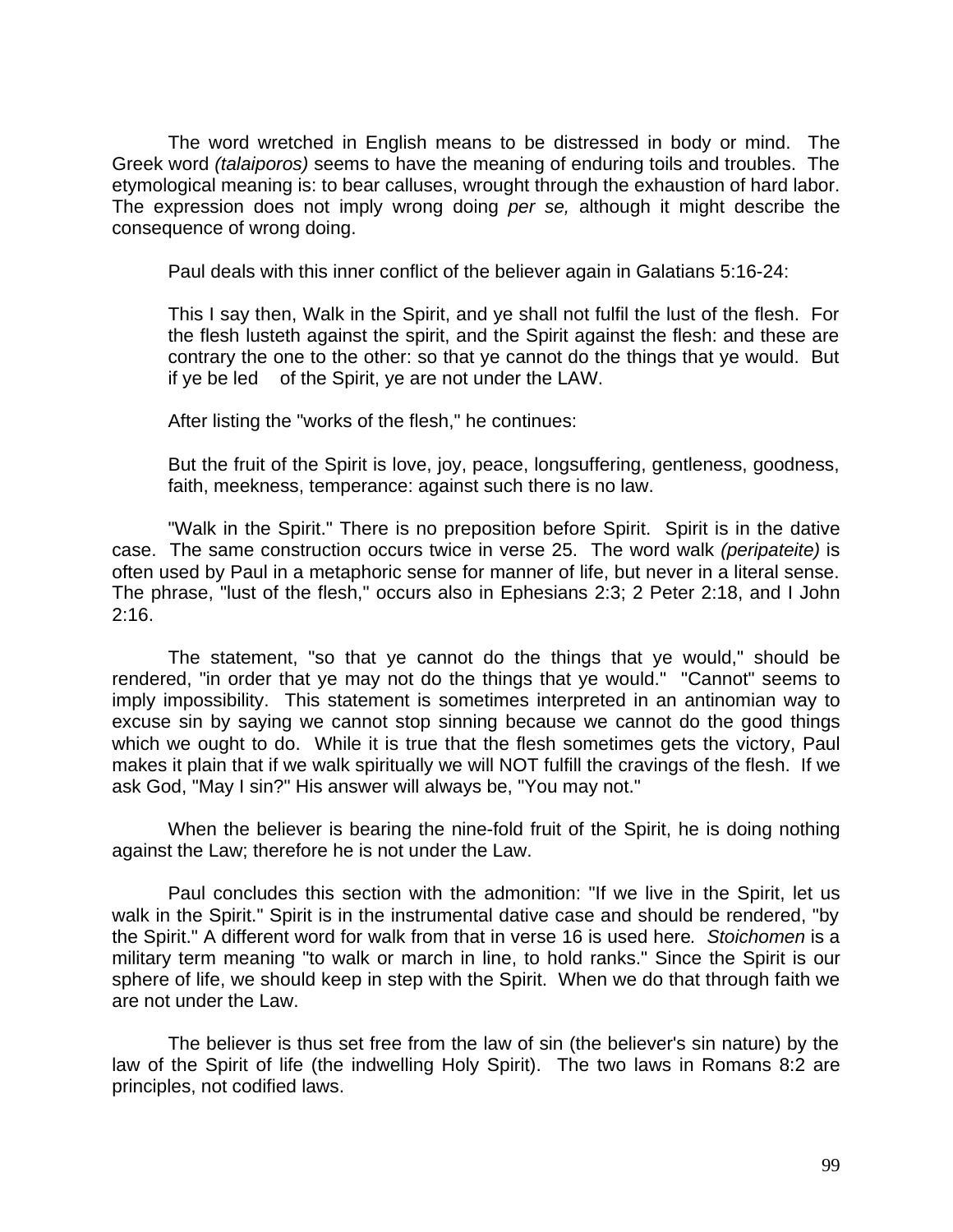The word wretched in English means to be distressed in body or mind. The Greek word *(talaiporos)* seems to have the meaning of enduring toils and troubles. The etymological meaning is: to bear calluses, wrought through the exhaustion of hard labor. The expression does not imply wrong doing *per se,* although it might describe the consequence of wrong doing.

Paul deals with this inner conflict of the believer again in Galatians 5:16-24:

> This I say then, Walk in the Spirit, and ye shall not fulfil the lust of the flesh. For the flesh lusteth against the spirit, and the Spirit against the flesh: and these are contrary the one to the other: so that ye cannot do the things that ye would. But if ye be led of the Spirit, ye are not under the LAW.

After listing the "works of the flesh," he continues:

> But the fruit of the Spirit is love, joy, peace, longsuffering, gentleness, goodness, faith, meekness, temperance: against such there is no law.

"Walk in the Spirit." There is no preposition before Spirit. Spirit is in the dative case. The same construction occurs twice in verse 25. The word walk *(peripateite)* is often used by Paul in a metaphoric sense for manner of life, but never in a literal sense. The phrase, "lust of the flesh," occurs also in Ephesians 2:3; 2 Peter 2:18, and I John 2:16.

The statement, "so that ye cannot do the things that ye would," should be rendered, "in order that ye may not do the things that ye would." "Cannot" seems to imply impossibility. This statement is sometimes interpreted in an antinomian way to excuse sin by saying we cannot stop sinning because we cannot do the good things which we ought to do. While it is true that the flesh sometimes gets the victory, Paul makes it plain that if we walk spiritually we will NOT fulfill the cravings of the flesh. If we ask God, "May I sin?" His answer will always be, "You may not."

When the believer is bearing the nine-fold fruit of the Spirit, he is doing nothing against the Law; therefore he is not under the Law.

Paul concludes this section with the admonition: "If we live in the Spirit, let us walk in the Spirit." Spirit is in the instrumental dative case and should be rendered, "by the Spirit." A different word for walk from that in verse 16 is used here. *Stoichomen* is a military term meaning "to walk or march in line, to hold ranks." Since the Spirit is our sphere of life, we should keep in step with the Spirit. When we do that through faith we are not under the Law.

The believer is thus set free from the law of sin (the believer's sin nature) by the law of the Spirit of life (the indwelling Holy Spirit). The two laws in Romans 8:2 are principles, not codified laws.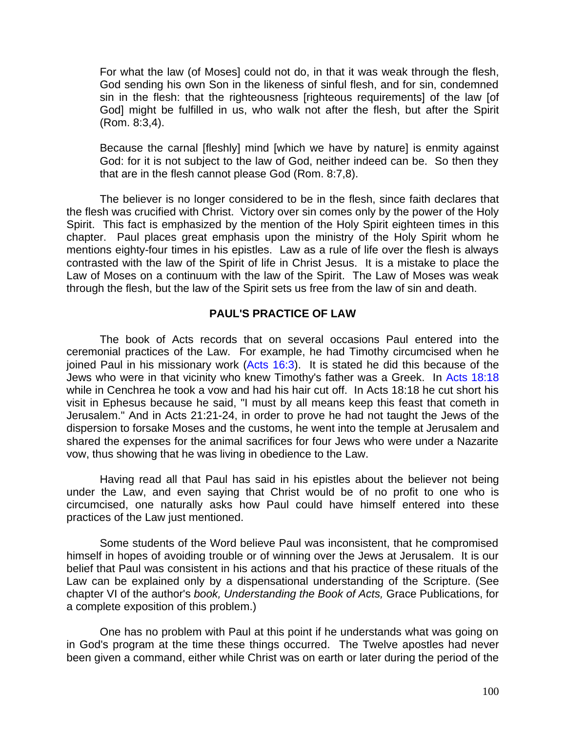> For what the law (of Moses] could not do, in that it was weak through the flesh, God sending his own Son in the likeness of sinful flesh, and for sin, condemned sin in the flesh: that the righteousness [righteous requirements] of the law [of God] might be fulfilled in us, who walk not after the flesh, but after the Spirit (Rom. 8:3,4).
>
> Because the carnal [fleshly] mind [which we have by nature] is enmity against God: for it is not subject to the law of God, neither indeed can be. So then they that are in the flesh cannot please God (Rom. 8:7,8).

The believer is no longer considered to be in the flesh, since faith declares that the flesh was crucified with Christ. Victory over sin comes only by the power of the Holy Spirit. This fact is emphasized by the mention of the Holy Spirit eighteen times in this chapter. Paul places great emphasis upon the ministry of the Holy Spirit whom he mentions eighty-four times in his epistles. Law as a rule of life over the flesh is always contrasted with the law of the Spirit of life in Christ Jesus. It is a mistake to place the Law of Moses on a continuum with the law of the Spirit. The Law of Moses was weak through the flesh, but the law of the Spirit sets us free from the law of sin and death.

### PAUL'S PRACTICE OF LAW

The book of Acts records that on several occasions Paul entered into the ceremonial practices of the Law. For example, he had Timothy circumcised when he joined Paul in his missionary work (Acts 16:3). It is stated he did this because of the Jews who were in that vicinity who knew Timothy's father was a Greek. In Acts 18:18 while in Cenchrea he took a vow and had his hair cut off. In Acts 18:18 he cut short his visit in Ephesus because he said, "I must by all means keep this feast that cometh in Jerusalem." And in Acts 21:21-24, in order to prove he had not taught the Jews of the dispersion to forsake Moses and the customs, he went into the temple at Jerusalem and shared the expenses for the animal sacrifices for four Jews who were under a Nazarite vow, thus showing that he was living in obedience to the Law.

Having read all that Paul has said in his epistles about the believer not being under the Law, and even saying that Christ would be of no profit to one who is circumcised, one naturally asks how Paul could have himself entered into these practices of the Law just mentioned.

Some students of the Word believe Paul was inconsistent, that he compromised himself in hopes of avoiding trouble or of winning over the Jews at Jerusalem. It is our belief that Paul was consistent in his actions and that his practice of these rituals of the Law can be explained only by a dispensational understanding of the Scripture. (See chapter VI of the author's *book, Understanding the Book of Acts,* Grace Publications, for a complete exposition of this problem.)

One has no problem with Paul at this point if he understands what was going on in God's program at the time these things occurred. The Twelve apostles had never been given a command, either while Christ was on earth or later during the period of the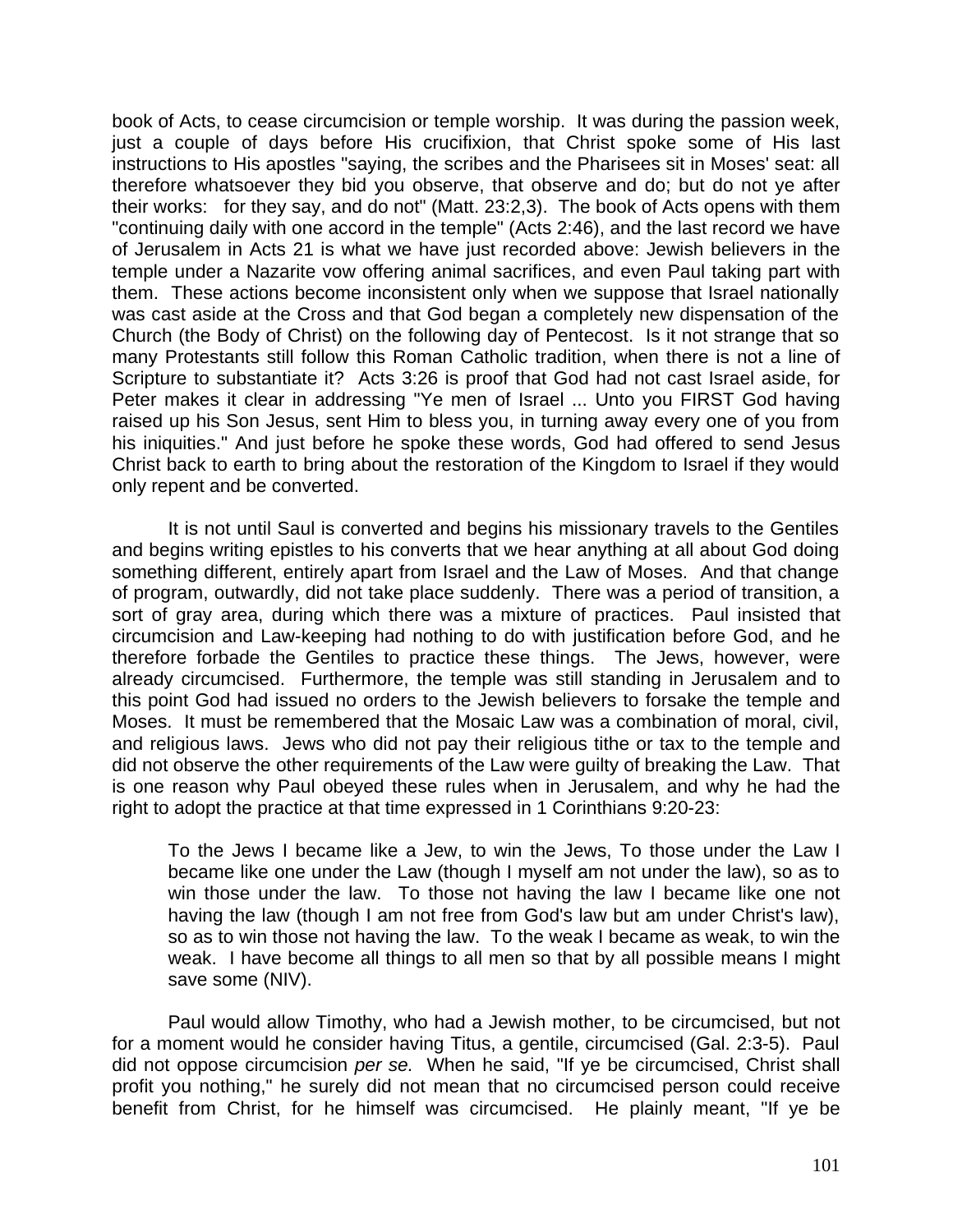book of Acts, to cease circumcision or temple worship. It was during the passion week, just a couple of days before His crucifixion, that Christ spoke some of His last instructions to His apostles "saying, the scribes and the Pharisees sit in Moses' seat: all therefore whatsoever they bid you observe, that observe and do; but do not ye after their works: for they say, and do not" (Matt. 23:2,3). The book of Acts opens with them "continuing daily with one accord in the temple" (Acts 2:46), and the last record we have of Jerusalem in Acts 21 is what we have just recorded above: Jewish believers in the temple under a Nazarite vow offering animal sacrifices, and even Paul taking part with them. These actions become inconsistent only when we suppose that Israel nationally was cast aside at the Cross and that God began a completely new dispensation of the Church (the Body of Christ) on the following day of Pentecost. Is it not strange that so many Protestants still follow this Roman Catholic tradition, when there is not a line of Scripture to substantiate it? Acts 3:26 is proof that God had not cast Israel aside, for Peter makes it clear in addressing "Ye men of Israel ... Unto you FIRST God having raised up his Son Jesus, sent Him to bless you, in turning away every one of you from his iniquities." And just before he spoke these words, God had offered to send Jesus Christ back to earth to bring about the restoration of the Kingdom to Israel if they would only repent and be converted.

It is not until Saul is converted and begins his missionary travels to the Gentiles and begins writing epistles to his converts that we hear anything at all about God doing something different, entirely apart from Israel and the Law of Moses. And that change of program, outwardly, did not take place suddenly. There was a period of transition, a sort of gray area, during which there was a mixture of practices. Paul insisted that circumcision and Law-keeping had nothing to do with justification before God, and he therefore forbade the Gentiles to practice these things. The Jews, however, were already circumcised. Furthermore, the temple was still standing in Jerusalem and to this point God had issued no orders to the Jewish believers to forsake the temple and Moses. It must be remembered that the Mosaic Law was a combination of moral, civil, and religious laws. Jews who did not pay their religious tithe or tax to the temple and did not observe the other requirements of the Law were guilty of breaking the Law. That is one reason why Paul obeyed these rules when in Jerusalem, and why he had the right to adopt the practice at that time expressed in 1 Corinthians 9:20-23:

> To the Jews I became like a Jew, to win the Jews, To those under the Law I became like one under the Law (though I myself am not under the law), so as to win those under the law. To those not having the law I became like one not having the law (though I am not free from God's law but am under Christ's law), so as to win those not having the law. To the weak I became as weak, to win the weak. I have become all things to all men so that by all possible means I might save some (NIV).

Paul would allow Timothy, who had a Jewish mother, to be circumcised, but not for a moment would he consider having Titus, a gentile, circumcised (Gal. 2:3-5). Paul did not oppose circumcision *per se.* When he said, "If ye be circumcised, Christ shall profit you nothing," he surely did not mean that no circumcised person could receive benefit from Christ, for he himself was circumcised. He plainly meant, "If ye be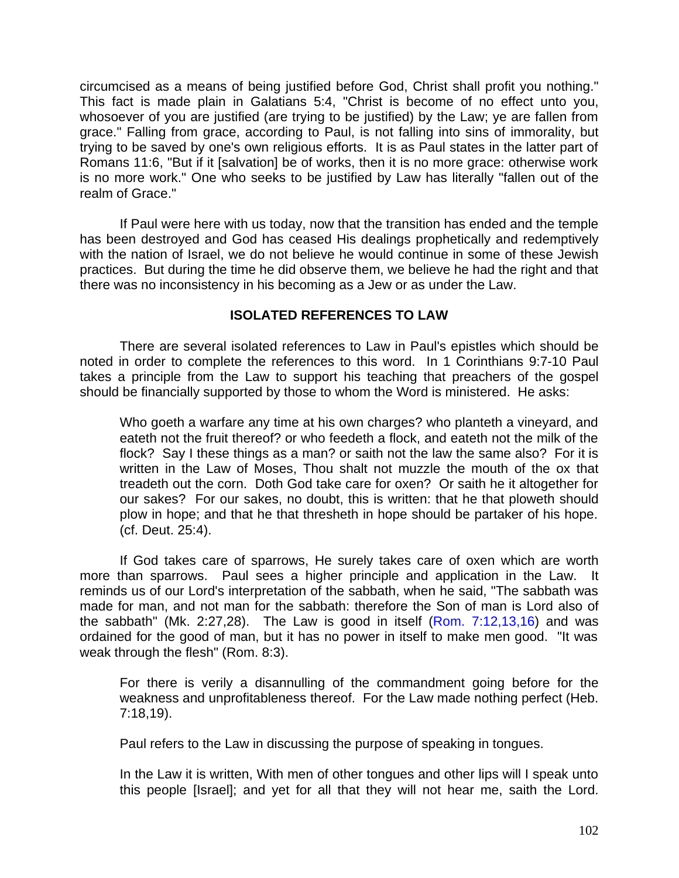circumcised as a means of being justified before God, Christ shall profit you nothing." This fact is made plain in Galatians 5:4, "Christ is become of no effect unto you, whosoever of you are justified (are trying to be justified) by the Law; ye are fallen from grace." Falling from grace, according to Paul, is not falling into sins of immorality, but trying to be saved by one's own religious efforts. It is as Paul states in the latter part of Romans 11:6, "But if it [salvation] be of works, then it is no more grace: otherwise work is no more work." One who seeks to be justified by Law has literally "fallen out of the realm of Grace."

If Paul were here with us today, now that the transition has ended and the temple has been destroyed and God has ceased His dealings prophetically and redemptively with the nation of Israel, we do not believe he would continue in some of these Jewish practices. But during the time he did observe them, we believe he had the right and that there was no inconsistency in his becoming as a Jew or as under the Law.

### ISOLATED REFERENCES TO LAW

There are several isolated references to Law in Paul's epistles which should be noted in order to complete the references to this word. In 1 Corinthians 9:7-10 Paul takes a principle from the Law to support his teaching that preachers of the gospel should be financially supported by those to whom the Word is ministered. He asks:

> Who goeth a warfare any time at his own charges? who planteth a vineyard, and eateth not the fruit thereof? or who feedeth a flock, and eateth not the milk of the flock? Say I these things as a man? or saith not the law the same also? For it is written in the Law of Moses, Thou shalt not muzzle the mouth of the ox that treadeth out the corn. Doth God take care for oxen? Or saith he it altogether for our sakes? For our sakes, no doubt, this is written: that he that ploweth should plow in hope; and that he that thresheth in hope should be partaker of his hope. (cf. Deut. 25:4).

If God takes care of sparrows, He surely takes care of oxen which are worth more than sparrows. Paul sees a higher principle and application in the Law. It reminds us of our Lord's interpretation of the sabbath, when he said, "The sabbath was made for man, and not man for the sabbath: therefore the Son of man is Lord also of the sabbath" (Mk. 2:27,28). The Law is good in itself (Rom. 7:12,13,16) and was ordained for the good of man, but it has no power in itself to make men good. "It was weak through the flesh" (Rom. 8:3).

> For there is verily a disannulling of the commandment going before for the weakness and unprofitableness thereof. For the Law made nothing perfect (Heb. 7:18,19).

Paul refers to the Law in discussing the purpose of speaking in tongues.

> In the Law it is written, With men of other tongues and other lips will I speak unto this people [Israel]; and yet for all that they will not hear me, saith the Lord.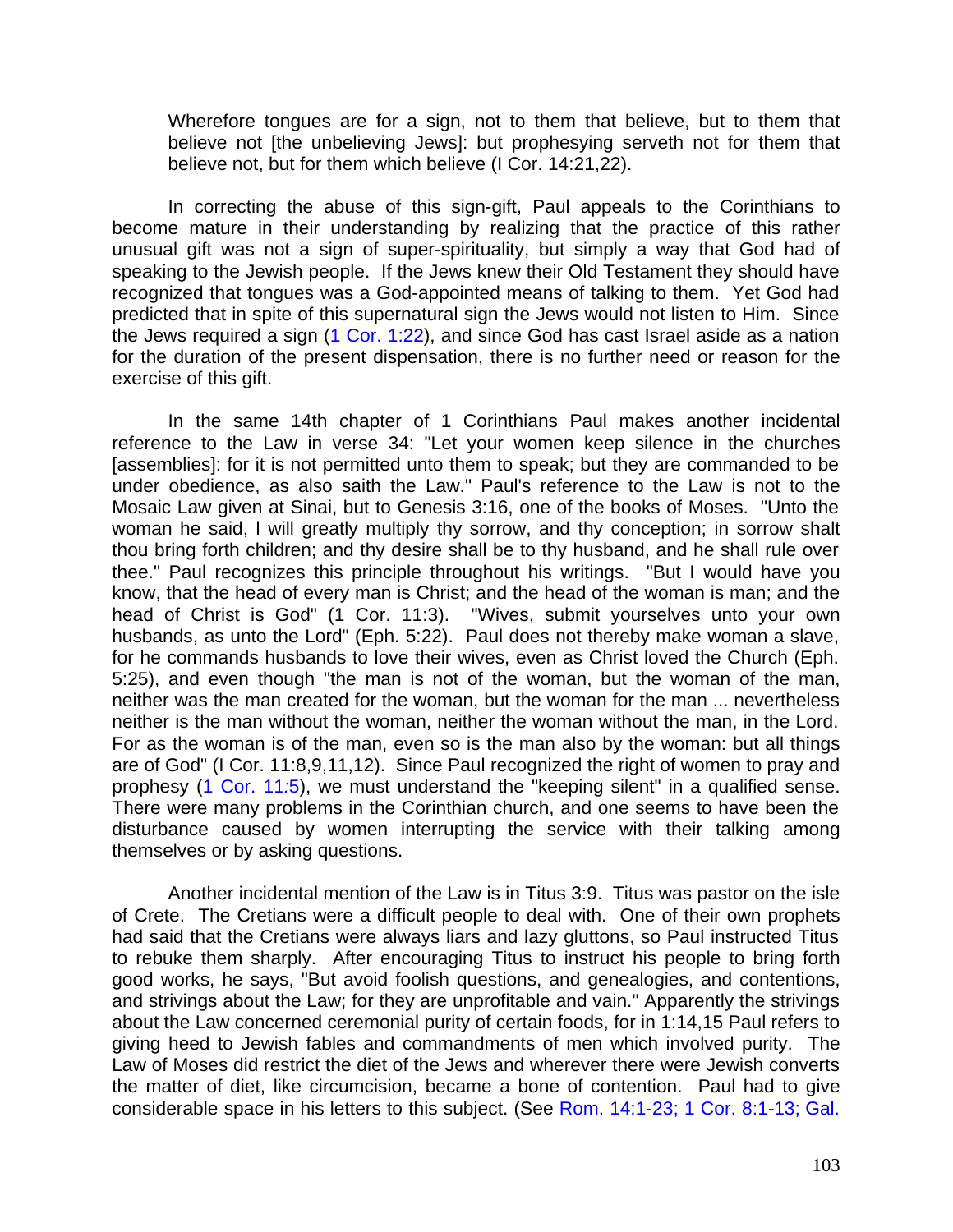> Wherefore tongues are for a sign, not to them that believe, but to them that believe not [the unbelieving Jews]: but prophesying serveth not for them that believe not, but for them which believe (I Cor. 14:21,22).

In correcting the abuse of this sign-gift, Paul appeals to the Corinthians to become mature in their understanding by realizing that the practice of this rather unusual gift was not a sign of super-spirituality, but simply a way that God had of speaking to the Jewish people. If the Jews knew their Old Testament they should have recognized that tongues was a God-appointed means of talking to them. Yet God had predicted that in spite of this supernatural sign the Jews would not listen to Him. Since the Jews required a sign (1 Cor. 1:22), and since God has cast Israel aside as a nation for the duration of the present dispensation, there is no further need or reason for the exercise of this gift.

In the same 14th chapter of 1 Corinthians Paul makes another incidental reference to the Law in verse 34: "Let your women keep silence in the churches [assemblies]: for it is not permitted unto them to speak; but they are commanded to be under obedience, as also saith the Law." Paul's reference to the Law is not to the Mosaic Law given at Sinai, but to Genesis 3:16, one of the books of Moses. "Unto the woman he said, I will greatly multiply thy sorrow, and thy conception; in sorrow shalt thou bring forth children; and thy desire shall be to thy husband, and he shall rule over thee." Paul recognizes this principle throughout his writings. "But I would have you know, that the head of every man is Christ; and the head of the woman is man; and the head of Christ is God" (1 Cor. 11:3). "Wives, submit yourselves unto your own husbands, as unto the Lord" (Eph. 5:22). Paul does not thereby make woman a slave, for he commands husbands to love their wives, even as Christ loved the Church (Eph. 5:25), and even though "the man is not of the woman, but the woman of the man, neither was the man created for the woman, but the woman for the man ... nevertheless neither is the man without the woman, neither the woman without the man, in the Lord. For as the woman is of the man, even so is the man also by the woman: but all things are of God" (I Cor. 11:8,9,11,12). Since Paul recognized the right of women to pray and prophesy (1 Cor. 11:5), we must understand the "keeping silent" in a qualified sense. There were many problems in the Corinthian church, and one seems to have been the disturbance caused by women interrupting the service with their talking among themselves or by asking questions.

Another incidental mention of the Law is in Titus 3:9. Titus was pastor on the isle of Crete. The Cretians were a difficult people to deal with. One of their own prophets had said that the Cretians were always liars and lazy gluttons, so Paul instructed Titus to rebuke them sharply. After encouraging Titus to instruct his people to bring forth good works, he says, "But avoid foolish questions, and genealogies, and contentions, and strivings about the Law; for they are unprofitable and vain." Apparently the strivings about the Law concerned ceremonial purity of certain foods, for in 1:14,15 Paul refers to giving heed to Jewish fables and commandments of men which involved purity. The Law of Moses did restrict the diet of the Jews and wherever there were Jewish converts the matter of diet, like circumcision, became a bone of contention. Paul had to give considerable space in his letters to this subject. (See Rom. 14:1-23; 1 Cor. 8:1-13; Gal.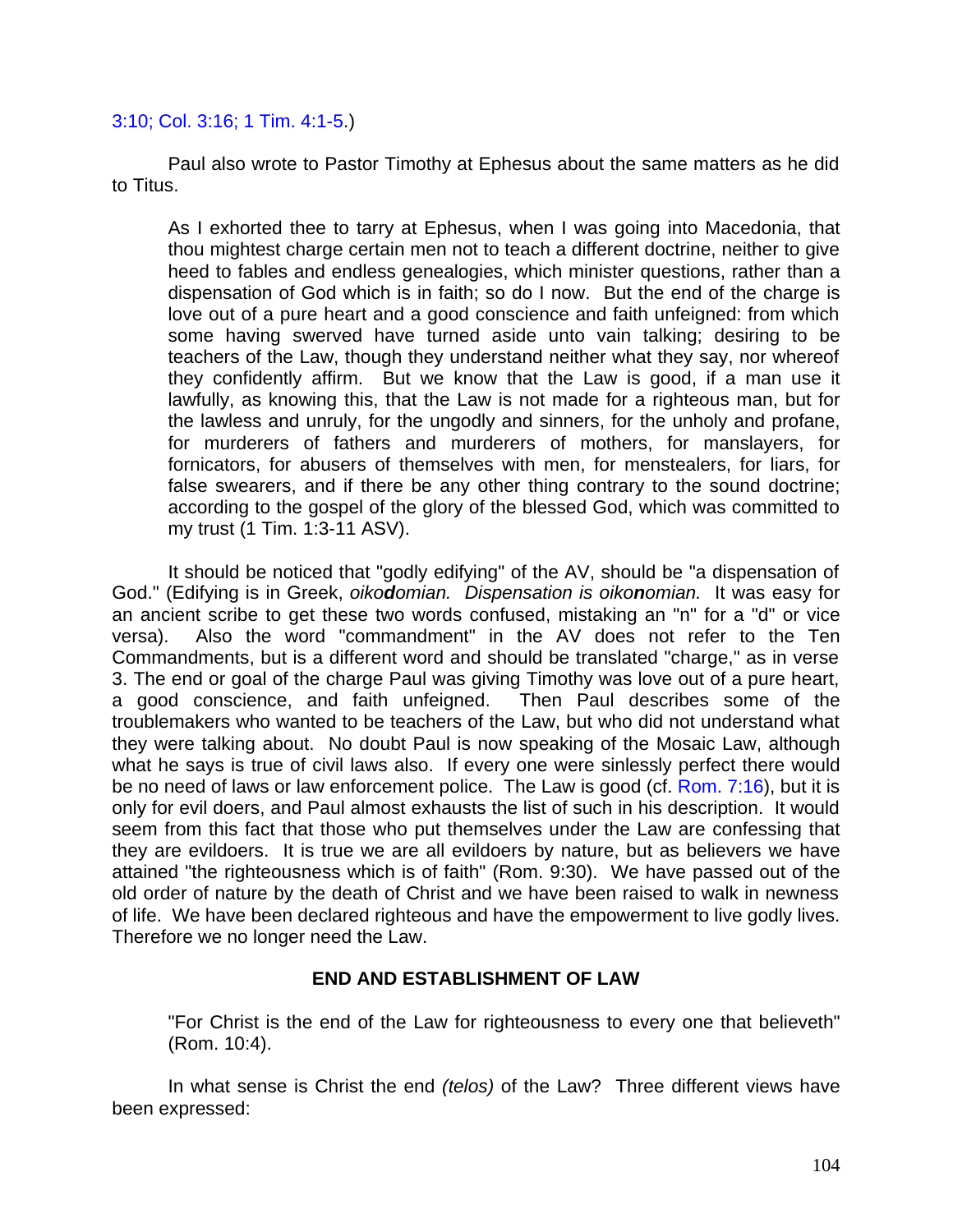3:10; Col. 3:16; 1 Tim. 4:1-5.)

Paul also wrote to Pastor Timothy at Ephesus about the same matters as he did to Titus.

> As I exhorted thee to tarry at Ephesus, when I was going into Macedonia, that thou mightest charge certain men not to teach a different doctrine, neither to give heed to fables and endless genealogies, which minister questions, rather than a dispensation of God which is in faith; so do I now. But the end of the charge is love out of a pure heart and a good conscience and faith unfeigned: from which some having swerved have turned aside unto vain talking; desiring to be teachers of the Law, though they understand neither what they say, nor whereof they confidently affirm. But we know that the Law is good, if a man use it lawfully, as knowing this, that the Law is not made for a righteous man, but for the lawless and unruly, for the ungodly and sinners, for the unholy and profane, for murderers of fathers and murderers of mothers, for manslayers, for fornicators, for abusers of themselves with men, for menstealers, for liars, for false swearers, and if there be any other thing contrary to the sound doctrine; according to the gospel of the glory of the blessed God, which was committed to my trust (1 Tim. 1:3-11 ASV).

It should be noticed that "godly edifying" of the AV, should be "a dispensation of God." (Edifying is in Greek, *oiko**d**omian. Dispensation is oiko**n**omian.* It was easy for an ancient scribe to get these two words confused, mistaking an "n" for a "d" or vice versa). Also the word "commandment" in the AV does not refer to the Ten Commandments, but is a different word and should be translated "charge," as in verse 3. The end or goal of the charge Paul was giving Timothy was love out of a pure heart, a good conscience, and faith unfeigned. Then Paul describes some of the troublemakers who wanted to be teachers of the Law, but who did not understand what they were talking about. No doubt Paul is now speaking of the Mosaic Law, although what he says is true of civil laws also. If every one were sinlessly perfect there would be no need of laws or law enforcement police. The Law is good (cf. Rom. 7:16), but it is only for evil doers, and Paul almost exhausts the list of such in his description. It would seem from this fact that those who put themselves under the Law are confessing that they are evildoers. It is true we are all evildoers by nature, but as believers we have attained "the righteousness which is of faith" (Rom. 9:30). We have passed out of the old order of nature by the death of Christ and we have been raised to walk in newness of life. We have been declared righteous and have the empowerment to live godly lives. Therefore we no longer need the Law.

## END AND ESTABLISHMENT OF LAW

> "For Christ is the end of the Law for righteousness to every one that believeth" (Rom. 10:4).

In what sense is Christ the end *(telos)* of the Law? Three different views have been expressed: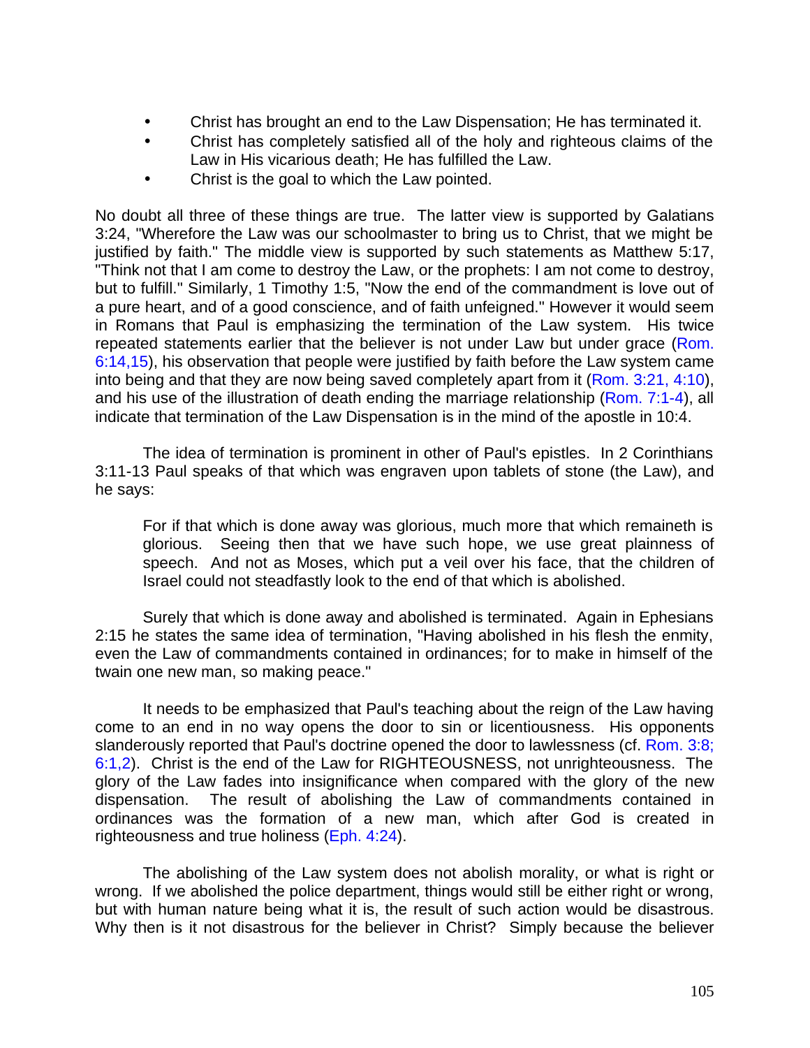- Christ has brought an end to the Law Dispensation; He has terminated it.
- Christ has completely satisfied all of the holy and righteous claims of the Law in His vicarious death; He has fulfilled the Law.
- Christ is the goal to which the Law pointed.

No doubt all three of these things are true. The latter view is supported by Galatians 3:24, "Wherefore the Law was our schoolmaster to bring us to Christ, that we might be justified by faith." The middle view is supported by such statements as Matthew 5:17, "Think not that I am come to destroy the Law, or the prophets: I am not come to destroy, but to fulfill." Similarly, 1 Timothy 1:5, "Now the end of the commandment is love out of a pure heart, and of a good conscience, and of faith unfeigned." However it would seem in Romans that Paul is emphasizing the termination of the Law system. His twice repeated statements earlier that the believer is not under Law but under grace (Rom. 6:14,15), his observation that people were justified by faith before the Law system came into being and that they are now being saved completely apart from it (Rom. 3:21, 4:10), and his use of the illustration of death ending the marriage relationship (Rom. 7:1-4), all indicate that termination of the Law Dispensation is in the mind of the apostle in 10:4.

The idea of termination is prominent in other of Paul's epistles. In 2 Corinthians 3:11-13 Paul speaks of that which was engraven upon tablets of stone (the Law), and he says:

> For if that which is done away was glorious, much more that which remaineth is glorious. Seeing then that we have such hope, we use great plainness of speech. And not as Moses, which put a veil over his face, that the children of Israel could not steadfastly look to the end of that which is abolished.

Surely that which is done away and abolished is terminated. Again in Ephesians 2:15 he states the same idea of termination, "Having abolished in his flesh the enmity, even the Law of commandments contained in ordinances; for to make in himself of the twain one new man, so making peace."

It needs to be emphasized that Paul's teaching about the reign of the Law having come to an end in no way opens the door to sin or licentiousness. His opponents slanderously reported that Paul's doctrine opened the door to lawlessness (cf. Rom. 3:8; 6:1,2). Christ is the end of the Law for RIGHTEOUSNESS, not unrighteousness. The glory of the Law fades into insignificance when compared with the glory of the new dispensation. The result of abolishing the Law of commandments contained in ordinances was the formation of a new man, which after God is created in righteousness and true holiness (Eph. 4:24).

The abolishing of the Law system does not abolish morality, or what is right or wrong. If we abolished the police department, things would still be either right or wrong, but with human nature being what it is, the result of such action would be disastrous. Why then is it not disastrous for the believer in Christ? Simply because the believer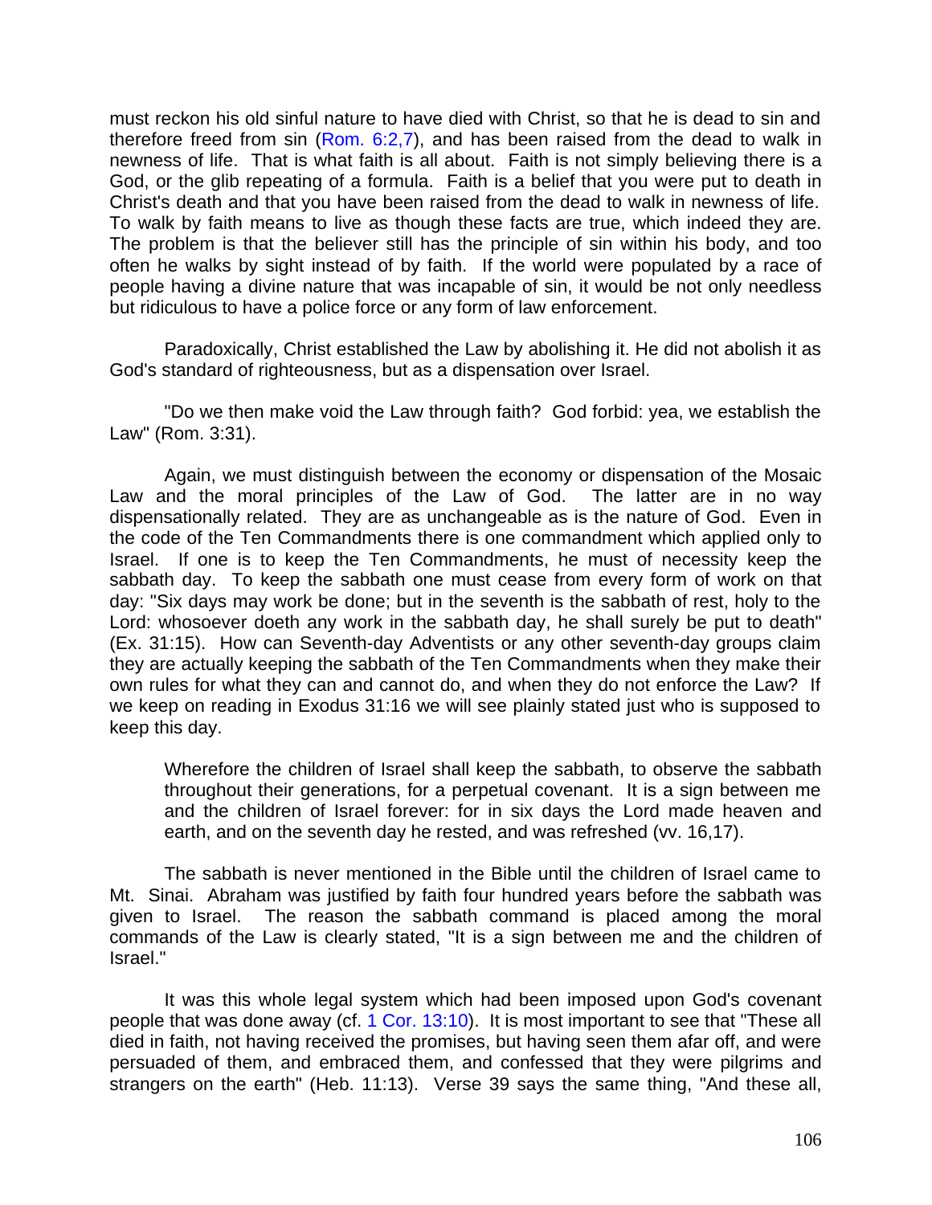must reckon his old sinful nature to have died with Christ, so that he is dead to sin and therefore freed from sin (Rom. 6:2,7), and has been raised from the dead to walk in newness of life. That is what faith is all about. Faith is not simply believing there is a God, or the glib repeating of a formula. Faith is a belief that you were put to death in Christ's death and that you have been raised from the dead to walk in newness of life. To walk by faith means to live as though these facts are true, which indeed they are. The problem is that the believer still has the principle of sin within his body, and too often he walks by sight instead of by faith. If the world were populated by a race of people having a divine nature that was incapable of sin, it would be not only needless but ridiculous to have a police force or any form of law enforcement.

Paradoxically, Christ established the Law by abolishing it. He did not abolish it as God's standard of righteousness, but as a dispensation over Israel.

"Do we then make void the Law through faith? God forbid: yea, we establish the Law" (Rom. 3:31).

Again, we must distinguish between the economy or dispensation of the Mosaic Law and the moral principles of the Law of God. The latter are in no way dispensationally related. They are as unchangeable as is the nature of God. Even in the code of the Ten Commandments there is one commandment which applied only to Israel. If one is to keep the Ten Commandments, he must of necessity keep the sabbath day. To keep the sabbath one must cease from every form of work on that day: "Six days may work be done; but in the seventh is the sabbath of rest, holy to the Lord: whosoever doeth any work in the sabbath day, he shall surely be put to death" (Ex. 31:15). How can Seventh-day Adventists or any other seventh-day groups claim they are actually keeping the sabbath of the Ten Commandments when they make their own rules for what they can and cannot do, and when they do not enforce the Law? If we keep on reading in Exodus 31:16 we will see plainly stated just who is supposed to keep this day.

> Wherefore the children of Israel shall keep the sabbath, to observe the sabbath throughout their generations, for a perpetual covenant. It is a sign between me and the children of Israel forever: for in six days the Lord made heaven and earth, and on the seventh day he rested, and was refreshed (vv. 16,17).

The sabbath is never mentioned in the Bible until the children of Israel came to Mt. Sinai. Abraham was justified by faith four hundred years before the sabbath was given to Israel. The reason the sabbath command is placed among the moral commands of the Law is clearly stated, "It is a sign between me and the children of Israel."

It was this whole legal system which had been imposed upon God's covenant people that was done away (cf. 1 Cor. 13:10). It is most important to see that "These all died in faith, not having received the promises, but having seen them afar off, and were persuaded of them, and embraced them, and confessed that they were pilgrims and strangers on the earth" (Heb. 11:13). Verse 39 says the same thing, "And these all,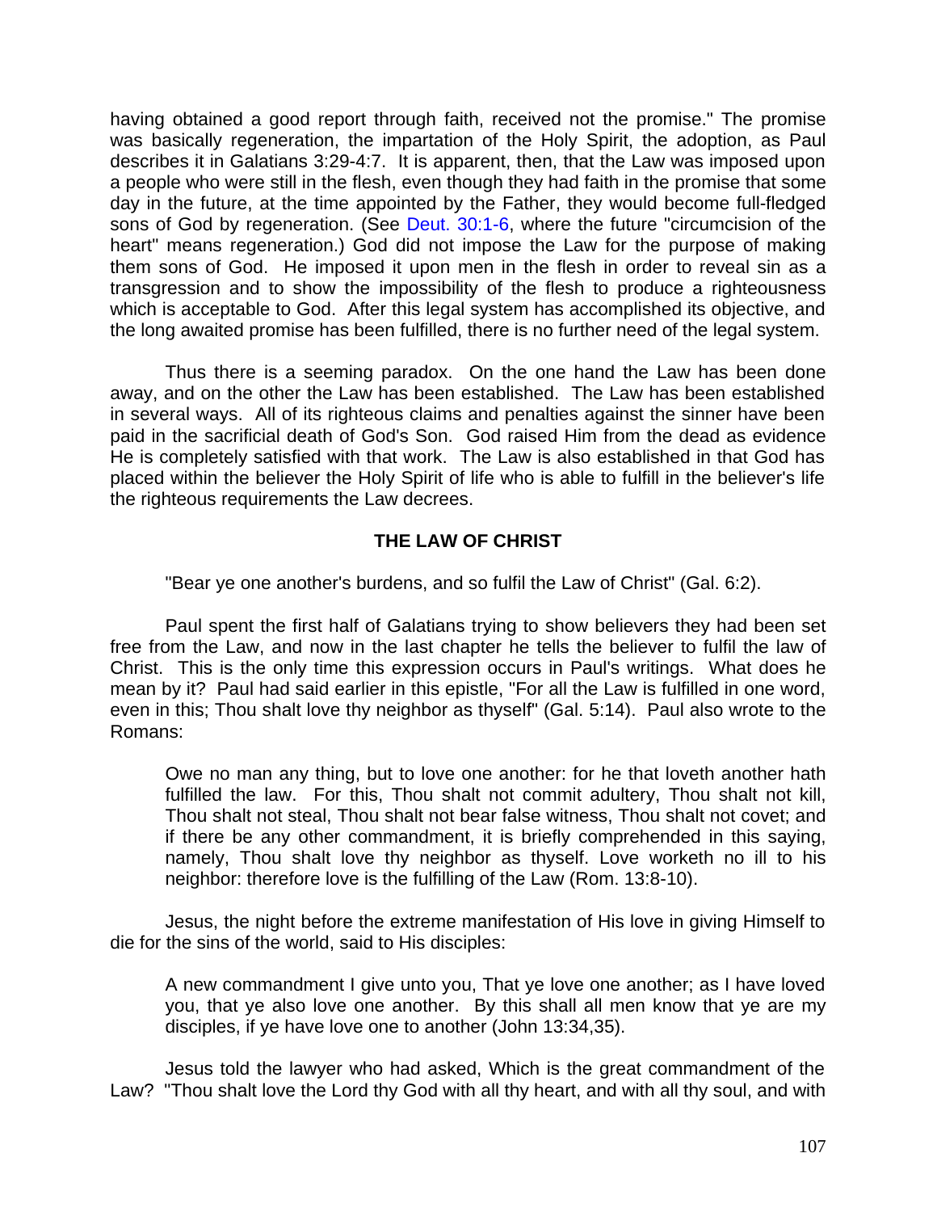having obtained a good report through faith, received not the promise." The promise was basically regeneration, the impartation of the Holy Spirit, the adoption, as Paul describes it in Galatians 3:29-4:7. It is apparent, then, that the Law was imposed upon a people who were still in the flesh, even though they had faith in the promise that some day in the future, at the time appointed by the Father, they would become full-fledged sons of God by regeneration. (See Deut. 30:1-6, where the future "circumcision of the heart" means regeneration.) God did not impose the Law for the purpose of making them sons of God. He imposed it upon men in the flesh in order to reveal sin as a transgression and to show the impossibility of the flesh to produce a righteousness which is acceptable to God. After this legal system has accomplished its objective, and the long awaited promise has been fulfilled, there is no further need of the legal system.

Thus there is a seeming paradox. On the one hand the Law has been done away, and on the other the Law has been established. The Law has been established in several ways. All of its righteous claims and penalties against the sinner have been paid in the sacrificial death of God's Son. God raised Him from the dead as evidence He is completely satisfied with that work. The Law is also established in that God has placed within the believer the Holy Spirit of life who is able to fulfill in the believer's life the righteous requirements the Law decrees.

## THE LAW OF CHRIST

"Bear ye one another's burdens, and so fulfil the Law of Christ" (Gal. 6:2).

Paul spent the first half of Galatians trying to show believers they had been set free from the Law, and now in the last chapter he tells the believer to fulfil the law of Christ. This is the only time this expression occurs in Paul's writings. What does he mean by it? Paul had said earlier in this epistle, "For all the Law is fulfilled in one word, even in this; Thou shalt love thy neighbor as thyself" (Gal. 5:14). Paul also wrote to the Romans:

> Owe no man any thing, but to love one another: for he that loveth another hath fulfilled the law. For this, Thou shalt not commit adultery, Thou shalt not kill, Thou shalt not steal, Thou shalt not bear false witness, Thou shalt not covet; and if there be any other commandment, it is briefly comprehended in this saying, namely, Thou shalt love thy neighbor as thyself. Love worketh no ill to his neighbor: therefore love is the fulfilling of the Law (Rom. 13:8-10).

Jesus, the night before the extreme manifestation of His love in giving Himself to die for the sins of the world, said to His disciples:

> A new commandment I give unto you, That ye love one another; as I have loved you, that ye also love one another. By this shall all men know that ye are my disciples, if ye have love one to another (John 13:34,35).

Jesus told the lawyer who had asked, Which is the great commandment of the Law? "Thou shalt love the Lord thy God with all thy heart, and with all thy soul, and with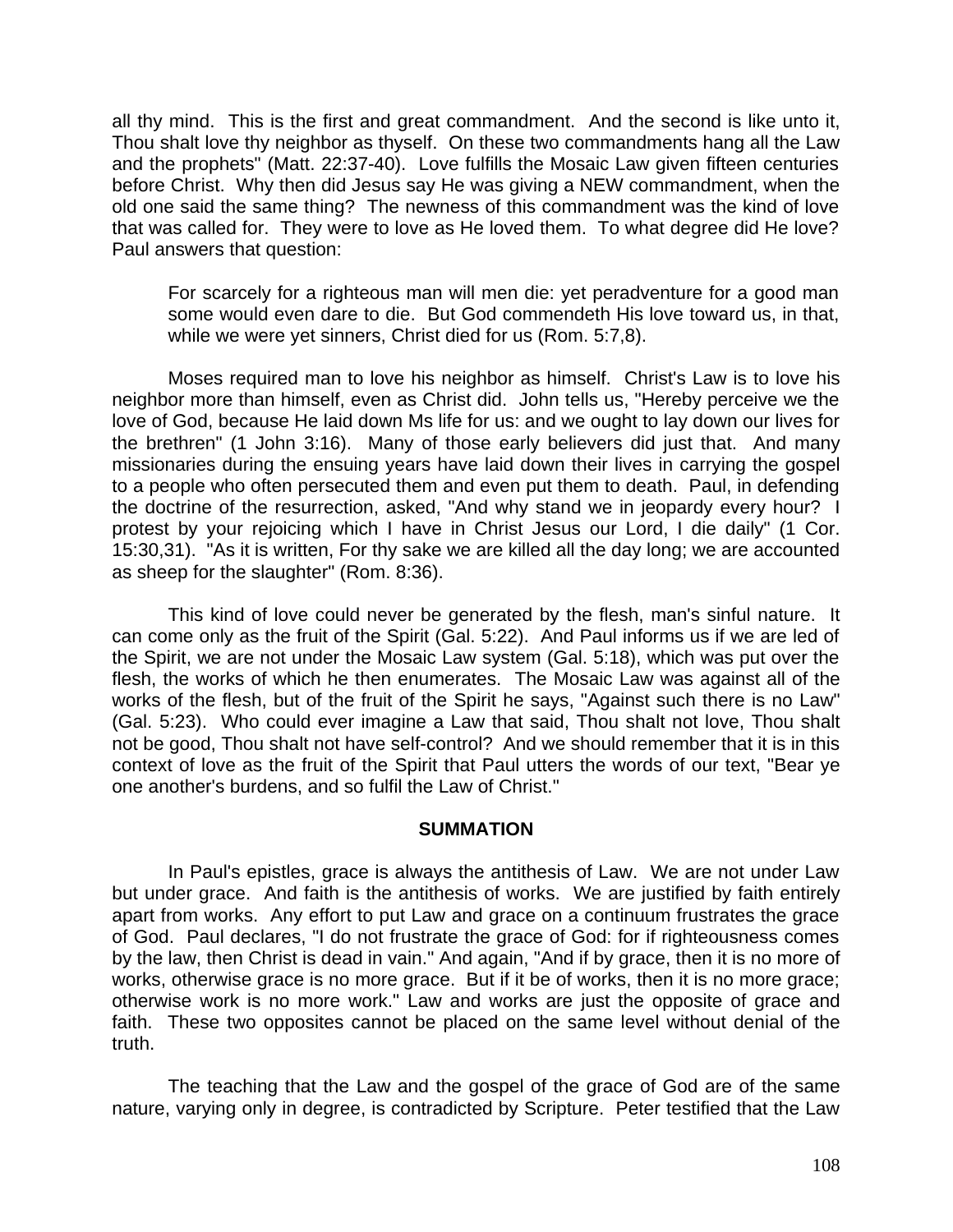all thy mind. This is the first and great commandment. And the second is like unto it, Thou shalt love thy neighbor as thyself. On these two commandments hang all the Law and the prophets" (Matt. 22:37-40). Love fulfills the Mosaic Law given fifteen centuries before Christ. Why then did Jesus say He was giving a NEW commandment, when the old one said the same thing? The newness of this commandment was the kind of love that was called for. They were to love as He loved them. To what degree did He love? Paul answers that question:

> For scarcely for a righteous man will men die: yet peradventure for a good man some would even dare to die. But God commendeth His love toward us, in that, while we were yet sinners, Christ died for us (Rom. 5:7,8).

Moses required man to love his neighbor as himself. Christ's Law is to love his neighbor more than himself, even as Christ did. John tells us, "Hereby perceive we the love of God, because He laid down Ms life for us: and we ought to lay down our lives for the brethren" (1 John 3:16). Many of those early believers did just that. And many missionaries during the ensuing years have laid down their lives in carrying the gospel to a people who often persecuted them and even put them to death. Paul, in defending the doctrine of the resurrection, asked, "And why stand we in jeopardy every hour? I protest by your rejoicing which I have in Christ Jesus our Lord, I die daily" (1 Cor. 15:30,31). "As it is written, For thy sake we are killed all the day long; we are accounted as sheep for the slaughter" (Rom. 8:36).

This kind of love could never be generated by the flesh, man's sinful nature. It can come only as the fruit of the Spirit (Gal. 5:22). And Paul informs us if we are led of the Spirit, we are not under the Mosaic Law system (Gal. 5:18), which was put over the flesh, the works of which he then enumerates. The Mosaic Law was against all of the works of the flesh, but of the fruit of the Spirit he says, "Against such there is no Law" (Gal. 5:23). Who could ever imagine a Law that said, Thou shalt not love, Thou shalt not be good, Thou shalt not have self-control? And we should remember that it is in this context of love as the fruit of the Spirit that Paul utters the words of our text, "Bear ye one another's burdens, and so fulfil the Law of Christ."

## SUMMATION

In Paul's epistles, grace is always the antithesis of Law. We are not under Law but under grace. And faith is the antithesis of works. We are justified by faith entirely apart from works. Any effort to put Law and grace on a continuum frustrates the grace of God. Paul declares, "I do not frustrate the grace of God: for if righteousness comes by the law, then Christ is dead in vain." And again, "And if by grace, then it is no more of works, otherwise grace is no more grace. But if it be of works, then it is no more grace; otherwise work is no more work." Law and works are just the opposite of grace and faith. These two opposites cannot be placed on the same level without denial of the truth.

The teaching that the Law and the gospel of the grace of God are of the same nature, varying only in degree, is contradicted by Scripture. Peter testified that the Law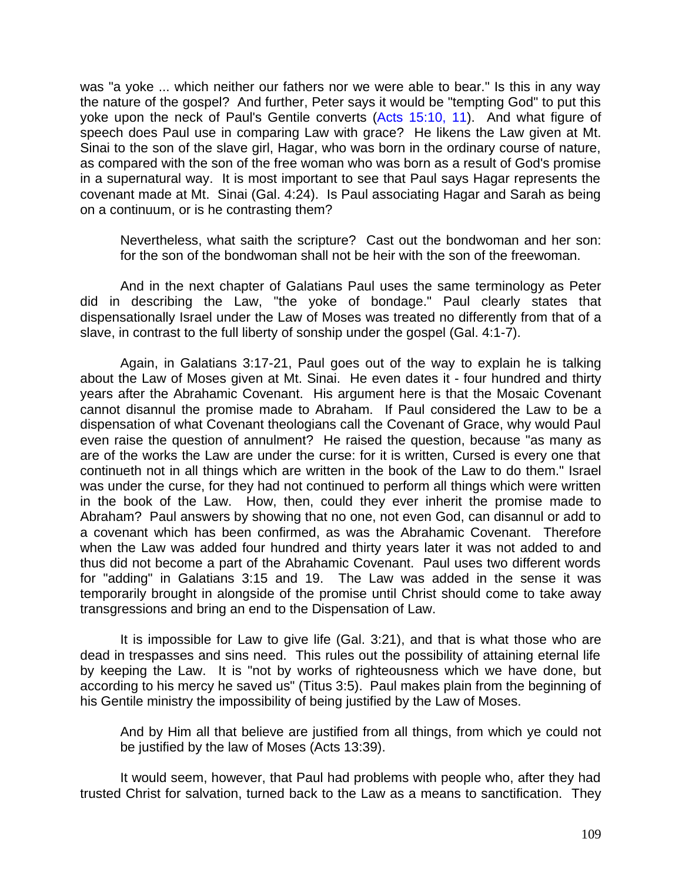was "a yoke ... which neither our fathers nor we were able to bear." Is this in any way the nature of the gospel? And further, Peter says it would be "tempting God" to put this yoke upon the neck of Paul's Gentile converts (Acts 15:10, 11). And what figure of speech does Paul use in comparing Law with grace? He likens the Law given at Mt. Sinai to the son of the slave girl, Hagar, who was born in the ordinary course of nature, as compared with the son of the free woman who was born as a result of God's promise in a supernatural way. It is most important to see that Paul says Hagar represents the covenant made at Mt. Sinai (Gal. 4:24). Is Paul associating Hagar and Sarah as being on a continuum, or is he contrasting them?

> Nevertheless, what saith the scripture? Cast out the bondwoman and her son: for the son of the bondwoman shall not be heir with the son of the freewoman.

And in the next chapter of Galatians Paul uses the same terminology as Peter did in describing the Law, "the yoke of bondage." Paul clearly states that dispensationally Israel under the Law of Moses was treated no differently from that of a slave, in contrast to the full liberty of sonship under the gospel (Gal. 4:1-7).

Again, in Galatians 3:17-21, Paul goes out of the way to explain he is talking about the Law of Moses given at Mt. Sinai. He even dates it - four hundred and thirty years after the Abrahamic Covenant. His argument here is that the Mosaic Covenant cannot disannul the promise made to Abraham. If Paul considered the Law to be a dispensation of what Covenant theologians call the Covenant of Grace, why would Paul even raise the question of annulment? He raised the question, because "as many as are of the works the Law are under the curse: for it is written, Cursed is every one that continueth not in all things which are written in the book of the Law to do them." Israel was under the curse, for they had not continued to perform all things which were written in the book of the Law. How, then, could they ever inherit the promise made to Abraham? Paul answers by showing that no one, not even God, can disannul or add to a covenant which has been confirmed, as was the Abrahamic Covenant. Therefore when the Law was added four hundred and thirty years later it was not added to and thus did not become a part of the Abrahamic Covenant. Paul uses two different words for "adding" in Galatians 3:15 and 19. The Law was added in the sense it was temporarily brought in alongside of the promise until Christ should come to take away transgressions and bring an end to the Dispensation of Law.

It is impossible for Law to give life (Gal. 3:21), and that is what those who are dead in trespasses and sins need. This rules out the possibility of attaining eternal life by keeping the Law. It is "not by works of righteousness which we have done, but according to his mercy he saved us" (Titus 3:5). Paul makes plain from the beginning of his Gentile ministry the impossibility of being justified by the Law of Moses.

> And by Him all that believe are justified from all things, from which ye could not be justified by the law of Moses (Acts 13:39).

It would seem, however, that Paul had problems with people who, after they had trusted Christ for salvation, turned back to the Law as a means to sanctification. They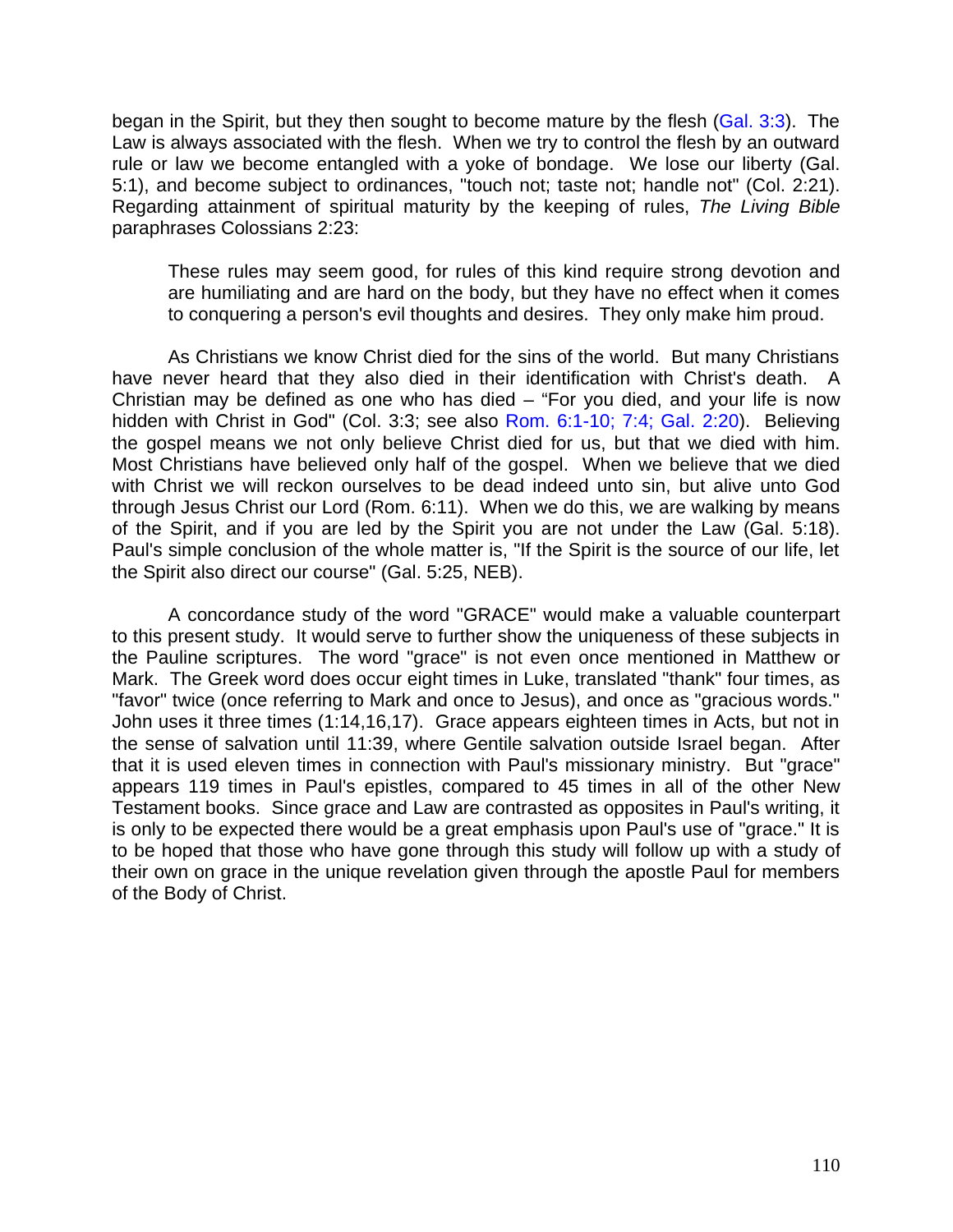began in the Spirit, but they then sought to become mature by the flesh (Gal. 3:3). The Law is always associated with the flesh. When we try to control the flesh by an outward rule or law we become entangled with a yoke of bondage. We lose our liberty (Gal. 5:1), and become subject to ordinances, "touch not; taste not; handle not" (Col. 2:21). Regarding attainment of spiritual maturity by the keeping of rules, *The Living Bible* paraphrases Colossians 2:23:

> These rules may seem good, for rules of this kind require strong devotion and are humiliating and are hard on the body, but they have no effect when it comes to conquering a person's evil thoughts and desires. They only make him proud.

As Christians we know Christ died for the sins of the world. But many Christians have never heard that they also died in their identification with Christ's death. A Christian may be defined as one who has died – "For you died, and your life is now hidden with Christ in God" (Col. 3:3; see also Rom. 6:1-10; 7:4; Gal. 2:20). Believing the gospel means we not only believe Christ died for us, but that we died with him. Most Christians have believed only half of the gospel. When we believe that we died with Christ we will reckon ourselves to be dead indeed unto sin, but alive unto God through Jesus Christ our Lord (Rom. 6:11). When we do this, we are walking by means of the Spirit, and if you are led by the Spirit you are not under the Law (Gal. 5:18). Paul's simple conclusion of the whole matter is, "If the Spirit is the source of our life, let the Spirit also direct our course" (Gal. 5:25, NEB).

A concordance study of the word "GRACE" would make a valuable counterpart to this present study. It would serve to further show the uniqueness of these subjects in the Pauline scriptures. The word "grace" is not even once mentioned in Matthew or Mark. The Greek word does occur eight times in Luke, translated "thank" four times, as "favor" twice (once referring to Mark and once to Jesus), and once as "gracious words." John uses it three times (1:14,16,17). Grace appears eighteen times in Acts, but not in the sense of salvation until 11:39, where Gentile salvation outside Israel began. After that it is used eleven times in connection with Paul's missionary ministry. But "grace" appears 119 times in Paul's epistles, compared to 45 times in all of the other New Testament books. Since grace and Law are contrasted as opposites in Paul's writing, it is only to be expected there would be a great emphasis upon Paul's use of "grace." It is to be hoped that those who have gone through this study will follow up with a study of their own on grace in the unique revelation given through the apostle Paul for members of the Body of Christ.